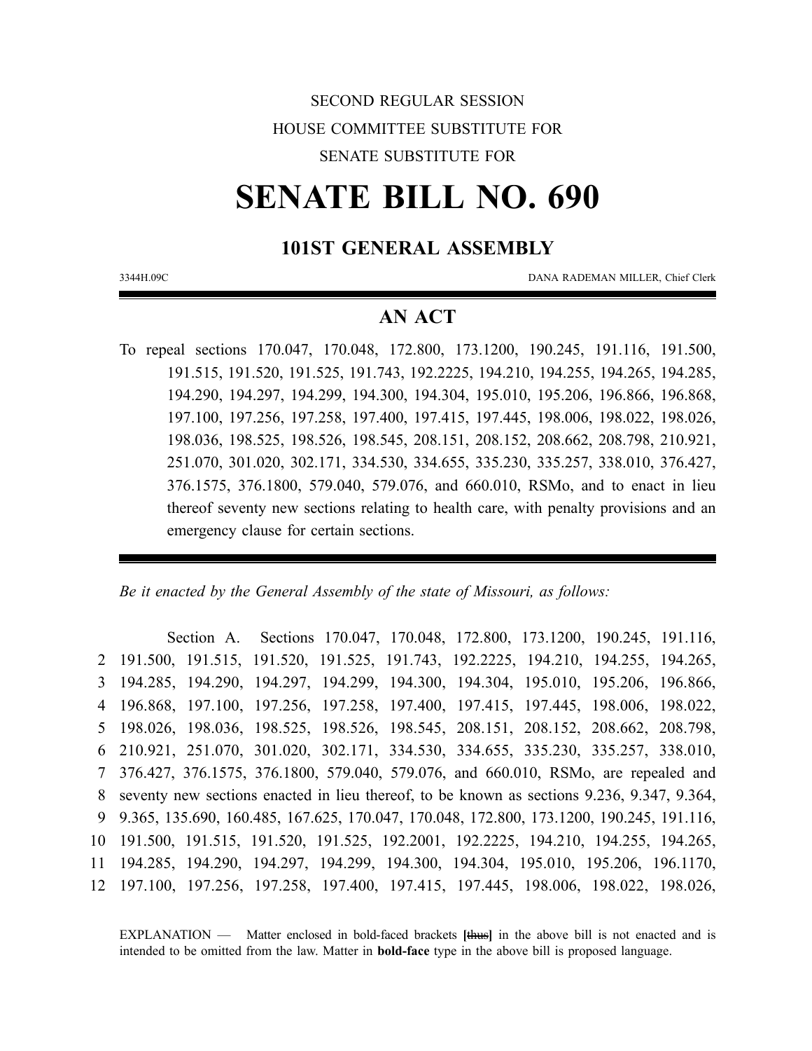SECOND REGULAR SESSION

HOUSE COMMITTEE SUBSTITUTE FOR

SENATE SUBSTITUTE FOR

# SENATE BILL NO. 690

## 101ST GENERAL ASSEMBLY

3344H.09C DANA RADEMAN MILLER, Chief Clerk

## AN ACT

To repeal sections 170.047, 170.048, 172.800, 173.1200, 190.245, 191.116, 191.500, 191.515, 191.520, 191.525, 191.743, 192.2225, 194.210, 194.255, 194.265, 194.285, 194.290, 194.297, 194.299, 194.300, 194.304, 195.010, 195.206, 196.866, 196.868, 197.100, 197.256, 197.258, 197.400, 197.415, 197.445, 198.006, 198.022, 198.026, 198.036, 198.525, 198.526, 198.545, 208.151, 208.152, 208.662, 208.798, 210.921, 251.070, 301.020, 302.171, 334.530, 334.655, 335.230, 335.257, 338.010, 376.427, 376.1575, 376.1800, 579.040, 579.076, and 660.010, RSMo, and to enact in lieu thereof seventy new sections relating to health care, with penalty provisions and an emergency clause for certain sections.

*Be it enacted by the General Assembly of the state of Missouri, as follows:*

Section A. Sections 170.047, 170.048, 172.800, 173.1200, 190.245, 191.116, 191.500, 191.515, 191.520, 191.525, 191.743, 192.2225, 194.210, 194.255, 194.265, 194.285, 194.290, 194.297, 194.299, 194.300, 194.304, 195.010, 195.206, 196.866, 196.868, 197.100, 197.256, 197.258, 197.400, 197.415, 197.445, 198.006, 198.022, 198.026, 198.036, 198.525, 198.526, 198.545, 208.151, 208.152, 208.662, 208.798, 210.921, 251.070, 301.020, 302.171, 334.530, 334.655, 335.230, 335.257, 338.010, 376.427, 376.1575, 376.1800, 579.040, 579.076, and 660.010, RSMo, are repealed and seventy new sections enacted in lieu thereof, to be known as sections 9.236, 9.347, 9.364, 9.365, 135.690, 160.485, 167.625, 170.047, 170.048, 172.800, 173.1200, 190.245, 191.116, 191.500, 191.515, 191.520, 191.525, 192.2001, 192.2225, 194.210, 194.255, 194.265, 194.285, 194.290, 194.297, 194.299, 194.300, 194.304, 195.010, 195.206, 196.1170, 197.100, 197.256, 197.258, 197.400, 197.415, 197.445, 198.006, 198.022, 198.026,

EXPLANATION — Matter enclosed in bold-faced brackets **[thus]** in the above bill is not enacted and is intended to be omitted from the law. Matter in **bold-face** type in the above bill is proposed language.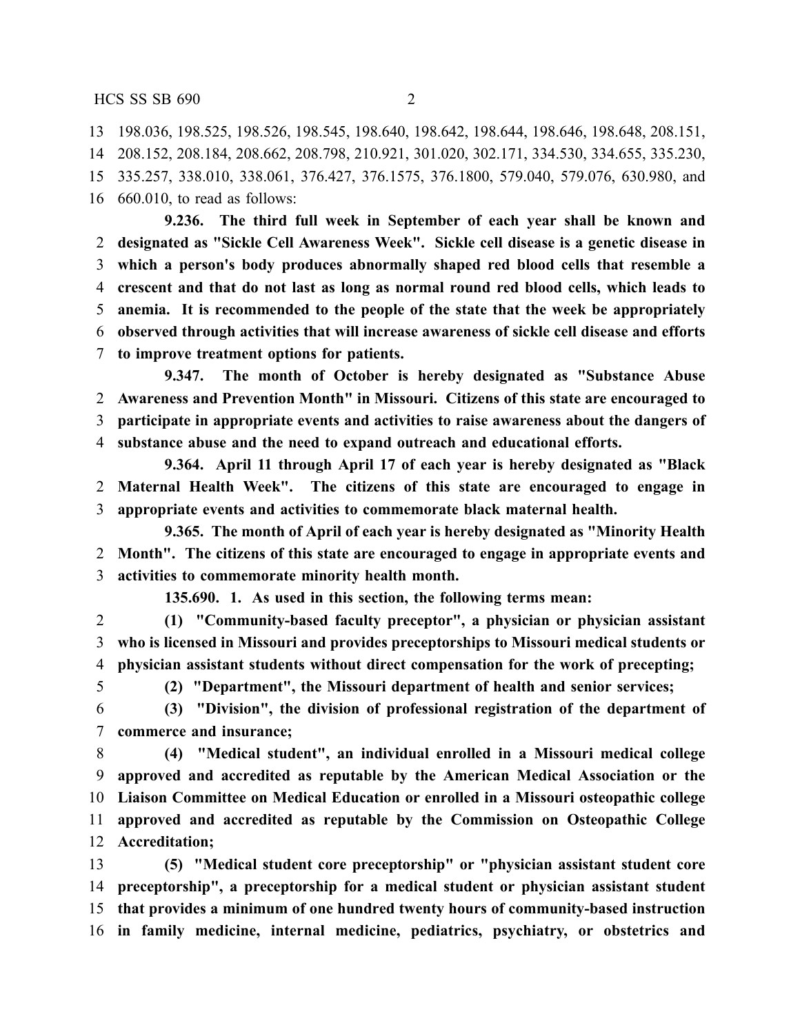198.036, 198.525, 198.526, 198.545, 198.640, 198.642, 198.644, 198.646, 198.648, 208.151, 208.152, 208.184, 208.662, 208.798, 210.921, 301.020, 302.171, 334.530, 334.655, 335.230, 335.257, 338.010, 338.061, 376.427, 376.1575, 376.1800, 579.040, 579.076, 630.980, and 660.010, to read as follows:

**9.236. The third full week in September of each year shall be known and designated as "Sickle Cell Awareness Week". Sickle cell disease is a genetic disease in which a person's body produces abnormally shaped red blood cells that resemble a crescent and that do not last as long as normal round red blood cells, which leads to anemia. It is recommended to the people of the state that the week be appropriately observed through activities that will increase awareness of sickle cell disease and efforts to improve treatment options for patients.**

**9.347. The month of October is hereby designated as "Substance Abuse Awareness and Prevention Month" in Missouri. Citizens of this state are encouraged to participate in appropriate events and activities to raise awareness about the dangers of substance abuse and the need to expand outreach and educational efforts.**

**9.364. April 11 through April 17 of each year is hereby designated as "Black Maternal Health Week". The citizens of this state are encouraged to engage in appropriate events and activities to commemorate black maternal health.**

**9.365. The month of April of each year is hereby designated as "Minority Health Month". The citizens of this state are encouraged to engage in appropriate events and activities to commemorate minority health month.**

**135.690. 1. As used in this section, the following terms mean:**

**(1) "Community-based faculty preceptor", a physician or physician assistant who is licensed in Missouri and provides preceptorships to Missouri medical students or physician assistant students without direct compensation for the work of precepting;**

**(2) "Department", the Missouri department of health and senior services;**

**(3) "Division", the division of professional registration of the department of commerce and insurance;**

**(4) "Medical student", an individual enrolled in a Missouri medical college approved and accredited as reputable by the American Medical Association or the Liaison Committee on Medical Education or enrolled in a Missouri osteopathic college approved and accredited as reputable by the Commission on Osteopathic College Accreditation;**

**(5) "Medical student core preceptorship" or "physician assistant student core preceptorship", a preceptorship for a medical student or physician assistant student that provides a minimum of one hundred twenty hours of community-based instruction in family medicine, internal medicine, pediatrics, psychiatry, or obstetrics and**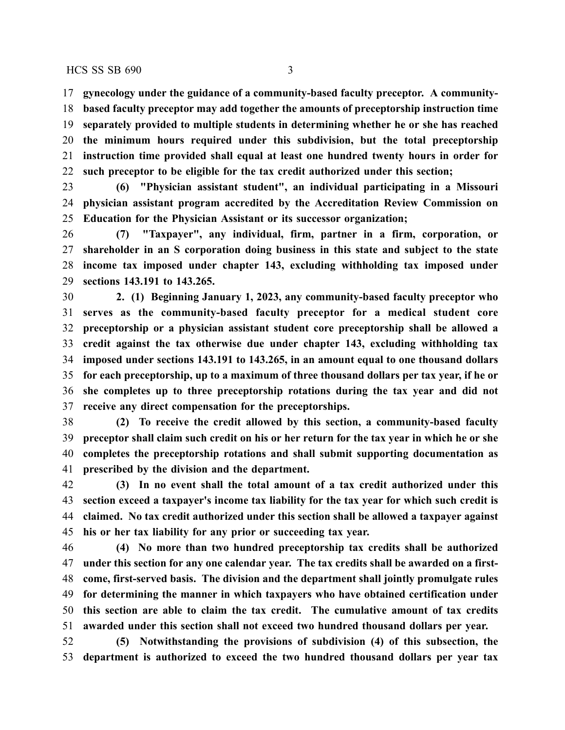**gynecology under the guidance of a community-based faculty preceptor. A community-based faculty preceptor may add together the amounts of preceptorship instruction time separately provided to multiple students in determining whether he or she has reached the minimum hours required under this subdivision, but the total preceptorship instruction time provided shall equal at least one hundred twenty hours in order for such preceptor to be eligible for the tax credit authorized under this section;**

**(6) "Physician assistant student", an individual participating in a Missouri physician assistant program accredited by the Accreditation Review Commission on Education for the Physician Assistant or its successor organization;**

**(7) "Taxpayer", any individual, firm, partner in a firm, corporation, or shareholder in an S corporation doing business in this state and subject to the state income tax imposed under chapter 143, excluding withholding tax imposed under sections 143.191 to 143.265.**

**2. (1) Beginning January 1, 2023, any community-based faculty preceptor who serves as the community-based faculty preceptor for a medical student core preceptorship or a physician assistant student core preceptorship shall be allowed a credit against the tax otherwise due under chapter 143, excluding withholding tax imposed under sections 143.191 to 143.265, in an amount equal to one thousand dollars for each preceptorship, up to a maximum of three thousand dollars per tax year, if he or she completes up to three preceptorship rotations during the tax year and did not receive any direct compensation for the preceptorships.**

**(2) To receive the credit allowed by this section, a community-based faculty preceptor shall claim such credit on his or her return for the tax year in which he or she completes the preceptorship rotations and shall submit supporting documentation as prescribed by the division and the department.**

**(3) In no event shall the total amount of a tax credit authorized under this section exceed a taxpayer's income tax liability for the tax year for which such credit is claimed. No tax credit authorized under this section shall be allowed a taxpayer against his or her tax liability for any prior or succeeding tax year.**

**(4) No more than two hundred preceptorship tax credits shall be authorized under this section for any one calendar year. The tax credits shall be awarded on a first-come, first-served basis. The division and the department shall jointly promulgate rules for determining the manner in which taxpayers who have obtained certification under this section are able to claim the tax credit. The cumulative amount of tax credits awarded under this section shall not exceed two hundred thousand dollars per year.**

**(5) Notwithstanding the provisions of subdivision (4) of this subsection, the department is authorized to exceed the two hundred thousand dollars per year tax**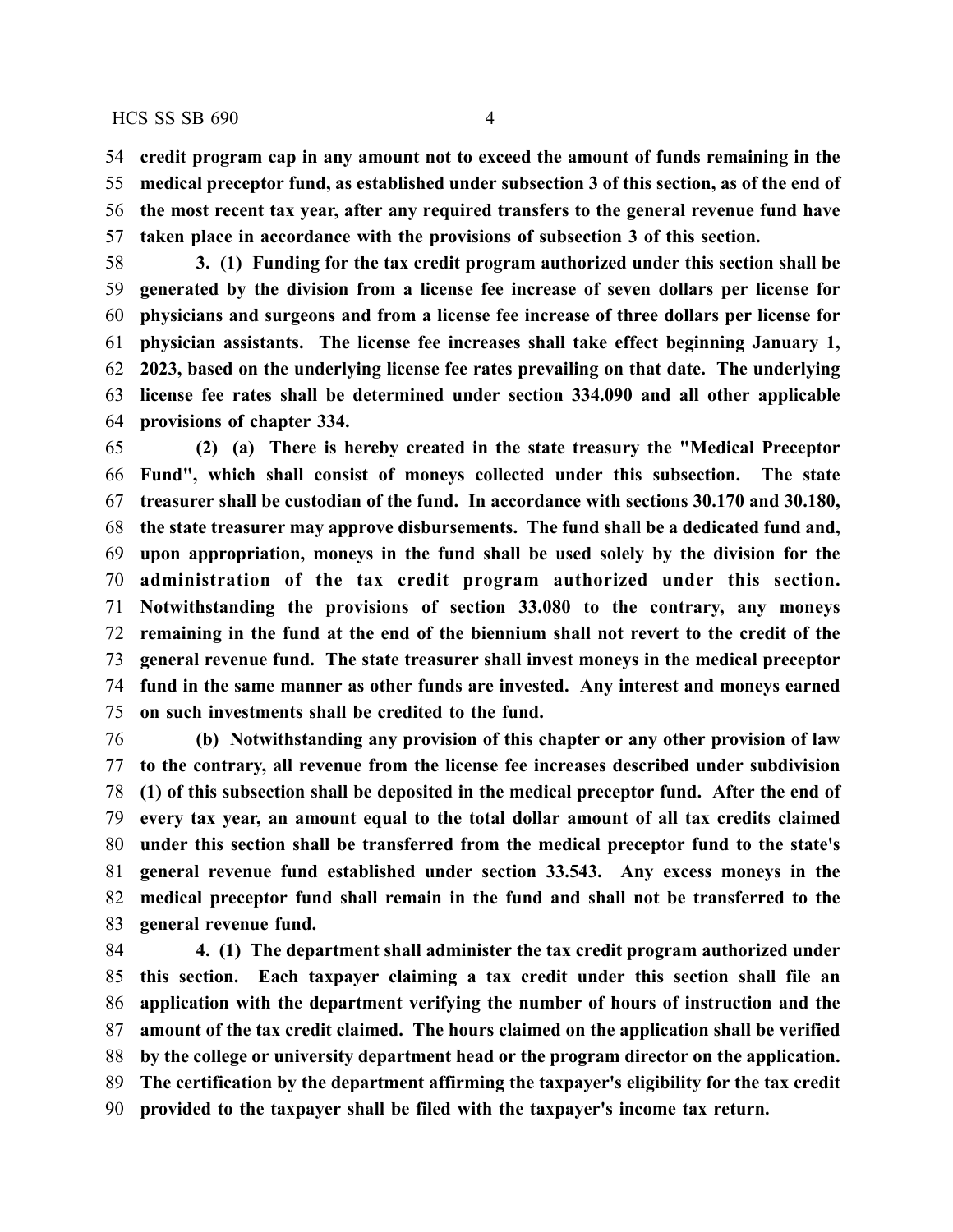**credit program cap in any amount not to exceed the amount of funds remaining in the medical preceptor fund, as established under subsection 3 of this section, as of the end of the most recent tax year, after any required transfers to the general revenue fund have taken place in accordance with the provisions of subsection 3 of this section.**

**3. (1) Funding for the tax credit program authorized under this section shall be generated by the division from a license fee increase of seven dollars per license for physicians and surgeons and from a license fee increase of three dollars per license for physician assistants. The license fee increases shall take effect beginning January 1, 2023, based on the underlying license fee rates prevailing on that date. The underlying license fee rates shall be determined under section 334.090 and all other applicable provisions of chapter 334.**

**(2) (a) There is hereby created in the state treasury the "Medical Preceptor Fund", which shall consist of moneys collected under this subsection. The state treasurer shall be custodian of the fund. In accordance with sections 30.170 and 30.180, the state treasurer may approve disbursements. The fund shall be a dedicated fund and, upon appropriation, moneys in the fund shall be used solely by the division for the administration of the tax credit program authorized under this section. Notwithstanding the provisions of section 33.080 to the contrary, any moneys remaining in the fund at the end of the biennium shall not revert to the credit of the general revenue fund. The state treasurer shall invest moneys in the medical preceptor fund in the same manner as other funds are invested. Any interest and moneys earned on such investments shall be credited to the fund.**

**(b) Notwithstanding any provision of this chapter or any other provision of law to the contrary, all revenue from the license fee increases described under subdivision (1) of this subsection shall be deposited in the medical preceptor fund. After the end of every tax year, an amount equal to the total dollar amount of all tax credits claimed under this section shall be transferred from the medical preceptor fund to the state's general revenue fund established under section 33.543. Any excess moneys in the medical preceptor fund shall remain in the fund and shall not be transferred to the general revenue fund.**

**4. (1) The department shall administer the tax credit program authorized under this section. Each taxpayer claiming a tax credit under this section shall file an application with the department verifying the number of hours of instruction and the amount of the tax credit claimed. The hours claimed on the application shall be verified by the college or university department head or the program director on the application. The certification by the department affirming the taxpayer's eligibility for the tax credit provided to the taxpayer shall be filed with the taxpayer's income tax return.**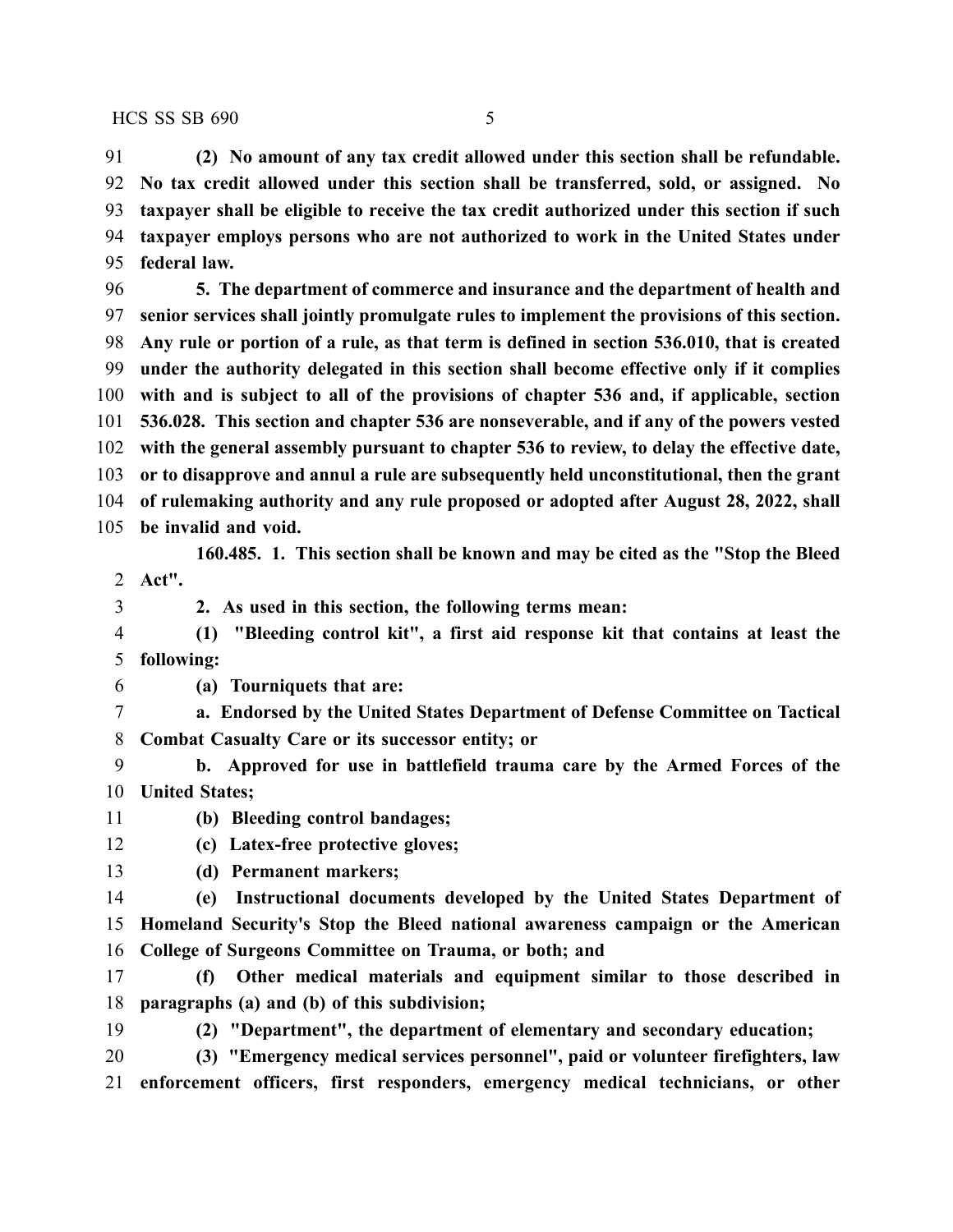**(2) No amount of any tax credit allowed under this section shall be refundable. No tax credit allowed under this section shall be transferred, sold, or assigned. No taxpayer shall be eligible to receive the tax credit authorized under this section if such taxpayer employs persons who are not authorized to work in the United States under federal law.**

**5. The department of commerce and insurance and the department of health and senior services shall jointly promulgate rules to implement the provisions of this section. Any rule or portion of a rule, as that term is defined in section 536.010, that is created under the authority delegated in this section shall become effective only if it complies with and is subject to all of the provisions of chapter 536 and, if applicable, section 536.028. This section and chapter 536 are nonseverable, and if any of the powers vested with the general assembly pursuant to chapter 536 to review, to delay the effective date, or to disapprove and annul a rule are subsequently held unconstitutional, then the grant of rulemaking authority and any rule proposed or adopted after August 28, 2022, shall be invalid and void.**

**160.485. 1. This section shall be known and may be cited as the "Stop the Bleed Act".**

**2. As used in this section, the following terms mean:**

**(1) "Bleeding control kit", a first aid response kit that contains at least the following:**

**(a) Tourniquets that are:**

**a. Endorsed by the United States Department of Defense Committee on Tactical Combat Casualty Care or its successor entity; or**

**b. Approved for use in battlefield trauma care by the Armed Forces of the United States;**

**(b) Bleeding control bandages;**

**(c) Latex-free protective gloves;**

**(d) Permanent markers;**

**(e) Instructional documents developed by the United States Department of Homeland Security's Stop the Bleed national awareness campaign or the American College of Surgeons Committee on Trauma, or both; and**

**(f) Other medical materials and equipment similar to those described in paragraphs (a) and (b) of this subdivision;**

**(2) "Department", the department of elementary and secondary education;**

**(3) "Emergency medical services personnel", paid or volunteer firefighters, law enforcement officers, first responders, emergency medical technicians, or other**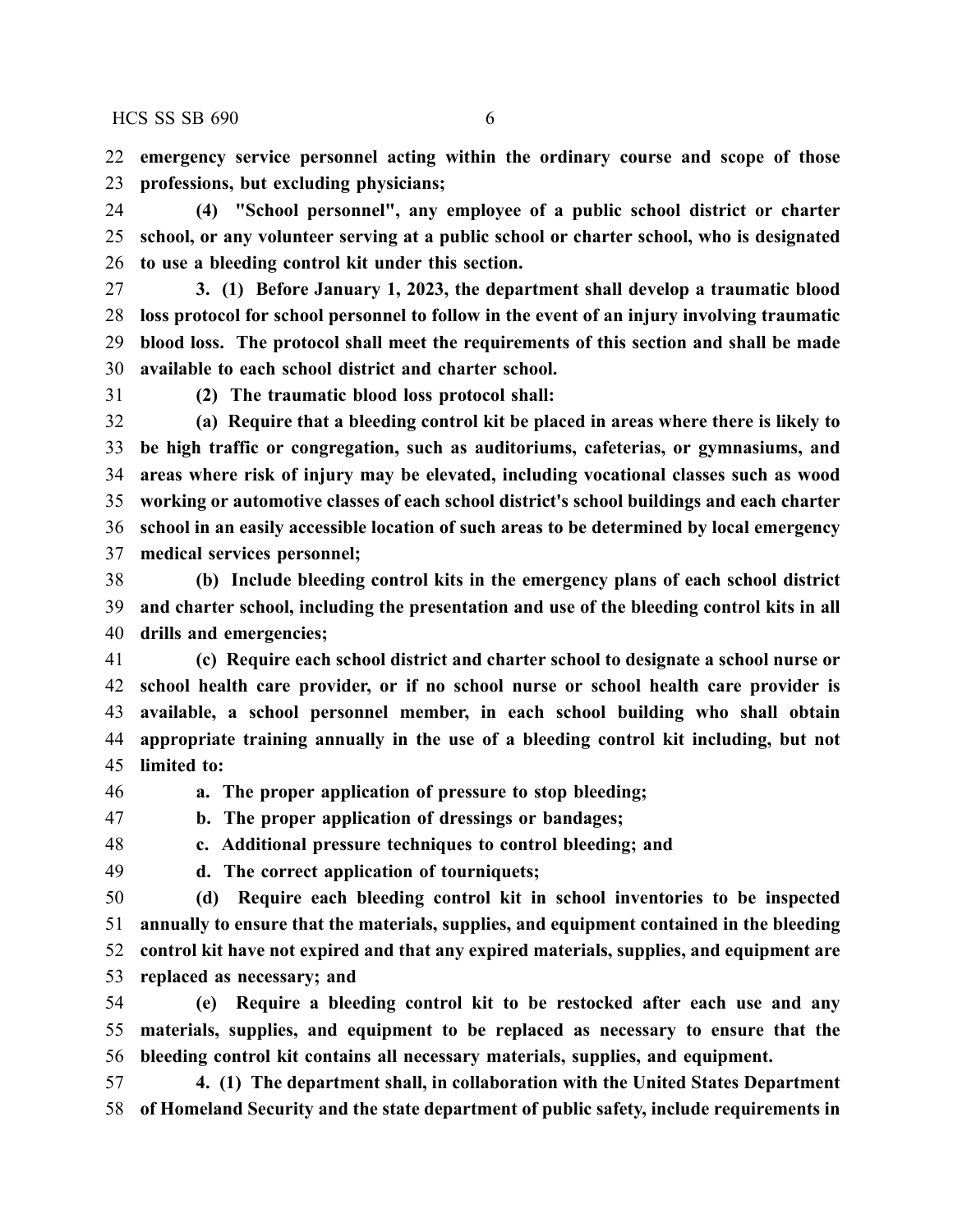**emergency service personnel acting within the ordinary course and scope of those professions, but excluding physicians;**

**(4) "School personnel", any employee of a public school district or charter school, or any volunteer serving at a public school or charter school, who is designated to use a bleeding control kit under this section.**

**3. (1) Before January 1, 2023, the department shall develop a traumatic blood loss protocol for school personnel to follow in the event of an injury involving traumatic blood loss. The protocol shall meet the requirements of this section and shall be made available to each school district and charter school.**

**(2) The traumatic blood loss protocol shall:**

**(a) Require that a bleeding control kit be placed in areas where there is likely to be high traffic or congregation, such as auditoriums, cafeterias, or gymnasiums, and areas where risk of injury may be elevated, including vocational classes such as wood working or automotive classes of each school district's school buildings and each charter school in an easily accessible location of such areas to be determined by local emergency medical services personnel;**

**(b) Include bleeding control kits in the emergency plans of each school district and charter school, including the presentation and use of the bleeding control kits in all drills and emergencies;**

**(c) Require each school district and charter school to designate a school nurse or school health care provider, or if no school nurse or school health care provider is available, a school personnel member, in each school building who shall obtain appropriate training annually in the use of a bleeding control kit including, but not limited to:**

**a. The proper application of pressure to stop bleeding;**

**b. The proper application of dressings or bandages;**

**c. Additional pressure techniques to control bleeding; and**

**d. The correct application of tourniquets;**

**(d) Require each bleeding control kit in school inventories to be inspected annually to ensure that the materials, supplies, and equipment contained in the bleeding control kit have not expired and that any expired materials, supplies, and equipment are replaced as necessary; and**

**(e) Require a bleeding control kit to be restocked after each use and any materials, supplies, and equipment to be replaced as necessary to ensure that the bleeding control kit contains all necessary materials, supplies, and equipment.**

**4. (1) The department shall, in collaboration with the United States Department of Homeland Security and the state department of public safety, include requirements in**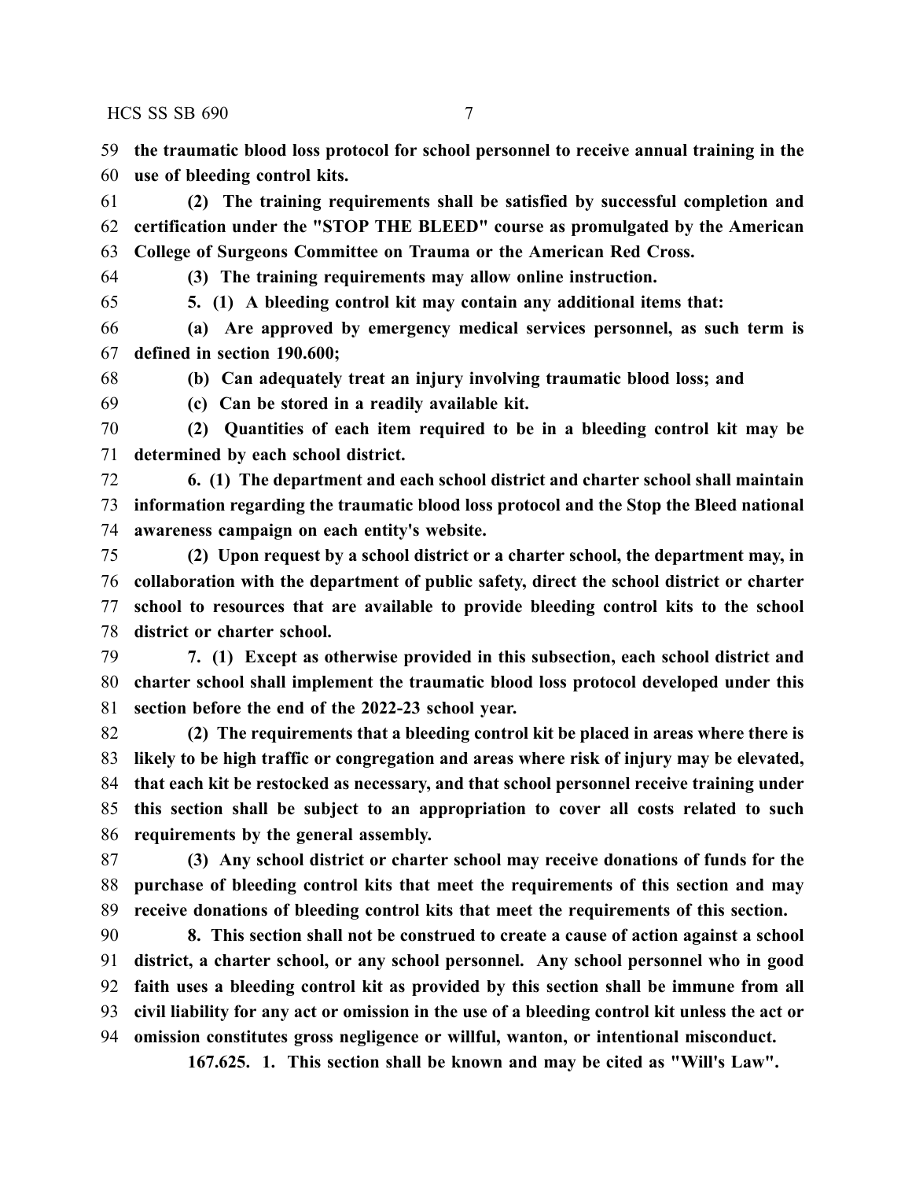**the traumatic blood loss protocol for school personnel to receive annual training in the use of bleeding control kits.**

**(2) The training requirements shall be satisfied by successful completion and certification under the "STOP THE BLEED" course as promulgated by the American College of Surgeons Committee on Trauma or the American Red Cross.**

**(3) The training requirements may allow online instruction.**

**5. (1) A bleeding control kit may contain any additional items that:**

**(a) Are approved by emergency medical services personnel, as such term is defined in section 190.600;**

**(b) Can adequately treat an injury involving traumatic blood loss; and**

**(c) Can be stored in a readily available kit.**

**(2) Quantities of each item required to be in a bleeding control kit may be determined by each school district.**

**6. (1) The department and each school district and charter school shall maintain information regarding the traumatic blood loss protocol and the Stop the Bleed national awareness campaign on each entity's website.**

**(2) Upon request by a school district or a charter school, the department may, in collaboration with the department of public safety, direct the school district or charter school to resources that are available to provide bleeding control kits to the school district or charter school.**

**7. (1) Except as otherwise provided in this subsection, each school district and charter school shall implement the traumatic blood loss protocol developed under this section before the end of the 2022-23 school year.**

**(2) The requirements that a bleeding control kit be placed in areas where there is likely to be high traffic or congregation and areas where risk of injury may be elevated, that each kit be restocked as necessary, and that school personnel receive training under this section shall be subject to an appropriation to cover all costs related to such requirements by the general assembly.**

**(3) Any school district or charter school may receive donations of funds for the purchase of bleeding control kits that meet the requirements of this section and may receive donations of bleeding control kits that meet the requirements of this section.**

**8. This section shall not be construed to create a cause of action against a school district, a charter school, or any school personnel. Any school personnel who in good faith uses a bleeding control kit as provided by this section shall be immune from all civil liability for any act or omission in the use of a bleeding control kit unless the act or omission constitutes gross negligence or willful, wanton, or intentional misconduct.**

**167.625. 1. This section shall be known and may be cited as "Will's Law".**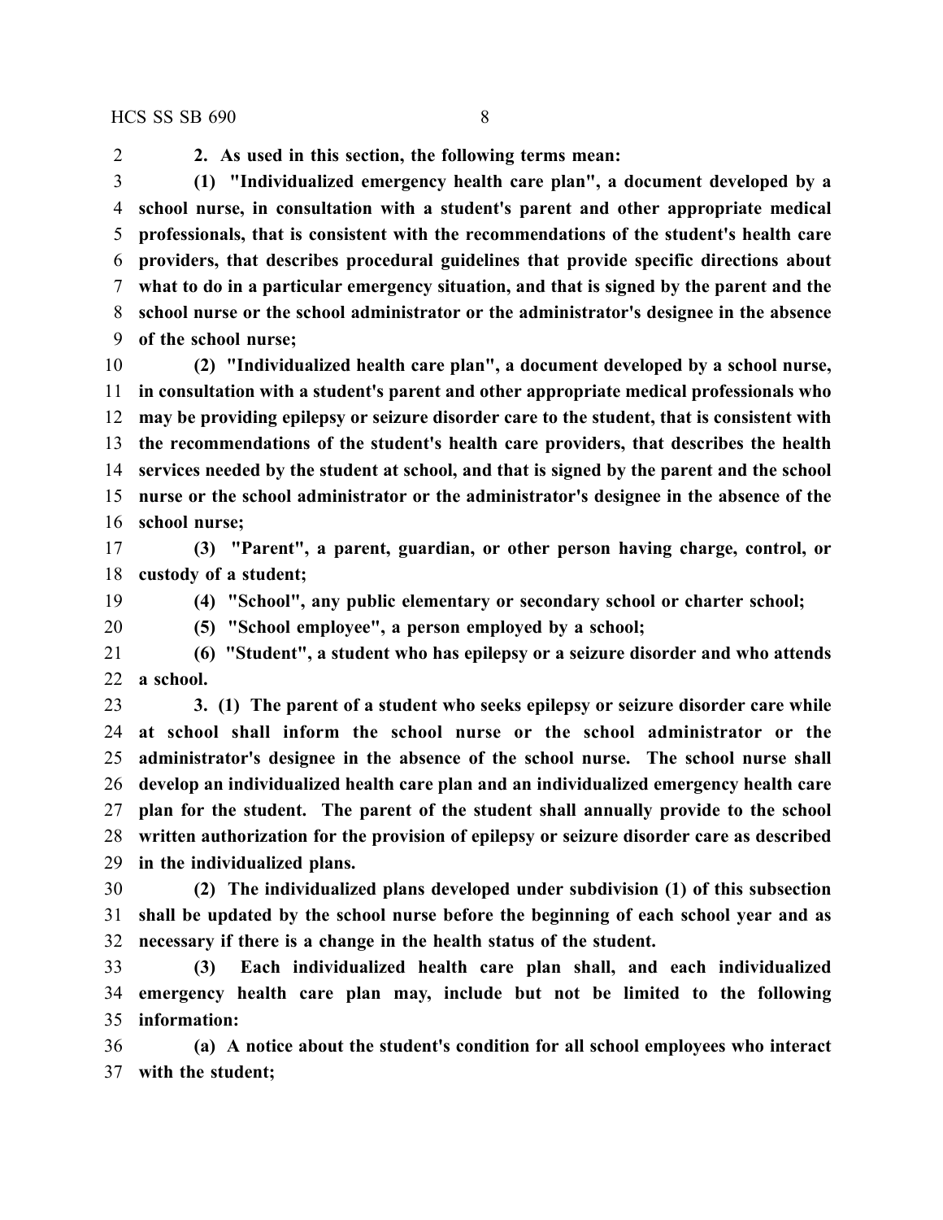**2. As used in this section, the following terms mean:**

**(1) "Individualized emergency health care plan", a document developed by a school nurse, in consultation with a student's parent and other appropriate medical professionals, that is consistent with the recommendations of the student's health care providers, that describes procedural guidelines that provide specific directions about what to do in a particular emergency situation, and that is signed by the parent and the school nurse or the school administrator or the administrator's designee in the absence of the school nurse;**

**(2) "Individualized health care plan", a document developed by a school nurse, in consultation with a student's parent and other appropriate medical professionals who may be providing epilepsy or seizure disorder care to the student, that is consistent with the recommendations of the student's health care providers, that describes the health services needed by the student at school, and that is signed by the parent and the school nurse or the school administrator or the administrator's designee in the absence of the school nurse;**

**(3) "Parent", a parent, guardian, or other person having charge, control, or custody of a student;**

**(4) "School", any public elementary or secondary school or charter school;**

**(5) "School employee", a person employed by a school;**

**(6) "Student", a student who has epilepsy or a seizure disorder and who attends a school.**

**3. (1) The parent of a student who seeks epilepsy or seizure disorder care while at school shall inform the school nurse or the school administrator or the administrator's designee in the absence of the school nurse. The school nurse shall develop an individualized health care plan and an individualized emergency health care plan for the student. The parent of the student shall annually provide to the school written authorization for the provision of epilepsy or seizure disorder care as described in the individualized plans.**

**(2) The individualized plans developed under subdivision (1) of this subsection shall be updated by the school nurse before the beginning of each school year and as necessary if there is a change in the health status of the student.**

**(3) Each individualized health care plan shall, and each individualized emergency health care plan may, include but not be limited to the following information:**

**(a) A notice about the student's condition for all school employees who interact with the student;**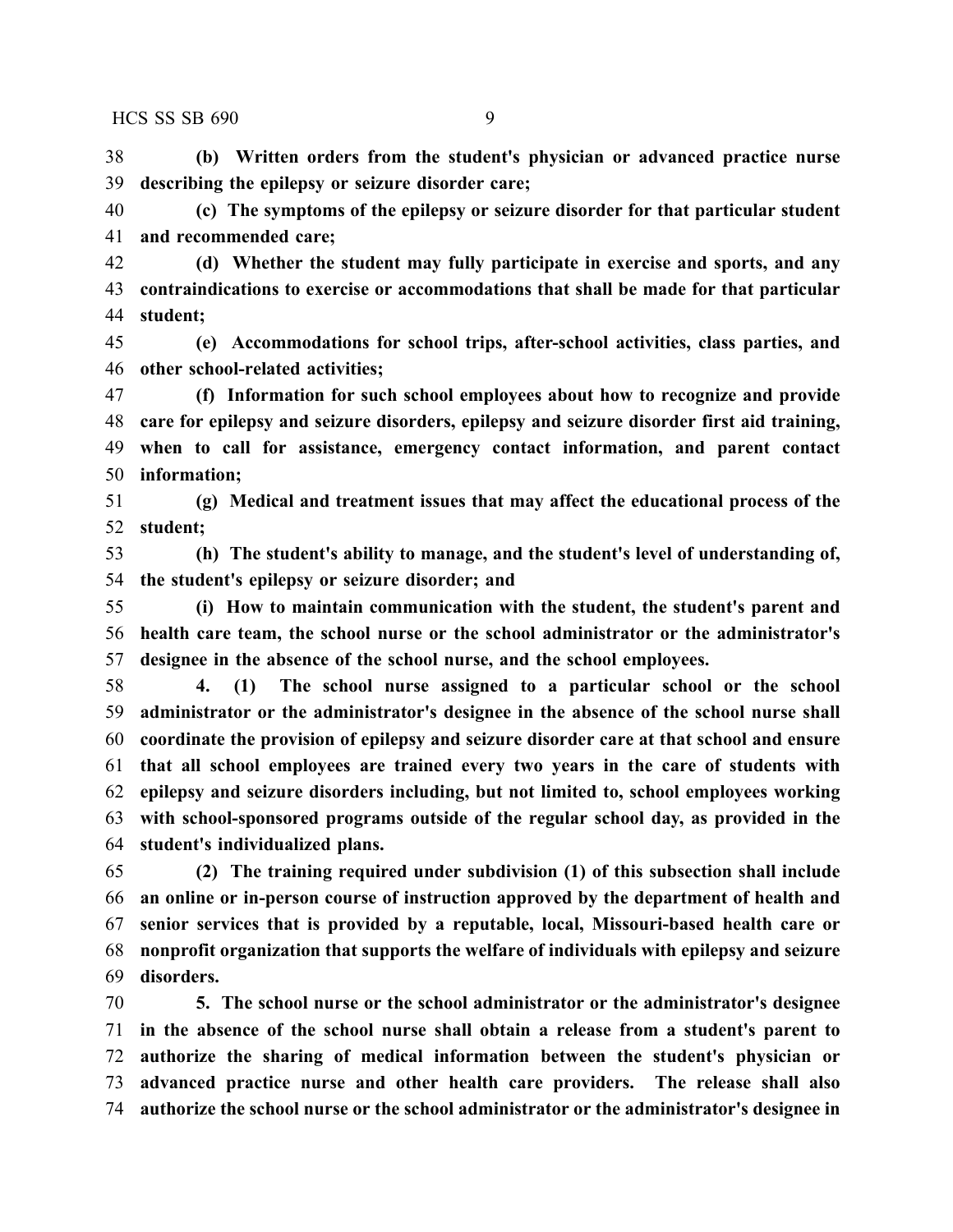**(b) Written orders from the student's physician or advanced practice nurse describing the epilepsy or seizure disorder care;**

**(c) The symptoms of the epilepsy or seizure disorder for that particular student and recommended care;**

**(d) Whether the student may fully participate in exercise and sports, and any contraindications to exercise or accommodations that shall be made for that particular student;**

**(e) Accommodations for school trips, after-school activities, class parties, and other school-related activities;**

**(f) Information for such school employees about how to recognize and provide care for epilepsy and seizure disorders, epilepsy and seizure disorder first aid training, when to call for assistance, emergency contact information, and parent contact information;**

**(g) Medical and treatment issues that may affect the educational process of the student;**

**(h) The student's ability to manage, and the student's level of understanding of, the student's epilepsy or seizure disorder; and**

**(i) How to maintain communication with the student, the student's parent and health care team, the school nurse or the school administrator or the administrator's designee in the absence of the school nurse, and the school employees.**

**4. (1) The school nurse assigned to a particular school or the school administrator or the administrator's designee in the absence of the school nurse shall coordinate the provision of epilepsy and seizure disorder care at that school and ensure that all school employees are trained every two years in the care of students with epilepsy and seizure disorders including, but not limited to, school employees working with school-sponsored programs outside of the regular school day, as provided in the student's individualized plans.**

**(2) The training required under subdivision (1) of this subsection shall include an online or in-person course of instruction approved by the department of health and senior services that is provided by a reputable, local, Missouri-based health care or nonprofit organization that supports the welfare of individuals with epilepsy and seizure disorders.**

**5. The school nurse or the school administrator or the administrator's designee in the absence of the school nurse shall obtain a release from a student's parent to authorize the sharing of medical information between the student's physician or advanced practice nurse and other health care providers. The release shall also authorize the school nurse or the school administrator or the administrator's designee in**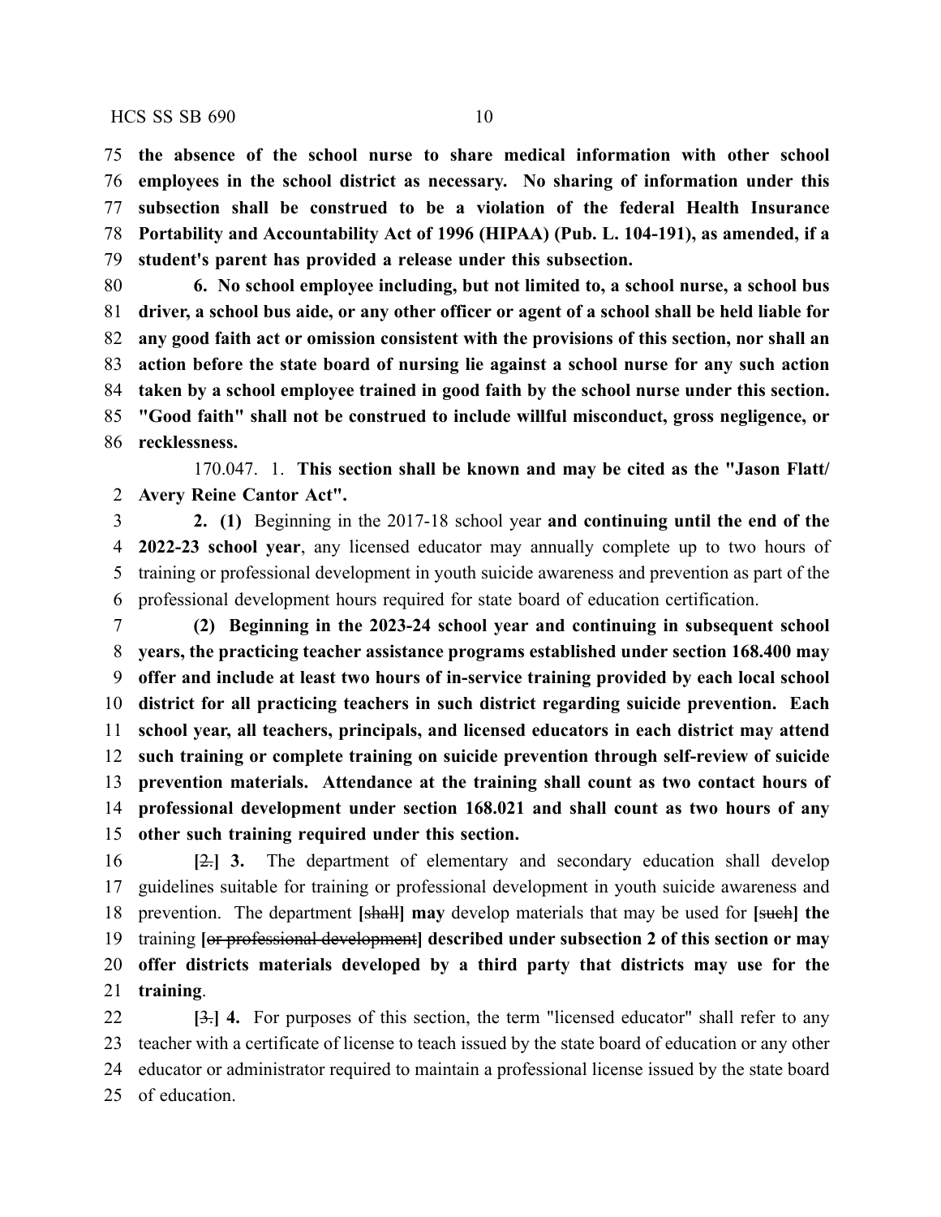**the absence of the school nurse to share medical information with other school employees in the school district as necessary. No sharing of information under this subsection shall be construed to be a violation of the federal Health Insurance Portability and Accountability Act of 1996 (HIPAA) (Pub. L. 104-191), as amended, if a student's parent has provided a release under this subsection.**

**6. No school employee including, but not limited to, a school nurse, a school bus driver, a school bus aide, or any other officer or agent of a school shall be held liable for any good faith act or omission consistent with the provisions of this section, nor shall an action before the state board of nursing lie against a school nurse for any such action taken by a school employee trained in good faith by the school nurse under this section. "Good faith" shall not be construed to include willful misconduct, gross negligence, or recklessness.**

170.047. 1. **This section shall be known and may be cited as the "Jason Flatt/ Avery Reine Cantor Act".**

**2. (1)** Beginning in the 2017-18 school year **and continuing until the end of the 2022-23 school year**, any licensed educator may annually complete up to two hours of training or professional development in youth suicide awareness and prevention as part of the professional development hours required for state board of education certification.

**(2) Beginning in the 2023-24 school year and continuing in subsequent school years, the practicing teacher assistance programs established under section 168.400 may offer and include at least two hours of in-service training provided by each local school district for all practicing teachers in such district regarding suicide prevention. Each school year, all teachers, principals, and licensed educators in each district may attend such training or complete training on suicide prevention through self-review of suicide prevention materials. Attendance at the training shall count as two contact hours of professional development under section 168.021 and shall count as two hours of any other such training required under this section.**

**[**~~2.~~**] 3.** The department of elementary and secondary education shall develop guidelines suitable for training or professional development in youth suicide awareness and prevention. The department **[**~~shall~~**] may** develop materials that may be used for **[**~~such~~**] the** training **[**~~or professional development~~**] described under subsection 2 of this section or may offer districts materials developed by a third party that districts may use for the training**.

**[**~~3.~~**] 4.** For purposes of this section, the term "licensed educator" shall refer to any teacher with a certificate of license to teach issued by the state board of education or any other educator or administrator required to maintain a professional license issued by the state board of education.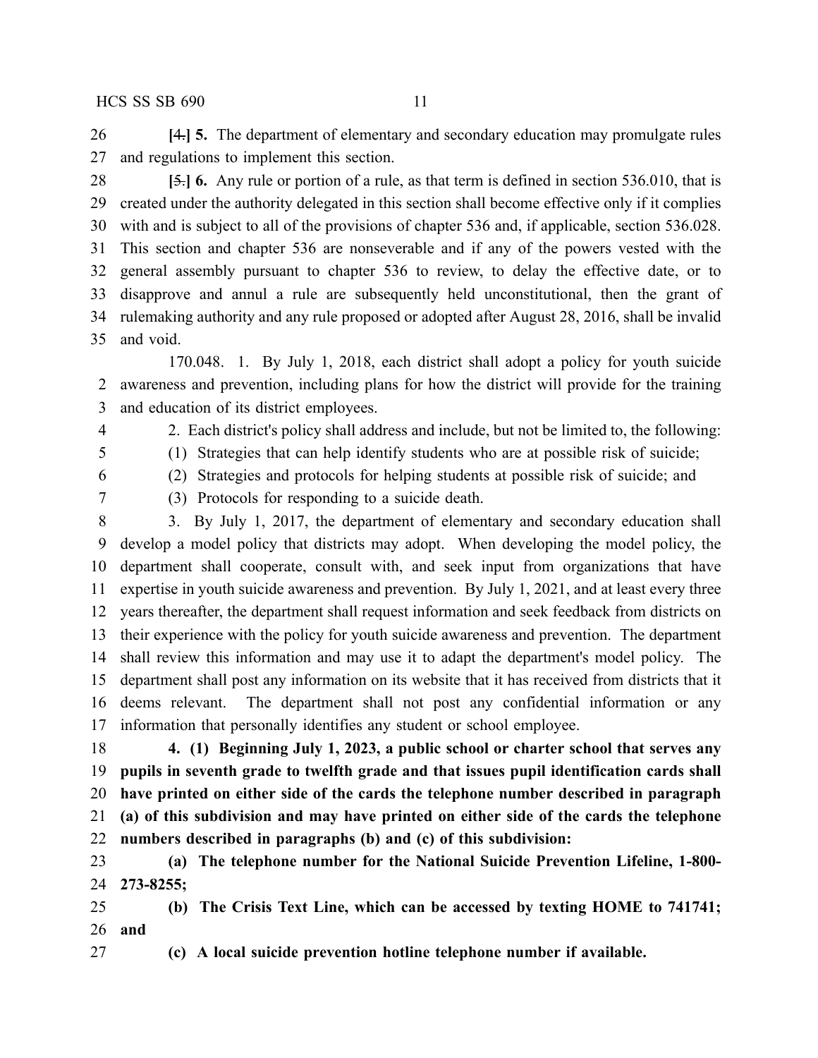**[**~~4.~~**] 5.** The department of elementary and secondary education may promulgate rules and regulations to implement this section.

**[**~~5.~~**] 6.** Any rule or portion of a rule, as that term is defined in section 536.010, that is created under the authority delegated in this section shall become effective only if it complies with and is subject to all of the provisions of chapter 536 and, if applicable, section 536.028. This section and chapter 536 are nonseverable and if any of the powers vested with the general assembly pursuant to chapter 536 to review, to delay the effective date, or to disapprove and annul a rule are subsequently held unconstitutional, then the grant of rulemaking authority and any rule proposed or adopted after August 28, 2016, shall be invalid and void.

170.048. 1. By July 1, 2018, each district shall adopt a policy for youth suicide awareness and prevention, including plans for how the district will provide for the training and education of its district employees.

2. Each district's policy shall address and include, but not be limited to, the following:

(1) Strategies that can help identify students who are at possible risk of suicide;

(2) Strategies and protocols for helping students at possible risk of suicide; and

(3) Protocols for responding to a suicide death.

3. By July 1, 2017, the department of elementary and secondary education shall develop a model policy that districts may adopt. When developing the model policy, the department shall cooperate, consult with, and seek input from organizations that have expertise in youth suicide awareness and prevention. By July 1, 2021, and at least every three years thereafter, the department shall request information and seek feedback from districts on their experience with the policy for youth suicide awareness and prevention. The department shall review this information and may use it to adapt the department's model policy. The department shall post any information on its website that it has received from districts that it deems relevant. The department shall not post any confidential information or any information that personally identifies any student or school employee.

**4. (1) Beginning July 1, 2023, a public school or charter school that serves any pupils in seventh grade to twelfth grade and that issues pupil identification cards shall have printed on either side of the cards the telephone number described in paragraph (a) of this subdivision and may have printed on either side of the cards the telephone numbers described in paragraphs (b) and (c) of this subdivision:**

**(a) The telephone number for the National Suicide Prevention Lifeline, 1-800-273-8255;**

**(b) The Crisis Text Line, which can be accessed by texting HOME to 741741; and**

**(c) A local suicide prevention hotline telephone number if available.**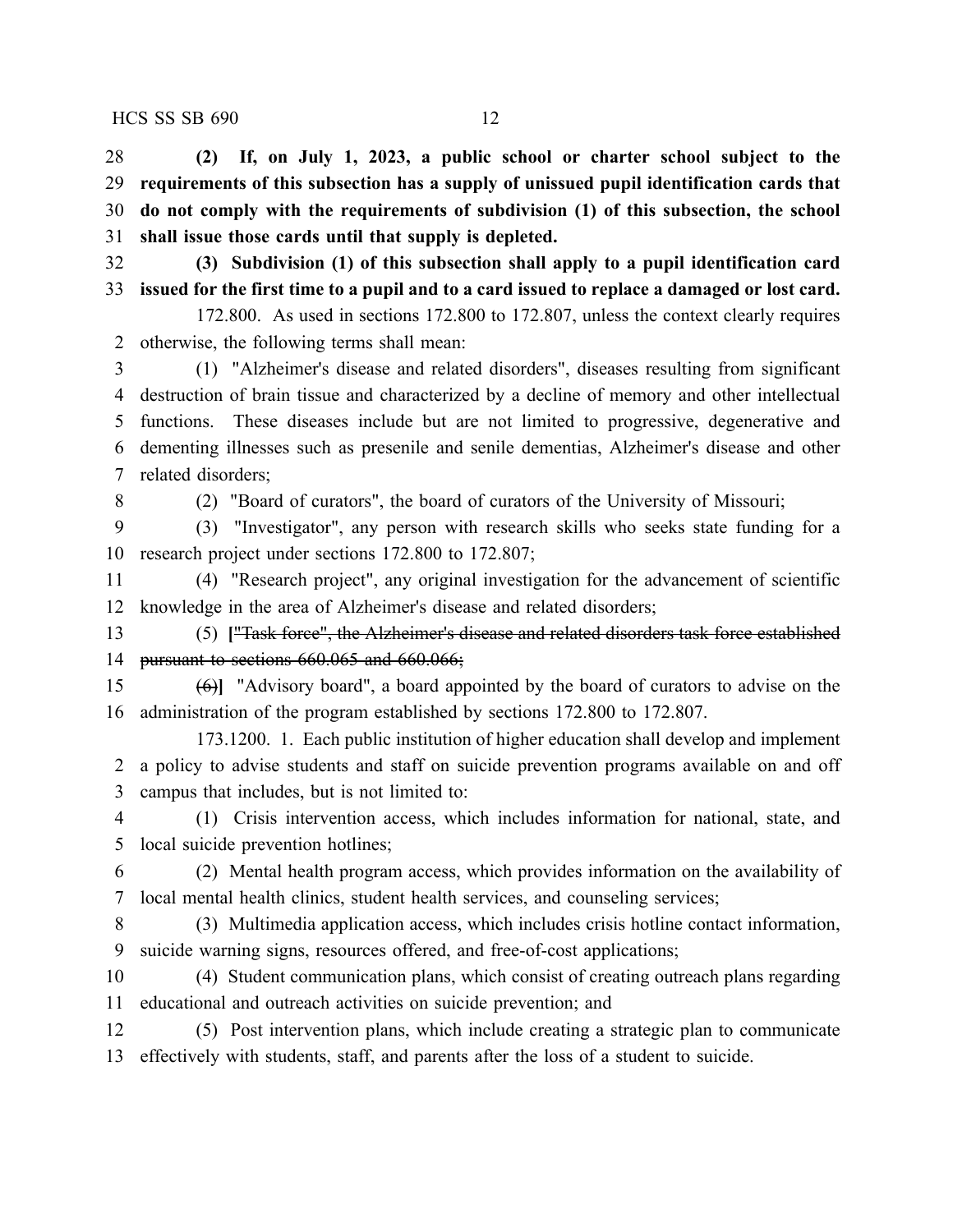**(2) If, on July 1, 2023, a public school or charter school subject to the requirements of this subsection has a supply of unissued pupil identification cards that do not comply with the requirements of subdivision (1) of this subsection, the school shall issue those cards until that supply is depleted.**

**(3) Subdivision (1) of this subsection shall apply to a pupil identification card issued for the first time to a pupil and to a card issued to replace a damaged or lost card.**

172.800. As used in sections 172.800 to 172.807, unless the context clearly requires otherwise, the following terms shall mean:

(1) "Alzheimer's disease and related disorders", diseases resulting from significant destruction of brain tissue and characterized by a decline of memory and other intellectual functions. These diseases include but are not limited to progressive, degenerative and dementing illnesses such as presenile and senile dementias, Alzheimer's disease and other related disorders;

(2) "Board of curators", the board of curators of the University of Missouri;

(3) "Investigator", any person with research skills who seeks state funding for a research project under sections 172.800 to 172.807;

(4) "Research project", any original investigation for the advancement of scientific knowledge in the area of Alzheimer's disease and related disorders;

(5) **[**~~"Task force", the Alzheimer's disease and related disorders task force established pursuant to sections 660.065 and 660.066;~~

~~(6)~~**]** "Advisory board", a board appointed by the board of curators to advise on the administration of the program established by sections 172.800 to 172.807.

173.1200. 1. Each public institution of higher education shall develop and implement a policy to advise students and staff on suicide prevention programs available on and off campus that includes, but is not limited to:

(1) Crisis intervention access, which includes information for national, state, and local suicide prevention hotlines;

(2) Mental health program access, which provides information on the availability of local mental health clinics, student health services, and counseling services;

(3) Multimedia application access, which includes crisis hotline contact information, suicide warning signs, resources offered, and free-of-cost applications;

(4) Student communication plans, which consist of creating outreach plans regarding educational and outreach activities on suicide prevention; and

(5) Post intervention plans, which include creating a strategic plan to communicate effectively with students, staff, and parents after the loss of a student to suicide.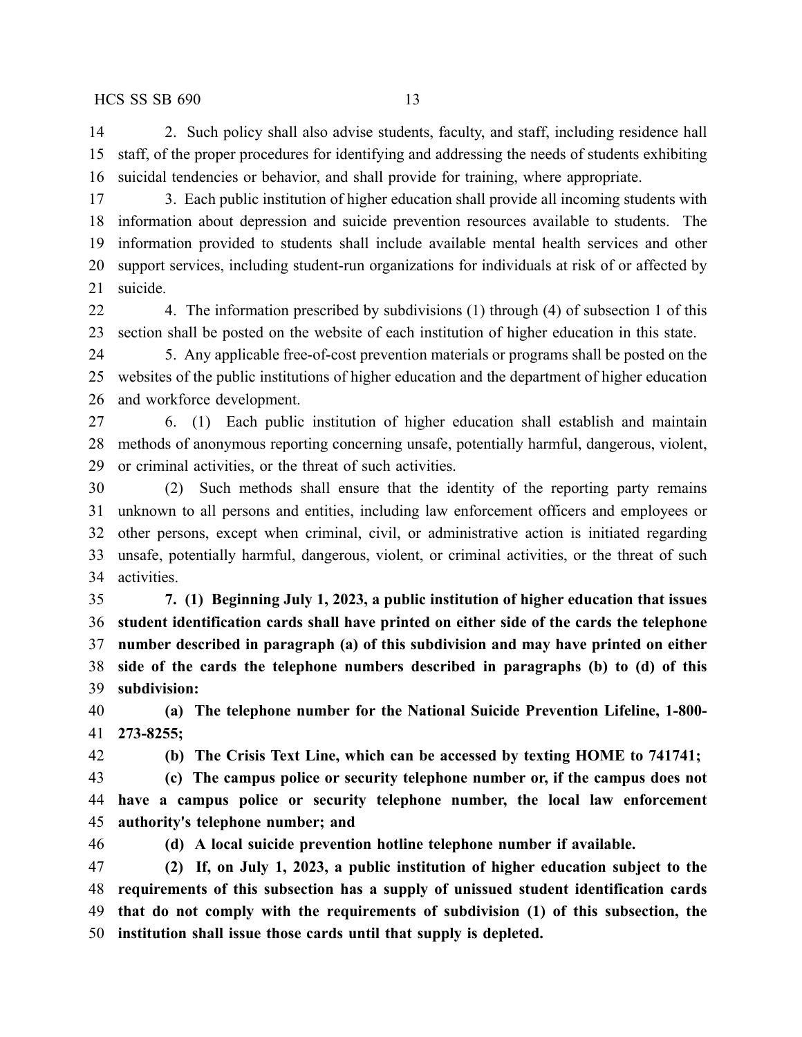2. Such policy shall also advise students, faculty, and staff, including residence hall staff, of the proper procedures for identifying and addressing the needs of students exhibiting suicidal tendencies or behavior, and shall provide for training, where appropriate.

3. Each public institution of higher education shall provide all incoming students with information about depression and suicide prevention resources available to students. The information provided to students shall include available mental health services and other support services, including student-run organizations for individuals at risk of or affected by suicide.

4. The information prescribed by subdivisions (1) through (4) of subsection 1 of this section shall be posted on the website of each institution of higher education in this state.

5. Any applicable free-of-cost prevention materials or programs shall be posted on the websites of the public institutions of higher education and the department of higher education and workforce development.

6. (1) Each public institution of higher education shall establish and maintain methods of anonymous reporting concerning unsafe, potentially harmful, dangerous, violent, or criminal activities, or the threat of such activities.

(2) Such methods shall ensure that the identity of the reporting party remains unknown to all persons and entities, including law enforcement officers and employees or other persons, except when criminal, civil, or administrative action is initiated regarding unsafe, potentially harmful, dangerous, violent, or criminal activities, or the threat of such activities.

**7. (1) Beginning July 1, 2023, a public institution of higher education that issues student identification cards shall have printed on either side of the cards the telephone number described in paragraph (a) of this subdivision and may have printed on either side of the cards the telephone numbers described in paragraphs (b) to (d) of this subdivision:**

**(a) The telephone number for the National Suicide Prevention Lifeline, 1-800-273-8255;**

**(b) The Crisis Text Line, which can be accessed by texting HOME to 741741;**

**(c) The campus police or security telephone number or, if the campus does not have a campus police or security telephone number, the local law enforcement authority's telephone number; and**

**(d) A local suicide prevention hotline telephone number if available.**

**(2) If, on July 1, 2023, a public institution of higher education subject to the requirements of this subsection has a supply of unissued student identification cards that do not comply with the requirements of subdivision (1) of this subsection, the institution shall issue those cards until that supply is depleted.**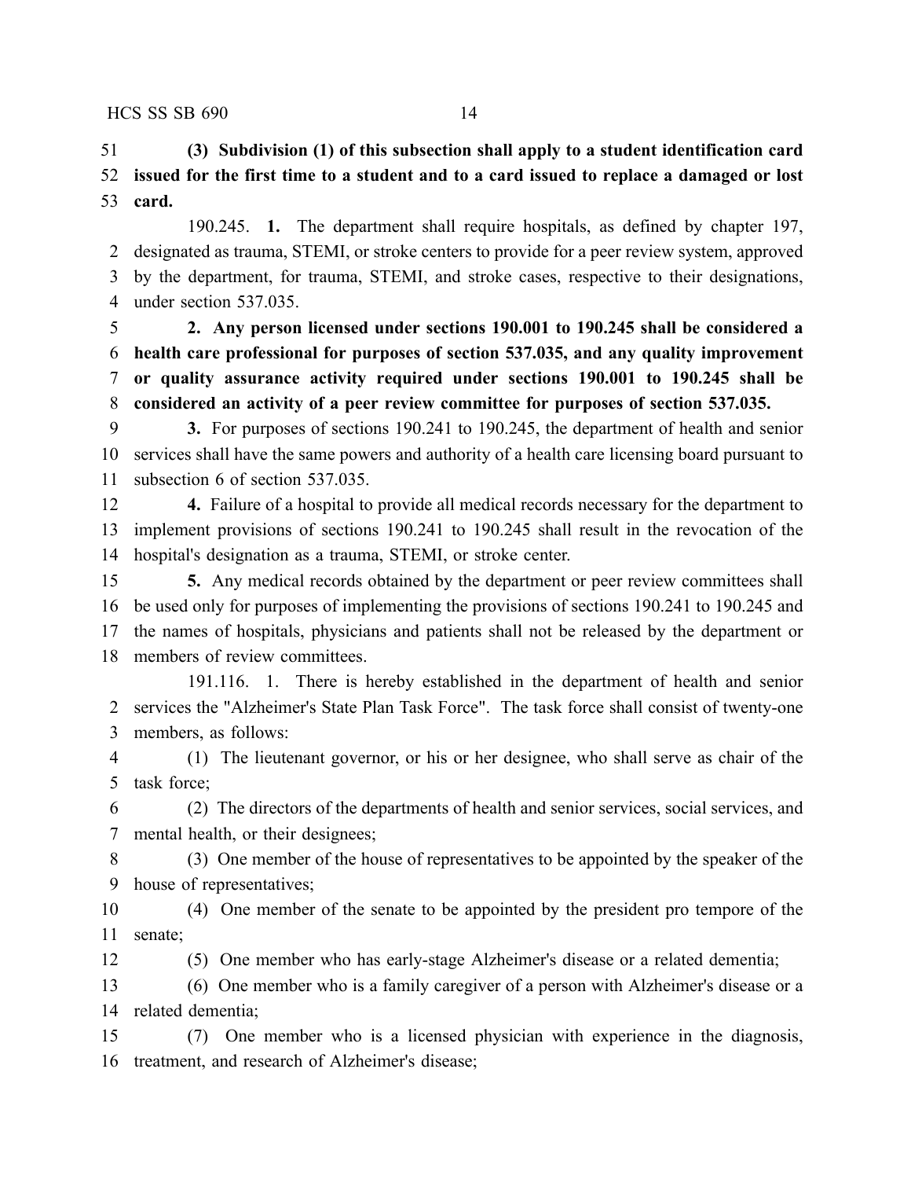**(3) Subdivision (1) of this subsection shall apply to a student identification card issued for the first time to a student and to a card issued to replace a damaged or lost card.**

190.245. **1.** The department shall require hospitals, as defined by chapter 197, designated as trauma, STEMI, or stroke centers to provide for a peer review system, approved by the department, for trauma, STEMI, and stroke cases, respective to their designations, under section 537.035.

**2. Any person licensed under sections 190.001 to 190.245 shall be considered a health care professional for purposes of section 537.035, and any quality improvement or quality assurance activity required under sections 190.001 to 190.245 shall be considered an activity of a peer review committee for purposes of section 537.035.**

**3.** For purposes of sections 190.241 to 190.245, the department of health and senior services shall have the same powers and authority of a health care licensing board pursuant to subsection 6 of section 537.035.

**4.** Failure of a hospital to provide all medical records necessary for the department to implement provisions of sections 190.241 to 190.245 shall result in the revocation of the hospital's designation as a trauma, STEMI, or stroke center.

**5.** Any medical records obtained by the department or peer review committees shall be used only for purposes of implementing the provisions of sections 190.241 to 190.245 and the names of hospitals, physicians and patients shall not be released by the department or members of review committees.

191.116. 1. There is hereby established in the department of health and senior services the "Alzheimer's State Plan Task Force". The task force shall consist of twenty-one members, as follows:

(1) The lieutenant governor, or his or her designee, who shall serve as chair of the task force;

(2) The directors of the departments of health and senior services, social services, and mental health, or their designees;

(3) One member of the house of representatives to be appointed by the speaker of the house of representatives;

(4) One member of the senate to be appointed by the president pro tempore of the senate;

(5) One member who has early-stage Alzheimer's disease or a related dementia;

(6) One member who is a family caregiver of a person with Alzheimer's disease or a related dementia;

(7) One member who is a licensed physician with experience in the diagnosis, treatment, and research of Alzheimer's disease;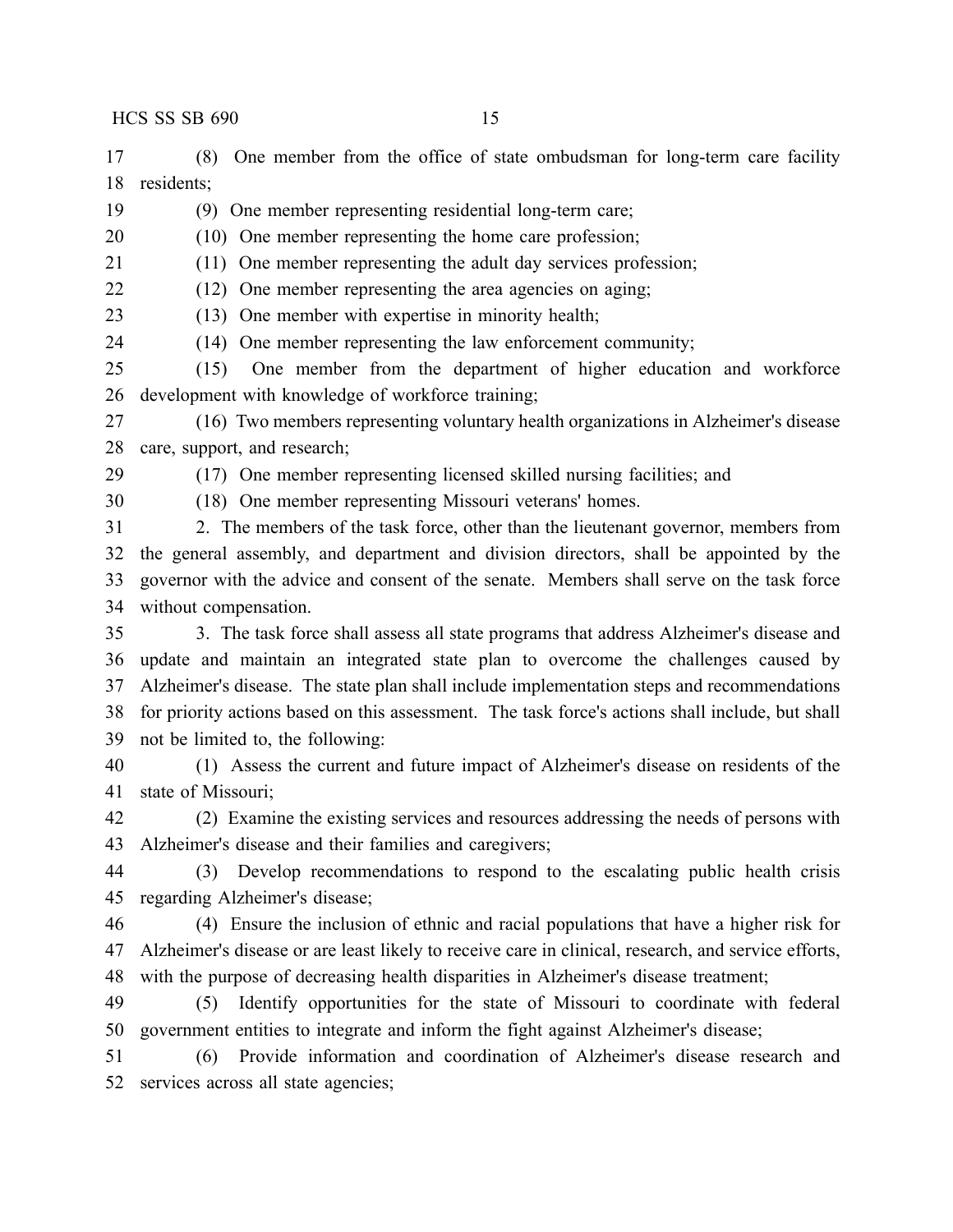(8) One member from the office of state ombudsman for long-term care facility residents;

(9) One member representing residential long-term care;

(10) One member representing the home care profession;

(11) One member representing the adult day services profession;

(12) One member representing the area agencies on aging;

(13) One member with expertise in minority health;

(14) One member representing the law enforcement community;

(15) One member from the department of higher education and workforce development with knowledge of workforce training;

(16) Two members representing voluntary health organizations in Alzheimer's disease care, support, and research;

(17) One member representing licensed skilled nursing facilities; and

(18) One member representing Missouri veterans' homes.

2. The members of the task force, other than the lieutenant governor, members from the general assembly, and department and division directors, shall be appointed by the governor with the advice and consent of the senate. Members shall serve on the task force without compensation.

3. The task force shall assess all state programs that address Alzheimer's disease and update and maintain an integrated state plan to overcome the challenges caused by Alzheimer's disease. The state plan shall include implementation steps and recommendations for priority actions based on this assessment. The task force's actions shall include, but shall not be limited to, the following:

(1) Assess the current and future impact of Alzheimer's disease on residents of the state of Missouri;

(2) Examine the existing services and resources addressing the needs of persons with Alzheimer's disease and their families and caregivers;

(3) Develop recommendations to respond to the escalating public health crisis regarding Alzheimer's disease;

(4) Ensure the inclusion of ethnic and racial populations that have a higher risk for Alzheimer's disease or are least likely to receive care in clinical, research, and service efforts, with the purpose of decreasing health disparities in Alzheimer's disease treatment;

(5) Identify opportunities for the state of Missouri to coordinate with federal government entities to integrate and inform the fight against Alzheimer's disease;

(6) Provide information and coordination of Alzheimer's disease research and services across all state agencies;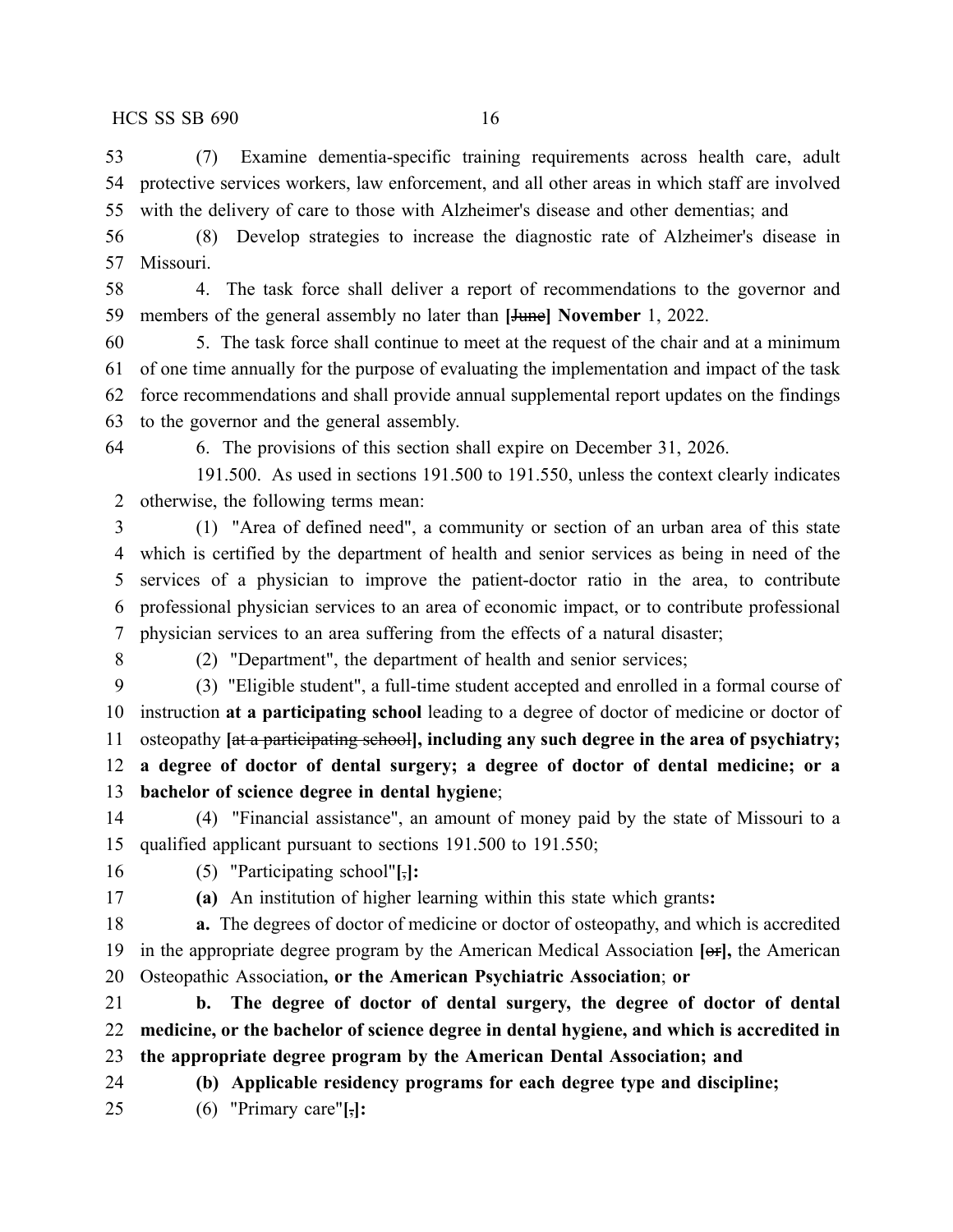53 (7) Examine dementia-specific training requirements across health care, adult
54 protective services workers, law enforcement, and all other areas in which staff are involved
55 with the delivery of care to those with Alzheimer's disease and other dementias; and

56 (8) Develop strategies to increase the diagnostic rate of Alzheimer's disease in
57 Missouri.

58 4. The task force shall deliver a report of recommendations to the governor and
59 members of the general assembly no later than **[~~June~~] November** 1, 2022.

60 5. The task force shall continue to meet at the request of the chair and at a minimum
61 of one time annually for the purpose of evaluating the implementation and impact of the task
62 force recommendations and shall provide annual supplemental report updates on the findings
63 to the governor and the general assembly.

64 6. The provisions of this section shall expire on December 31, 2026.

191.500. As used in sections 191.500 to 191.550, unless the context clearly indicates
2 otherwise, the following terms mean:

3 (1) "Area of defined need", a community or section of an urban area of this state
4 which is certified by the department of health and senior services as being in need of the
5 services of a physician to improve the patient-doctor ratio in the area, to contribute
6 professional physician services to an area of economic impact, or to contribute professional
7 physician services to an area suffering from the effects of a natural disaster;

8 (2) "Department", the department of health and senior services;

9 (3) "Eligible student", a full-time student accepted and enrolled in a formal course of
10 instruction **at a participating school** leading to a degree of doctor of medicine or doctor of
11 osteopathy **[~~at a participating school~~], including any such degree in the area of psychiatry;**
12 **a degree of doctor of dental surgery; a degree of doctor of dental medicine; or a**
13 **bachelor of science degree in dental hygiene**;

14 (4) "Financial assistance", an amount of money paid by the state of Missouri to a
15 qualified applicant pursuant to sections 191.500 to 191.550;

16 (5) "Participating school"**[~~,~~]:**

17 **(a)** An institution of higher learning within this state which grants**:**

18 **a.** The degrees of doctor of medicine or doctor of osteopathy, and which is accredited
19 in the appropriate degree program by the American Medical Association **[~~or~~],** the American
20 Osteopathic Association**, or the American Psychiatric Association**; **or**

21 **b. The degree of doctor of dental surgery, the degree of doctor of dental**
22 **medicine, or the bachelor of science degree in dental hygiene, and which is accredited in**
23 **the appropriate degree program by the American Dental Association; and**

24 **(b) Applicable residency programs for each degree type and discipline;**

25 (6) "Primary care"**[~~,~~]:**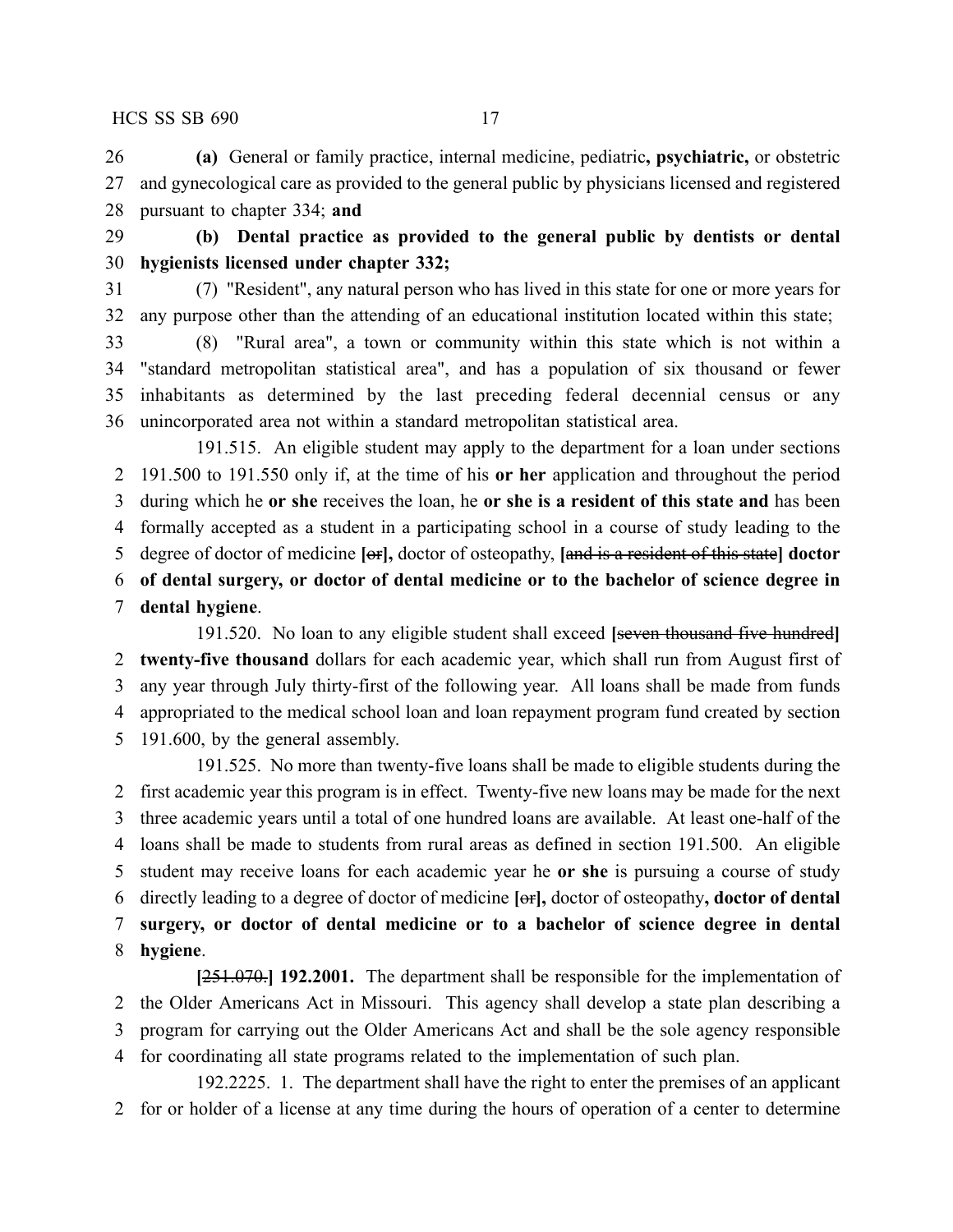26 **(a)** General or family practice, internal medicine, pediatric**, psychiatric,** or obstetric
27 and gynecological care as provided to the general public by physicians licensed and registered
28 pursuant to chapter 334; **and**

29 **(b) Dental practice as provided to the general public by dentists or dental**
30 **hygienists licensed under chapter 332;**

31 (7) "Resident", any natural person who has lived in this state for one or more years for
32 any purpose other than the attending of an educational institution located within this state;

33 (8) "Rural area", a town or community within this state which is not within a
34 "standard metropolitan statistical area", and has a population of six thousand or fewer
35 inhabitants as determined by the last preceding federal decennial census or any
36 unincorporated area not within a standard metropolitan statistical area.

191.515. An eligible student may apply to the department for a loan under sections
2 191.500 to 191.550 only if, at the time of his **or her** application and throughout the period
3 during which he **or she** receives the loan, he **or she is a resident of this state and** has been
4 formally accepted as a student in a participating school in a course of study leading to the
5 degree of doctor of medicine **[~~or~~],** doctor of osteopathy, **[~~and is a resident of this state~~] doctor**
6 **of dental surgery, or doctor of dental medicine or to the bachelor of science degree in**
7 **dental hygiene**.

191.520. No loan to any eligible student shall exceed **[~~seven thousand five hundred~~]**
2 **twenty-five thousand** dollars for each academic year, which shall run from August first of
3 any year through July thirty-first of the following year. All loans shall be made from funds
4 appropriated to the medical school loan and loan repayment program fund created by section
5 191.600, by the general assembly.

191.525. No more than twenty-five loans shall be made to eligible students during the
2 first academic year this program is in effect. Twenty-five new loans may be made for the next
3 three academic years until a total of one hundred loans are available. At least one-half of the
4 loans shall be made to students from rural areas as defined in section 191.500. An eligible
5 student may receive loans for each academic year he **or she** is pursuing a course of study
6 directly leading to a degree of doctor of medicine **[~~or~~],** doctor of osteopathy**, doctor of dental**
7 **surgery, or doctor of dental medicine or to a bachelor of science degree in dental**
8 **hygiene**.

**[~~251.070.~~] 192.2001.** The department shall be responsible for the implementation of
2 the Older Americans Act in Missouri. This agency shall develop a state plan describing a
3 program for carrying out the Older Americans Act and shall be the sole agency responsible
4 for coordinating all state programs related to the implementation of such plan.

192.2225. 1. The department shall have the right to enter the premises of an applicant
2 for or holder of a license at any time during the hours of operation of a center to determine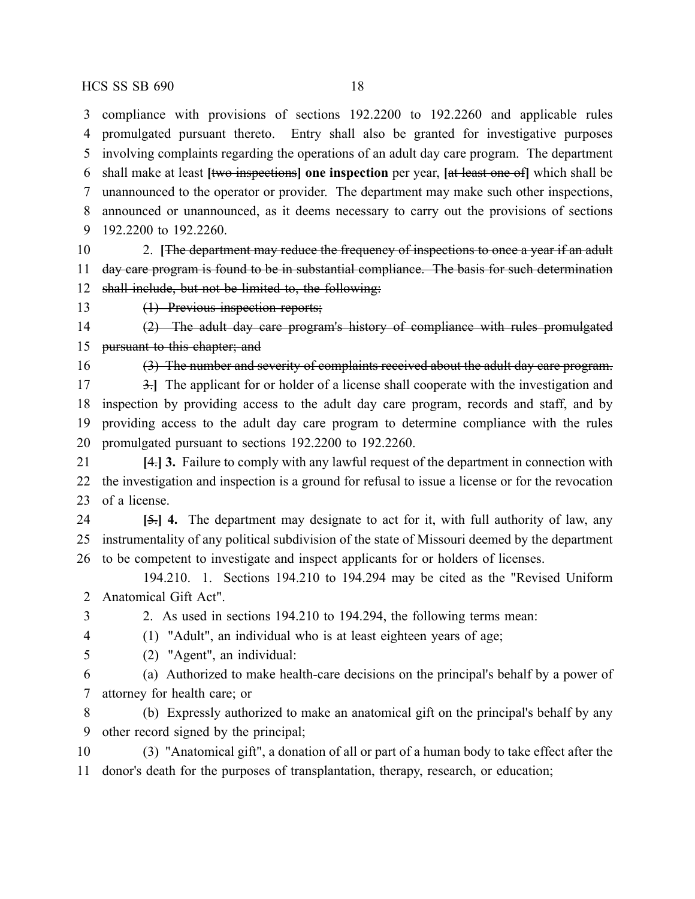compliance with provisions of sections 192.2200 to 192.2260 and applicable rules promulgated pursuant thereto. Entry shall also be granted for investigative purposes involving complaints regarding the operations of an adult day care program. The department shall make at least **[**~~two inspections~~**] one inspection** per year, **[**~~at least one of~~**]** which shall be unannounced to the operator or provider. The department may make such other inspections, announced or unannounced, as it deems necessary to carry out the provisions of sections 192.2200 to 192.2260.

2. **[**~~The department may reduce the frequency of inspections to once a year if an adult day care program is found to be in substantial compliance. The basis for such determination shall include, but not be limited to, the following:~~

~~(1) Previous inspection reports;~~

~~(2) The adult day care program's history of compliance with rules promulgated pursuant to this chapter; and~~

~~(3) The number and severity of complaints received about the adult day care program.~~

~~3.~~**]** The applicant for or holder of a license shall cooperate with the investigation and inspection by providing access to the adult day care program, records and staff, and by providing access to the adult day care program to determine compliance with the rules promulgated pursuant to sections 192.2200 to 192.2260.

**[**~~4.~~**] 3.** Failure to comply with any lawful request of the department in connection with the investigation and inspection is a ground for refusal to issue a license or for the revocation of a license.

**[**~~5.~~**] 4.** The department may designate to act for it, with full authority of law, any instrumentality of any political subdivision of the state of Missouri deemed by the department to be competent to investigate and inspect applicants for or holders of licenses.

194.210. 1. Sections 194.210 to 194.294 may be cited as the "Revised Uniform Anatomical Gift Act".

2. As used in sections 194.210 to 194.294, the following terms mean:

(1) "Adult", an individual who is at least eighteen years of age;

(2) "Agent", an individual:

(a) Authorized to make health-care decisions on the principal's behalf by a power of attorney for health care; or

(b) Expressly authorized to make an anatomical gift on the principal's behalf by any other record signed by the principal;

(3) "Anatomical gift", a donation of all or part of a human body to take effect after the donor's death for the purposes of transplantation, therapy, research, or education;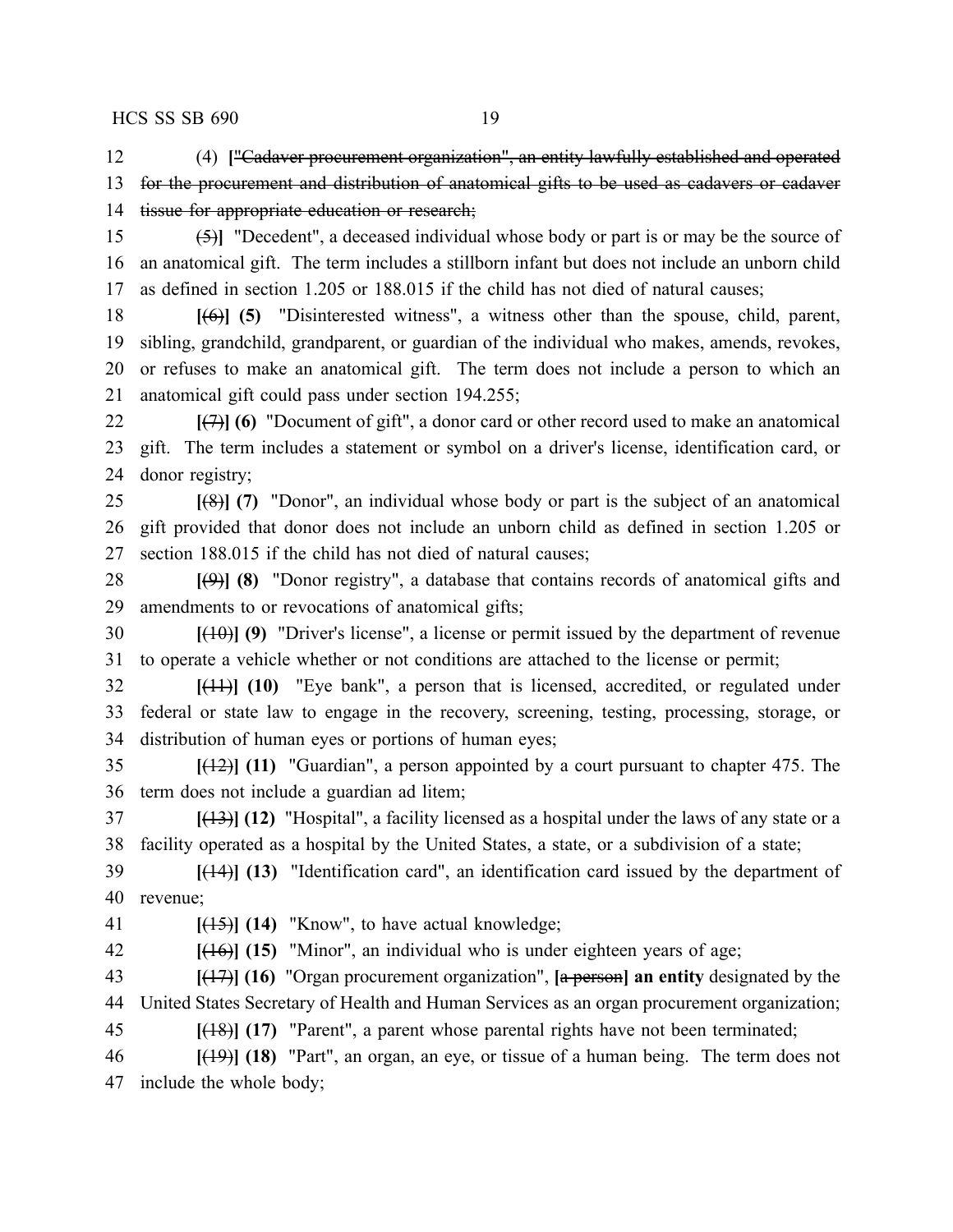12 (4) **[**~~"Cadaver procurement organization", an entity lawfully established and operated~~
13 ~~for the procurement and distribution of anatomical gifts to be used as cadavers or cadaver~~
14 ~~tissue for appropriate education or research;~~

15 ~~(5)~~**]** "Decedent", a deceased individual whose body or part is or may be the source of
16 an anatomical gift. The term includes a stillborn infant but does not include an unborn child
17 as defined in section 1.205 or 188.015 if the child has not died of natural causes;

18 **[**~~(6)~~**] (5)** "Disinterested witness", a witness other than the spouse, child, parent,
19 sibling, grandchild, grandparent, or guardian of the individual who makes, amends, revokes,
20 or refuses to make an anatomical gift. The term does not include a person to which an
21 anatomical gift could pass under section 194.255;

22 **[**~~(7)~~**] (6)** "Document of gift", a donor card or other record used to make an anatomical
23 gift. The term includes a statement or symbol on a driver's license, identification card, or
24 donor registry;

25 **[**~~(8)~~**] (7)** "Donor", an individual whose body or part is the subject of an anatomical
26 gift provided that donor does not include an unborn child as defined in section 1.205 or
27 section 188.015 if the child has not died of natural causes;

28 **[**~~(9)~~**] (8)** "Donor registry", a database that contains records of anatomical gifts and
29 amendments to or revocations of anatomical gifts;

30 **[**~~(10)~~**] (9)** "Driver's license", a license or permit issued by the department of revenue
31 to operate a vehicle whether or not conditions are attached to the license or permit;

32 **[**~~(11)~~**] (10)** "Eye bank", a person that is licensed, accredited, or regulated under
33 federal or state law to engage in the recovery, screening, testing, processing, storage, or
34 distribution of human eyes or portions of human eyes;

35 **[**~~(12)~~**] (11)** "Guardian", a person appointed by a court pursuant to chapter 475. The
36 term does not include a guardian ad litem;

37 **[**~~(13)~~**] (12)** "Hospital", a facility licensed as a hospital under the laws of any state or a
38 facility operated as a hospital by the United States, a state, or a subdivision of a state;

39 **[**~~(14)~~**] (13)** "Identification card", an identification card issued by the department of
40 revenue;

41 **[**~~(15)~~**] (14)** "Know", to have actual knowledge;

42 **[**~~(16)~~**] (15)** "Minor", an individual who is under eighteen years of age;

43 **[**~~(17)~~**] (16)** "Organ procurement organization", **[**~~a person~~**] an entity** designated by the
44 United States Secretary of Health and Human Services as an organ procurement organization;

45 **[**~~(18)~~**] (17)** "Parent", a parent whose parental rights have not been terminated;

46 **[**~~(19)~~**] (18)** "Part", an organ, an eye, or tissue of a human being. The term does not
47 include the whole body;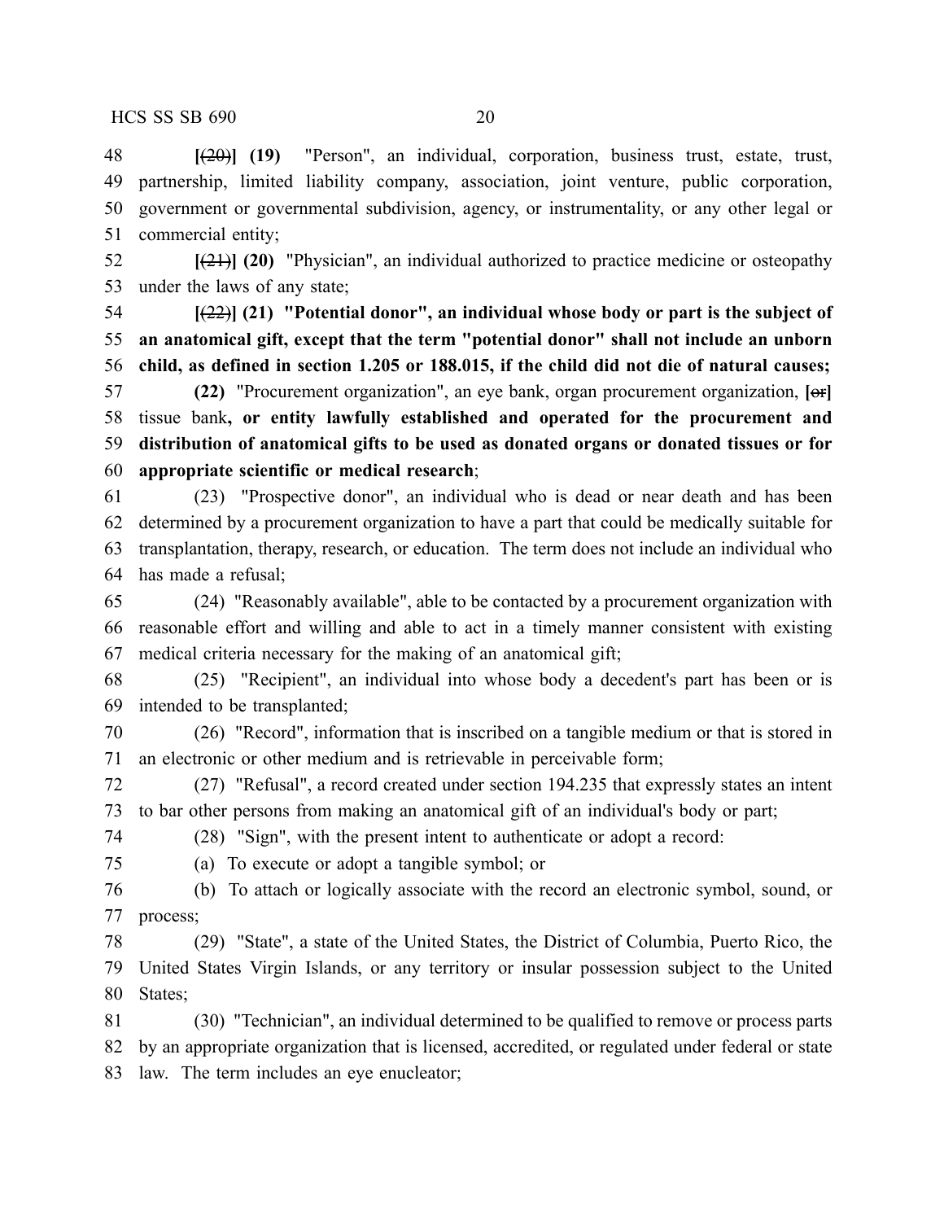48 **[**~~(20)~~**] (19)** "Person", an individual, corporation, business trust, estate, trust, 49 partnership, limited liability company, association, joint venture, public corporation, 50 government or governmental subdivision, agency, or instrumentality, or any other legal or 51 commercial entity;

52 **[**~~(21)~~**] (20)** "Physician", an individual authorized to practice medicine or osteopathy 53 under the laws of any state;

54 **[**~~(22)~~**] (21) "Potential donor", an individual whose body or part is the subject of 55 an anatomical gift, except that the term "potential donor" shall not include an unborn 56 child, as defined in section 1.205 or 188.015, if the child did not die of natural causes;**

57 **(22)** "Procurement organization", an eye bank, organ procurement organization, **[**~~or~~**]** 58 tissue bank**, or entity lawfully established and operated for the procurement and 59 distribution of anatomical gifts to be used as donated organs or donated tissues or for 60 appropriate scientific or medical research**;

61 (23) "Prospective donor", an individual who is dead or near death and has been 62 determined by a procurement organization to have a part that could be medically suitable for 63 transplantation, therapy, research, or education. The term does not include an individual who 64 has made a refusal;

65 (24) "Reasonably available", able to be contacted by a procurement organization with 66 reasonable effort and willing and able to act in a timely manner consistent with existing 67 medical criteria necessary for the making of an anatomical gift;

68 (25) "Recipient", an individual into whose body a decedent's part has been or is 69 intended to be transplanted;

70 (26) "Record", information that is inscribed on a tangible medium or that is stored in 71 an electronic or other medium and is retrievable in perceivable form;

72 (27) "Refusal", a record created under section 194.235 that expressly states an intent 73 to bar other persons from making an anatomical gift of an individual's body or part;

74 (28) "Sign", with the present intent to authenticate or adopt a record:

75 (a) To execute or adopt a tangible symbol; or

76 (b) To attach or logically associate with the record an electronic symbol, sound, or 77 process;

78 (29) "State", a state of the United States, the District of Columbia, Puerto Rico, the 79 United States Virgin Islands, or any territory or insular possession subject to the United 80 States;

81 (30) "Technician", an individual determined to be qualified to remove or process parts 82 by an appropriate organization that is licensed, accredited, or regulated under federal or state 83 law. The term includes an eye enucleator;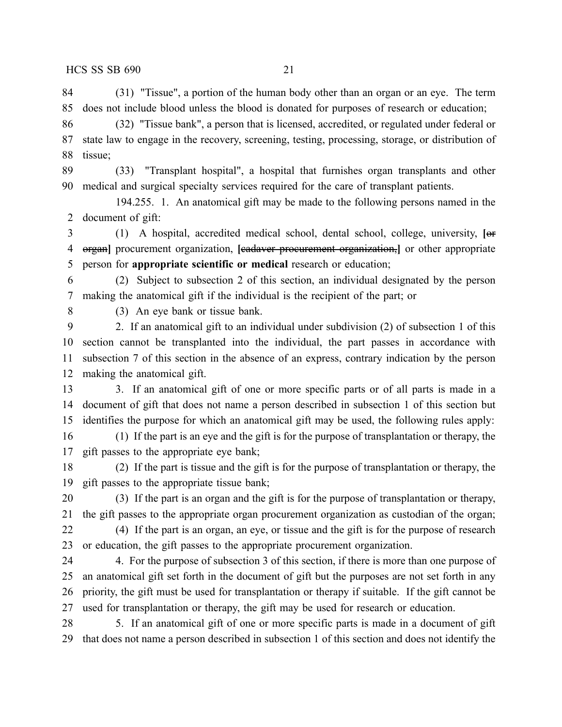(31) "Tissue", a portion of the human body other than an organ or an eye. The term does not include blood unless the blood is donated for purposes of research or education;

(32) "Tissue bank", a person that is licensed, accredited, or regulated under federal or state law to engage in the recovery, screening, testing, processing, storage, or distribution of tissue;

(33) "Transplant hospital", a hospital that furnishes organ transplants and other medical and surgical specialty services required for the care of transplant patients.

194.255. 1. An anatomical gift may be made to the following persons named in the document of gift:

(1) A hospital, accredited medical school, dental school, college, university, **[**~~or organ~~**]** procurement organization, **[**~~cadaver procurement organization,~~**]** or other appropriate person for **appropriate scientific or medical** research or education;

(2) Subject to subsection 2 of this section, an individual designated by the person making the anatomical gift if the individual is the recipient of the part; or

(3) An eye bank or tissue bank.

2. If an anatomical gift to an individual under subdivision (2) of subsection 1 of this section cannot be transplanted into the individual, the part passes in accordance with subsection 7 of this section in the absence of an express, contrary indication by the person making the anatomical gift.

3. If an anatomical gift of one or more specific parts or of all parts is made in a document of gift that does not name a person described in subsection 1 of this section but identifies the purpose for which an anatomical gift may be used, the following rules apply:

(1) If the part is an eye and the gift is for the purpose of transplantation or therapy, the gift passes to the appropriate eye bank;

(2) If the part is tissue and the gift is for the purpose of transplantation or therapy, the gift passes to the appropriate tissue bank;

(3) If the part is an organ and the gift is for the purpose of transplantation or therapy, the gift passes to the appropriate organ procurement organization as custodian of the organ;

(4) If the part is an organ, an eye, or tissue and the gift is for the purpose of research or education, the gift passes to the appropriate procurement organization.

4. For the purpose of subsection 3 of this section, if there is more than one purpose of an anatomical gift set forth in the document of gift but the purposes are not set forth in any priority, the gift must be used for transplantation or therapy if suitable. If the gift cannot be used for transplantation or therapy, the gift may be used for research or education.

5. If an anatomical gift of one or more specific parts is made in a document of gift that does not name a person described in subsection 1 of this section and does not identify the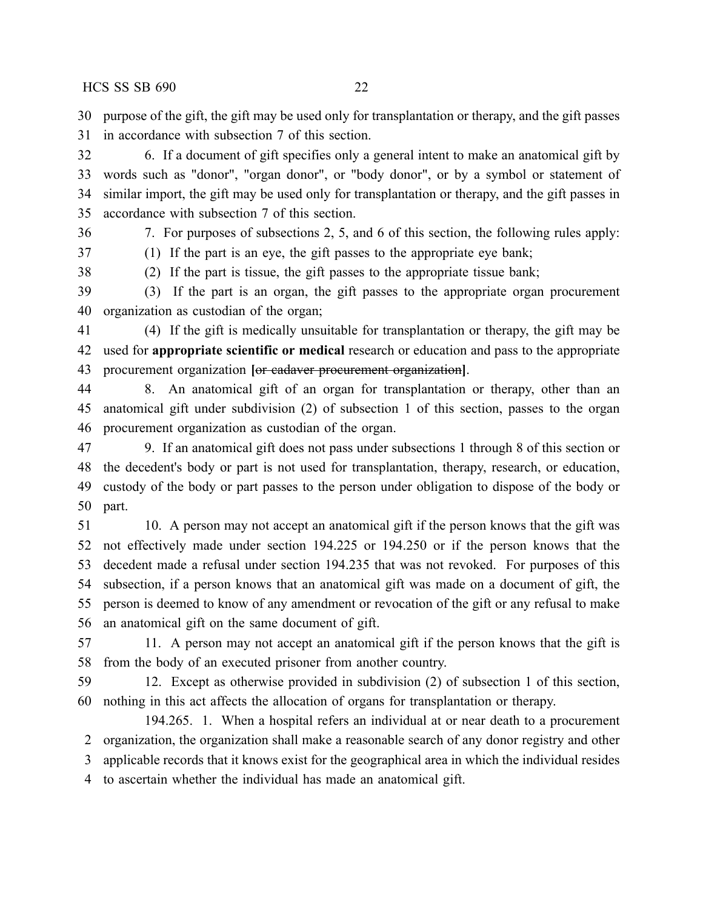purpose of the gift, the gift may be used only for transplantation or therapy, and the gift passes in accordance with subsection 7 of this section.

6. If a document of gift specifies only a general intent to make an anatomical gift by words such as "donor", "organ donor", or "body donor", or by a symbol or statement of similar import, the gift may be used only for transplantation or therapy, and the gift passes in accordance with subsection 7 of this section.

7. For purposes of subsections 2, 5, and 6 of this section, the following rules apply:

(1) If the part is an eye, the gift passes to the appropriate eye bank;

(2) If the part is tissue, the gift passes to the appropriate tissue bank;

(3) If the part is an organ, the gift passes to the appropriate organ procurement organization as custodian of the organ;

(4) If the gift is medically unsuitable for transplantation or therapy, the gift may be used for **appropriate scientific or medical** research or education and pass to the appropriate procurement organization **[**~~or cadaver procurement organization~~**]**.

8. An anatomical gift of an organ for transplantation or therapy, other than an anatomical gift under subdivision (2) of subsection 1 of this section, passes to the organ procurement organization as custodian of the organ.

9. If an anatomical gift does not pass under subsections 1 through 8 of this section or the decedent's body or part is not used for transplantation, therapy, research, or education, custody of the body or part passes to the person under obligation to dispose of the body or part.

10. A person may not accept an anatomical gift if the person knows that the gift was not effectively made under section 194.225 or 194.250 or if the person knows that the decedent made a refusal under section 194.235 that was not revoked. For purposes of this subsection, if a person knows that an anatomical gift was made on a document of gift, the person is deemed to know of any amendment or revocation of the gift or any refusal to make an anatomical gift on the same document of gift.

11. A person may not accept an anatomical gift if the person knows that the gift is from the body of an executed prisoner from another country.

12. Except as otherwise provided in subdivision (2) of subsection 1 of this section, nothing in this act affects the allocation of organs for transplantation or therapy.

194.265. 1. When a hospital refers an individual at or near death to a procurement organization, the organization shall make a reasonable search of any donor registry and other applicable records that it knows exist for the geographical area in which the individual resides to ascertain whether the individual has made an anatomical gift.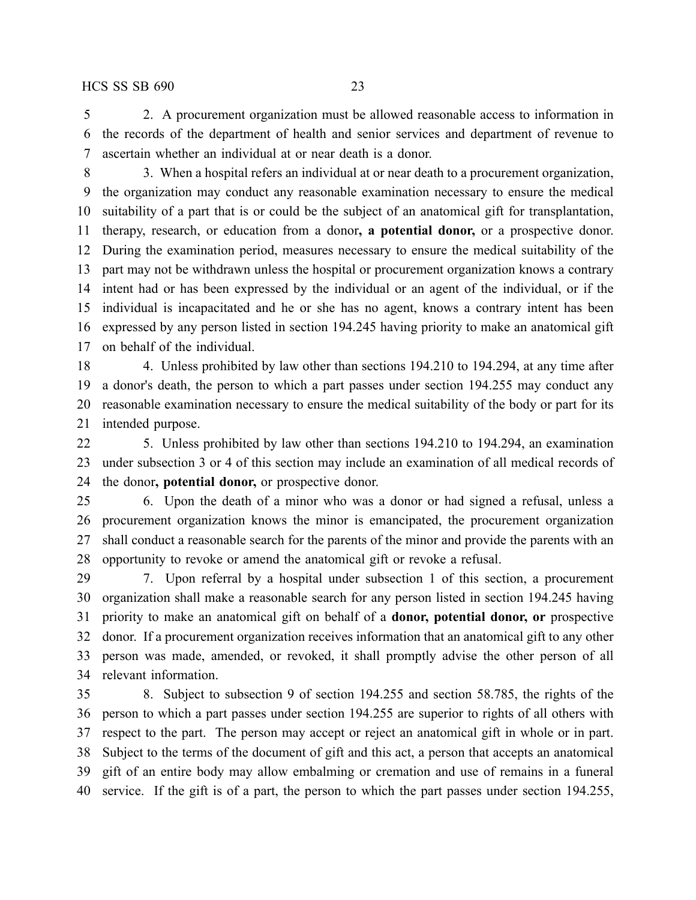2. A procurement organization must be allowed reasonable access to information in the records of the department of health and senior services and department of revenue to ascertain whether an individual at or near death is a donor.

3. When a hospital refers an individual at or near death to a procurement organization, the organization may conduct any reasonable examination necessary to ensure the medical suitability of a part that is or could be the subject of an anatomical gift for transplantation, therapy, research, or education from a donor**, a potential donor,** or a prospective donor. During the examination period, measures necessary to ensure the medical suitability of the part may not be withdrawn unless the hospital or procurement organization knows a contrary intent had or has been expressed by the individual or an agent of the individual, or if the individual is incapacitated and he or she has no agent, knows a contrary intent has been expressed by any person listed in section 194.245 having priority to make an anatomical gift on behalf of the individual.

4. Unless prohibited by law other than sections 194.210 to 194.294, at any time after a donor's death, the person to which a part passes under section 194.255 may conduct any reasonable examination necessary to ensure the medical suitability of the body or part for its intended purpose.

5. Unless prohibited by law other than sections 194.210 to 194.294, an examination under subsection 3 or 4 of this section may include an examination of all medical records of the donor**, potential donor,** or prospective donor.

6. Upon the death of a minor who was a donor or had signed a refusal, unless a procurement organization knows the minor is emancipated, the procurement organization shall conduct a reasonable search for the parents of the minor and provide the parents with an opportunity to revoke or amend the anatomical gift or revoke a refusal.

7. Upon referral by a hospital under subsection 1 of this section, a procurement organization shall make a reasonable search for any person listed in section 194.245 having priority to make an anatomical gift on behalf of a **donor, potential donor, or** prospective donor. If a procurement organization receives information that an anatomical gift to any other person was made, amended, or revoked, it shall promptly advise the other person of all relevant information.

8. Subject to subsection 9 of section 194.255 and section 58.785, the rights of the person to which a part passes under section 194.255 are superior to rights of all others with respect to the part. The person may accept or reject an anatomical gift in whole or in part. Subject to the terms of the document of gift and this act, a person that accepts an anatomical gift of an entire body may allow embalming or cremation and use of remains in a funeral service. If the gift is of a part, the person to which the part passes under section 194.255,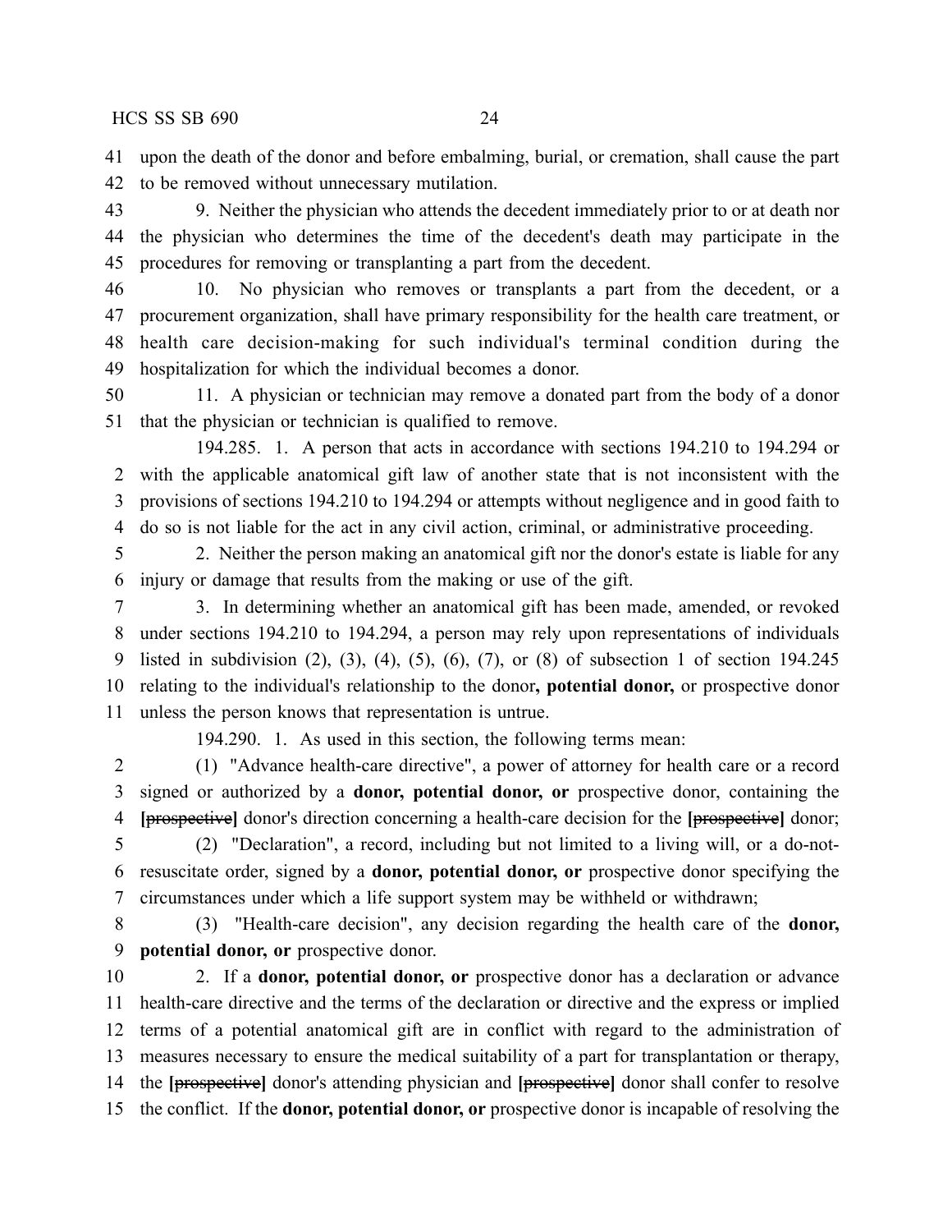upon the death of the donor and before embalming, burial, or cremation, shall cause the part to be removed without unnecessary mutilation.

9. Neither the physician who attends the decedent immediately prior to or at death nor the physician who determines the time of the decedent's death may participate in the procedures for removing or transplanting a part from the decedent.

10. No physician who removes or transplants a part from the decedent, or a procurement organization, shall have primary responsibility for the health care treatment, or health care decision-making for such individual's terminal condition during the hospitalization for which the individual becomes a donor.

11. A physician or technician may remove a donated part from the body of a donor that the physician or technician is qualified to remove.

194.285. 1. A person that acts in accordance with sections 194.210 to 194.294 or with the applicable anatomical gift law of another state that is not inconsistent with the provisions of sections 194.210 to 194.294 or attempts without negligence and in good faith to do so is not liable for the act in any civil action, criminal, or administrative proceeding.

2. Neither the person making an anatomical gift nor the donor's estate is liable for any injury or damage that results from the making or use of the gift.

3. In determining whether an anatomical gift has been made, amended, or revoked under sections 194.210 to 194.294, a person may rely upon representations of individuals listed in subdivision (2), (3), (4), (5), (6), (7), or (8) of subsection 1 of section 194.245 relating to the individual's relationship to the donor**, potential donor,** or prospective donor unless the person knows that representation is untrue.

194.290. 1. As used in this section, the following terms mean:

(1) "Advance health-care directive", a power of attorney for health care or a record signed or authorized by a **donor, potential donor, or** prospective donor, containing the **[~~prospective~~]** donor's direction concerning a health-care decision for the **[~~prospective~~]** donor;

(2) "Declaration", a record, including but not limited to a living will, or a do-not-resuscitate order, signed by a **donor, potential donor, or** prospective donor specifying the circumstances under which a life support system may be withheld or withdrawn;

(3) "Health-care decision", any decision regarding the health care of the **donor, potential donor, or** prospective donor.

2. If a **donor, potential donor, or** prospective donor has a declaration or advance health-care directive and the terms of the declaration or directive and the express or implied terms of a potential anatomical gift are in conflict with regard to the administration of measures necessary to ensure the medical suitability of a part for transplantation or therapy, the **[~~prospective~~]** donor's attending physician and **[~~prospective~~]** donor shall confer to resolve the conflict. If the **donor, potential donor, or** prospective donor is incapable of resolving the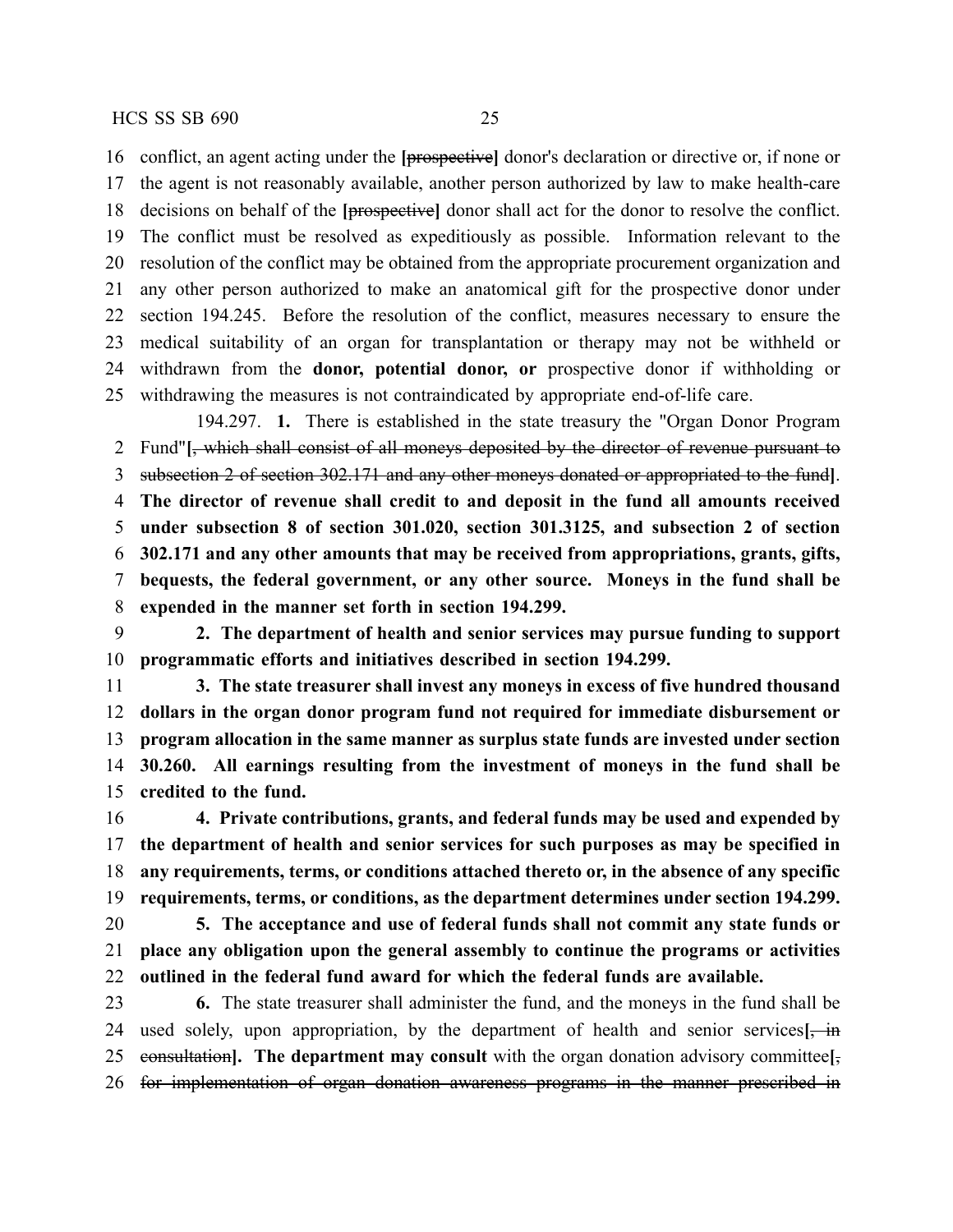conflict, an agent acting under the [~~prospective~~] donor's declaration or directive or, if none or the agent is not reasonably available, another person authorized by law to make health-care decisions on behalf of the [~~prospective~~] donor shall act for the donor to resolve the conflict. The conflict must be resolved as expeditiously as possible. Information relevant to the resolution of the conflict may be obtained from the appropriate procurement organization and any other person authorized to make an anatomical gift for the prospective donor under section 194.245. Before the resolution of the conflict, measures necessary to ensure the medical suitability of an organ for transplantation or therapy may not be withheld or withdrawn from the **donor, potential donor, or** prospective donor if withholding or withdrawing the measures is not contraindicated by appropriate end-of-life care.

194.297. **1.** There is established in the state treasury the "Organ Donor Program Fund"**[**~~, which shall consist of all moneys deposited by the director of revenue pursuant to subsection 2 of section 302.171 and any other moneys donated or appropriated to the fund~~**]**. **The director of revenue shall credit to and deposit in the fund all amounts received under subsection 8 of section 301.020, section 301.3125, and subsection 2 of section 302.171 and any other amounts that may be received from appropriations, grants, gifts, bequests, the federal government, or any other source. Moneys in the fund shall be expended in the manner set forth in section 194.299.**

**2. The department of health and senior services may pursue funding to support programmatic efforts and initiatives described in section 194.299.**

**3. The state treasurer shall invest any moneys in excess of five hundred thousand dollars in the organ donor program fund not required for immediate disbursement or program allocation in the same manner as surplus state funds are invested under section 30.260. All earnings resulting from the investment of moneys in the fund shall be credited to the fund.**

**4. Private contributions, grants, and federal funds may be used and expended by the department of health and senior services for such purposes as may be specified in any requirements, terms, or conditions attached thereto or, in the absence of any specific requirements, terms, or conditions, as the department determines under section 194.299.**

**5. The acceptance and use of federal funds shall not commit any state funds or place any obligation upon the general assembly to continue the programs or activities outlined in the federal fund award for which the federal funds are available.**

**6.** The state treasurer shall administer the fund, and the moneys in the fund shall be used solely, upon appropriation, by the department of health and senior services**[**~~, in consultation~~**]**. **The department may consult** with the organ donation advisory committee**[**~~, for implementation of organ donation awareness programs in the manner prescribed in~~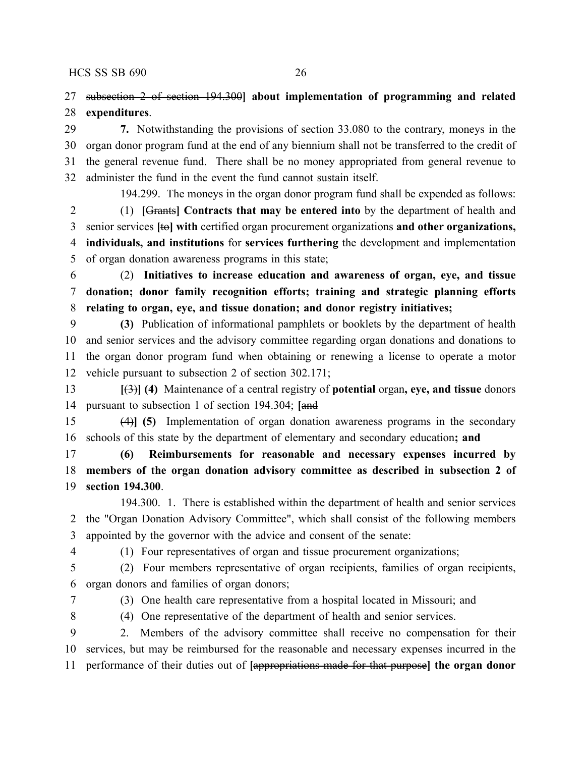27 ~~subsection 2 of section 194.300~~] **about implementation of programming and related**
28 **expenditures**.

29 **7.** Notwithstanding the provisions of section 33.080 to the contrary, moneys in the
30 organ donor program fund at the end of any biennium shall not be transferred to the credit of
31 the general revenue fund. There shall be no money appropriated from general revenue to
32 administer the fund in the event the fund cannot sustain itself.

194.299. The moneys in the organ donor program fund shall be expended as follows:

2 (1) **[**~~Grants~~**] Contracts that may be entered into** by the department of health and
3 senior services **[**~~to~~**] with** certified organ procurement organizations **and other organizations,**
4 **individuals, and institutions** for **services furthering** the development and implementation
5 of organ donation awareness programs in this state;

6 (2) **Initiatives to increase education and awareness of organ, eye, and tissue**
7 **donation; donor family recognition efforts; training and strategic planning efforts**
8 **relating to organ, eye, and tissue donation; and donor registry initiatives;**

9 **(3)** Publication of informational pamphlets or booklets by the department of health
10 and senior services and the advisory committee regarding organ donations and donations to
11 the organ donor program fund when obtaining or renewing a license to operate a motor
12 vehicle pursuant to subsection 2 of section 302.171;

13 **[**~~(3)~~**] (4)** Maintenance of a central registry of **potential** organ**, eye, and tissue** donors
14 pursuant to subsection 1 of section 194.304; **[**~~and~~

15 ~~(4)~~**] (5)** Implementation of organ donation awareness programs in the secondary
16 schools of this state by the department of elementary and secondary education**; and**

17 **(6) Reimbursements for reasonable and necessary expenses incurred by**
18 **members of the organ donation advisory committee as described in subsection 2 of**
19 **section 194.300**.

194.300. 1. There is established within the department of health and senior services
2 the "Organ Donation Advisory Committee", which shall consist of the following members
3 appointed by the governor with the advice and consent of the senate:

4 (1) Four representatives of organ and tissue procurement organizations;

5 (2) Four members representative of organ recipients, families of organ recipients,
6 organ donors and families of organ donors;

7 (3) One health care representative from a hospital located in Missouri; and

8 (4) One representative of the department of health and senior services.

9 2. Members of the advisory committee shall receive no compensation for their
10 services, but may be reimbursed for the reasonable and necessary expenses incurred in the
11 performance of their duties out of **[**~~appropriations made for that purpose~~**] the organ donor**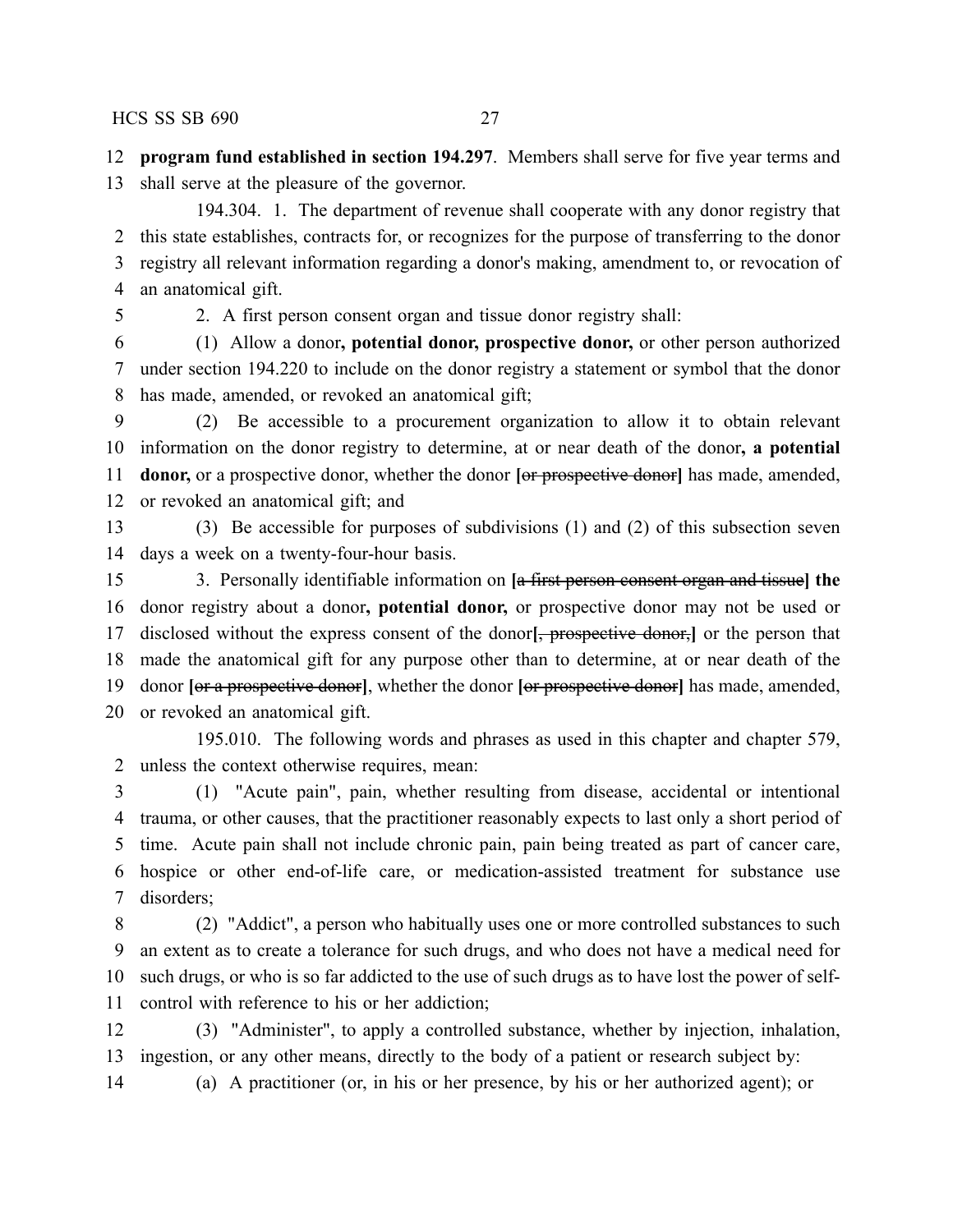**program fund established in section 194.297**. Members shall serve for five year terms and shall serve at the pleasure of the governor.

194.304. 1. The department of revenue shall cooperate with any donor registry that this state establishes, contracts for, or recognizes for the purpose of transferring to the donor registry all relevant information regarding a donor's making, amendment to, or revocation of an anatomical gift.

2. A first person consent organ and tissue donor registry shall:

(1) Allow a donor**, potential donor, prospective donor,** or other person authorized under section 194.220 to include on the donor registry a statement or symbol that the donor has made, amended, or revoked an anatomical gift;

(2) Be accessible to a procurement organization to allow it to obtain relevant information on the donor registry to determine, at or near death of the donor**, a potential donor,** or a prospective donor, whether the donor **[**~~or prospective donor~~**]** has made, amended, or revoked an anatomical gift; and

(3) Be accessible for purposes of subdivisions (1) and (2) of this subsection seven days a week on a twenty-four-hour basis.

3. Personally identifiable information on **[**~~a first person consent organ and tissue~~**] the** donor registry about a donor**, potential donor,** or prospective donor may not be used or disclosed without the express consent of the donor**[**~~, prospective donor,~~**]** or the person that made the anatomical gift for any purpose other than to determine, at or near death of the donor **[**~~or a prospective donor~~**]**, whether the donor **[**~~or prospective donor~~**]** has made, amended, or revoked an anatomical gift.

195.010. The following words and phrases as used in this chapter and chapter 579, unless the context otherwise requires, mean:

(1) "Acute pain", pain, whether resulting from disease, accidental or intentional trauma, or other causes, that the practitioner reasonably expects to last only a short period of time. Acute pain shall not include chronic pain, pain being treated as part of cancer care, hospice or other end-of-life care, or medication-assisted treatment for substance use disorders;

(2) "Addict", a person who habitually uses one or more controlled substances to such an extent as to create a tolerance for such drugs, and who does not have a medical need for such drugs, or who is so far addicted to the use of such drugs as to have lost the power of self-control with reference to his or her addiction;

(3) "Administer", to apply a controlled substance, whether by injection, inhalation, ingestion, or any other means, directly to the body of a patient or research subject by:

(a) A practitioner (or, in his or her presence, by his or her authorized agent); or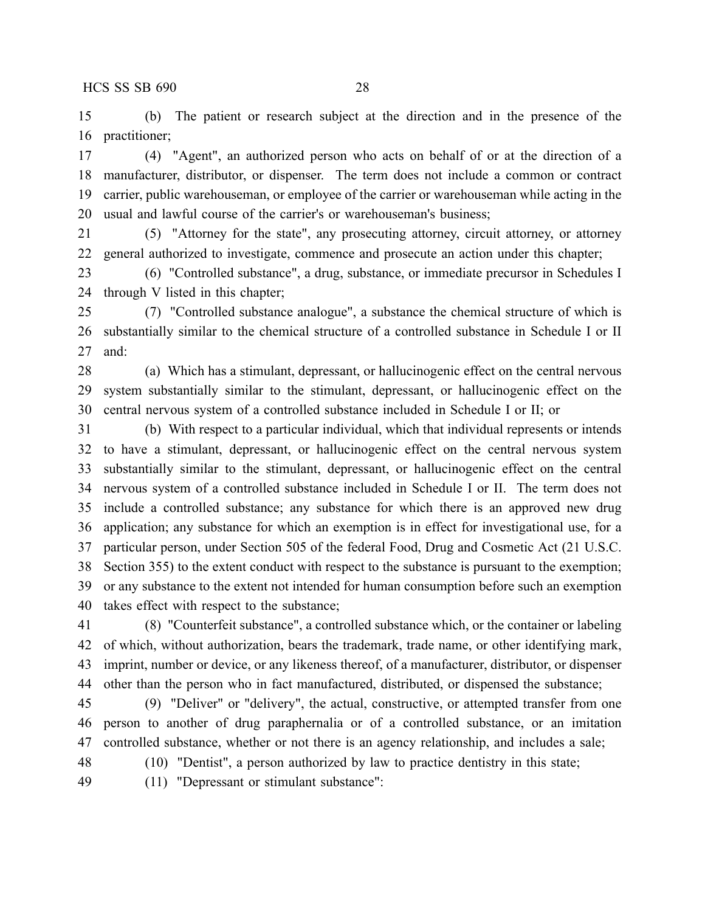(b) The patient or research subject at the direction and in the presence of the practitioner;

(4) "Agent", an authorized person who acts on behalf of or at the direction of a manufacturer, distributor, or dispenser. The term does not include a common or contract carrier, public warehouseman, or employee of the carrier or warehouseman while acting in the usual and lawful course of the carrier's or warehouseman's business;

(5) "Attorney for the state", any prosecuting attorney, circuit attorney, or attorney general authorized to investigate, commence and prosecute an action under this chapter;

(6) "Controlled substance", a drug, substance, or immediate precursor in Schedules I through V listed in this chapter;

(7) "Controlled substance analogue", a substance the chemical structure of which is substantially similar to the chemical structure of a controlled substance in Schedule I or II and:

(a) Which has a stimulant, depressant, or hallucinogenic effect on the central nervous system substantially similar to the stimulant, depressant, or hallucinogenic effect on the central nervous system of a controlled substance included in Schedule I or II; or

(b) With respect to a particular individual, which that individual represents or intends to have a stimulant, depressant, or hallucinogenic effect on the central nervous system substantially similar to the stimulant, depressant, or hallucinogenic effect on the central nervous system of a controlled substance included in Schedule I or II. The term does not include a controlled substance; any substance for which there is an approved new drug application; any substance for which an exemption is in effect for investigational use, for a particular person, under Section 505 of the federal Food, Drug and Cosmetic Act (21 U.S.C. Section 355) to the extent conduct with respect to the substance is pursuant to the exemption; or any substance to the extent not intended for human consumption before such an exemption takes effect with respect to the substance;

(8) "Counterfeit substance", a controlled substance which, or the container or labeling of which, without authorization, bears the trademark, trade name, or other identifying mark, imprint, number or device, or any likeness thereof, of a manufacturer, distributor, or dispenser other than the person who in fact manufactured, distributed, or dispensed the substance;

(9) "Deliver" or "delivery", the actual, constructive, or attempted transfer from one person to another of drug paraphernalia or of a controlled substance, or an imitation controlled substance, whether or not there is an agency relationship, and includes a sale;

(10) "Dentist", a person authorized by law to practice dentistry in this state;

(11) "Depressant or stimulant substance":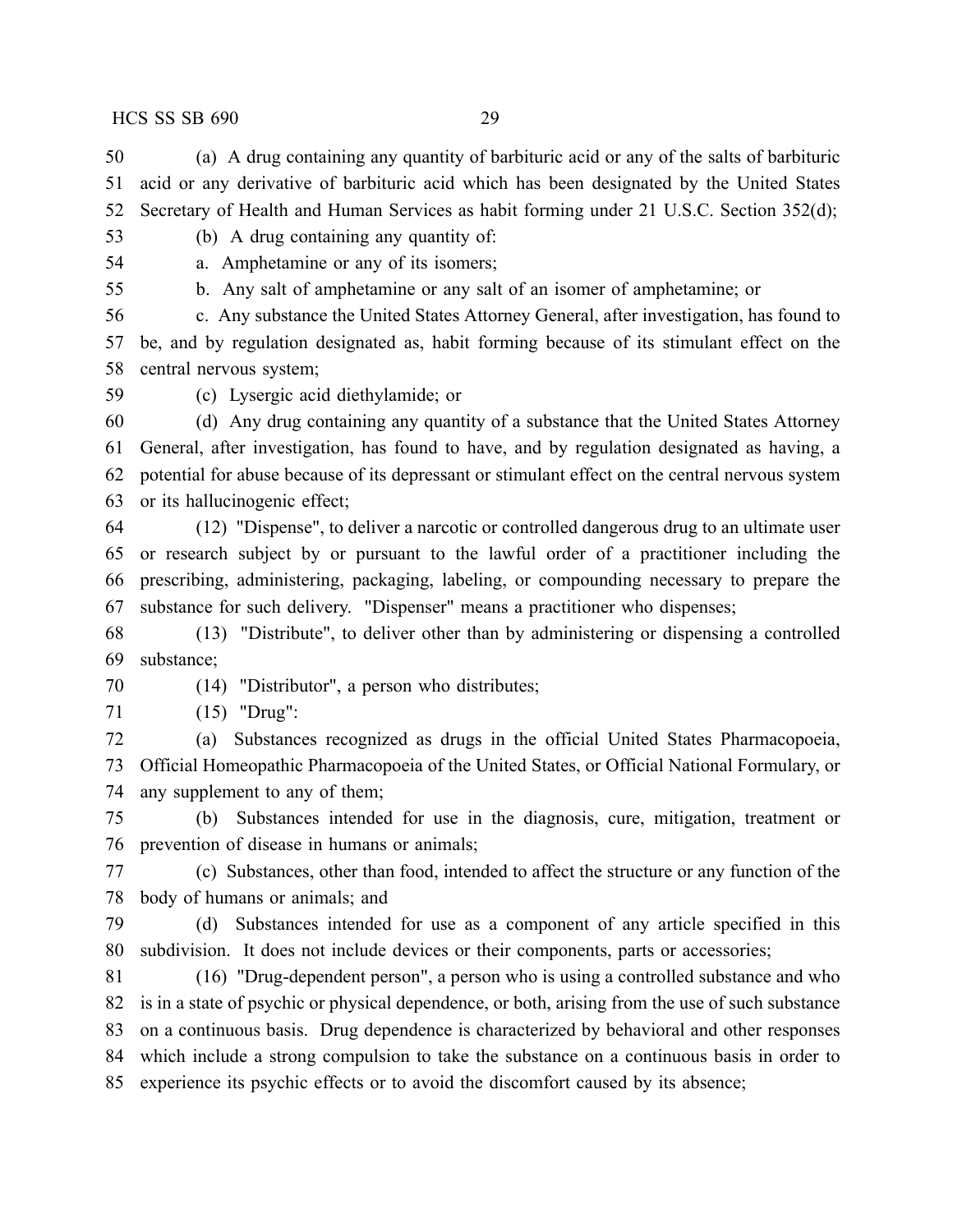(a) A drug containing any quantity of barbituric acid or any of the salts of barbituric acid or any derivative of barbituric acid which has been designated by the United States Secretary of Health and Human Services as habit forming under 21 U.S.C. Section 352(d);

(b) A drug containing any quantity of:

a. Amphetamine or any of its isomers;

b. Any salt of amphetamine or any salt of an isomer of amphetamine; or

c. Any substance the United States Attorney General, after investigation, has found to be, and by regulation designated as, habit forming because of its stimulant effect on the central nervous system;

(c) Lysergic acid diethylamide; or

(d) Any drug containing any quantity of a substance that the United States Attorney General, after investigation, has found to have, and by regulation designated as having, a potential for abuse because of its depressant or stimulant effect on the central nervous system or its hallucinogenic effect;

(12) "Dispense", to deliver a narcotic or controlled dangerous drug to an ultimate user or research subject by or pursuant to the lawful order of a practitioner including the prescribing, administering, packaging, labeling, or compounding necessary to prepare the substance for such delivery. "Dispenser" means a practitioner who dispenses;

(13) "Distribute", to deliver other than by administering or dispensing a controlled substance;

(14) "Distributor", a person who distributes;

(15) "Drug":

(a) Substances recognized as drugs in the official United States Pharmacopoeia, Official Homeopathic Pharmacopoeia of the United States, or Official National Formulary, or any supplement to any of them;

(b) Substances intended for use in the diagnosis, cure, mitigation, treatment or prevention of disease in humans or animals;

(c) Substances, other than food, intended to affect the structure or any function of the body of humans or animals; and

(d) Substances intended for use as a component of any article specified in this subdivision. It does not include devices or their components, parts or accessories;

(16) "Drug-dependent person", a person who is using a controlled substance and who is in a state of psychic or physical dependence, or both, arising from the use of such substance on a continuous basis. Drug dependence is characterized by behavioral and other responses which include a strong compulsion to take the substance on a continuous basis in order to experience its psychic effects or to avoid the discomfort caused by its absence;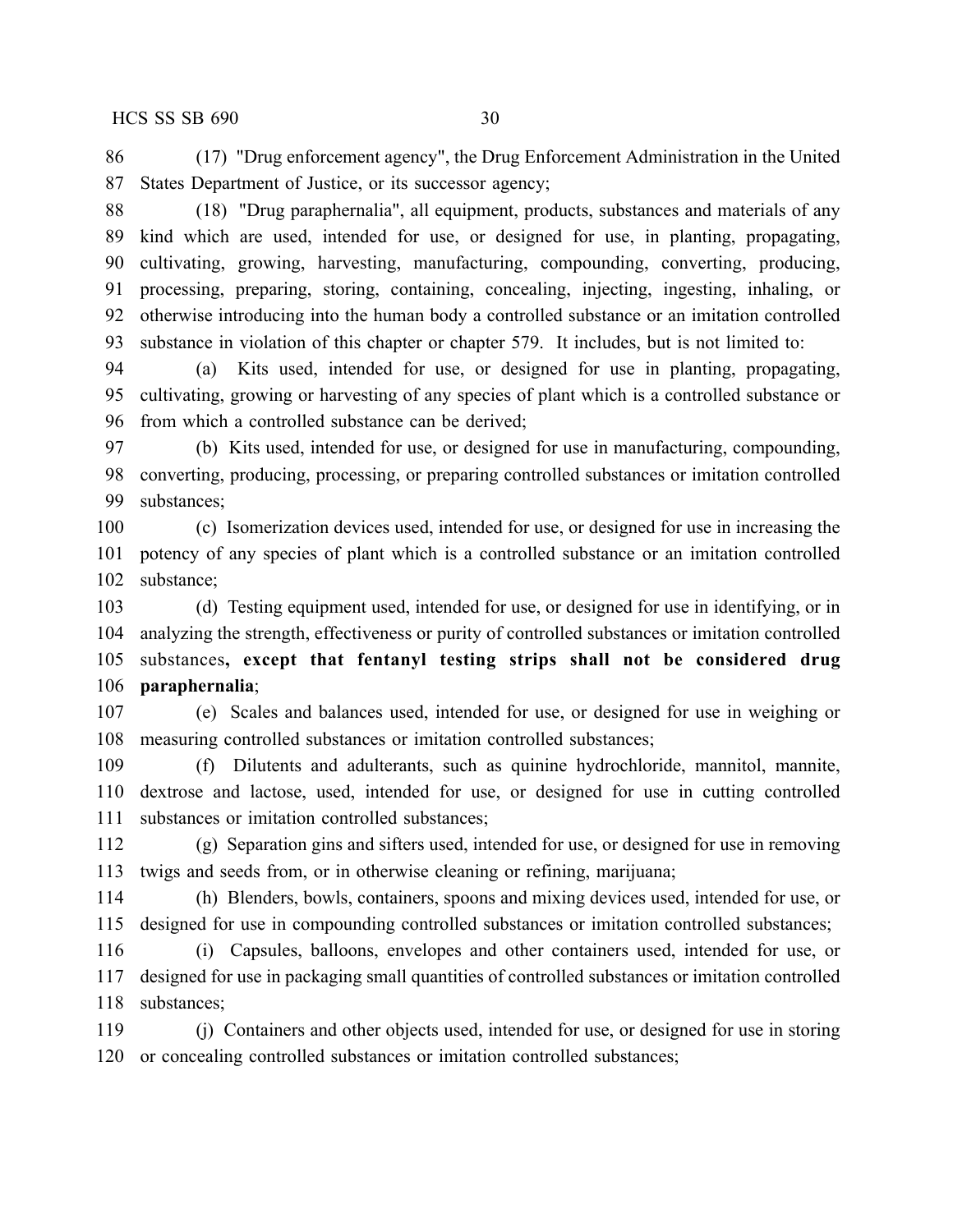(17) "Drug enforcement agency", the Drug Enforcement Administration in the United States Department of Justice, or its successor agency;

(18) "Drug paraphernalia", all equipment, products, substances and materials of any kind which are used, intended for use, or designed for use, in planting, propagating, cultivating, growing, harvesting, manufacturing, compounding, converting, producing, processing, preparing, storing, containing, concealing, injecting, ingesting, inhaling, or otherwise introducing into the human body a controlled substance or an imitation controlled substance in violation of this chapter or chapter 579. It includes, but is not limited to:

(a) Kits used, intended for use, or designed for use in planting, propagating, cultivating, growing or harvesting of any species of plant which is a controlled substance or from which a controlled substance can be derived;

(b) Kits used, intended for use, or designed for use in manufacturing, compounding, converting, producing, processing, or preparing controlled substances or imitation controlled substances;

(c) Isomerization devices used, intended for use, or designed for use in increasing the potency of any species of plant which is a controlled substance or an imitation controlled substance;

(d) Testing equipment used, intended for use, or designed for use in identifying, or in analyzing the strength, effectiveness or purity of controlled substances or imitation controlled substances**, except that fentanyl testing strips shall not be considered drug paraphernalia**;

(e) Scales and balances used, intended for use, or designed for use in weighing or measuring controlled substances or imitation controlled substances;

(f) Dilutents and adulterants, such as quinine hydrochloride, mannitol, mannite, dextrose and lactose, used, intended for use, or designed for use in cutting controlled substances or imitation controlled substances;

(g) Separation gins and sifters used, intended for use, or designed for use in removing twigs and seeds from, or in otherwise cleaning or refining, marijuana;

(h) Blenders, bowls, containers, spoons and mixing devices used, intended for use, or designed for use in compounding controlled substances or imitation controlled substances;

(i) Capsules, balloons, envelopes and other containers used, intended for use, or designed for use in packaging small quantities of controlled substances or imitation controlled substances;

(j) Containers and other objects used, intended for use, or designed for use in storing or concealing controlled substances or imitation controlled substances;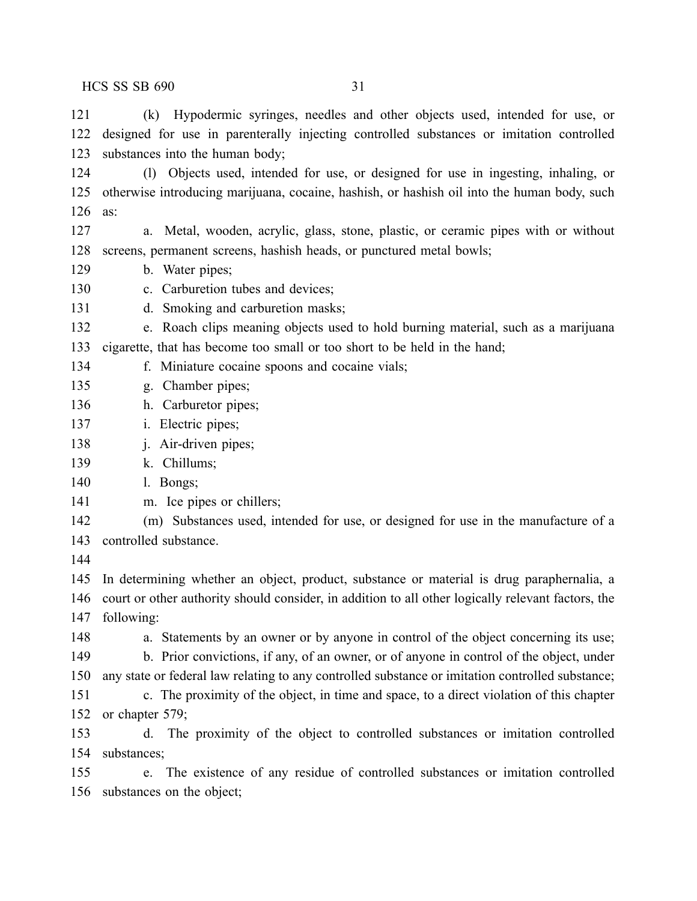(k) Hypodermic syringes, needles and other objects used, intended for use, or designed for use in parenterally injecting controlled substances or imitation controlled substances into the human body;

(l) Objects used, intended for use, or designed for use in ingesting, inhaling, or otherwise introducing marijuana, cocaine, hashish, or hashish oil into the human body, such as:

a. Metal, wooden, acrylic, glass, stone, plastic, or ceramic pipes with or without screens, permanent screens, hashish heads, or punctured metal bowls;

b. Water pipes;

c. Carburetion tubes and devices;

d. Smoking and carburetion masks;

e. Roach clips meaning objects used to hold burning material, such as a marijuana cigarette, that has become too small or too short to be held in the hand;

f. Miniature cocaine spoons and cocaine vials;

g. Chamber pipes;

h. Carburetor pipes;

i. Electric pipes;

j. Air-driven pipes;

k. Chillums;

l. Bongs;

m. Ice pipes or chillers;

(m) Substances used, intended for use, or designed for use in the manufacture of a controlled substance.

In determining whether an object, product, substance or material is drug paraphernalia, a court or other authority should consider, in addition to all other logically relevant factors, the following:

a. Statements by an owner or by anyone in control of the object concerning its use;

b. Prior convictions, if any, of an owner, or of anyone in control of the object, under any state or federal law relating to any controlled substance or imitation controlled substance;

c. The proximity of the object, in time and space, to a direct violation of this chapter or chapter 579;

d. The proximity of the object to controlled substances or imitation controlled substances;

e. The existence of any residue of controlled substances or imitation controlled substances on the object;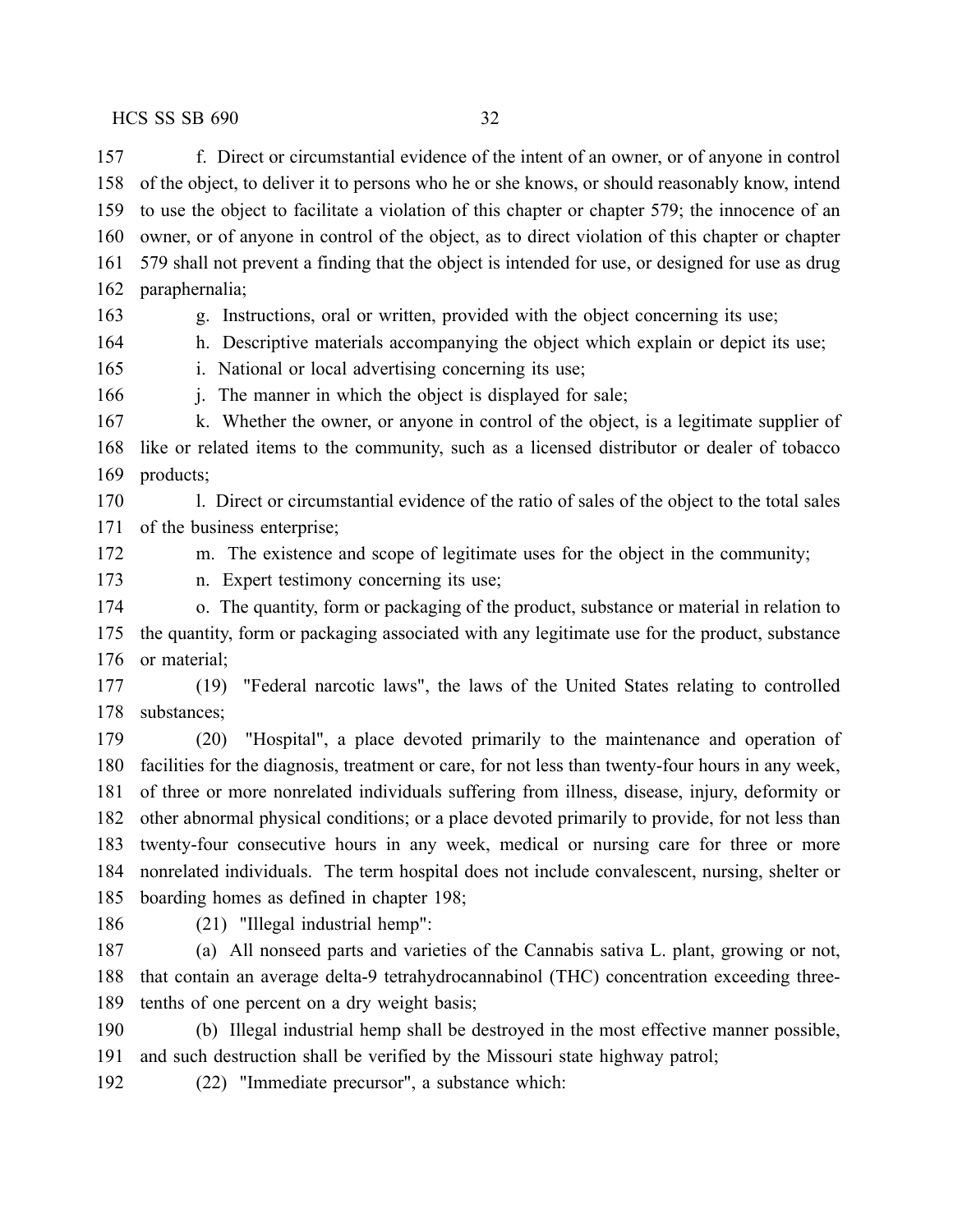f. Direct or circumstantial evidence of the intent of an owner, or of anyone in control of the object, to deliver it to persons who he or she knows, or should reasonably know, intend to use the object to facilitate a violation of this chapter or chapter 579; the innocence of an owner, or of anyone in control of the object, as to direct violation of this chapter or chapter 579 shall not prevent a finding that the object is intended for use, or designed for use as drug paraphernalia;

g. Instructions, oral or written, provided with the object concerning its use;

h. Descriptive materials accompanying the object which explain or depict its use;

i. National or local advertising concerning its use;

j. The manner in which the object is displayed for sale;

k. Whether the owner, or anyone in control of the object, is a legitimate supplier of like or related items to the community, such as a licensed distributor or dealer of tobacco products;

l. Direct or circumstantial evidence of the ratio of sales of the object to the total sales of the business enterprise;

m. The existence and scope of legitimate uses for the object in the community;

n. Expert testimony concerning its use;

o. The quantity, form or packaging of the product, substance or material in relation to the quantity, form or packaging associated with any legitimate use for the product, substance or material;

(19) "Federal narcotic laws", the laws of the United States relating to controlled substances;

(20) "Hospital", a place devoted primarily to the maintenance and operation of facilities for the diagnosis, treatment or care, for not less than twenty-four hours in any week, of three or more nonrelated individuals suffering from illness, disease, injury, deformity or other abnormal physical conditions; or a place devoted primarily to provide, for not less than twenty-four consecutive hours in any week, medical or nursing care for three or more nonrelated individuals. The term hospital does not include convalescent, nursing, shelter or boarding homes as defined in chapter 198;

(21) "Illegal industrial hemp":

(a) All nonseed parts and varieties of the Cannabis sativa L. plant, growing or not, that contain an average delta-9 tetrahydrocannabinol (THC) concentration exceeding three-tenths of one percent on a dry weight basis;

(b) Illegal industrial hemp shall be destroyed in the most effective manner possible, and such destruction shall be verified by the Missouri state highway patrol;

(22) "Immediate precursor", a substance which: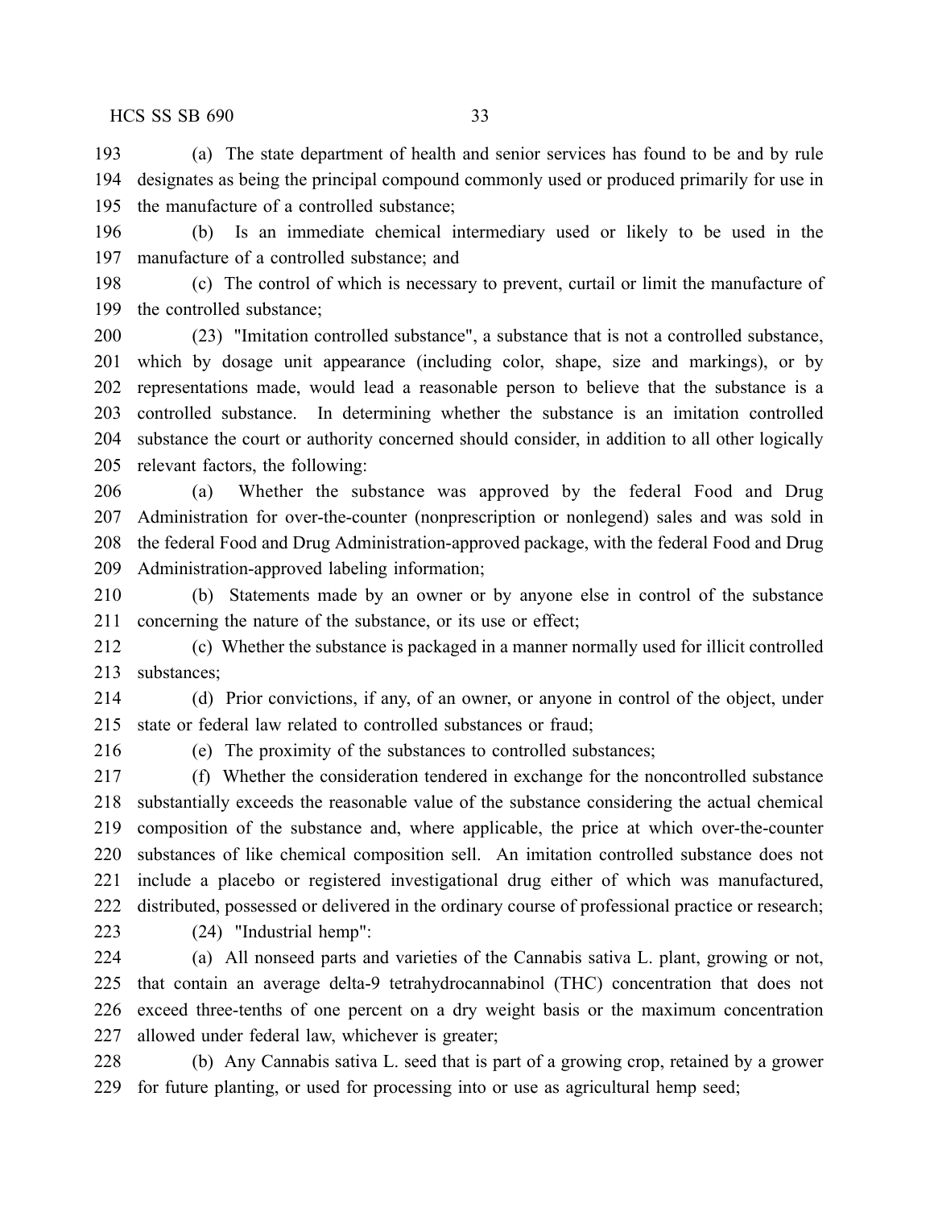(a) The state department of health and senior services has found to be and by rule designates as being the principal compound commonly used or produced primarily for use in the manufacture of a controlled substance;

(b) Is an immediate chemical intermediary used or likely to be used in the manufacture of a controlled substance; and

(c) The control of which is necessary to prevent, curtail or limit the manufacture of the controlled substance;

(23) "Imitation controlled substance", a substance that is not a controlled substance, which by dosage unit appearance (including color, shape, size and markings), or by representations made, would lead a reasonable person to believe that the substance is a controlled substance. In determining whether the substance is an imitation controlled substance the court or authority concerned should consider, in addition to all other logically relevant factors, the following:

(a) Whether the substance was approved by the federal Food and Drug Administration for over-the-counter (nonprescription or nonlegend) sales and was sold in the federal Food and Drug Administration-approved package, with the federal Food and Drug Administration-approved labeling information;

(b) Statements made by an owner or by anyone else in control of the substance concerning the nature of the substance, or its use or effect;

(c) Whether the substance is packaged in a manner normally used for illicit controlled substances;

(d) Prior convictions, if any, of an owner, or anyone in control of the object, under state or federal law related to controlled substances or fraud;

(e) The proximity of the substances to controlled substances;

(f) Whether the consideration tendered in exchange for the noncontrolled substance substantially exceeds the reasonable value of the substance considering the actual chemical composition of the substance and, where applicable, the price at which over-the-counter substances of like chemical composition sell. An imitation controlled substance does not include a placebo or registered investigational drug either of which was manufactured, distributed, possessed or delivered in the ordinary course of professional practice or research;

(24) "Industrial hemp":

(a) All nonseed parts and varieties of the Cannabis sativa L. plant, growing or not, that contain an average delta-9 tetrahydrocannabinol (THC) concentration that does not exceed three-tenths of one percent on a dry weight basis or the maximum concentration allowed under federal law, whichever is greater;

(b) Any Cannabis sativa L. seed that is part of a growing crop, retained by a grower for future planting, or used for processing into or use as agricultural hemp seed;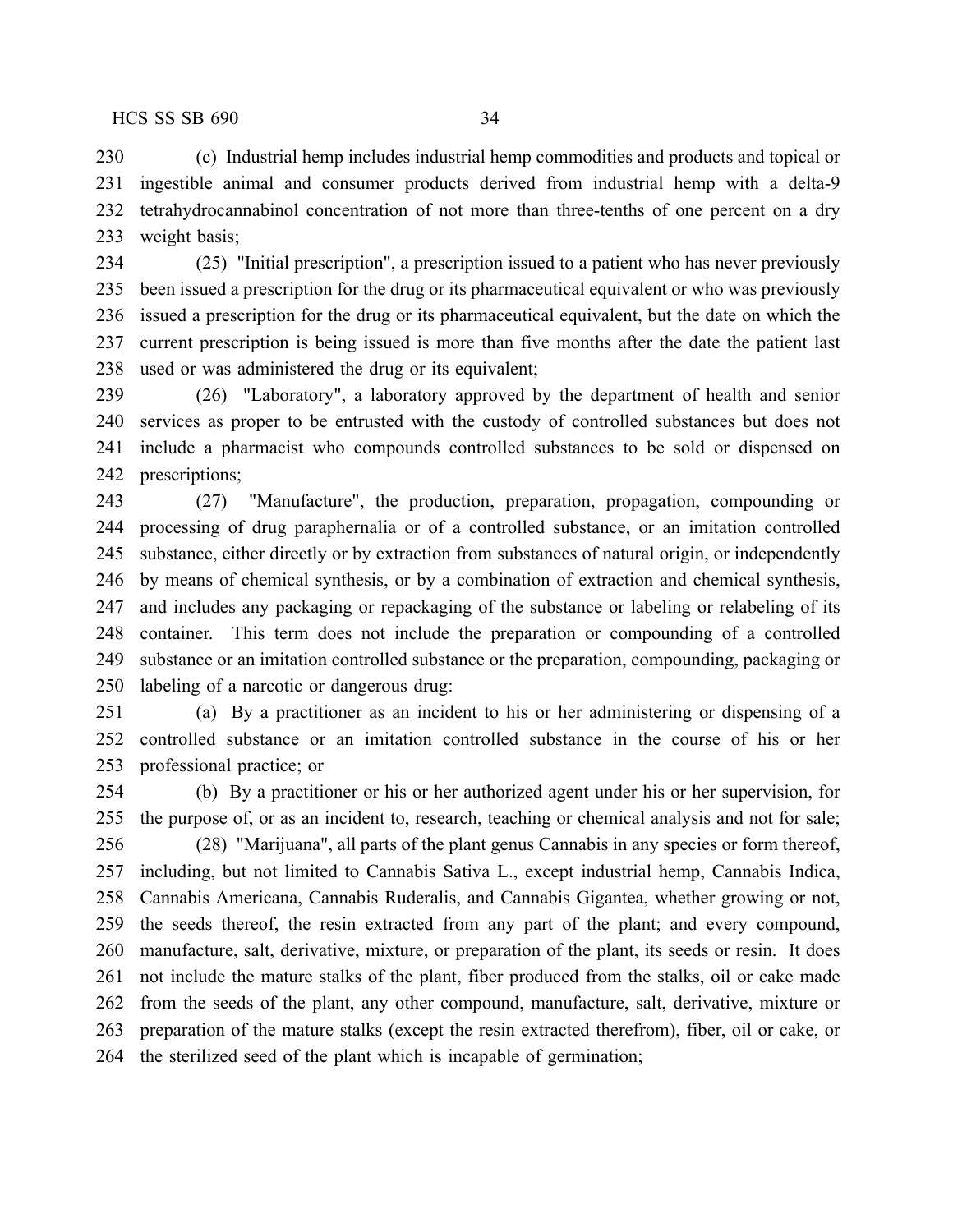(c) Industrial hemp includes industrial hemp commodities and products and topical or ingestible animal and consumer products derived from industrial hemp with a delta-9 tetrahydrocannabinol concentration of not more than three-tenths of one percent on a dry weight basis;

(25) "Initial prescription", a prescription issued to a patient who has never previously been issued a prescription for the drug or its pharmaceutical equivalent or who was previously issued a prescription for the drug or its pharmaceutical equivalent, but the date on which the current prescription is being issued is more than five months after the date the patient last used or was administered the drug or its equivalent;

(26) "Laboratory", a laboratory approved by the department of health and senior services as proper to be entrusted with the custody of controlled substances but does not include a pharmacist who compounds controlled substances to be sold or dispensed on prescriptions;

(27) "Manufacture", the production, preparation, propagation, compounding or processing of drug paraphernalia or of a controlled substance, or an imitation controlled substance, either directly or by extraction from substances of natural origin, or independently by means of chemical synthesis, or by a combination of extraction and chemical synthesis, and includes any packaging or repackaging of the substance or labeling or relabeling of its container. This term does not include the preparation or compounding of a controlled substance or an imitation controlled substance or the preparation, compounding, packaging or labeling of a narcotic or dangerous drug:

(a) By a practitioner as an incident to his or her administering or dispensing of a controlled substance or an imitation controlled substance in the course of his or her professional practice; or

(b) By a practitioner or his or her authorized agent under his or her supervision, for the purpose of, or as an incident to, research, teaching or chemical analysis and not for sale;

(28) "Marijuana", all parts of the plant genus Cannabis in any species or form thereof, including, but not limited to Cannabis Sativa L., except industrial hemp, Cannabis Indica, Cannabis Americana, Cannabis Ruderalis, and Cannabis Gigantea, whether growing or not, the seeds thereof, the resin extracted from any part of the plant; and every compound, manufacture, salt, derivative, mixture, or preparation of the plant, its seeds or resin. It does not include the mature stalks of the plant, fiber produced from the stalks, oil or cake made from the seeds of the plant, any other compound, manufacture, salt, derivative, mixture or preparation of the mature stalks (except the resin extracted therefrom), fiber, oil or cake, or the sterilized seed of the plant which is incapable of germination;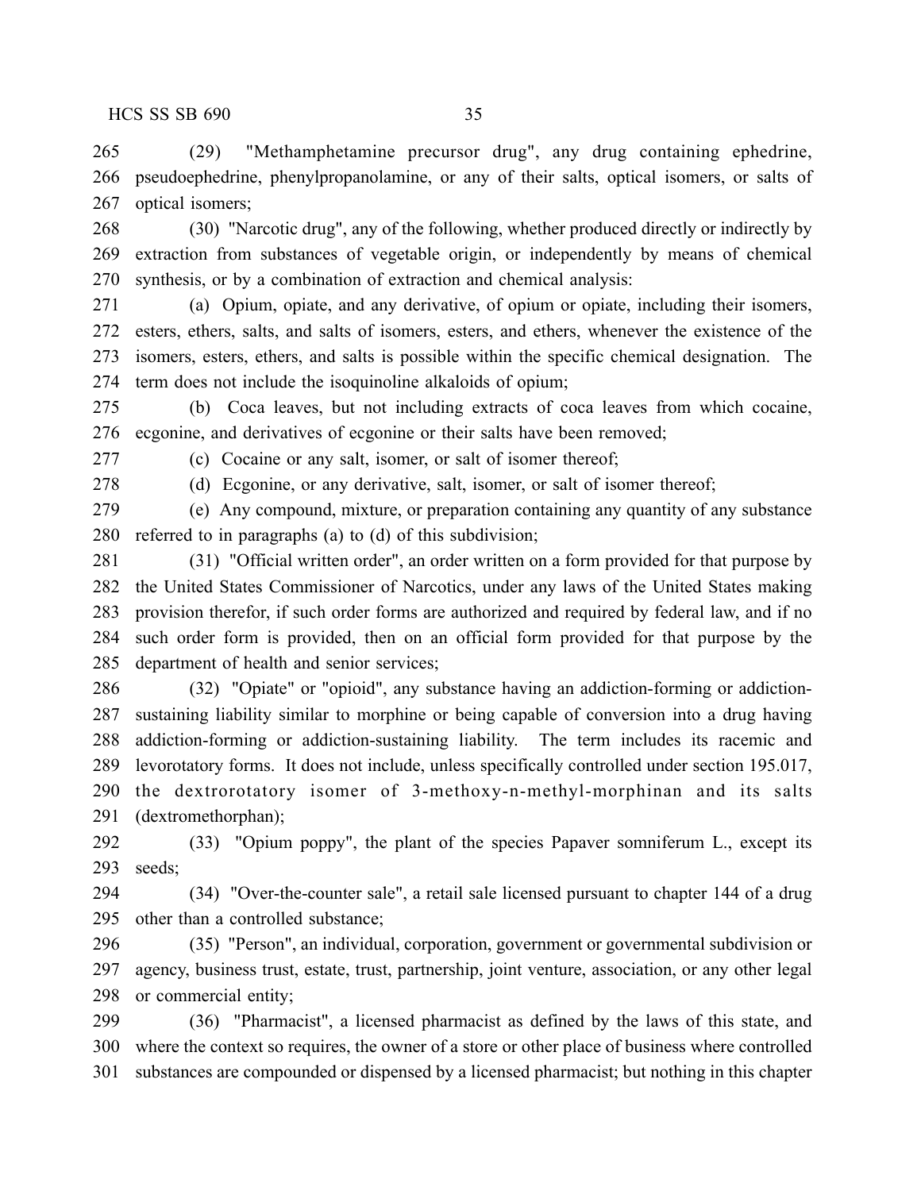(29) "Methamphetamine precursor drug", any drug containing ephedrine, pseudoephedrine, phenylpropanolamine, or any of their salts, optical isomers, or salts of optical isomers;

(30) "Narcotic drug", any of the following, whether produced directly or indirectly by extraction from substances of vegetable origin, or independently by means of chemical synthesis, or by a combination of extraction and chemical analysis:

(a) Opium, opiate, and any derivative, of opium or opiate, including their isomers, esters, ethers, salts, and salts of isomers, esters, and ethers, whenever the existence of the isomers, esters, ethers, and salts is possible within the specific chemical designation. The term does not include the isoquinoline alkaloids of opium;

(b) Coca leaves, but not including extracts of coca leaves from which cocaine, ecgonine, and derivatives of ecgonine or their salts have been removed;

(c) Cocaine or any salt, isomer, or salt of isomer thereof;

(d) Ecgonine, or any derivative, salt, isomer, or salt of isomer thereof;

(e) Any compound, mixture, or preparation containing any quantity of any substance referred to in paragraphs (a) to (d) of this subdivision;

(31) "Official written order", an order written on a form provided for that purpose by the United States Commissioner of Narcotics, under any laws of the United States making provision therefor, if such order forms are authorized and required by federal law, and if no such order form is provided, then on an official form provided for that purpose by the department of health and senior services;

(32) "Opiate" or "opioid", any substance having an addiction-forming or addiction-sustaining liability similar to morphine or being capable of conversion into a drug having addiction-forming or addiction-sustaining liability. The term includes its racemic and levorotatory forms. It does not include, unless specifically controlled under section 195.017, the dextrorotatory isomer of 3-methoxy-n-methyl-morphinan and its salts (dextromethorphan);

(33) "Opium poppy", the plant of the species Papaver somniferum L., except its seeds;

(34) "Over-the-counter sale", a retail sale licensed pursuant to chapter 144 of a drug other than a controlled substance;

(35) "Person", an individual, corporation, government or governmental subdivision or agency, business trust, estate, trust, partnership, joint venture, association, or any other legal or commercial entity;

(36) "Pharmacist", a licensed pharmacist as defined by the laws of this state, and where the context so requires, the owner of a store or other place of business where controlled substances are compounded or dispensed by a licensed pharmacist; but nothing in this chapter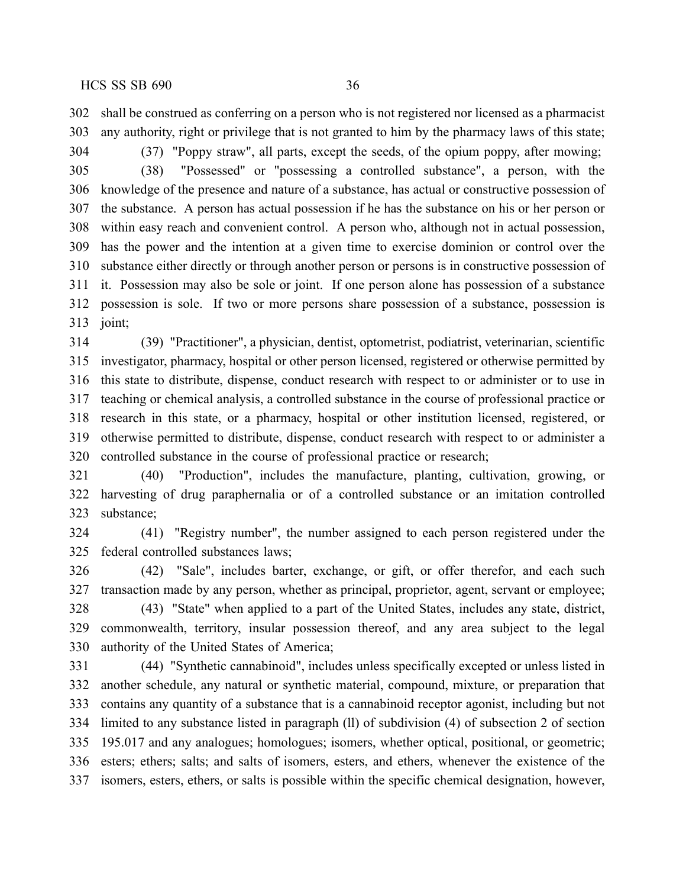shall be construed as conferring on a person who is not registered nor licensed as a pharmacist any authority, right or privilege that is not granted to him by the pharmacy laws of this state;

(37) "Poppy straw", all parts, except the seeds, of the opium poppy, after mowing;

(38) "Possessed" or "possessing a controlled substance", a person, with the knowledge of the presence and nature of a substance, has actual or constructive possession of the substance. A person has actual possession if he has the substance on his or her person or within easy reach and convenient control. A person who, although not in actual possession, has the power and the intention at a given time to exercise dominion or control over the substance either directly or through another person or persons is in constructive possession of it. Possession may also be sole or joint. If one person alone has possession of a substance possession is sole. If two or more persons share possession of a substance, possession is joint;

(39) "Practitioner", a physician, dentist, optometrist, podiatrist, veterinarian, scientific investigator, pharmacy, hospital or other person licensed, registered or otherwise permitted by this state to distribute, dispense, conduct research with respect to or administer or to use in teaching or chemical analysis, a controlled substance in the course of professional practice or research in this state, or a pharmacy, hospital or other institution licensed, registered, or otherwise permitted to distribute, dispense, conduct research with respect to or administer a controlled substance in the course of professional practice or research;

(40) "Production", includes the manufacture, planting, cultivation, growing, or harvesting of drug paraphernalia or of a controlled substance or an imitation controlled substance;

(41) "Registry number", the number assigned to each person registered under the federal controlled substances laws;

(42) "Sale", includes barter, exchange, or gift, or offer therefor, and each such transaction made by any person, whether as principal, proprietor, agent, servant or employee;

(43) "State" when applied to a part of the United States, includes any state, district, commonwealth, territory, insular possession thereof, and any area subject to the legal authority of the United States of America;

(44) "Synthetic cannabinoid", includes unless specifically excepted or unless listed in another schedule, any natural or synthetic material, compound, mixture, or preparation that contains any quantity of a substance that is a cannabinoid receptor agonist, including but not limited to any substance listed in paragraph (ll) of subdivision (4) of subsection 2 of section 195.017 and any analogues; homologues; isomers, whether optical, positional, or geometric; esters; ethers; salts; and salts of isomers, esters, and ethers, whenever the existence of the isomers, esters, ethers, or salts is possible within the specific chemical designation, however,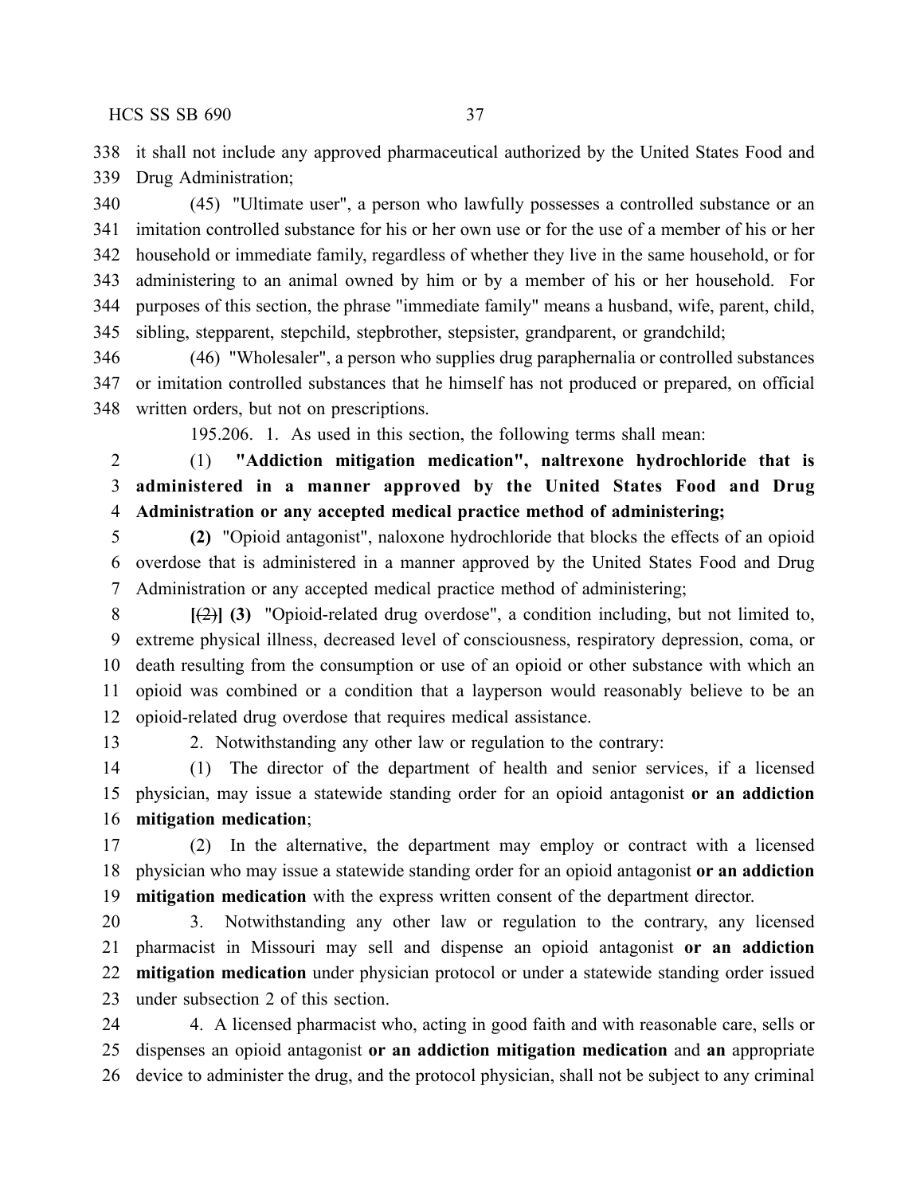338 it shall not include any approved pharmaceutical authorized by the United States Food and
339 Drug Administration;

340 (45) "Ultimate user", a person who lawfully possesses a controlled substance or an
341 imitation controlled substance for his or her own use or for the use of a member of his or her
342 household or immediate family, regardless of whether they live in the same household, or for
343 administering to an animal owned by him or by a member of his or her household. For
344 purposes of this section, the phrase "immediate family" means a husband, wife, parent, child,
345 sibling, stepparent, stepchild, stepbrother, stepsister, grandparent, or grandchild;

346 (46) "Wholesaler", a person who supplies drug paraphernalia or controlled substances
347 or imitation controlled substances that he himself has not produced or prepared, on official
348 written orders, but not on prescriptions.

195.206. 1. As used in this section, the following terms shall mean:

2 (1) **"Addiction mitigation medication", naltrexone hydrochloride that is**
3 **administered in a manner approved by the United States Food and Drug**
4 **Administration or any accepted medical practice method of administering;**

5 **(2)** "Opioid antagonist", naloxone hydrochloride that blocks the effects of an opioid
6 overdose that is administered in a manner approved by the United States Food and Drug
7 Administration or any accepted medical practice method of administering;

8 **[**~~(2)~~**] (3)** "Opioid-related drug overdose", a condition including, but not limited to,
9 extreme physical illness, decreased level of consciousness, respiratory depression, coma, or
10 death resulting from the consumption or use of an opioid or other substance with which an
11 opioid was combined or a condition that a layperson would reasonably believe to be an
12 opioid-related drug overdose that requires medical assistance.

13 2. Notwithstanding any other law or regulation to the contrary:

14 (1) The director of the department of health and senior services, if a licensed
15 physician, may issue a statewide standing order for an opioid antagonist **or an addiction**
16 **mitigation medication**;

17 (2) In the alternative, the department may employ or contract with a licensed
18 physician who may issue a statewide standing order for an opioid antagonist **or an addiction**
19 **mitigation medication** with the express written consent of the department director.

20 3. Notwithstanding any other law or regulation to the contrary, any licensed
21 pharmacist in Missouri may sell and dispense an opioid antagonist **or an addiction**
22 **mitigation medication** under physician protocol or under a statewide standing order issued
23 under subsection 2 of this section.

24 4. A licensed pharmacist who, acting in good faith and with reasonable care, sells or
25 dispenses an opioid antagonist **or an addiction mitigation medication** and **an** appropriate
26 device to administer the drug, and the protocol physician, shall not be subject to any criminal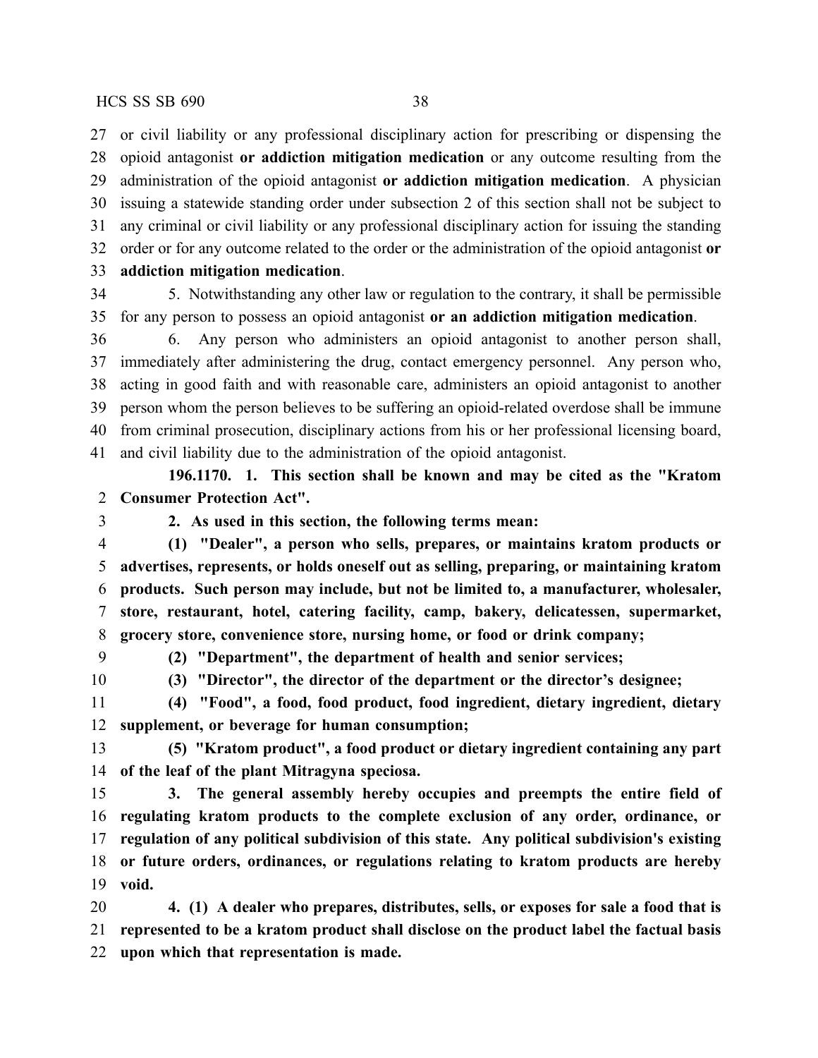or civil liability or any professional disciplinary action for prescribing or dispensing the opioid antagonist **or addiction mitigation medication** or any outcome resulting from the administration of the opioid antagonist **or addiction mitigation medication**. A physician issuing a statewide standing order under subsection 2 of this section shall not be subject to any criminal or civil liability or any professional disciplinary action for issuing the standing order or for any outcome related to the order or the administration of the opioid antagonist **or addiction mitigation medication**.

5. Notwithstanding any other law or regulation to the contrary, it shall be permissible for any person to possess an opioid antagonist **or an addiction mitigation medication**.

6. Any person who administers an opioid antagonist to another person shall, immediately after administering the drug, contact emergency personnel. Any person who, acting in good faith and with reasonable care, administers an opioid antagonist to another person whom the person believes to be suffering an opioid-related overdose shall be immune from criminal prosecution, disciplinary actions from his or her professional licensing board, and civil liability due to the administration of the opioid antagonist.

**196.1170. 1. This section shall be known and may be cited as the "Kratom Consumer Protection Act".**

**2. As used in this section, the following terms mean:**

**(1) "Dealer", a person who sells, prepares, or maintains kratom products or advertises, represents, or holds oneself out as selling, preparing, or maintaining kratom products. Such person may include, but not be limited to, a manufacturer, wholesaler, store, restaurant, hotel, catering facility, camp, bakery, delicatessen, supermarket, grocery store, convenience store, nursing home, or food or drink company;**

**(2) "Department", the department of health and senior services;**

**(3) "Director", the director of the department or the director's designee;**

**(4) "Food", a food, food product, food ingredient, dietary ingredient, dietary supplement, or beverage for human consumption;**

**(5) "Kratom product", a food product or dietary ingredient containing any part of the leaf of the plant Mitragyna speciosa.**

**3. The general assembly hereby occupies and preempts the entire field of regulating kratom products to the complete exclusion of any order, ordinance, or regulation of any political subdivision of this state. Any political subdivision's existing or future orders, ordinances, or regulations relating to kratom products are hereby void.**

**4. (1) A dealer who prepares, distributes, sells, or exposes for sale a food that is represented to be a kratom product shall disclose on the product label the factual basis upon which that representation is made.**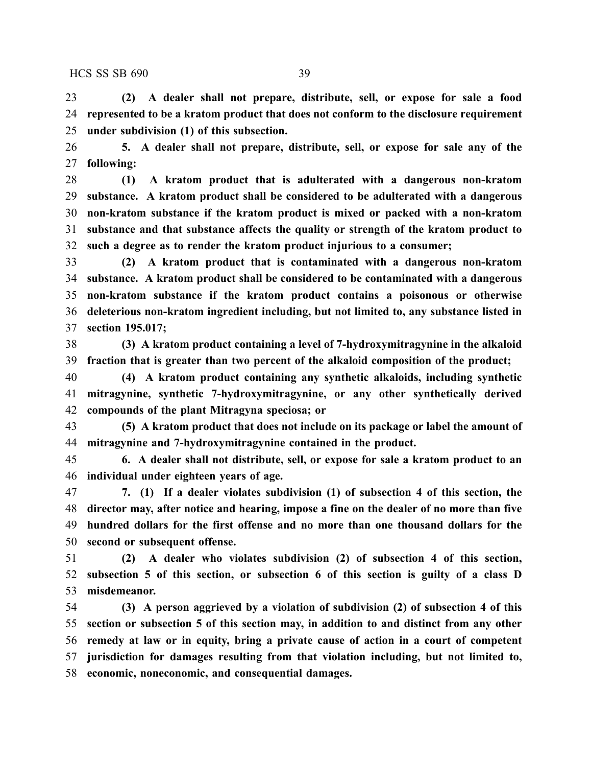**(2) A dealer shall not prepare, distribute, sell, or expose for sale a food represented to be a kratom product that does not conform to the disclosure requirement under subdivision (1) of this subsection.**

**5. A dealer shall not prepare, distribute, sell, or expose for sale any of the following:**

**(1) A kratom product that is adulterated with a dangerous non-kratom substance. A kratom product shall be considered to be adulterated with a dangerous non-kratom substance if the kratom product is mixed or packed with a non-kratom substance and that substance affects the quality or strength of the kratom product to such a degree as to render the kratom product injurious to a consumer;**

**(2) A kratom product that is contaminated with a dangerous non-kratom substance. A kratom product shall be considered to be contaminated with a dangerous non-kratom substance if the kratom product contains a poisonous or otherwise deleterious non-kratom ingredient including, but not limited to, any substance listed in section 195.017;**

**(3) A kratom product containing a level of 7-hydroxymitragynine in the alkaloid fraction that is greater than two percent of the alkaloid composition of the product;**

**(4) A kratom product containing any synthetic alkaloids, including synthetic mitragynine, synthetic 7-hydroxymitragynine, or any other synthetically derived compounds of the plant Mitragyna speciosa; or**

**(5) A kratom product that does not include on its package or label the amount of mitragynine and 7-hydroxymitragynine contained in the product.**

**6. A dealer shall not distribute, sell, or expose for sale a kratom product to an individual under eighteen years of age.**

**7. (1) If a dealer violates subdivision (1) of subsection 4 of this section, the director may, after notice and hearing, impose a fine on the dealer of no more than five hundred dollars for the first offense and no more than one thousand dollars for the second or subsequent offense.**

**(2) A dealer who violates subdivision (2) of subsection 4 of this section, subsection 5 of this section, or subsection 6 of this section is guilty of a class D misdemeanor.**

**(3) A person aggrieved by a violation of subdivision (2) of subsection 4 of this section or subsection 5 of this section may, in addition to and distinct from any other remedy at law or in equity, bring a private cause of action in a court of competent jurisdiction for damages resulting from that violation including, but not limited to, economic, noneconomic, and consequential damages.**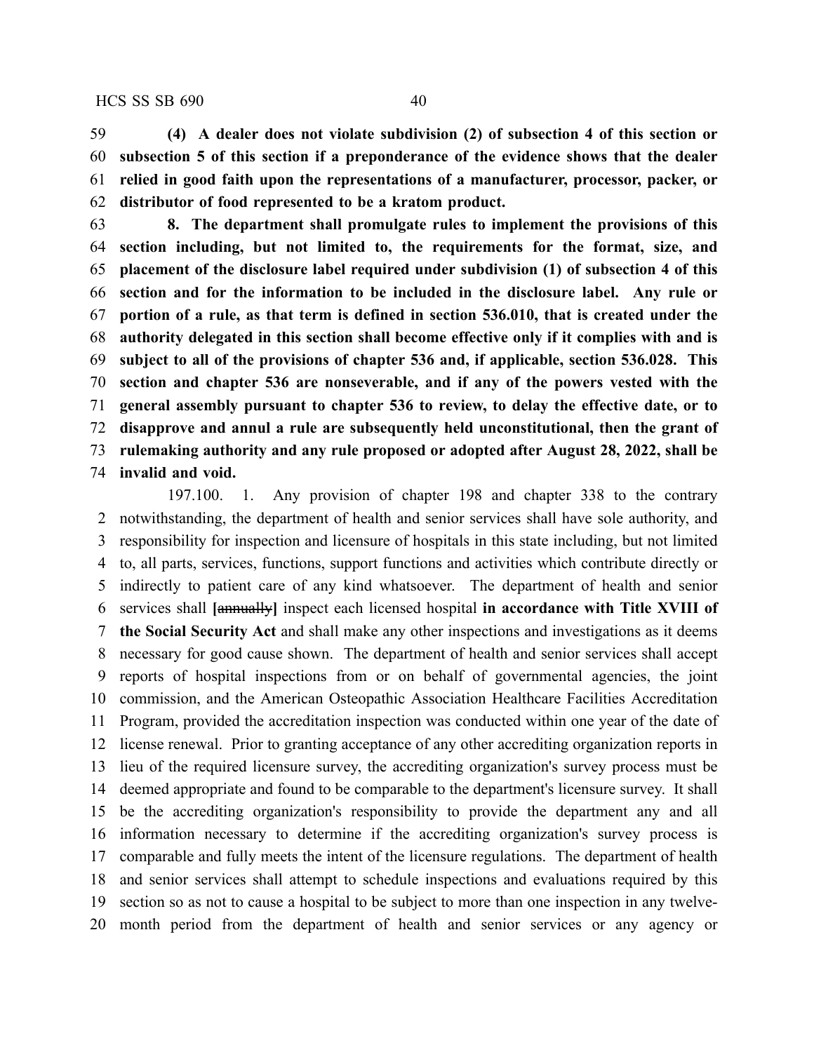**(4) A dealer does not violate subdivision (2) of subsection 4 of this section or subsection 5 of this section if a preponderance of the evidence shows that the dealer relied in good faith upon the representations of a manufacturer, processor, packer, or distributor of food represented to be a kratom product.**

**8. The department shall promulgate rules to implement the provisions of this section including, but not limited to, the requirements for the format, size, and placement of the disclosure label required under subdivision (1) of subsection 4 of this section and for the information to be included in the disclosure label. Any rule or portion of a rule, as that term is defined in section 536.010, that is created under the authority delegated in this section shall become effective only if it complies with and is subject to all of the provisions of chapter 536 and, if applicable, section 536.028. This section and chapter 536 are nonseverable, and if any of the powers vested with the general assembly pursuant to chapter 536 to review, to delay the effective date, or to disapprove and annul a rule are subsequently held unconstitutional, then the grant of rulemaking authority and any rule proposed or adopted after August 28, 2022, shall be invalid and void.**

197.100. 1. Any provision of chapter 198 and chapter 338 to the contrary notwithstanding, the department of health and senior services shall have sole authority, and responsibility for inspection and licensure of hospitals in this state including, but not limited to, all parts, services, functions, support functions and activities which contribute directly or indirectly to patient care of any kind whatsoever. The department of health and senior services shall **[**~~annually~~**]** inspect each licensed hospital **in accordance with Title XVIII of the Social Security Act** and shall make any other inspections and investigations as it deems necessary for good cause shown. The department of health and senior services shall accept reports of hospital inspections from or on behalf of governmental agencies, the joint commission, and the American Osteopathic Association Healthcare Facilities Accreditation Program, provided the accreditation inspection was conducted within one year of the date of license renewal. Prior to granting acceptance of any other accrediting organization reports in lieu of the required licensure survey, the accrediting organization's survey process must be deemed appropriate and found to be comparable to the department's licensure survey. It shall be the accrediting organization's responsibility to provide the department any and all information necessary to determine if the accrediting organization's survey process is comparable and fully meets the intent of the licensure regulations. The department of health and senior services shall attempt to schedule inspections and evaluations required by this section so as not to cause a hospital to be subject to more than one inspection in any twelve-month period from the department of health and senior services or any agency or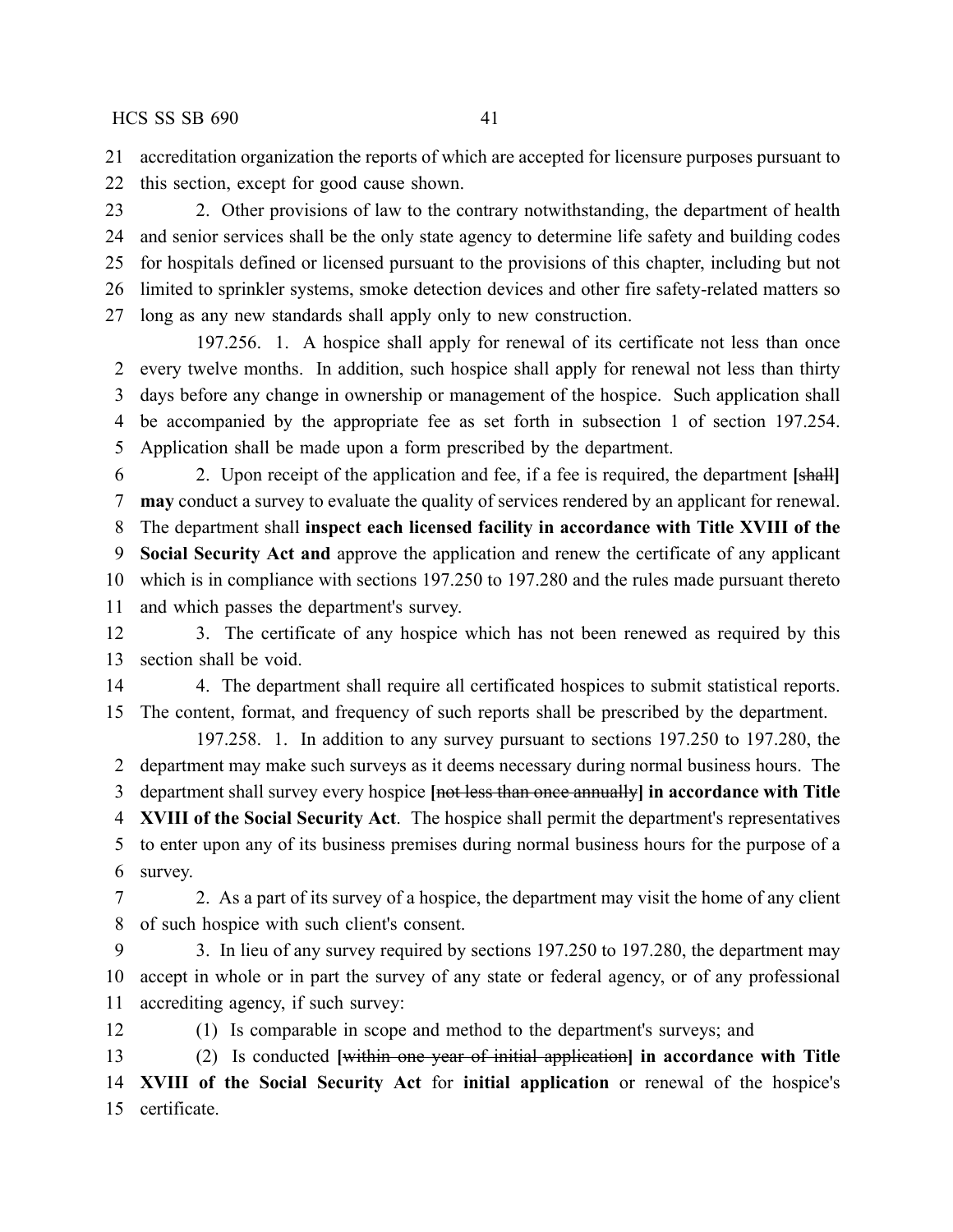accreditation organization the reports of which are accepted for licensure purposes pursuant to this section, except for good cause shown.

2. Other provisions of law to the contrary notwithstanding, the department of health and senior services shall be the only state agency to determine life safety and building codes for hospitals defined or licensed pursuant to the provisions of this chapter, including but not limited to sprinkler systems, smoke detection devices and other fire safety-related matters so long as any new standards shall apply only to new construction.

197.256. 1. A hospice shall apply for renewal of its certificate not less than once every twelve months. In addition, such hospice shall apply for renewal not less than thirty days before any change in ownership or management of the hospice. Such application shall be accompanied by the appropriate fee as set forth in subsection 1 of section 197.254. Application shall be made upon a form prescribed by the department.

2. Upon receipt of the application and fee, if a fee is required, the department **[**~~shall~~**]** **may** conduct a survey to evaluate the quality of services rendered by an applicant for renewal. The department shall **inspect each licensed facility in accordance with Title XVIII of the Social Security Act and** approve the application and renew the certificate of any applicant which is in compliance with sections 197.250 to 197.280 and the rules made pursuant thereto and which passes the department's survey.

3. The certificate of any hospice which has not been renewed as required by this section shall be void.

4. The department shall require all certificated hospices to submit statistical reports. The content, format, and frequency of such reports shall be prescribed by the department.

197.258. 1. In addition to any survey pursuant to sections 197.250 to 197.280, the department may make such surveys as it deems necessary during normal business hours. The department shall survey every hospice **[**~~not less than once annually~~**]** **in accordance with Title XVIII of the Social Security Act**. The hospice shall permit the department's representatives to enter upon any of its business premises during normal business hours for the purpose of a survey.

2. As a part of its survey of a hospice, the department may visit the home of any client of such hospice with such client's consent.

3. In lieu of any survey required by sections 197.250 to 197.280, the department may accept in whole or in part the survey of any state or federal agency, or of any professional accrediting agency, if such survey:

(1) Is comparable in scope and method to the department's surveys; and

(2) Is conducted **[**~~within one year of initial application~~**]** **in accordance with Title XVIII of the Social Security Act** for **initial application** or renewal of the hospice's certificate.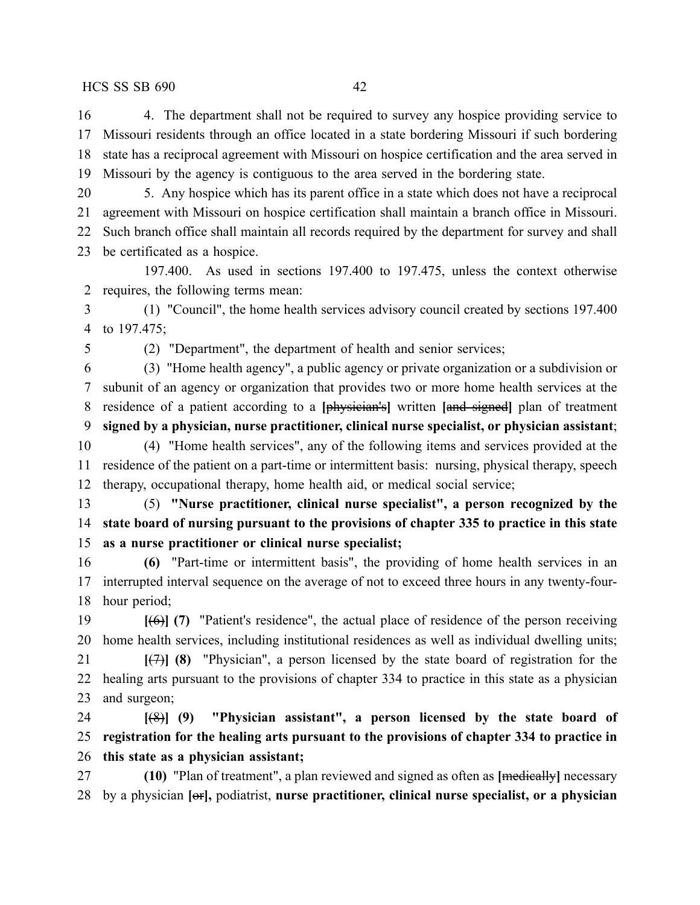4. The department shall not be required to survey any hospice providing service to Missouri residents through an office located in a state bordering Missouri if such bordering state has a reciprocal agreement with Missouri on hospice certification and the area served in Missouri by the agency is contiguous to the area served in the bordering state.

5. Any hospice which has its parent office in a state which does not have a reciprocal agreement with Missouri on hospice certification shall maintain a branch office in Missouri. Such branch office shall maintain all records required by the department for survey and shall be certificated as a hospice.

197.400. As used in sections 197.400 to 197.475, unless the context otherwise requires, the following terms mean:

(1) "Council", the home health services advisory council created by sections 197.400 to 197.475;

(2) "Department", the department of health and senior services;

(3) "Home health agency", a public agency or private organization or a subdivision or subunit of an agency or organization that provides two or more home health services at the residence of a patient according to a **[**~~physician's~~**]** written **[**~~and signed~~**]** plan of treatment **signed by a physician, nurse practitioner, clinical nurse specialist, or physician assistant**;

(4) "Home health services", any of the following items and services provided at the residence of the patient on a part-time or intermittent basis: nursing, physical therapy, speech therapy, occupational therapy, home health aid, or medical social service;

(5) **"Nurse practitioner, clinical nurse specialist", a person recognized by the state board of nursing pursuant to the provisions of chapter 335 to practice in this state as a nurse practitioner or clinical nurse specialist;**

**(6)** "Part-time or intermittent basis", the providing of home health services in an interrupted interval sequence on the average of not to exceed three hours in any twenty-four-hour period;

**[**~~(6)~~**] (7)** "Patient's residence", the actual place of residence of the person receiving home health services, including institutional residences as well as individual dwelling units;

**[**~~(7)~~**] (8)** "Physician", a person licensed by the state board of registration for the healing arts pursuant to the provisions of chapter 334 to practice in this state as a physician and surgeon;

**[**~~(8)~~**] (9) "Physician assistant", a person licensed by the state board of registration for the healing arts pursuant to the provisions of chapter 334 to practice in this state as a physician assistant;**

**(10)** "Plan of treatment", a plan reviewed and signed as often as **[**~~medically~~**]** necessary by a physician **[**~~or~~**],** podiatrist, **nurse practitioner, clinical nurse specialist, or a physician**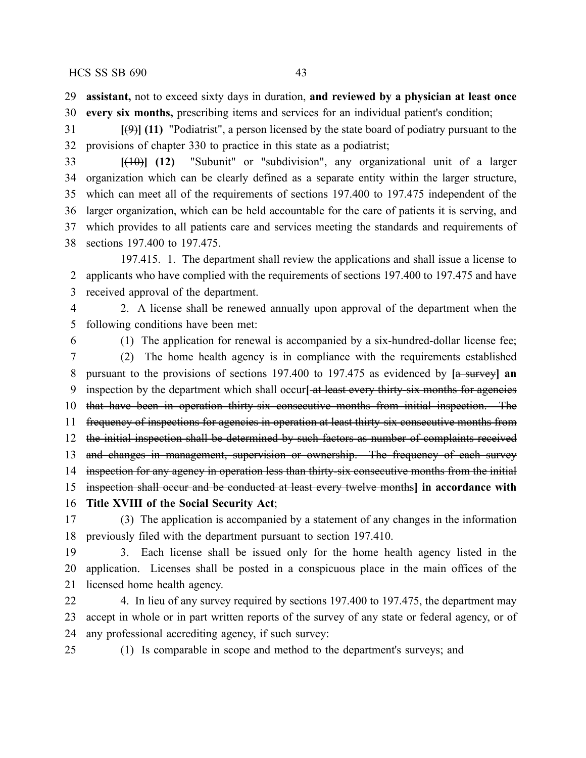assistant,** not to exceed sixty days in duration, **and reviewed by a physician at least once every six months,** prescribing items and services for an individual patient's condition;

**[**~~(9)~~**] (11)** "Podiatrist", a person licensed by the state board of podiatry pursuant to the provisions of chapter 330 to practice in this state as a podiatrist;

**[**~~(10)~~**] (12)** "Subunit" or "subdivision", any organizational unit of a larger organization which can be clearly defined as a separate entity within the larger structure, which can meet all of the requirements of sections 197.400 to 197.475 independent of the larger organization, which can be held accountable for the care of patients it is serving, and which provides to all patients care and services meeting the standards and requirements of sections 197.400 to 197.475.

197.415. 1. The department shall review the applications and shall issue a license to applicants who have complied with the requirements of sections 197.400 to 197.475 and have received approval of the department.

2. A license shall be renewed annually upon approval of the department when the following conditions have been met:

(1) The application for renewal is accompanied by a six-hundred-dollar license fee;

(2) The home health agency is in compliance with the requirements established pursuant to the provisions of sections 197.400 to 197.475 as evidenced by **[**~~a survey~~**] an** inspection by the department which shall occur**[**~~at least every thirty-six months for agencies that have been in operation thirty-six consecutive months from initial inspection. The frequency of inspections for agencies in operation at least thirty-six consecutive months from the initial inspection shall be determined by such factors as number of complaints received and changes in management, supervision or ownership. The frequency of each survey inspection for any agency in operation less than thirty-six consecutive months from the initial inspection shall occur and be conducted at least every twelve months~~**] in accordance with Title XVIII of the Social Security Act**;

(3) The application is accompanied by a statement of any changes in the information previously filed with the department pursuant to section 197.410.

3. Each license shall be issued only for the home health agency listed in the application. Licenses shall be posted in a conspicuous place in the main offices of the licensed home health agency.

4. In lieu of any survey required by sections 197.400 to 197.475, the department may accept in whole or in part written reports of the survey of any state or federal agency, or of any professional accrediting agency, if such survey:

(1) Is comparable in scope and method to the department's surveys; and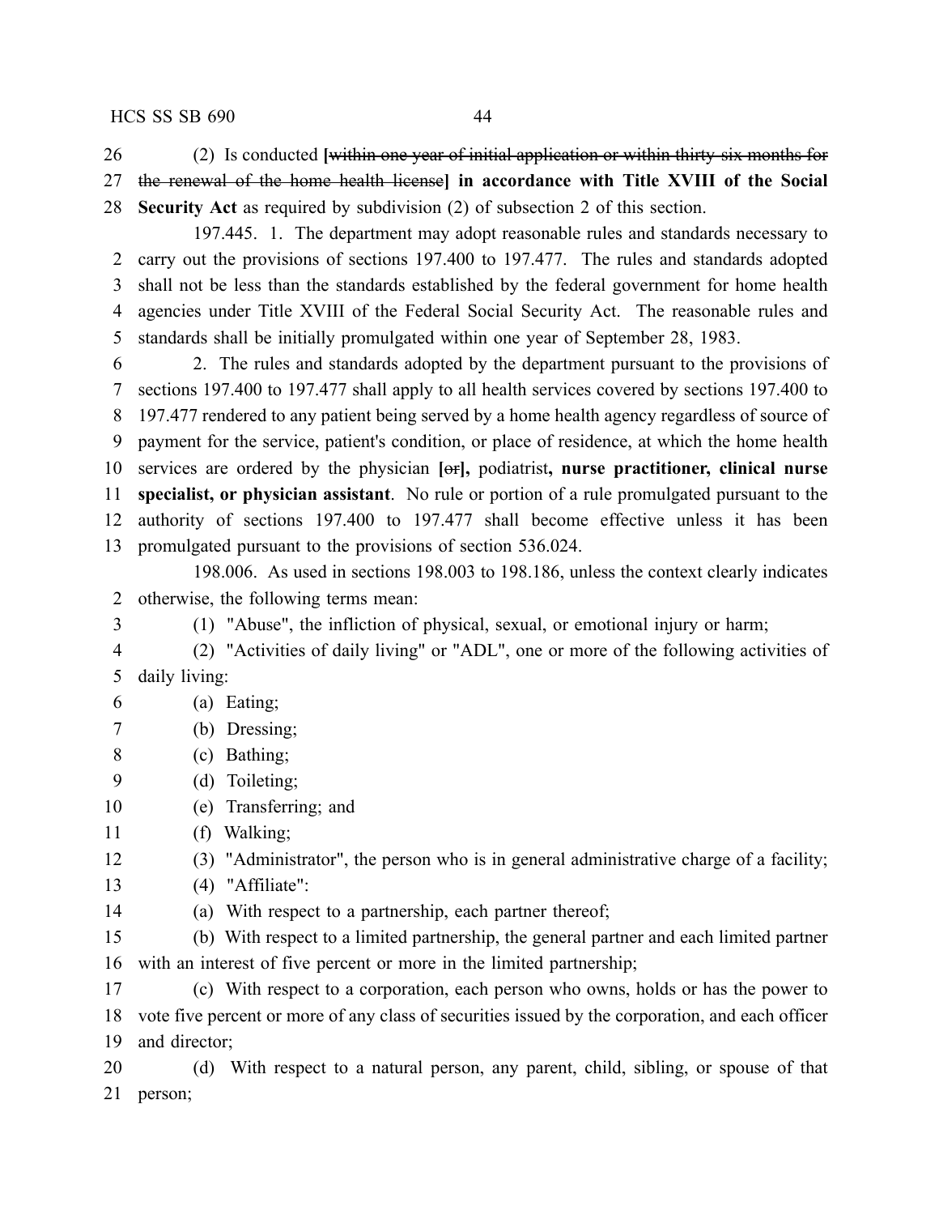(2) Is conducted **[**~~within one year of initial application or within thirty-six months for the renewal of the home health license~~**] in accordance with Title XVIII of the Social Security Act** as required by subdivision (2) of subsection 2 of this section.

197.445. 1. The department may adopt reasonable rules and standards necessary to carry out the provisions of sections 197.400 to 197.477. The rules and standards adopted shall not be less than the standards established by the federal government for home health agencies under Title XVIII of the Federal Social Security Act. The reasonable rules and standards shall be initially promulgated within one year of September 28, 1983.

2. The rules and standards adopted by the department pursuant to the provisions of sections 197.400 to 197.477 shall apply to all health services covered by sections 197.400 to 197.477 rendered to any patient being served by a home health agency regardless of source of payment for the service, patient's condition, or place of residence, at which the home health services are ordered by the physician **[**~~or~~**],** podiatrist**, nurse practitioner, clinical nurse specialist, or physician assistant**. No rule or portion of a rule promulgated pursuant to the authority of sections 197.400 to 197.477 shall become effective unless it has been promulgated pursuant to the provisions of section 536.024.

198.006. As used in sections 198.003 to 198.186, unless the context clearly indicates otherwise, the following terms mean:

(1) "Abuse", the infliction of physical, sexual, or emotional injury or harm;

(2) "Activities of daily living" or "ADL", one or more of the following activities of daily living:

(a) Eating;

(b) Dressing;

(c) Bathing;

(d) Toileting;

(e) Transferring; and

(f) Walking;

(3) "Administrator", the person who is in general administrative charge of a facility;

(4) "Affiliate":

(a) With respect to a partnership, each partner thereof;

(b) With respect to a limited partnership, the general partner and each limited partner with an interest of five percent or more in the limited partnership;

(c) With respect to a corporation, each person who owns, holds or has the power to vote five percent or more of any class of securities issued by the corporation, and each officer and director;

(d) With respect to a natural person, any parent, child, sibling, or spouse of that person;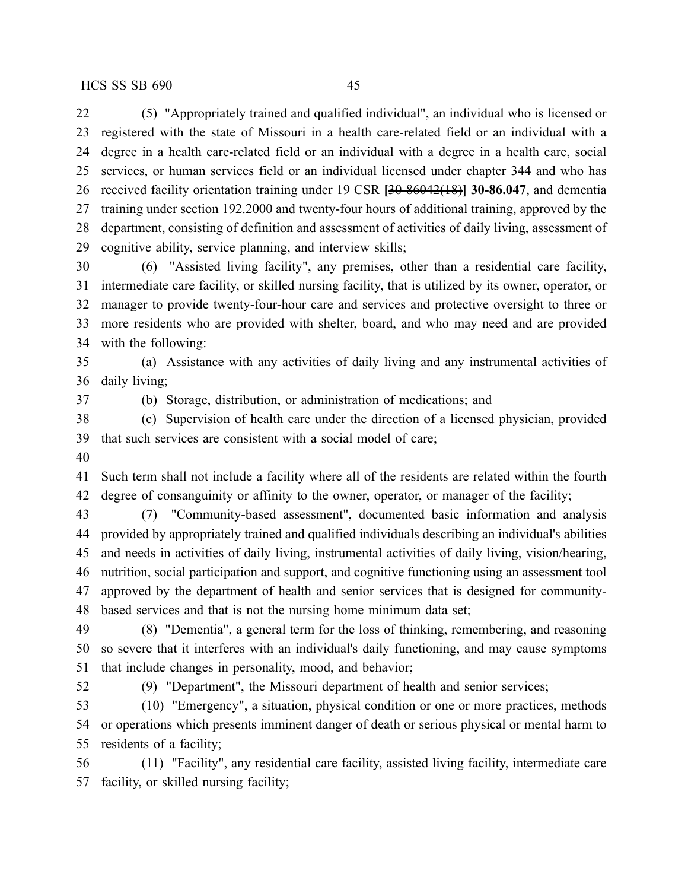(5) "Appropriately trained and qualified individual", an individual who is licensed or registered with the state of Missouri in a health care-related field or an individual with a degree in a health care-related field or an individual with a degree in a health care, social services, or human services field or an individual licensed under chapter 344 and who has received facility orientation training under 19 CSR **[**~~30-86042(18)~~**] 30-86.047**, and dementia training under section 192.2000 and twenty-four hours of additional training, approved by the department, consisting of definition and assessment of activities of daily living, assessment of cognitive ability, service planning, and interview skills;

(6) "Assisted living facility", any premises, other than a residential care facility, intermediate care facility, or skilled nursing facility, that is utilized by its owner, operator, or manager to provide twenty-four-hour care and services and protective oversight to three or more residents who are provided with shelter, board, and who may need and are provided with the following:

(a) Assistance with any activities of daily living and any instrumental activities of daily living;

(b) Storage, distribution, or administration of medications; and

(c) Supervision of health care under the direction of a licensed physician, provided that such services are consistent with a social model of care;

Such term shall not include a facility where all of the residents are related within the fourth degree of consanguinity or affinity to the owner, operator, or manager of the facility;

(7) "Community-based assessment", documented basic information and analysis provided by appropriately trained and qualified individuals describing an individual's abilities and needs in activities of daily living, instrumental activities of daily living, vision/hearing, nutrition, social participation and support, and cognitive functioning using an assessment tool approved by the department of health and senior services that is designed for community-based services and that is not the nursing home minimum data set;

(8) "Dementia", a general term for the loss of thinking, remembering, and reasoning so severe that it interferes with an individual's daily functioning, and may cause symptoms that include changes in personality, mood, and behavior;

(9) "Department", the Missouri department of health and senior services;

(10) "Emergency", a situation, physical condition or one or more practices, methods or operations which presents imminent danger of death or serious physical or mental harm to residents of a facility;

(11) "Facility", any residential care facility, assisted living facility, intermediate care facility, or skilled nursing facility;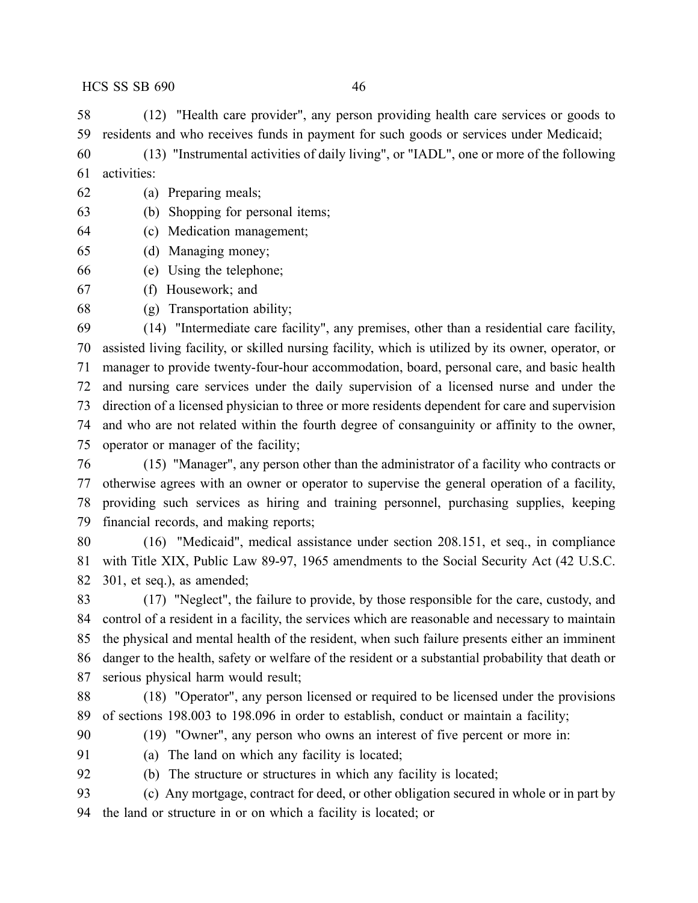(12) "Health care provider", any person providing health care services or goods to residents and who receives funds in payment for such goods or services under Medicaid;

(13) "Instrumental activities of daily living", or "IADL", one or more of the following activities:

(a) Preparing meals;

(b) Shopping for personal items;

(c) Medication management;

(d) Managing money;

(e) Using the telephone;

(f) Housework; and

(g) Transportation ability;

(14) "Intermediate care facility", any premises, other than a residential care facility, assisted living facility, or skilled nursing facility, which is utilized by its owner, operator, or manager to provide twenty-four-hour accommodation, board, personal care, and basic health and nursing care services under the daily supervision of a licensed nurse and under the direction of a licensed physician to three or more residents dependent for care and supervision and who are not related within the fourth degree of consanguinity or affinity to the owner, operator or manager of the facility;

(15) "Manager", any person other than the administrator of a facility who contracts or otherwise agrees with an owner or operator to supervise the general operation of a facility, providing such services as hiring and training personnel, purchasing supplies, keeping financial records, and making reports;

(16) "Medicaid", medical assistance under section 208.151, et seq., in compliance with Title XIX, Public Law 89-97, 1965 amendments to the Social Security Act (42 U.S.C. 301, et seq.), as amended;

(17) "Neglect", the failure to provide, by those responsible for the care, custody, and control of a resident in a facility, the services which are reasonable and necessary to maintain the physical and mental health of the resident, when such failure presents either an imminent danger to the health, safety or welfare of the resident or a substantial probability that death or serious physical harm would result;

(18) "Operator", any person licensed or required to be licensed under the provisions of sections 198.003 to 198.096 in order to establish, conduct or maintain a facility;

(19) "Owner", any person who owns an interest of five percent or more in:

(a) The land on which any facility is located;

(b) The structure or structures in which any facility is located;

(c) Any mortgage, contract for deed, or other obligation secured in whole or in part by the land or structure in or on which a facility is located; or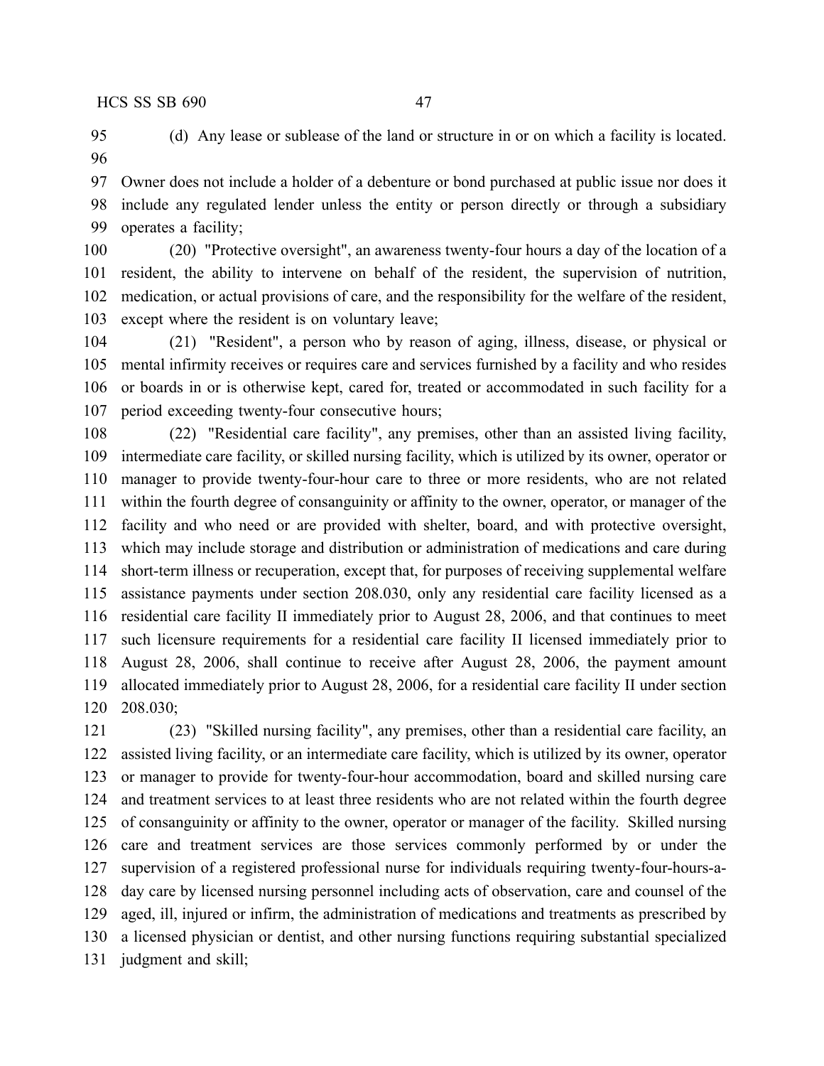(d) Any lease or sublease of the land or structure in or on which a facility is located.

Owner does not include a holder of a debenture or bond purchased at public issue nor does it include any regulated lender unless the entity or person directly or through a subsidiary operates a facility;

(20) "Protective oversight", an awareness twenty-four hours a day of the location of a resident, the ability to intervene on behalf of the resident, the supervision of nutrition, medication, or actual provisions of care, and the responsibility for the welfare of the resident, except where the resident is on voluntary leave;

(21) "Resident", a person who by reason of aging, illness, disease, or physical or mental infirmity receives or requires care and services furnished by a facility and who resides or boards in or is otherwise kept, cared for, treated or accommodated in such facility for a period exceeding twenty-four consecutive hours;

(22) "Residential care facility", any premises, other than an assisted living facility, intermediate care facility, or skilled nursing facility, which is utilized by its owner, operator or manager to provide twenty-four-hour care to three or more residents, who are not related within the fourth degree of consanguinity or affinity to the owner, operator, or manager of the facility and who need or are provided with shelter, board, and with protective oversight, which may include storage and distribution or administration of medications and care during short-term illness or recuperation, except that, for purposes of receiving supplemental welfare assistance payments under section 208.030, only any residential care facility licensed as a residential care facility II immediately prior to August 28, 2006, and that continues to meet such licensure requirements for a residential care facility II licensed immediately prior to August 28, 2006, shall continue to receive after August 28, 2006, the payment amount allocated immediately prior to August 28, 2006, for a residential care facility II under section 208.030;

(23) "Skilled nursing facility", any premises, other than a residential care facility, an assisted living facility, or an intermediate care facility, which is utilized by its owner, operator or manager to provide for twenty-four-hour accommodation, board and skilled nursing care and treatment services to at least three residents who are not related within the fourth degree of consanguinity or affinity to the owner, operator or manager of the facility. Skilled nursing care and treatment services are those services commonly performed by or under the supervision of a registered professional nurse for individuals requiring twenty-four-hours-a-day care by licensed nursing personnel including acts of observation, care and counsel of the aged, ill, injured or infirm, the administration of medications and treatments as prescribed by a licensed physician or dentist, and other nursing functions requiring substantial specialized judgment and skill;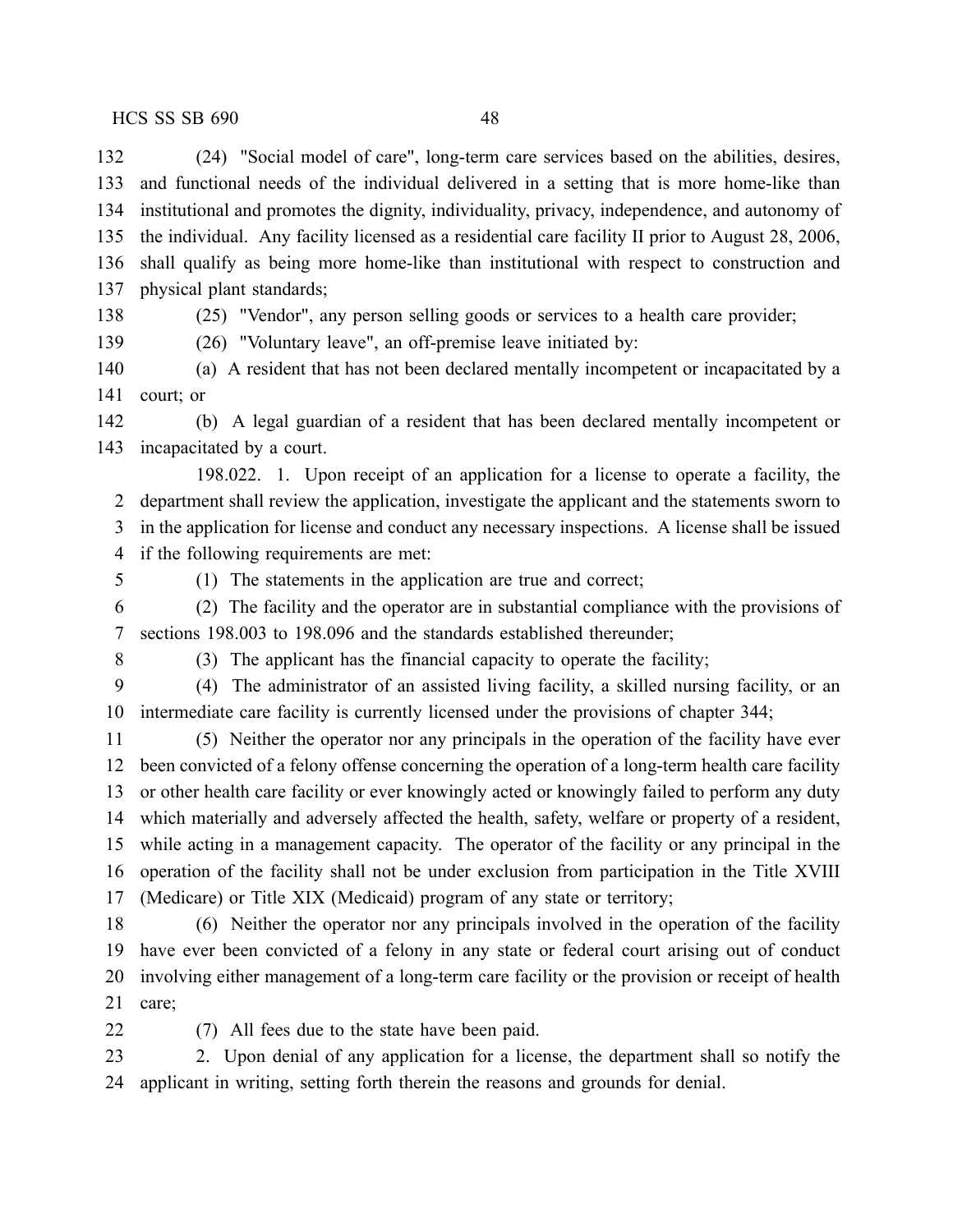(24) "Social model of care", long-term care services based on the abilities, desires, and functional needs of the individual delivered in a setting that is more home-like than institutional and promotes the dignity, individuality, privacy, independence, and autonomy of the individual. Any facility licensed as a residential care facility II prior to August 28, 2006, shall qualify as being more home-like than institutional with respect to construction and physical plant standards;

(25) "Vendor", any person selling goods or services to a health care provider;

(26) "Voluntary leave", an off-premise leave initiated by:

(a) A resident that has not been declared mentally incompetent or incapacitated by a court; or

(b) A legal guardian of a resident that has been declared mentally incompetent or incapacitated by a court.

198.022. 1. Upon receipt of an application for a license to operate a facility, the department shall review the application, investigate the applicant and the statements sworn to in the application for license and conduct any necessary inspections. A license shall be issued if the following requirements are met:

(1) The statements in the application are true and correct;

(2) The facility and the operator are in substantial compliance with the provisions of sections 198.003 to 198.096 and the standards established thereunder;

(3) The applicant has the financial capacity to operate the facility;

(4) The administrator of an assisted living facility, a skilled nursing facility, or an intermediate care facility is currently licensed under the provisions of chapter 344;

(5) Neither the operator nor any principals in the operation of the facility have ever been convicted of a felony offense concerning the operation of a long-term health care facility or other health care facility or ever knowingly acted or knowingly failed to perform any duty which materially and adversely affected the health, safety, welfare or property of a resident, while acting in a management capacity. The operator of the facility or any principal in the operation of the facility shall not be under exclusion from participation in the Title XVIII (Medicare) or Title XIX (Medicaid) program of any state or territory;

(6) Neither the operator nor any principals involved in the operation of the facility have ever been convicted of a felony in any state or federal court arising out of conduct involving either management of a long-term care facility or the provision or receipt of health care;

(7) All fees due to the state have been paid.

2. Upon denial of any application for a license, the department shall so notify the applicant in writing, setting forth therein the reasons and grounds for denial.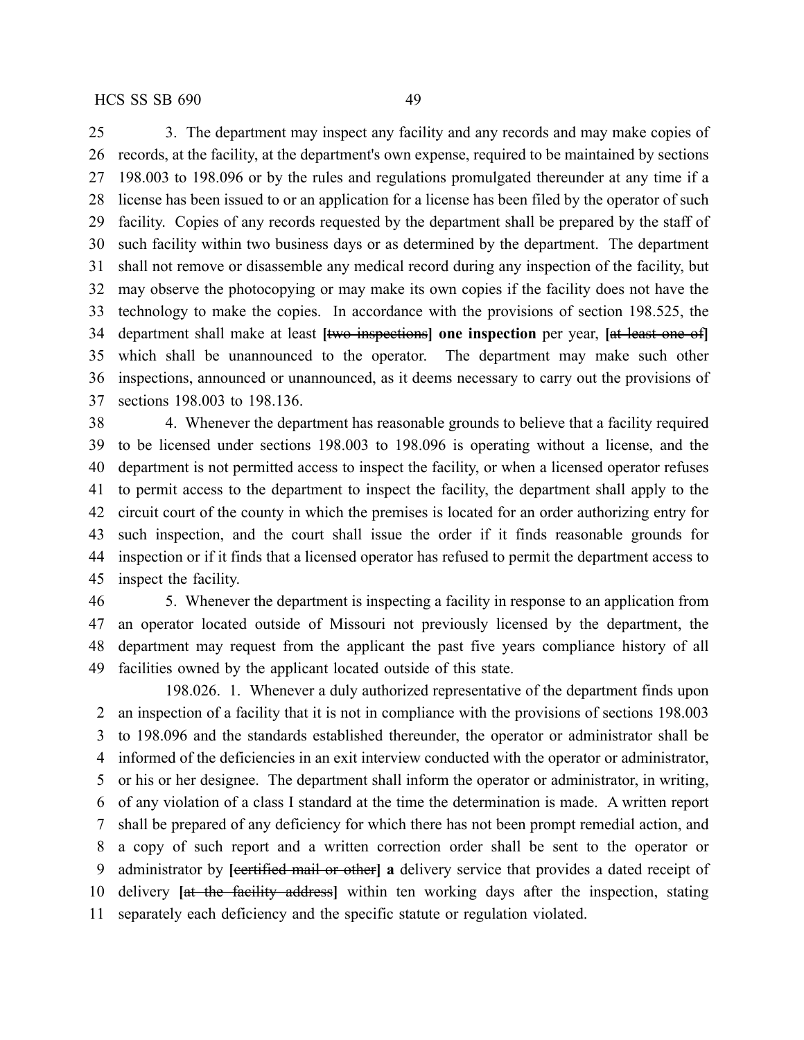3. The department may inspect any facility and any records and may make copies of records, at the facility, at the department's own expense, required to be maintained by sections 198.003 to 198.096 or by the rules and regulations promulgated thereunder at any time if a license has been issued to or an application for a license has been filed by the operator of such facility. Copies of any records requested by the department shall be prepared by the staff of such facility within two business days or as determined by the department. The department shall not remove or disassemble any medical record during any inspection of the facility, but may observe the photocopying or may make its own copies if the facility does not have the technology to make the copies. In accordance with the provisions of section 198.525, the department shall make at least [~~two inspections~~] **one inspection** per year, [~~at least one of~~] which shall be unannounced to the operator. The department may make such other inspections, announced or unannounced, as it deems necessary to carry out the provisions of sections 198.003 to 198.136.

4. Whenever the department has reasonable grounds to believe that a facility required to be licensed under sections 198.003 to 198.096 is operating without a license, and the department is not permitted access to inspect the facility, or when a licensed operator refuses to permit access to the department to inspect the facility, the department shall apply to the circuit court of the county in which the premises is located for an order authorizing entry for such inspection, and the court shall issue the order if it finds reasonable grounds for inspection or if it finds that a licensed operator has refused to permit the department access to inspect the facility.

5. Whenever the department is inspecting a facility in response to an application from an operator located outside of Missouri not previously licensed by the department, the department may request from the applicant the past five years compliance history of all facilities owned by the applicant located outside of this state.

198.026. 1. Whenever a duly authorized representative of the department finds upon an inspection of a facility that it is not in compliance with the provisions of sections 198.003 to 198.096 and the standards established thereunder, the operator or administrator shall be informed of the deficiencies in an exit interview conducted with the operator or administrator, or his or her designee. The department shall inform the operator or administrator, in writing, of any violation of a class I standard at the time the determination is made. A written report shall be prepared of any deficiency for which there has not been prompt remedial action, and a copy of such report and a written correction order shall be sent to the operator or administrator by [~~certified mail or other~~] **a** delivery service that provides a dated receipt of delivery [~~at the facility address~~] within ten working days after the inspection, stating separately each deficiency and the specific statute or regulation violated.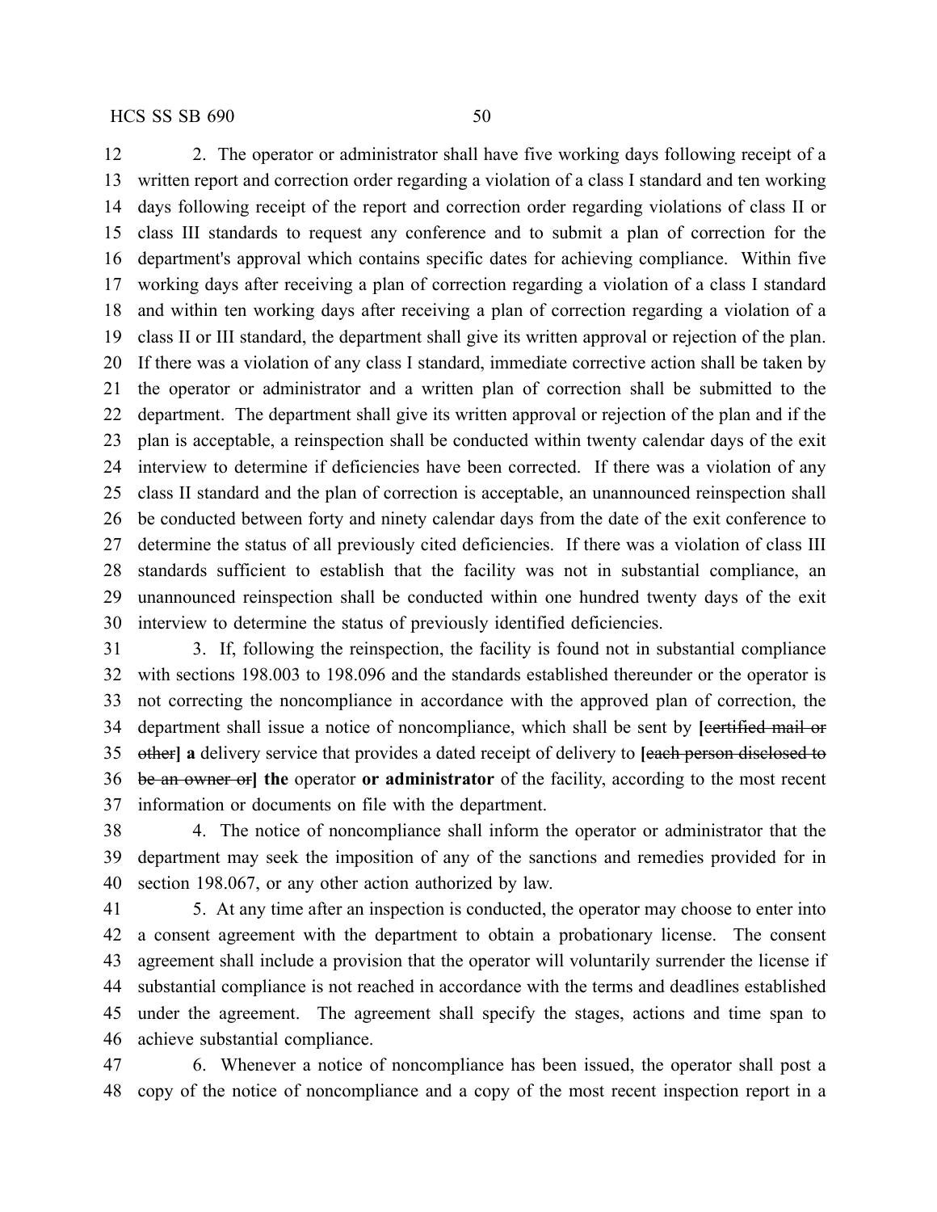2. The operator or administrator shall have five working days following receipt of a written report and correction order regarding a violation of a class I standard and ten working days following receipt of the report and correction order regarding violations of class II or class III standards to request any conference and to submit a plan of correction for the department's approval which contains specific dates for achieving compliance. Within five working days after receiving a plan of correction regarding a violation of a class I standard and within ten working days after receiving a plan of correction regarding a violation of a class II or III standard, the department shall give its written approval or rejection of the plan. If there was a violation of any class I standard, immediate corrective action shall be taken by the operator or administrator and a written plan of correction shall be submitted to the department. The department shall give its written approval or rejection of the plan and if the plan is acceptable, a reinspection shall be conducted within twenty calendar days of the exit interview to determine if deficiencies have been corrected. If there was a violation of any class II standard and the plan of correction is acceptable, an unannounced reinspection shall be conducted between forty and ninety calendar days from the date of the exit conference to determine the status of all previously cited deficiencies. If there was a violation of class III standards sufficient to establish that the facility was not in substantial compliance, an unannounced reinspection shall be conducted within one hundred twenty days of the exit interview to determine the status of previously identified deficiencies.

3. If, following the reinspection, the facility is found not in substantial compliance with sections 198.003 to 198.096 and the standards established thereunder or the operator is not correcting the noncompliance in accordance with the approved plan of correction, the department shall issue a notice of noncompliance, which shall be sent by **[**~~certified mail or other~~**] a** delivery service that provides a dated receipt of delivery to **[**~~each person disclosed to be an owner or~~**] the** operator **or administrator** of the facility, according to the most recent information or documents on file with the department.

4. The notice of noncompliance shall inform the operator or administrator that the department may seek the imposition of any of the sanctions and remedies provided for in section 198.067, or any other action authorized by law.

5. At any time after an inspection is conducted, the operator may choose to enter into a consent agreement with the department to obtain a probationary license. The consent agreement shall include a provision that the operator will voluntarily surrender the license if substantial compliance is not reached in accordance with the terms and deadlines established under the agreement. The agreement shall specify the stages, actions and time span to achieve substantial compliance.

6. Whenever a notice of noncompliance has been issued, the operator shall post a copy of the notice of noncompliance and a copy of the most recent inspection report in a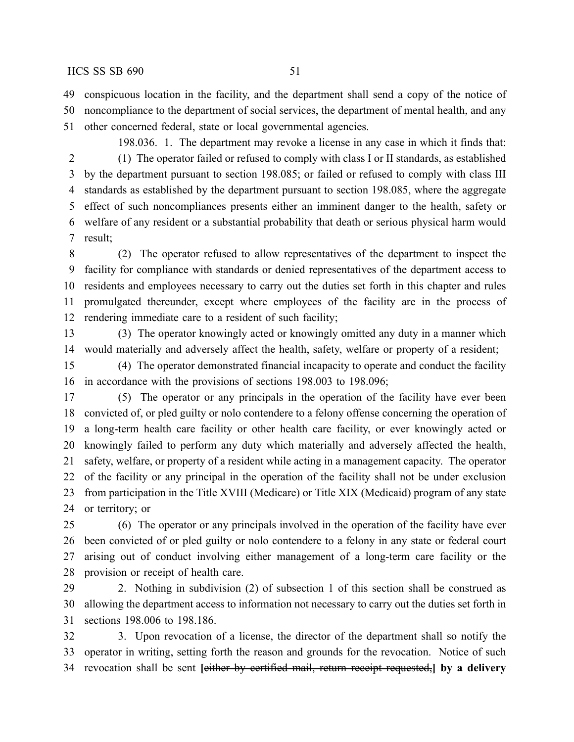conspicuous location in the facility, and the department shall send a copy of the notice of noncompliance to the department of social services, the department of mental health, and any other concerned federal, state or local governmental agencies.

198.036. 1. The department may revoke a license in any case in which it finds that:

(1) The operator failed or refused to comply with class I or II standards, as established by the department pursuant to section 198.085; or failed or refused to comply with class III standards as established by the department pursuant to section 198.085, where the aggregate effect of such noncompliances presents either an imminent danger to the health, safety or welfare of any resident or a substantial probability that death or serious physical harm would result;

(2) The operator refused to allow representatives of the department to inspect the facility for compliance with standards or denied representatives of the department access to residents and employees necessary to carry out the duties set forth in this chapter and rules promulgated thereunder, except where employees of the facility are in the process of rendering immediate care to a resident of such facility;

(3) The operator knowingly acted or knowingly omitted any duty in a manner which would materially and adversely affect the health, safety, welfare or property of a resident;

(4) The operator demonstrated financial incapacity to operate and conduct the facility in accordance with the provisions of sections 198.003 to 198.096;

(5) The operator or any principals in the operation of the facility have ever been convicted of, or pled guilty or nolo contendere to a felony offense concerning the operation of a long-term health care facility or other health care facility, or ever knowingly acted or knowingly failed to perform any duty which materially and adversely affected the health, safety, welfare, or property of a resident while acting in a management capacity. The operator of the facility or any principal in the operation of the facility shall not be under exclusion from participation in the Title XVIII (Medicare) or Title XIX (Medicaid) program of any state or territory; or

(6) The operator or any principals involved in the operation of the facility have ever been convicted of or pled guilty or nolo contendere to a felony in any state or federal court arising out of conduct involving either management of a long-term care facility or the provision or receipt of health care.

2. Nothing in subdivision (2) of subsection 1 of this section shall be construed as allowing the department access to information not necessary to carry out the duties set forth in sections 198.006 to 198.186.

3. Upon revocation of a license, the director of the department shall so notify the operator in writing, setting forth the reason and grounds for the revocation. Notice of such revocation shall be sent **[**~~either by certified mail, return receipt requested,~~**] by a delivery**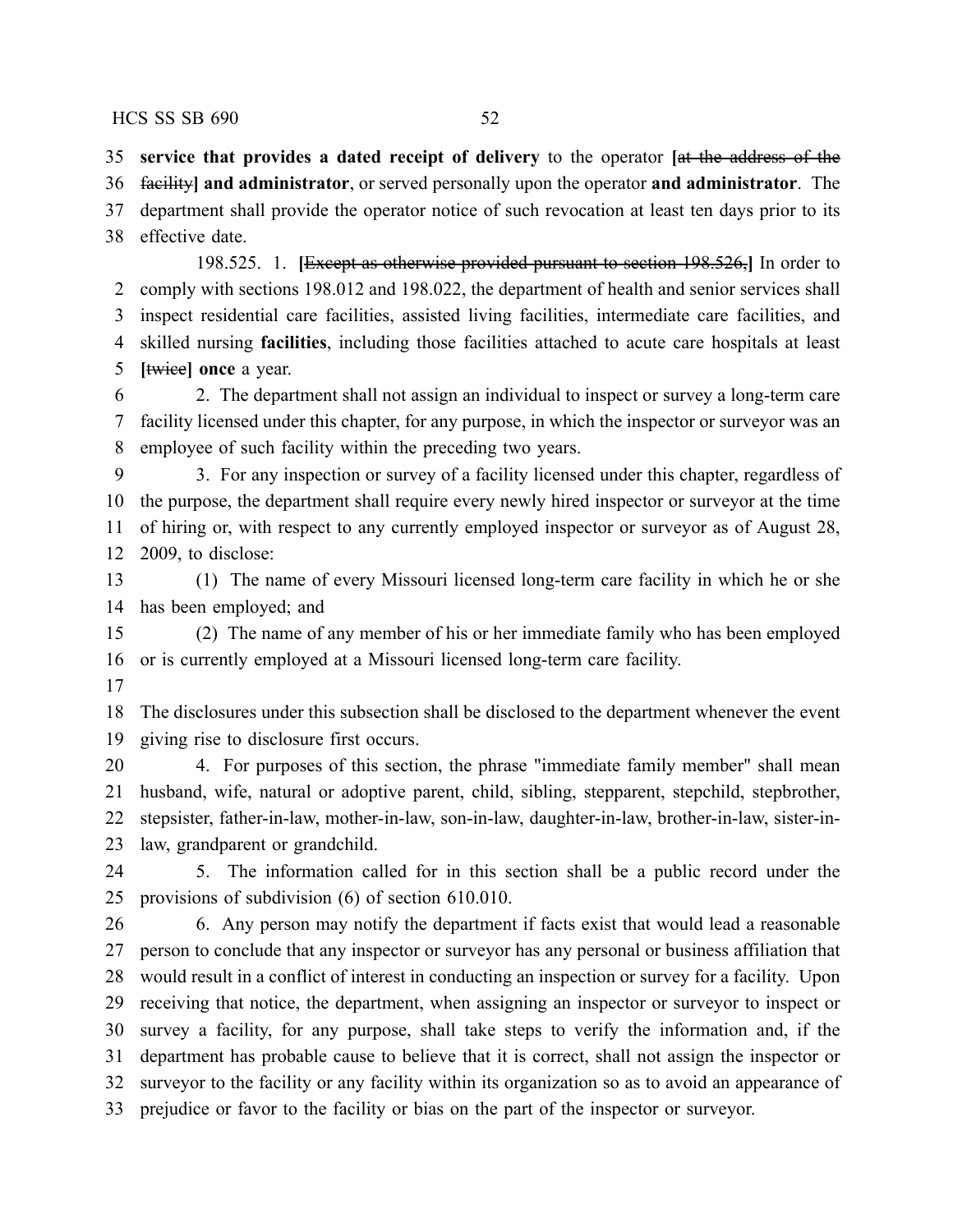**service that provides a dated receipt of delivery** to the operator **[**~~at the address of the facility~~**] and administrator**, or served personally upon the operator **and administrator**. The department shall provide the operator notice of such revocation at least ten days prior to its effective date.

198.525. 1. **[**~~Except as otherwise provided pursuant to section 198.526,~~**]** In order to comply with sections 198.012 and 198.022, the department of health and senior services shall inspect residential care facilities, assisted living facilities, intermediate care facilities, and skilled nursing **facilities**, including those facilities attached to acute care hospitals at least **[**~~twice~~**] once** a year.

2. The department shall not assign an individual to inspect or survey a long-term care facility licensed under this chapter, for any purpose, in which the inspector or surveyor was an employee of such facility within the preceding two years.

3. For any inspection or survey of a facility licensed under this chapter, regardless of the purpose, the department shall require every newly hired inspector or surveyor at the time of hiring or, with respect to any currently employed inspector or surveyor as of August 28, 2009, to disclose:

(1) The name of every Missouri licensed long-term care facility in which he or she has been employed; and

(2) The name of any member of his or her immediate family who has been employed or is currently employed at a Missouri licensed long-term care facility.

The disclosures under this subsection shall be disclosed to the department whenever the event giving rise to disclosure first occurs.

4. For purposes of this section, the phrase "immediate family member" shall mean husband, wife, natural or adoptive parent, child, sibling, stepparent, stepchild, stepbrother, stepsister, father-in-law, mother-in-law, son-in-law, daughter-in-law, brother-in-law, sister-in-law, grandparent or grandchild.

5. The information called for in this section shall be a public record under the provisions of subdivision (6) of section 610.010.

6. Any person may notify the department if facts exist that would lead a reasonable person to conclude that any inspector or surveyor has any personal or business affiliation that would result in a conflict of interest in conducting an inspection or survey for a facility. Upon receiving that notice, the department, when assigning an inspector or surveyor to inspect or survey a facility, for any purpose, shall take steps to verify the information and, if the department has probable cause to believe that it is correct, shall not assign the inspector or surveyor to the facility or any facility within its organization so as to avoid an appearance of prejudice or favor to the facility or bias on the part of the inspector or surveyor.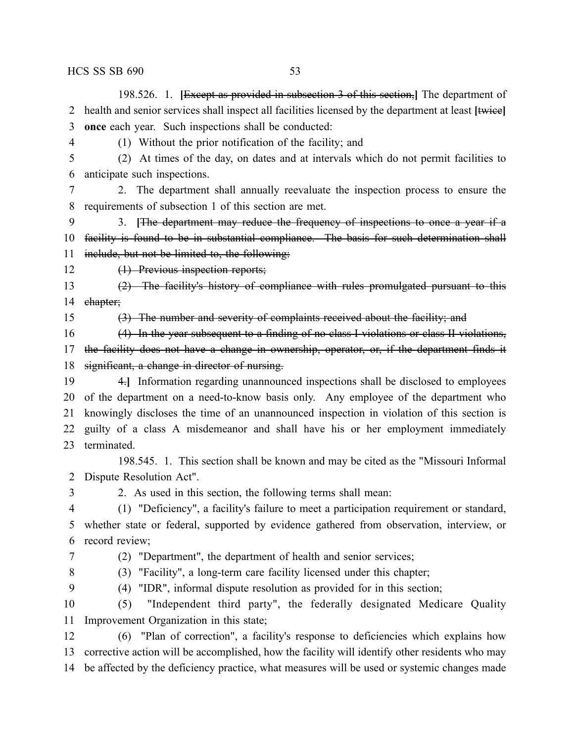198.526. 1. **[**~~Except as provided in subsection 3 of this section,~~**]** The department of health and senior services shall inspect all facilities licensed by the department at least **[**~~twice~~**] once** each year. Such inspections shall be conducted:

(1) Without the prior notification of the facility; and

(2) At times of the day, on dates and at intervals which do not permit facilities to anticipate such inspections.

2. The department shall annually reevaluate the inspection process to ensure the requirements of subsection 1 of this section are met.

3. **[**~~The department may reduce the frequency of inspections to once a year if a facility is found to be in substantial compliance. The basis for such determination shall include, but not be limited to, the following:~~

~~(1) Previous inspection reports;~~

~~(2) The facility's history of compliance with rules promulgated pursuant to this chapter;~~

~~(3) The number and severity of complaints received about the facility; and~~

~~(4) In the year subsequent to a finding of no class I violations or class II violations, the facility does not have a change in ownership, operator, or, if the department finds it significant, a change in director of nursing.~~

~~4.~~**]** Information regarding unannounced inspections shall be disclosed to employees of the department on a need-to-know basis only. Any employee of the department who knowingly discloses the time of an unannounced inspection in violation of this section is guilty of a class A misdemeanor and shall have his or her employment immediately terminated.

198.545. 1. This section shall be known and may be cited as the "Missouri Informal Dispute Resolution Act".

2. As used in this section, the following terms shall mean:

(1) "Deficiency", a facility's failure to meet a participation requirement or standard, whether state or federal, supported by evidence gathered from observation, interview, or record review;

(2) "Department", the department of health and senior services;

(3) "Facility", a long-term care facility licensed under this chapter;

(4) "IDR", informal dispute resolution as provided for in this section;

(5) "Independent third party", the federally designated Medicare Quality Improvement Organization in this state;

(6) "Plan of correction", a facility's response to deficiencies which explains how corrective action will be accomplished, how the facility will identify other residents who may be affected by the deficiency practice, what measures will be used or systemic changes made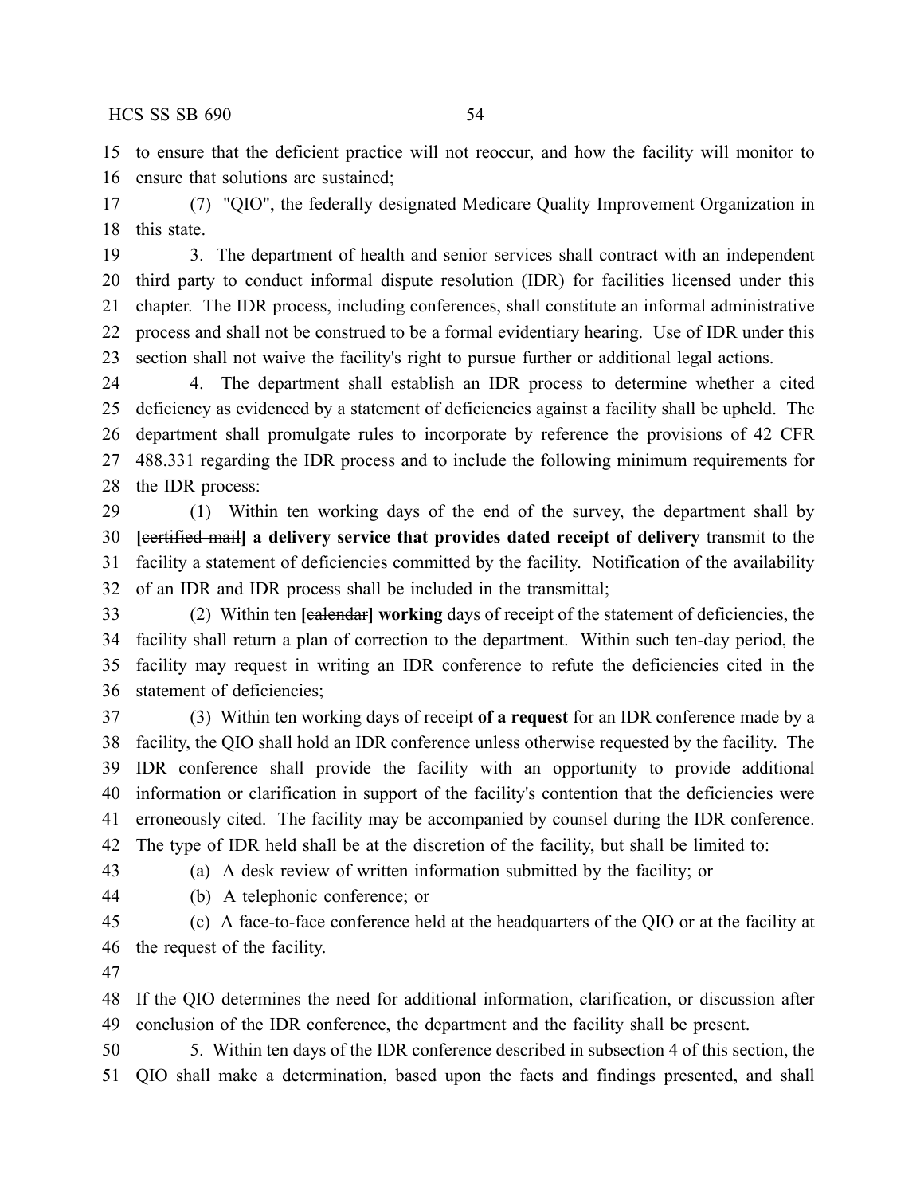to ensure that the deficient practice will not reoccur, and how the facility will monitor to ensure that solutions are sustained;

(7) "QIO", the federally designated Medicare Quality Improvement Organization in this state.

3. The department of health and senior services shall contract with an independent third party to conduct informal dispute resolution (IDR) for facilities licensed under this chapter. The IDR process, including conferences, shall constitute an informal administrative process and shall not be construed to be a formal evidentiary hearing. Use of IDR under this section shall not waive the facility's right to pursue further or additional legal actions.

4. The department shall establish an IDR process to determine whether a cited deficiency as evidenced by a statement of deficiencies against a facility shall be upheld. The department shall promulgate rules to incorporate by reference the provisions of 42 CFR 488.331 regarding the IDR process and to include the following minimum requirements for the IDR process:

(1) Within ten working days of the end of the survey, the department shall by **[~~certified mail~~] a delivery service that provides dated receipt of delivery** transmit to the facility a statement of deficiencies committed by the facility. Notification of the availability of an IDR and IDR process shall be included in the transmittal;

(2) Within ten **[~~calendar~~] working** days of receipt of the statement of deficiencies, the facility shall return a plan of correction to the department. Within such ten-day period, the facility may request in writing an IDR conference to refute the deficiencies cited in the statement of deficiencies;

(3) Within ten working days of receipt **of a request** for an IDR conference made by a facility, the QIO shall hold an IDR conference unless otherwise requested by the facility. The IDR conference shall provide the facility with an opportunity to provide additional information or clarification in support of the facility's contention that the deficiencies were erroneously cited. The facility may be accompanied by counsel during the IDR conference. The type of IDR held shall be at the discretion of the facility, but shall be limited to:

(a) A desk review of written information submitted by the facility; or

(b) A telephonic conference; or

(c) A face-to-face conference held at the headquarters of the QIO or at the facility at the request of the facility.

If the QIO determines the need for additional information, clarification, or discussion after conclusion of the IDR conference, the department and the facility shall be present.

5. Within ten days of the IDR conference described in subsection 4 of this section, the QIO shall make a determination, based upon the facts and findings presented, and shall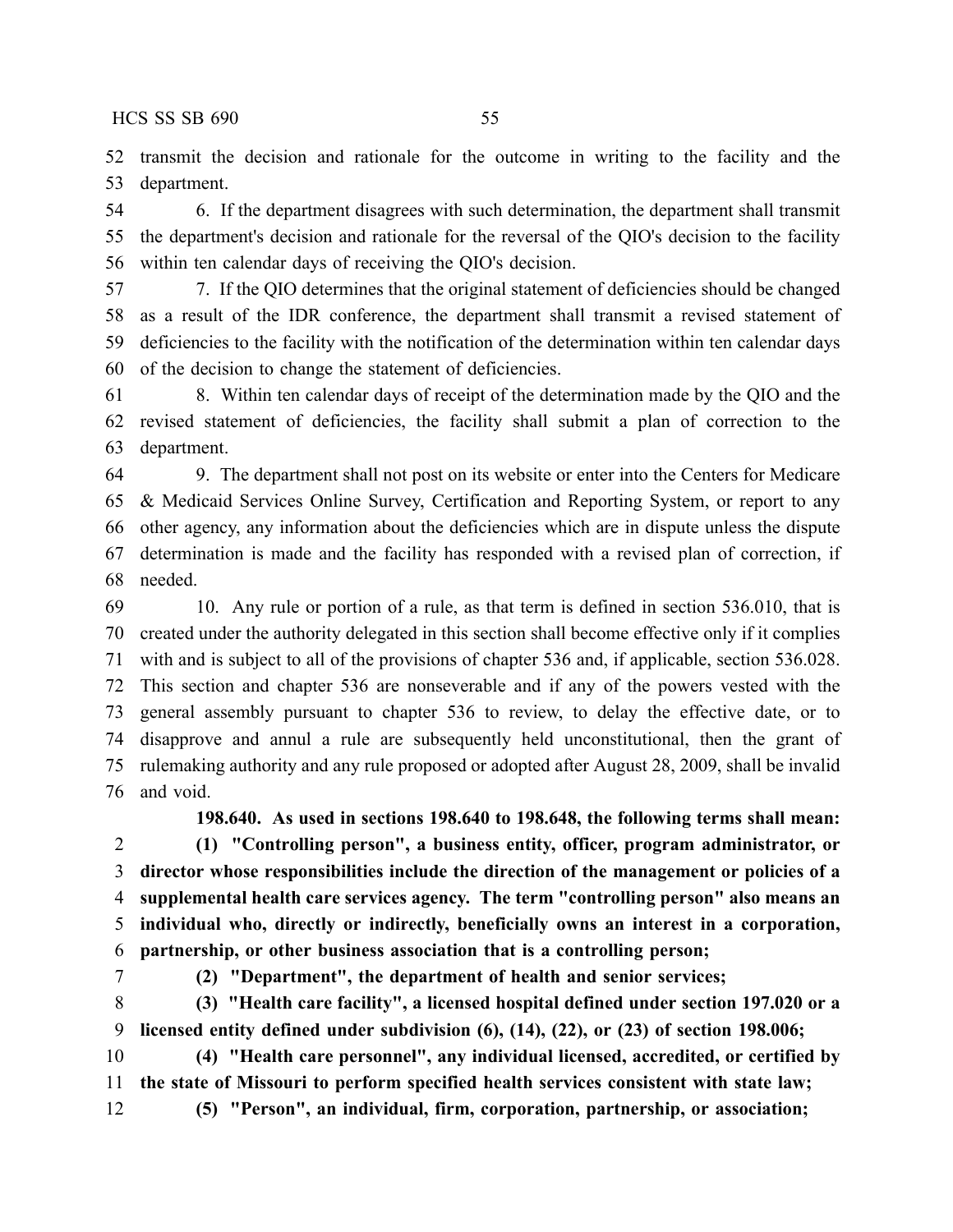transmit the decision and rationale for the outcome in writing to the facility and the department.

6. If the department disagrees with such determination, the department shall transmit the department's decision and rationale for the reversal of the QIO's decision to the facility within ten calendar days of receiving the QIO's decision.

7. If the QIO determines that the original statement of deficiencies should be changed as a result of the IDR conference, the department shall transmit a revised statement of deficiencies to the facility with the notification of the determination within ten calendar days of the decision to change the statement of deficiencies.

8. Within ten calendar days of receipt of the determination made by the QIO and the revised statement of deficiencies, the facility shall submit a plan of correction to the department.

9. The department shall not post on its website or enter into the Centers for Medicare & Medicaid Services Online Survey, Certification and Reporting System, or report to any other agency, any information about the deficiencies which are in dispute unless the dispute determination is made and the facility has responded with a revised plan of correction, if needed.

10. Any rule or portion of a rule, as that term is defined in section 536.010, that is created under the authority delegated in this section shall become effective only if it complies with and is subject to all of the provisions of chapter 536 and, if applicable, section 536.028. This section and chapter 536 are nonseverable and if any of the powers vested with the general assembly pursuant to chapter 536 to review, to delay the effective date, or to disapprove and annul a rule are subsequently held unconstitutional, then the grant of rulemaking authority and any rule proposed or adopted after August 28, 2009, shall be invalid and void.

**198.640. As used in sections 198.640 to 198.648, the following terms shall mean:**

**(1) "Controlling person", a business entity, officer, program administrator, or director whose responsibilities include the direction of the management or policies of a supplemental health care services agency. The term "controlling person" also means an individual who, directly or indirectly, beneficially owns an interest in a corporation, partnership, or other business association that is a controlling person;**

**(2) "Department", the department of health and senior services;**

**(3) "Health care facility", a licensed hospital defined under section 197.020 or a licensed entity defined under subdivision (6), (14), (22), or (23) of section 198.006;**

**(4) "Health care personnel", any individual licensed, accredited, or certified by the state of Missouri to perform specified health services consistent with state law;**

**(5) "Person", an individual, firm, corporation, partnership, or association;**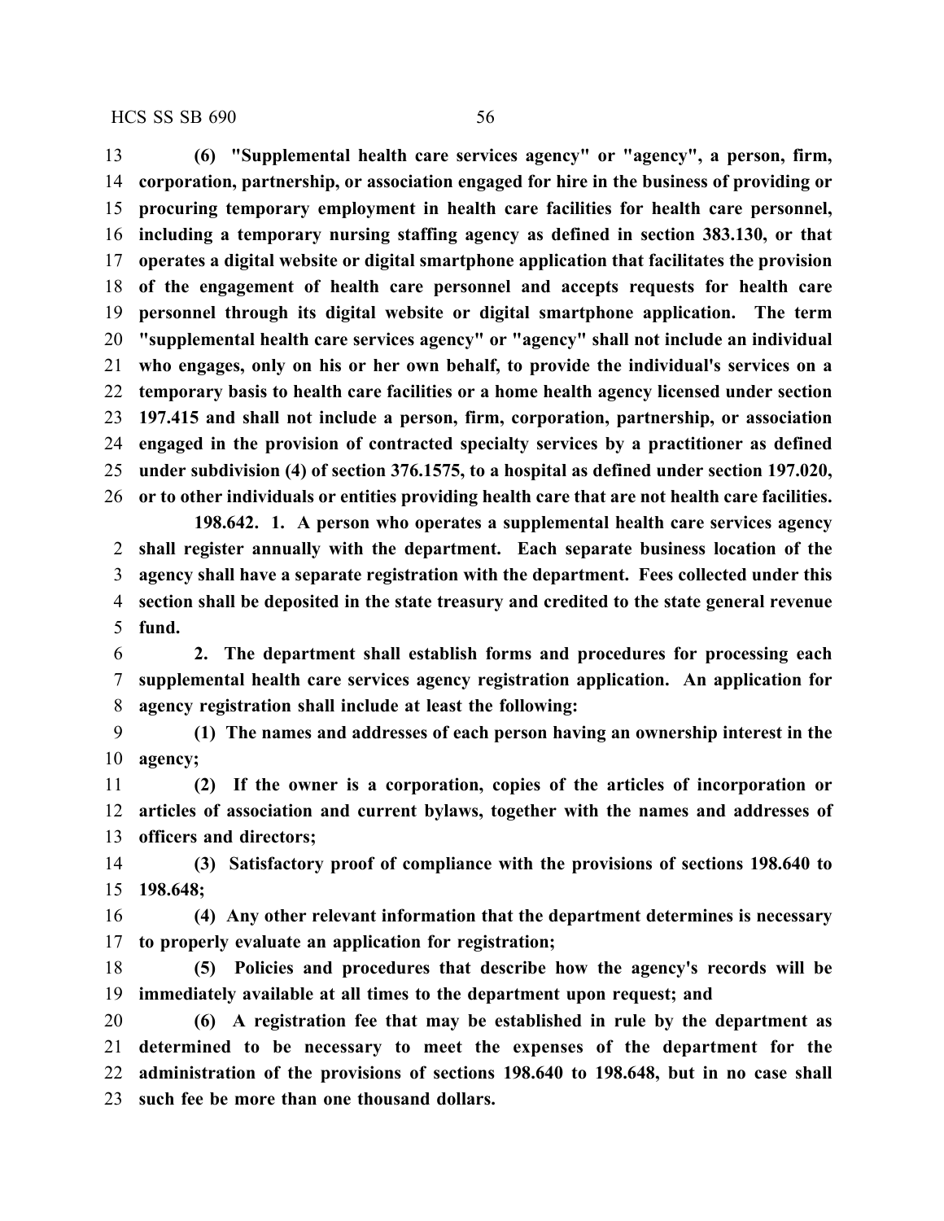**(6) "Supplemental health care services agency" or "agency", a person, firm, corporation, partnership, or association engaged for hire in the business of providing or procuring temporary employment in health care facilities for health care personnel, including a temporary nursing staffing agency as defined in section 383.130, or that operates a digital website or digital smartphone application that facilitates the provision of the engagement of health care personnel and accepts requests for health care personnel through its digital website or digital smartphone application. The term "supplemental health care services agency" or "agency" shall not include an individual who engages, only on his or her own behalf, to provide the individual's services on a temporary basis to health care facilities or a home health agency licensed under section 197.415 and shall not include a person, firm, corporation, partnership, or association engaged in the provision of contracted specialty services by a practitioner as defined under subdivision (4) of section 376.1575, to a hospital as defined under section 197.020, or to other individuals or entities providing health care that are not health care facilities.**

**198.642. 1. A person who operates a supplemental health care services agency shall register annually with the department. Each separate business location of the agency shall have a separate registration with the department. Fees collected under this section shall be deposited in the state treasury and credited to the state general revenue fund.**

**2. The department shall establish forms and procedures for processing each supplemental health care services agency registration application. An application for agency registration shall include at least the following:**

**(1) The names and addresses of each person having an ownership interest in the agency;**

**(2) If the owner is a corporation, copies of the articles of incorporation or articles of association and current bylaws, together with the names and addresses of officers and directors;**

**(3) Satisfactory proof of compliance with the provisions of sections 198.640 to 198.648;**

**(4) Any other relevant information that the department determines is necessary to properly evaluate an application for registration;**

**(5) Policies and procedures that describe how the agency's records will be immediately available at all times to the department upon request; and**

**(6) A registration fee that may be established in rule by the department as determined to be necessary to meet the expenses of the department for the administration of the provisions of sections 198.640 to 198.648, but in no case shall such fee be more than one thousand dollars.**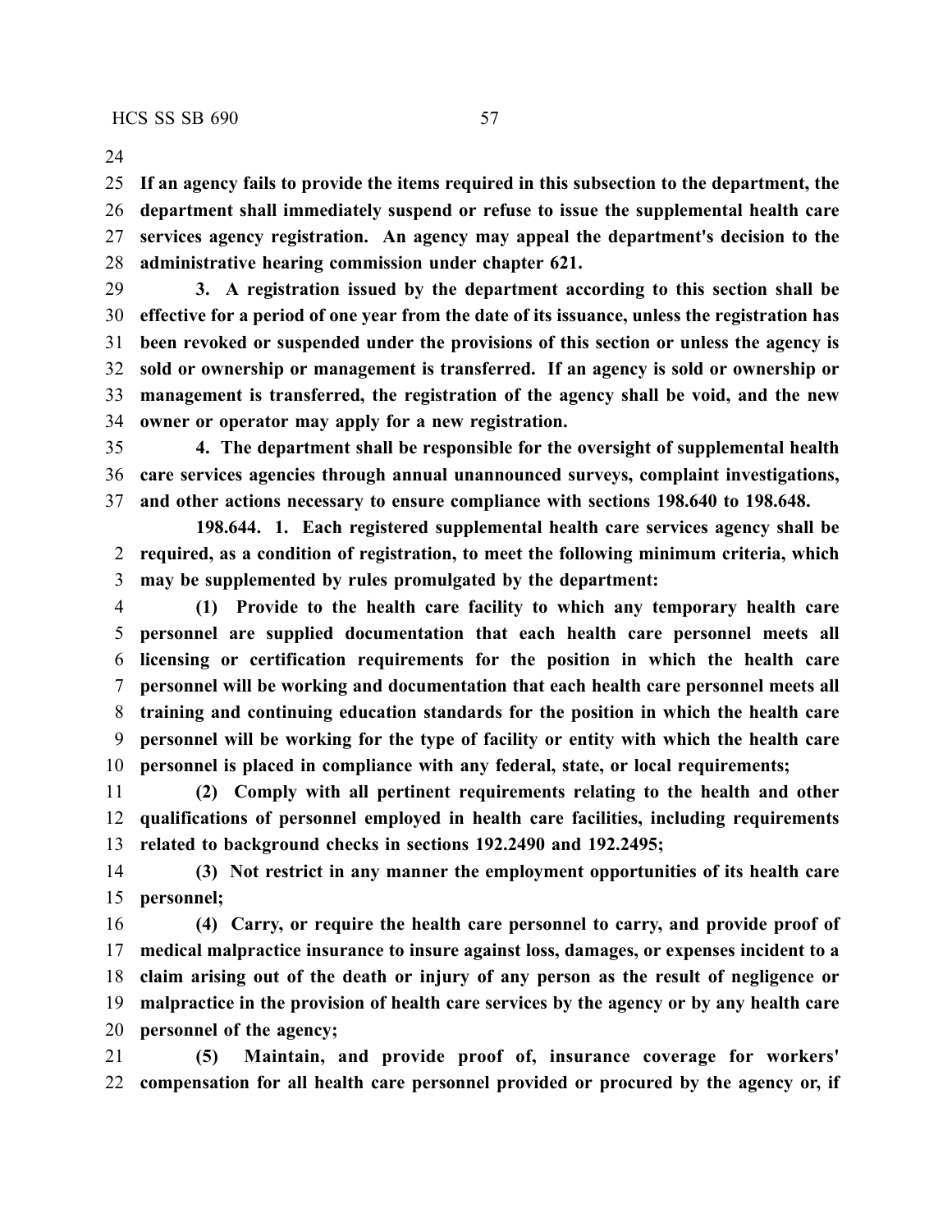**If an agency fails to provide the items required in this subsection to the department, the department shall immediately suspend or refuse to issue the supplemental health care services agency registration. An agency may appeal the department's decision to the administrative hearing commission under chapter 621.**

**3. A registration issued by the department according to this section shall be effective for a period of one year from the date of its issuance, unless the registration has been revoked or suspended under the provisions of this section or unless the agency is sold or ownership or management is transferred. If an agency is sold or ownership or management is transferred, the registration of the agency shall be void, and the new owner or operator may apply for a new registration.**

**4. The department shall be responsible for the oversight of supplemental health care services agencies through annual unannounced surveys, complaint investigations, and other actions necessary to ensure compliance with sections 198.640 to 198.648.**

**198.644. 1. Each registered supplemental health care services agency shall be required, as a condition of registration, to meet the following minimum criteria, which may be supplemented by rules promulgated by the department:**

**(1) Provide to the health care facility to which any temporary health care personnel are supplied documentation that each health care personnel meets all licensing or certification requirements for the position in which the health care personnel will be working and documentation that each health care personnel meets all training and continuing education standards for the position in which the health care personnel will be working for the type of facility or entity with which the health care personnel is placed in compliance with any federal, state, or local requirements;**

**(2) Comply with all pertinent requirements relating to the health and other qualifications of personnel employed in health care facilities, including requirements related to background checks in sections 192.2490 and 192.2495;**

**(3) Not restrict in any manner the employment opportunities of its health care personnel;**

**(4) Carry, or require the health care personnel to carry, and provide proof of medical malpractice insurance to insure against loss, damages, or expenses incident to a claim arising out of the death or injury of any person as the result of negligence or malpractice in the provision of health care services by the agency or by any health care personnel of the agency;**

**(5) Maintain, and provide proof of, insurance coverage for workers' compensation for all health care personnel provided or procured by the agency or, if**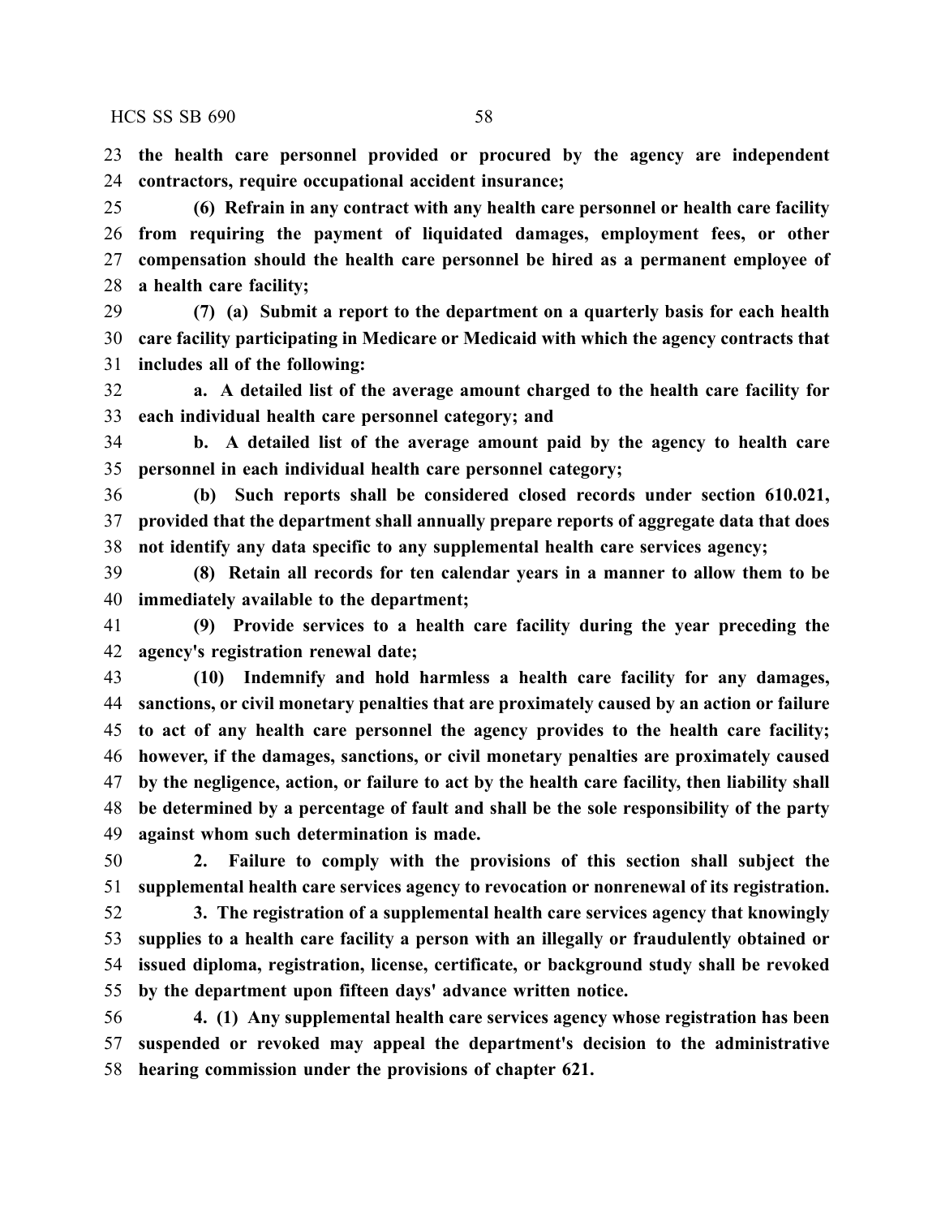**the health care personnel provided or procured by the agency are independent contractors, require occupational accident insurance;**

**(6) Refrain in any contract with any health care personnel or health care facility from requiring the payment of liquidated damages, employment fees, or other compensation should the health care personnel be hired as a permanent employee of a health care facility;**

**(7) (a) Submit a report to the department on a quarterly basis for each health care facility participating in Medicare or Medicaid with which the agency contracts that includes all of the following:**

**a. A detailed list of the average amount charged to the health care facility for each individual health care personnel category; and**

**b. A detailed list of the average amount paid by the agency to health care personnel in each individual health care personnel category;**

**(b) Such reports shall be considered closed records under section 610.021, provided that the department shall annually prepare reports of aggregate data that does not identify any data specific to any supplemental health care services agency;**

**(8) Retain all records for ten calendar years in a manner to allow them to be immediately available to the department;**

**(9) Provide services to a health care facility during the year preceding the agency's registration renewal date;**

**(10) Indemnify and hold harmless a health care facility for any damages, sanctions, or civil monetary penalties that are proximately caused by an action or failure to act of any health care personnel the agency provides to the health care facility; however, if the damages, sanctions, or civil monetary penalties are proximately caused by the negligence, action, or failure to act by the health care facility, then liability shall be determined by a percentage of fault and shall be the sole responsibility of the party against whom such determination is made.**

**2. Failure to comply with the provisions of this section shall subject the supplemental health care services agency to revocation or nonrenewal of its registration.**

**3. The registration of a supplemental health care services agency that knowingly supplies to a health care facility a person with an illegally or fraudulently obtained or issued diploma, registration, license, certificate, or background study shall be revoked by the department upon fifteen days' advance written notice.**

**4. (1) Any supplemental health care services agency whose registration has been suspended or revoked may appeal the department's decision to the administrative hearing commission under the provisions of chapter 621.**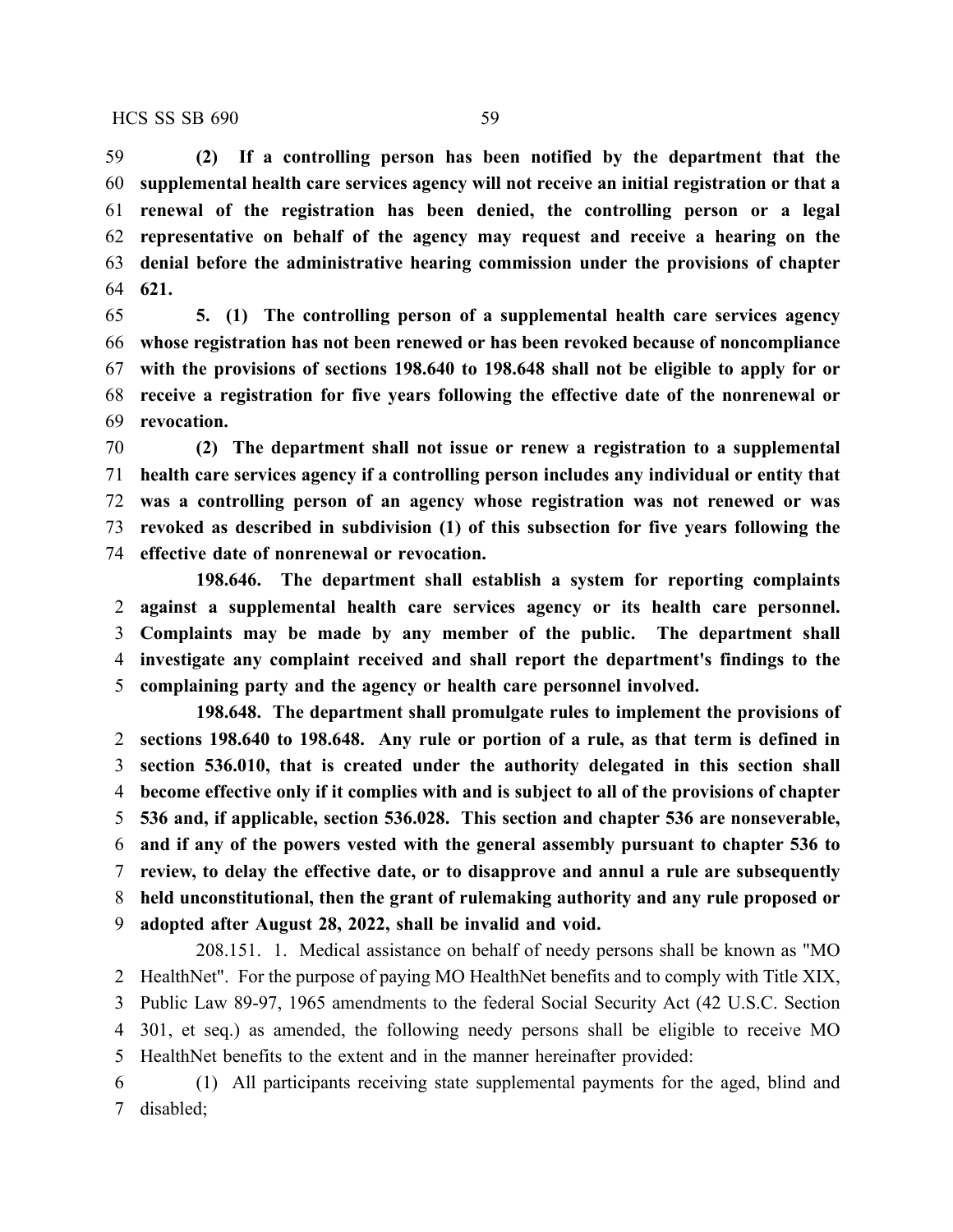**(2) If a controlling person has been notified by the department that the supplemental health care services agency will not receive an initial registration or that a renewal of the registration has been denied, the controlling person or a legal representative on behalf of the agency may request and receive a hearing on the denial before the administrative hearing commission under the provisions of chapter 621.**

**5. (1) The controlling person of a supplemental health care services agency whose registration has not been renewed or has been revoked because of noncompliance with the provisions of sections 198.640 to 198.648 shall not be eligible to apply for or receive a registration for five years following the effective date of the nonrenewal or revocation.**

**(2) The department shall not issue or renew a registration to a supplemental health care services agency if a controlling person includes any individual or entity that was a controlling person of an agency whose registration was not renewed or was revoked as described in subdivision (1) of this subsection for five years following the effective date of nonrenewal or revocation.**

**198.646. The department shall establish a system for reporting complaints against a supplemental health care services agency or its health care personnel. Complaints may be made by any member of the public. The department shall investigate any complaint received and shall report the department's findings to the complaining party and the agency or health care personnel involved.**

**198.648. The department shall promulgate rules to implement the provisions of sections 198.640 to 198.648. Any rule or portion of a rule, as that term is defined in section 536.010, that is created under the authority delegated in this section shall become effective only if it complies with and is subject to all of the provisions of chapter 536 and, if applicable, section 536.028. This section and chapter 536 are nonseverable, and if any of the powers vested with the general assembly pursuant to chapter 536 to review, to delay the effective date, or to disapprove and annul a rule are subsequently held unconstitutional, then the grant of rulemaking authority and any rule proposed or adopted after August 28, 2022, shall be invalid and void.**

208.151. 1. Medical assistance on behalf of needy persons shall be known as "MO HealthNet". For the purpose of paying MO HealthNet benefits and to comply with Title XIX, Public Law 89-97, 1965 amendments to the federal Social Security Act (42 U.S.C. Section 301, et seq.) as amended, the following needy persons shall be eligible to receive MO HealthNet benefits to the extent and in the manner hereinafter provided:

(1) All participants receiving state supplemental payments for the aged, blind and disabled;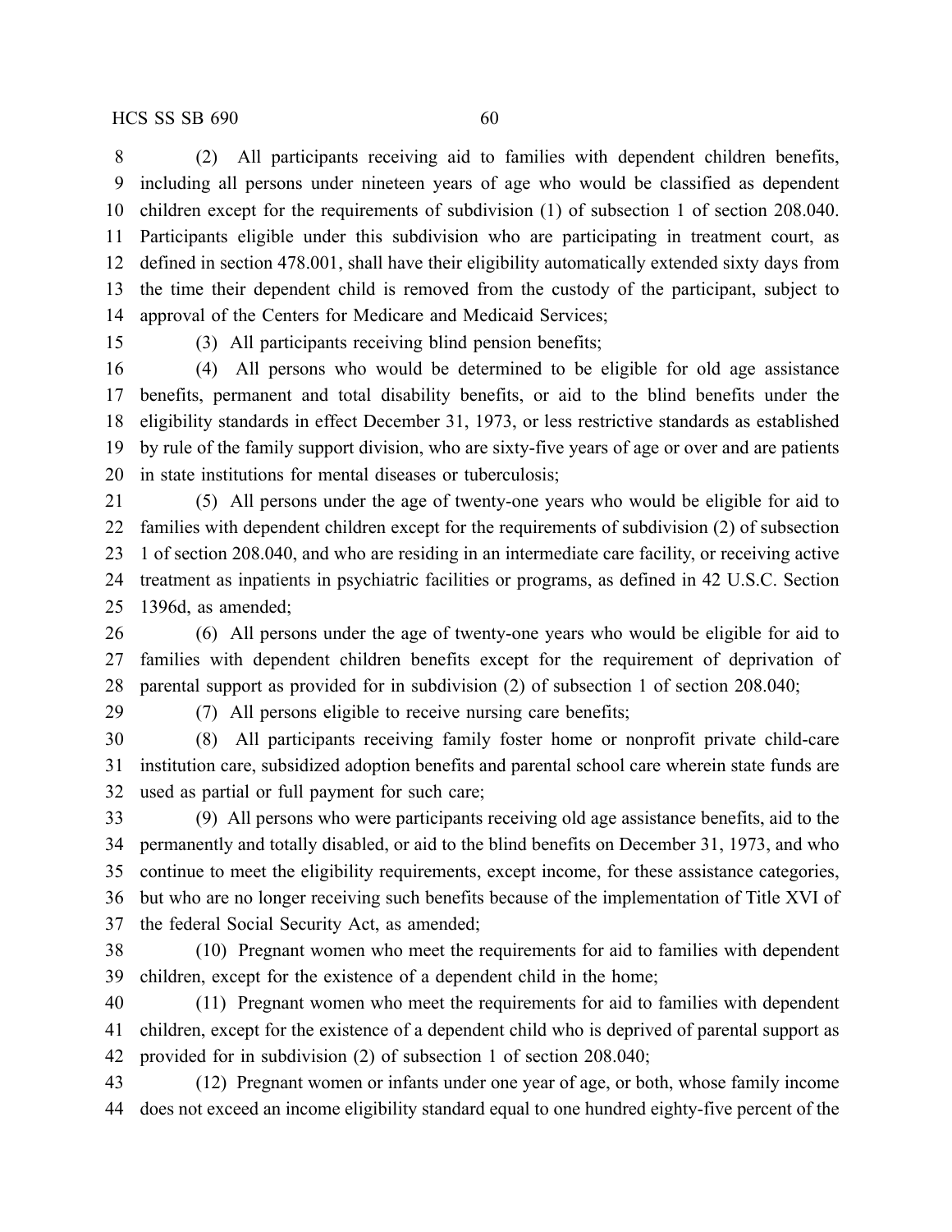(2) All participants receiving aid to families with dependent children benefits, including all persons under nineteen years of age who would be classified as dependent children except for the requirements of subdivision (1) of subsection 1 of section 208.040. Participants eligible under this subdivision who are participating in treatment court, as defined in section 478.001, shall have their eligibility automatically extended sixty days from the time their dependent child is removed from the custody of the participant, subject to approval of the Centers for Medicare and Medicaid Services;

(3) All participants receiving blind pension benefits;

(4) All persons who would be determined to be eligible for old age assistance benefits, permanent and total disability benefits, or aid to the blind benefits under the eligibility standards in effect December 31, 1973, or less restrictive standards as established by rule of the family support division, who are sixty-five years of age or over and are patients in state institutions for mental diseases or tuberculosis;

(5) All persons under the age of twenty-one years who would be eligible for aid to families with dependent children except for the requirements of subdivision (2) of subsection 1 of section 208.040, and who are residing in an intermediate care facility, or receiving active treatment as inpatients in psychiatric facilities or programs, as defined in 42 U.S.C. Section 1396d, as amended;

(6) All persons under the age of twenty-one years who would be eligible for aid to families with dependent children benefits except for the requirement of deprivation of parental support as provided for in subdivision (2) of subsection 1 of section 208.040;

(7) All persons eligible to receive nursing care benefits;

(8) All participants receiving family foster home or nonprofit private child-care institution care, subsidized adoption benefits and parental school care wherein state funds are used as partial or full payment for such care;

(9) All persons who were participants receiving old age assistance benefits, aid to the permanently and totally disabled, or aid to the blind benefits on December 31, 1973, and who continue to meet the eligibility requirements, except income, for these assistance categories, but who are no longer receiving such benefits because of the implementation of Title XVI of the federal Social Security Act, as amended;

(10) Pregnant women who meet the requirements for aid to families with dependent children, except for the existence of a dependent child in the home;

(11) Pregnant women who meet the requirements for aid to families with dependent children, except for the existence of a dependent child who is deprived of parental support as provided for in subdivision (2) of subsection 1 of section 208.040;

(12) Pregnant women or infants under one year of age, or both, whose family income does not exceed an income eligibility standard equal to one hundred eighty-five percent of the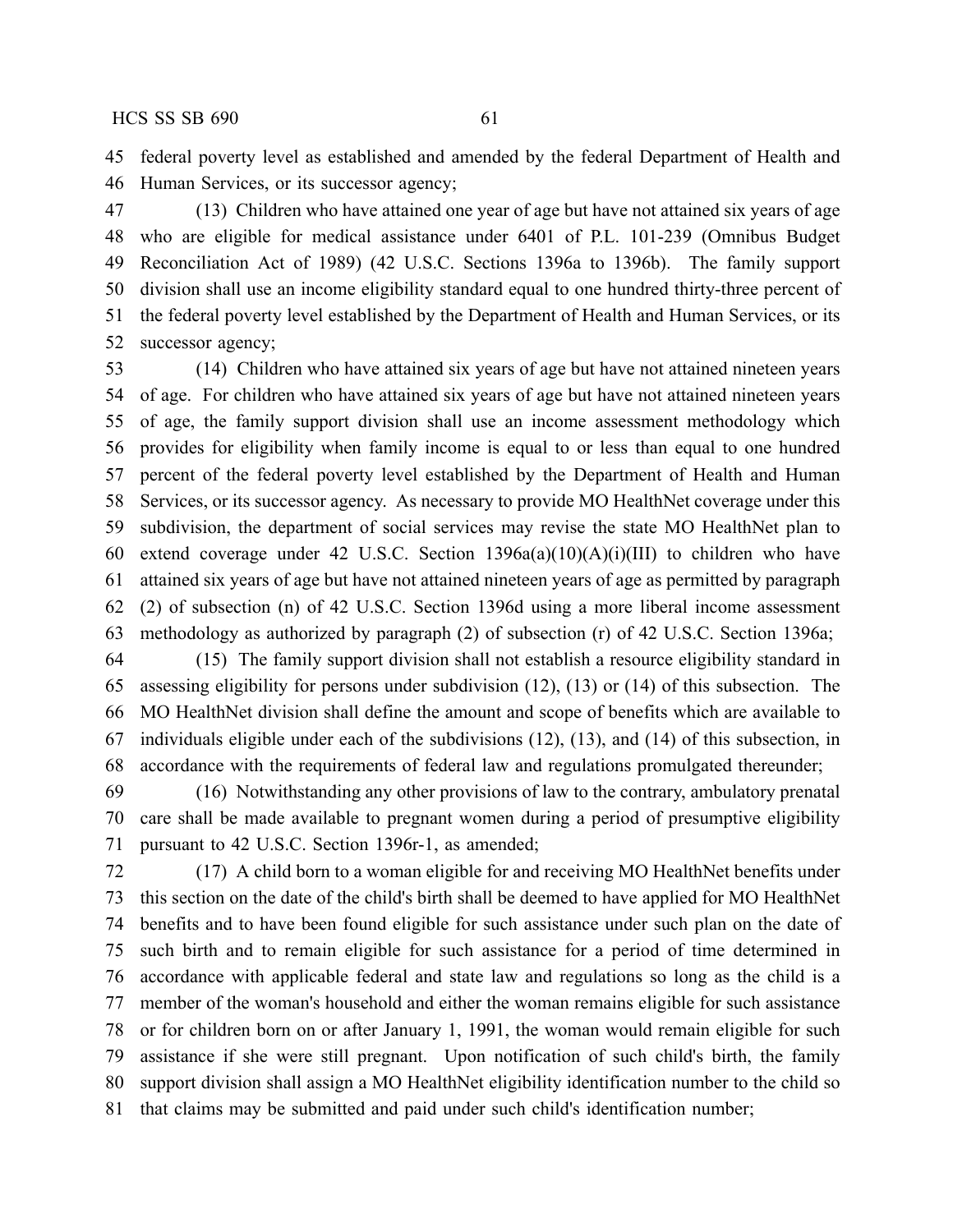federal poverty level as established and amended by the federal Department of Health and Human Services, or its successor agency;

(13) Children who have attained one year of age but have not attained six years of age who are eligible for medical assistance under 6401 of P.L. 101-239 (Omnibus Budget Reconciliation Act of 1989) (42 U.S.C. Sections 1396a to 1396b). The family support division shall use an income eligibility standard equal to one hundred thirty-three percent of the federal poverty level established by the Department of Health and Human Services, or its successor agency;

(14) Children who have attained six years of age but have not attained nineteen years of age. For children who have attained six years of age but have not attained nineteen years of age, the family support division shall use an income assessment methodology which provides for eligibility when family income is equal to or less than equal to one hundred percent of the federal poverty level established by the Department of Health and Human Services, or its successor agency. As necessary to provide MO HealthNet coverage under this subdivision, the department of social services may revise the state MO HealthNet plan to extend coverage under 42 U.S.C. Section 1396a(a)(10)(A)(i)(III) to children who have attained six years of age but have not attained nineteen years of age as permitted by paragraph (2) of subsection (n) of 42 U.S.C. Section 1396d using a more liberal income assessment methodology as authorized by paragraph (2) of subsection (r) of 42 U.S.C. Section 1396a;

(15) The family support division shall not establish a resource eligibility standard in assessing eligibility for persons under subdivision (12), (13) or (14) of this subsection. The MO HealthNet division shall define the amount and scope of benefits which are available to individuals eligible under each of the subdivisions (12), (13), and (14) of this subsection, in accordance with the requirements of federal law and regulations promulgated thereunder;

(16) Notwithstanding any other provisions of law to the contrary, ambulatory prenatal care shall be made available to pregnant women during a period of presumptive eligibility pursuant to 42 U.S.C. Section 1396r-1, as amended;

(17) A child born to a woman eligible for and receiving MO HealthNet benefits under this section on the date of the child's birth shall be deemed to have applied for MO HealthNet benefits and to have been found eligible for such assistance under such plan on the date of such birth and to remain eligible for such assistance for a period of time determined in accordance with applicable federal and state law and regulations so long as the child is a member of the woman's household and either the woman remains eligible for such assistance or for children born on or after January 1, 1991, the woman would remain eligible for such assistance if she were still pregnant. Upon notification of such child's birth, the family support division shall assign a MO HealthNet eligibility identification number to the child so that claims may be submitted and paid under such child's identification number;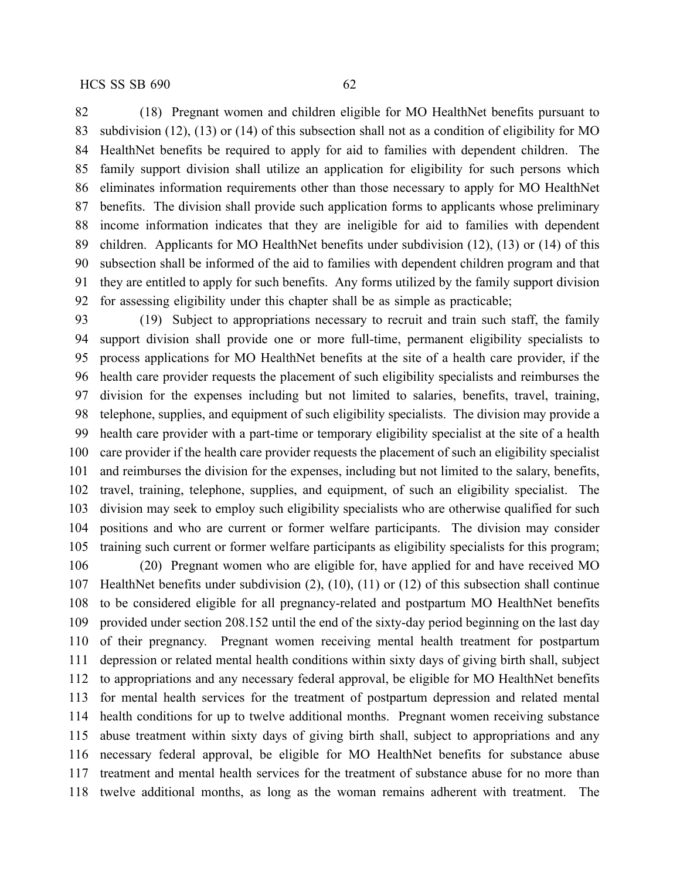(18) Pregnant women and children eligible for MO HealthNet benefits pursuant to subdivision (12), (13) or (14) of this subsection shall not as a condition of eligibility for MO HealthNet benefits be required to apply for aid to families with dependent children. The family support division shall utilize an application for eligibility for such persons which eliminates information requirements other than those necessary to apply for MO HealthNet benefits. The division shall provide such application forms to applicants whose preliminary income information indicates that they are ineligible for aid to families with dependent children. Applicants for MO HealthNet benefits under subdivision (12), (13) or (14) of this subsection shall be informed of the aid to families with dependent children program and that they are entitled to apply for such benefits. Any forms utilized by the family support division for assessing eligibility under this chapter shall be as simple as practicable;

(19) Subject to appropriations necessary to recruit and train such staff, the family support division shall provide one or more full-time, permanent eligibility specialists to process applications for MO HealthNet benefits at the site of a health care provider, if the health care provider requests the placement of such eligibility specialists and reimburses the division for the expenses including but not limited to salaries, benefits, travel, training, telephone, supplies, and equipment of such eligibility specialists. The division may provide a health care provider with a part-time or temporary eligibility specialist at the site of a health care provider if the health care provider requests the placement of such an eligibility specialist and reimburses the division for the expenses, including but not limited to the salary, benefits, travel, training, telephone, supplies, and equipment, of such an eligibility specialist. The division may seek to employ such eligibility specialists who are otherwise qualified for such positions and who are current or former welfare participants. The division may consider training such current or former welfare participants as eligibility specialists for this program;

(20) Pregnant women who are eligible for, have applied for and have received MO HealthNet benefits under subdivision (2), (10), (11) or (12) of this subsection shall continue to be considered eligible for all pregnancy-related and postpartum MO HealthNet benefits provided under section 208.152 until the end of the sixty-day period beginning on the last day of their pregnancy. Pregnant women receiving mental health treatment for postpartum depression or related mental health conditions within sixty days of giving birth shall, subject to appropriations and any necessary federal approval, be eligible for MO HealthNet benefits for mental health services for the treatment of postpartum depression and related mental health conditions for up to twelve additional months. Pregnant women receiving substance abuse treatment within sixty days of giving birth shall, subject to appropriations and any necessary federal approval, be eligible for MO HealthNet benefits for substance abuse treatment and mental health services for the treatment of substance abuse for no more than twelve additional months, as long as the woman remains adherent with treatment. The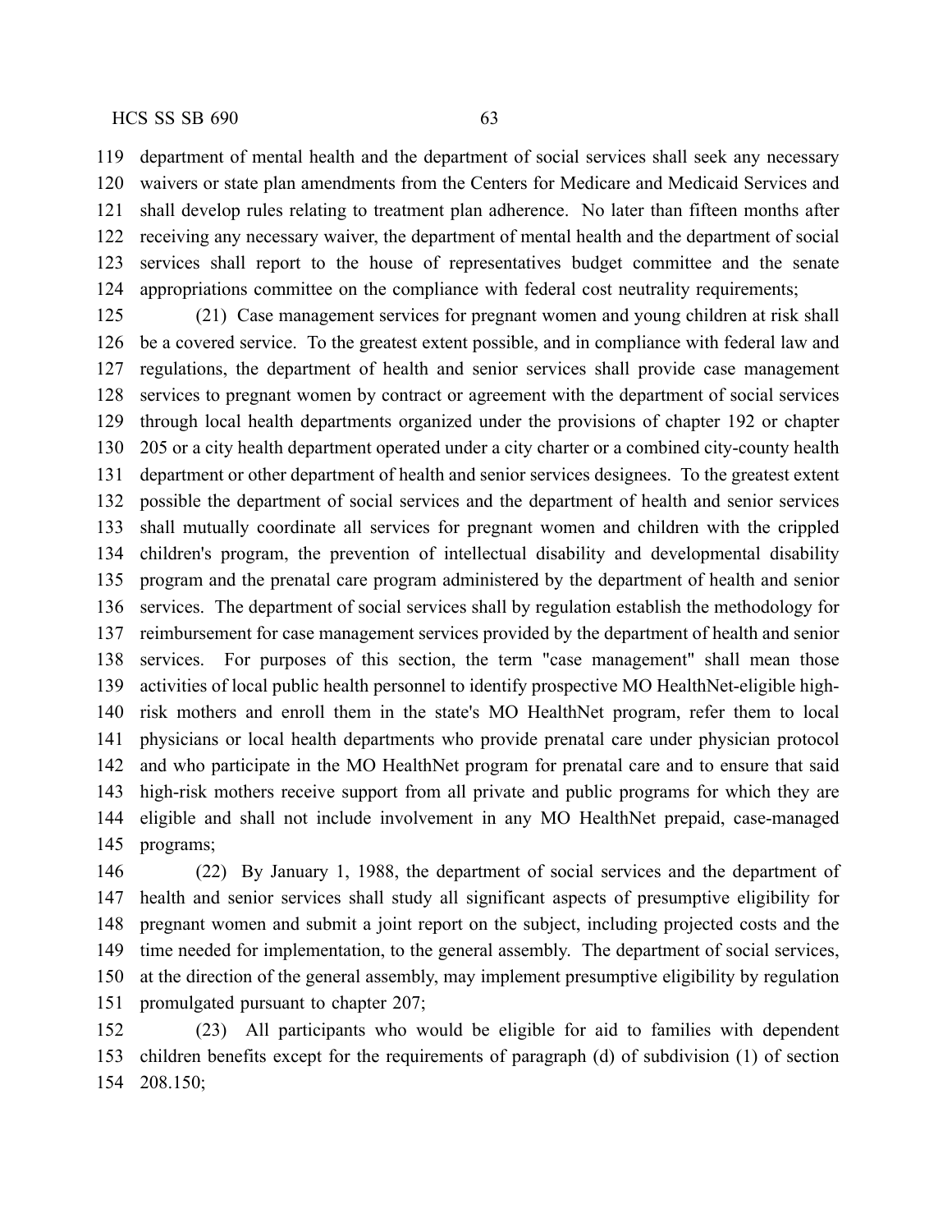department of mental health and the department of social services shall seek any necessary waivers or state plan amendments from the Centers for Medicare and Medicaid Services and shall develop rules relating to treatment plan adherence. No later than fifteen months after receiving any necessary waiver, the department of mental health and the department of social services shall report to the house of representatives budget committee and the senate appropriations committee on the compliance with federal cost neutrality requirements;

(21) Case management services for pregnant women and young children at risk shall be a covered service. To the greatest extent possible, and in compliance with federal law and regulations, the department of health and senior services shall provide case management services to pregnant women by contract or agreement with the department of social services through local health departments organized under the provisions of chapter 192 or chapter 205 or a city health department operated under a city charter or a combined city-county health department or other department of health and senior services designees. To the greatest extent possible the department of social services and the department of health and senior services shall mutually coordinate all services for pregnant women and children with the crippled children's program, the prevention of intellectual disability and developmental disability program and the prenatal care program administered by the department of health and senior services. The department of social services shall by regulation establish the methodology for reimbursement for case management services provided by the department of health and senior services. For purposes of this section, the term "case management" shall mean those activities of local public health personnel to identify prospective MO HealthNet-eligible high-risk mothers and enroll them in the state's MO HealthNet program, refer them to local physicians or local health departments who provide prenatal care under physician protocol and who participate in the MO HealthNet program for prenatal care and to ensure that said high-risk mothers receive support from all private and public programs for which they are eligible and shall not include involvement in any MO HealthNet prepaid, case-managed programs;

(22) By January 1, 1988, the department of social services and the department of health and senior services shall study all significant aspects of presumptive eligibility for pregnant women and submit a joint report on the subject, including projected costs and the time needed for implementation, to the general assembly. The department of social services, at the direction of the general assembly, may implement presumptive eligibility by regulation promulgated pursuant to chapter 207;

(23) All participants who would be eligible for aid to families with dependent children benefits except for the requirements of paragraph (d) of subdivision (1) of section 208.150;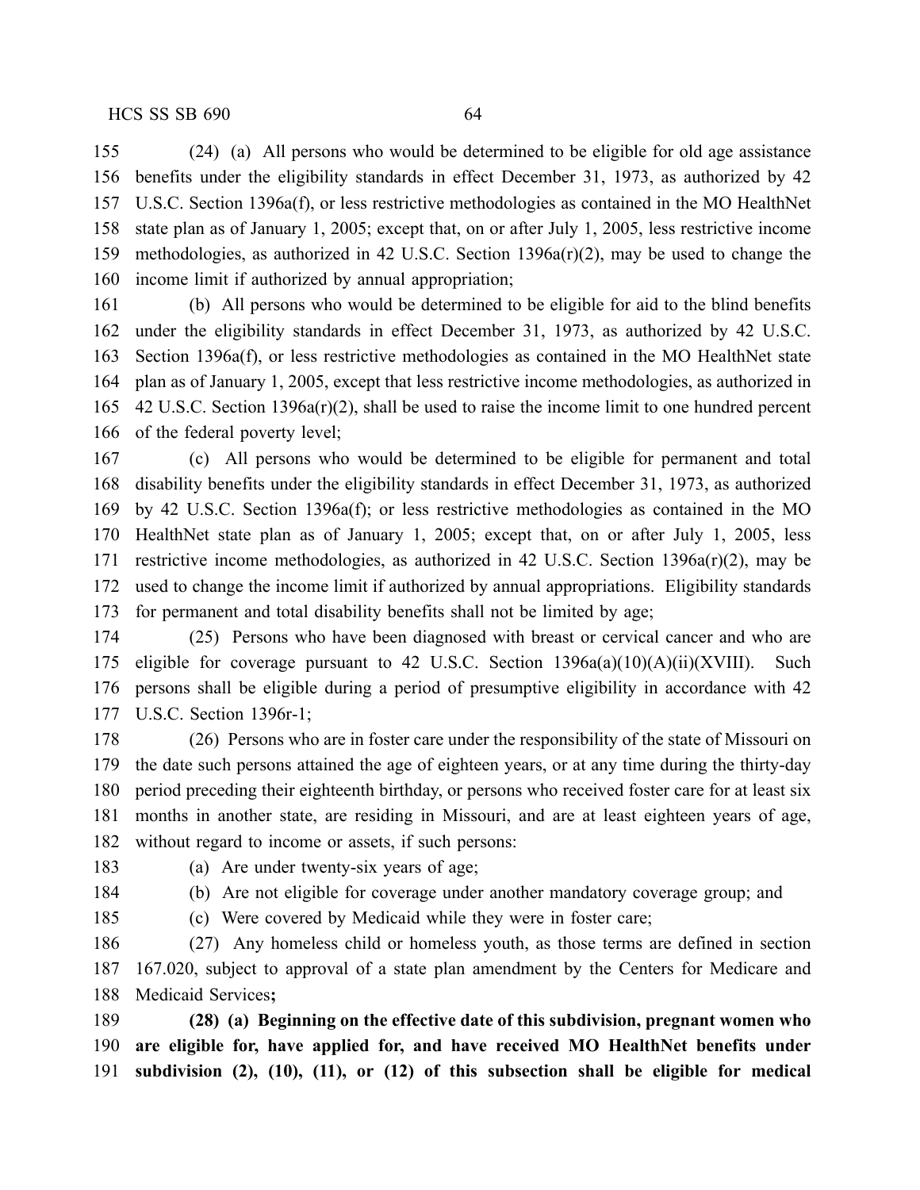(24) (a) All persons who would be determined to be eligible for old age assistance benefits under the eligibility standards in effect December 31, 1973, as authorized by 42 U.S.C. Section 1396a(f), or less restrictive methodologies as contained in the MO HealthNet state plan as of January 1, 2005; except that, on or after July 1, 2005, less restrictive income methodologies, as authorized in 42 U.S.C. Section 1396a(r)(2), may be used to change the income limit if authorized by annual appropriation;

(b) All persons who would be determined to be eligible for aid to the blind benefits under the eligibility standards in effect December 31, 1973, as authorized by 42 U.S.C. Section 1396a(f), or less restrictive methodologies as contained in the MO HealthNet state plan as of January 1, 2005, except that less restrictive income methodologies, as authorized in 42 U.S.C. Section 1396a(r)(2), shall be used to raise the income limit to one hundred percent of the federal poverty level;

(c) All persons who would be determined to be eligible for permanent and total disability benefits under the eligibility standards in effect December 31, 1973, as authorized by 42 U.S.C. Section 1396a(f); or less restrictive methodologies as contained in the MO HealthNet state plan as of January 1, 2005; except that, on or after July 1, 2005, less restrictive income methodologies, as authorized in 42 U.S.C. Section 1396a(r)(2), may be used to change the income limit if authorized by annual appropriations. Eligibility standards for permanent and total disability benefits shall not be limited by age;

(25) Persons who have been diagnosed with breast or cervical cancer and who are eligible for coverage pursuant to 42 U.S.C. Section 1396a(a)(10)(A)(ii)(XVIII). Such persons shall be eligible during a period of presumptive eligibility in accordance with 42 U.S.C. Section 1396r-1;

(26) Persons who are in foster care under the responsibility of the state of Missouri on the date such persons attained the age of eighteen years, or at any time during the thirty-day period preceding their eighteenth birthday, or persons who received foster care for at least six months in another state, are residing in Missouri, and are at least eighteen years of age, without regard to income or assets, if such persons:

(a) Are under twenty-six years of age;

(b) Are not eligible for coverage under another mandatory coverage group; and

(c) Were covered by Medicaid while they were in foster care;

(27) Any homeless child or homeless youth, as those terms are defined in section 167.020, subject to approval of a state plan amendment by the Centers for Medicare and Medicaid Services**;**

**(28) (a) Beginning on the effective date of this subdivision, pregnant women who are eligible for, have applied for, and have received MO HealthNet benefits under subdivision (2), (10), (11), or (12) of this subsection shall be eligible for medical**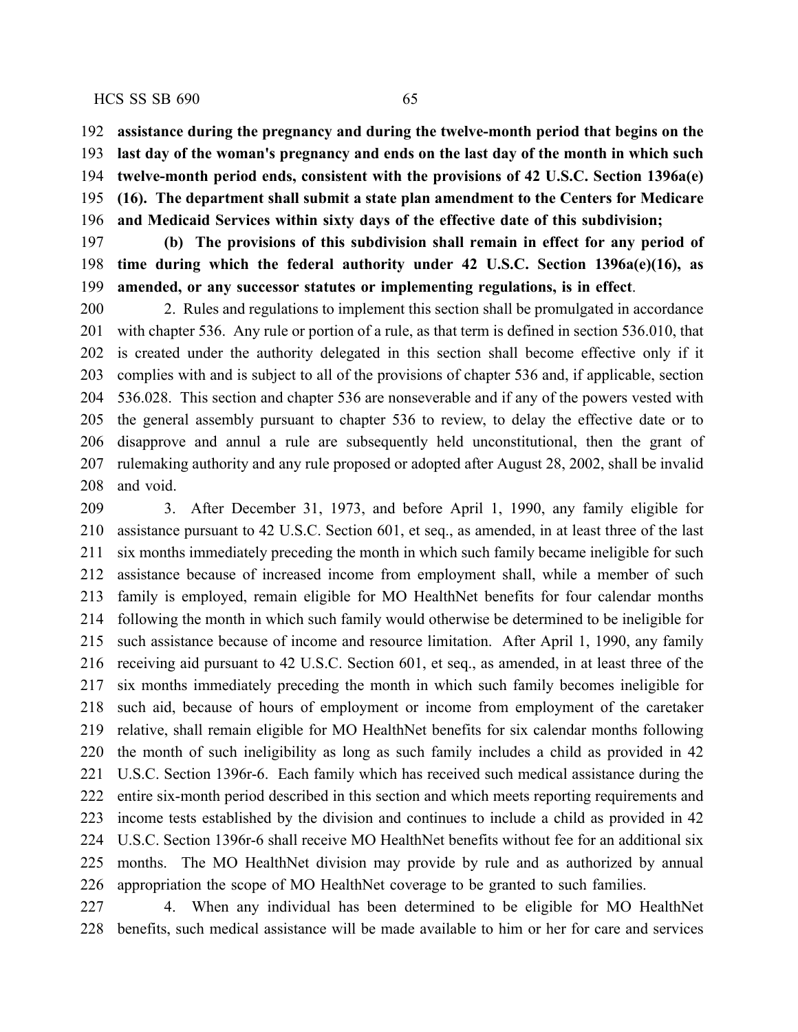**assistance during the pregnancy and during the twelve-month period that begins on the last day of the woman's pregnancy and ends on the last day of the month in which such twelve-month period ends, consistent with the provisions of 42 U.S.C. Section 1396a(e)(16). The department shall submit a state plan amendment to the Centers for Medicare and Medicaid Services within sixty days of the effective date of this subdivision;**

**(b) The provisions of this subdivision shall remain in effect for any period of time during which the federal authority under 42 U.S.C. Section 1396a(e)(16), as amended, or any successor statutes or implementing regulations, is in effect**.

2. Rules and regulations to implement this section shall be promulgated in accordance with chapter 536. Any rule or portion of a rule, as that term is defined in section 536.010, that is created under the authority delegated in this section shall become effective only if it complies with and is subject to all of the provisions of chapter 536 and, if applicable, section 536.028. This section and chapter 536 are nonseverable and if any of the powers vested with the general assembly pursuant to chapter 536 to review, to delay the effective date or to disapprove and annul a rule are subsequently held unconstitutional, then the grant of rulemaking authority and any rule proposed or adopted after August 28, 2002, shall be invalid and void.

3. After December 31, 1973, and before April 1, 1990, any family eligible for assistance pursuant to 42 U.S.C. Section 601, et seq., as amended, in at least three of the last six months immediately preceding the month in which such family became ineligible for such assistance because of increased income from employment shall, while a member of such family is employed, remain eligible for MO HealthNet benefits for four calendar months following the month in which such family would otherwise be determined to be ineligible for such assistance because of income and resource limitation. After April 1, 1990, any family receiving aid pursuant to 42 U.S.C. Section 601, et seq., as amended, in at least three of the six months immediately preceding the month in which such family becomes ineligible for such aid, because of hours of employment or income from employment of the caretaker relative, shall remain eligible for MO HealthNet benefits for six calendar months following the month of such ineligibility as long as such family includes a child as provided in 42 U.S.C. Section 1396r-6. Each family which has received such medical assistance during the entire six-month period described in this section and which meets reporting requirements and income tests established by the division and continues to include a child as provided in 42 U.S.C. Section 1396r-6 shall receive MO HealthNet benefits without fee for an additional six months. The MO HealthNet division may provide by rule and as authorized by annual appropriation the scope of MO HealthNet coverage to be granted to such families.

4. When any individual has been determined to be eligible for MO HealthNet benefits, such medical assistance will be made available to him or her for care and services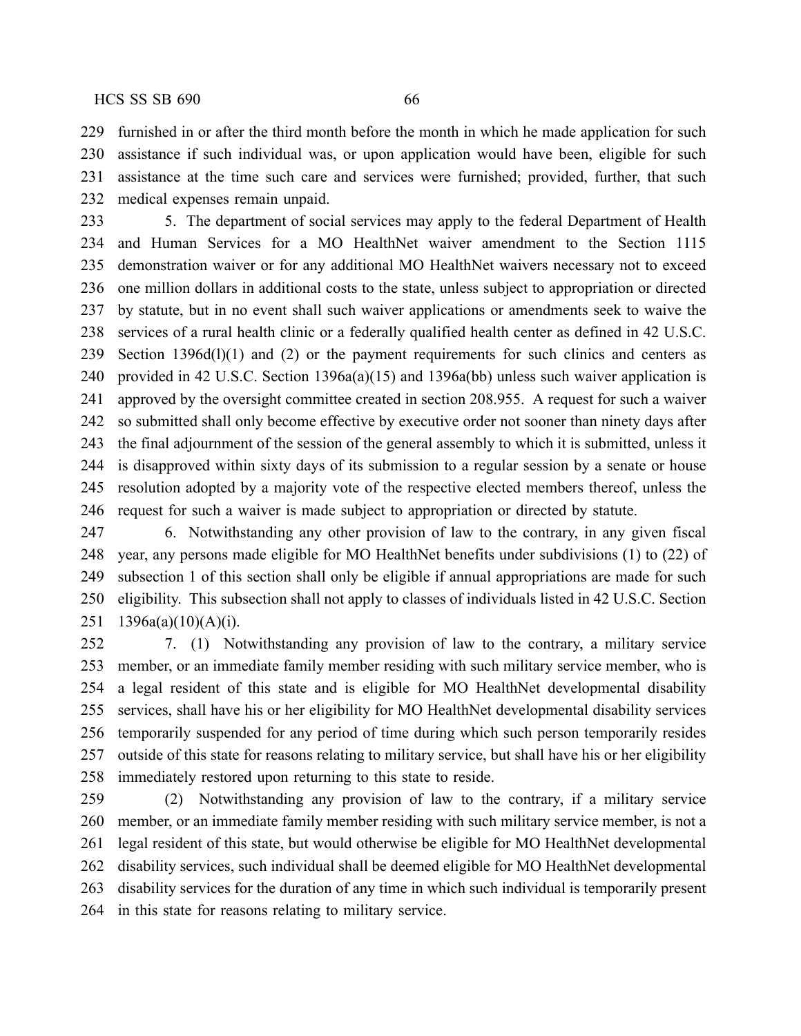furnished in or after the third month before the month in which he made application for such assistance if such individual was, or upon application would have been, eligible for such assistance at the time such care and services were furnished; provided, further, that such medical expenses remain unpaid.

5. The department of social services may apply to the federal Department of Health and Human Services for a MO HealthNet waiver amendment to the Section 1115 demonstration waiver or for any additional MO HealthNet waivers necessary not to exceed one million dollars in additional costs to the state, unless subject to appropriation or directed by statute, but in no event shall such waiver applications or amendments seek to waive the services of a rural health clinic or a federally qualified health center as defined in 42 U.S.C. Section 1396d(l)(1) and (2) or the payment requirements for such clinics and centers as provided in 42 U.S.C. Section 1396a(a)(15) and 1396a(bb) unless such waiver application is approved by the oversight committee created in section 208.955. A request for such a waiver so submitted shall only become effective by executive order not sooner than ninety days after the final adjournment of the session of the general assembly to which it is submitted, unless it is disapproved within sixty days of its submission to a regular session by a senate or house resolution adopted by a majority vote of the respective elected members thereof, unless the request for such a waiver is made subject to appropriation or directed by statute.

6. Notwithstanding any other provision of law to the contrary, in any given fiscal year, any persons made eligible for MO HealthNet benefits under subdivisions (1) to (22) of subsection 1 of this section shall only be eligible if annual appropriations are made for such eligibility. This subsection shall not apply to classes of individuals listed in 42 U.S.C. Section 1396a(a)(10)(A)(i).

7. (1) Notwithstanding any provision of law to the contrary, a military service member, or an immediate family member residing with such military service member, who is a legal resident of this state and is eligible for MO HealthNet developmental disability services, shall have his or her eligibility for MO HealthNet developmental disability services temporarily suspended for any period of time during which such person temporarily resides outside of this state for reasons relating to military service, but shall have his or her eligibility immediately restored upon returning to this state to reside.

(2) Notwithstanding any provision of law to the contrary, if a military service member, or an immediate family member residing with such military service member, is not a legal resident of this state, but would otherwise be eligible for MO HealthNet developmental disability services, such individual shall be deemed eligible for MO HealthNet developmental disability services for the duration of any time in which such individual is temporarily present in this state for reasons relating to military service.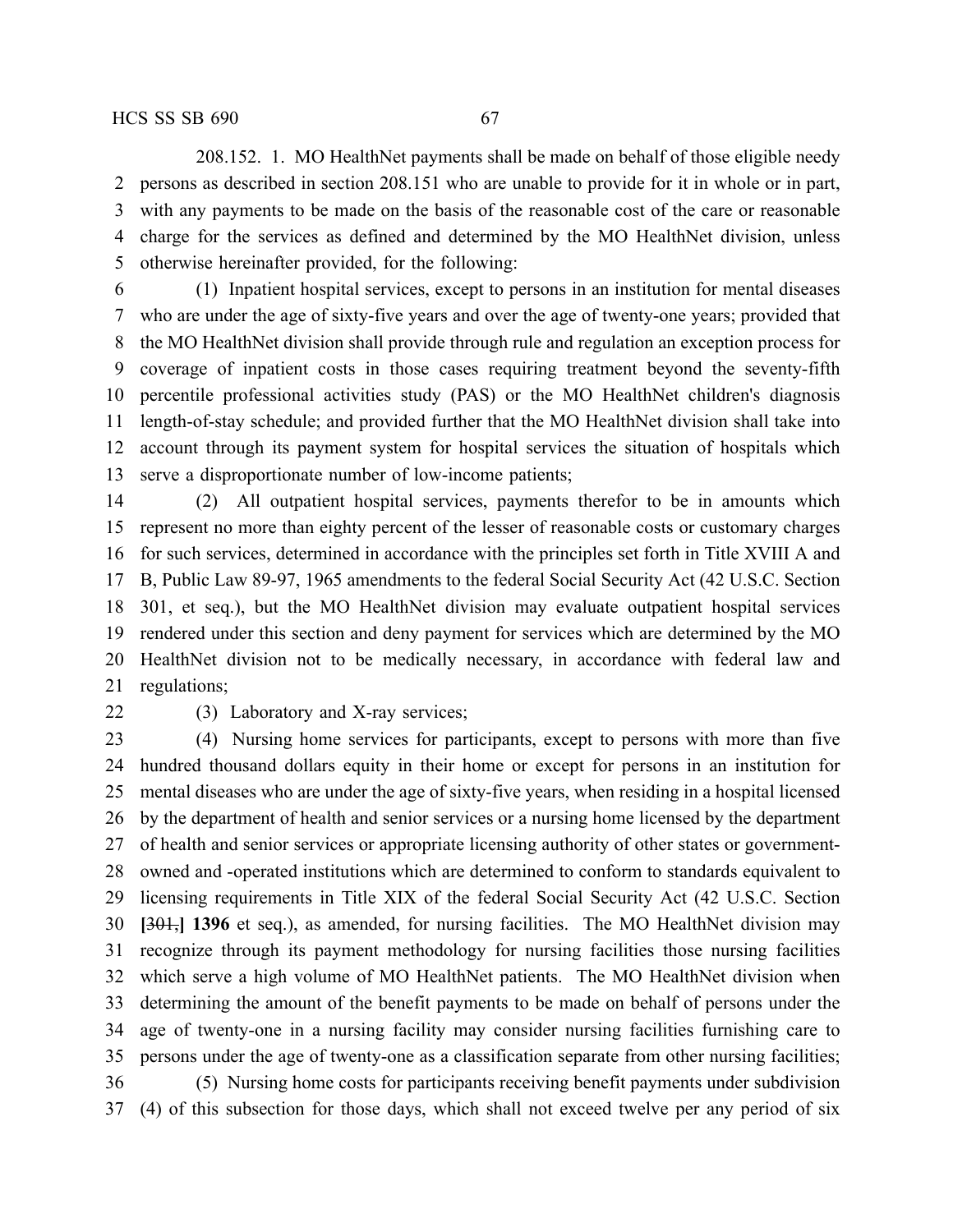208.152. 1. MO HealthNet payments shall be made on behalf of those eligible needy persons as described in section 208.151 who are unable to provide for it in whole or in part, with any payments to be made on the basis of the reasonable cost of the care or reasonable charge for the services as defined and determined by the MO HealthNet division, unless otherwise hereinafter provided, for the following:

(1) Inpatient hospital services, except to persons in an institution for mental diseases who are under the age of sixty-five years and over the age of twenty-one years; provided that the MO HealthNet division shall provide through rule and regulation an exception process for coverage of inpatient costs in those cases requiring treatment beyond the seventy-fifth percentile professional activities study (PAS) or the MO HealthNet children's diagnosis length-of-stay schedule; and provided further that the MO HealthNet division shall take into account through its payment system for hospital services the situation of hospitals which serve a disproportionate number of low-income patients;

(2) All outpatient hospital services, payments therefor to be in amounts which represent no more than eighty percent of the lesser of reasonable costs or customary charges for such services, determined in accordance with the principles set forth in Title XVIII A and B, Public Law 89-97, 1965 amendments to the federal Social Security Act (42 U.S.C. Section 301, et seq.), but the MO HealthNet division may evaluate outpatient hospital services rendered under this section and deny payment for services which are determined by the MO HealthNet division not to be medically necessary, in accordance with federal law and regulations;

(3) Laboratory and X-ray services;

(4) Nursing home services for participants, except to persons with more than five hundred thousand dollars equity in their home or except for persons in an institution for mental diseases who are under the age of sixty-five years, when residing in a hospital licensed by the department of health and senior services or a nursing home licensed by the department of health and senior services or appropriate licensing authority of other states or government-owned and -operated institutions which are determined to conform to standards equivalent to licensing requirements in Title XIX of the federal Social Security Act (42 U.S.C. Section [~~301,~~] **1396** et seq.), as amended, for nursing facilities. The MO HealthNet division may recognize through its payment methodology for nursing facilities those nursing facilities which serve a high volume of MO HealthNet patients. The MO HealthNet division when determining the amount of the benefit payments to be made on behalf of persons under the age of twenty-one in a nursing facility may consider nursing facilities furnishing care to persons under the age of twenty-one as a classification separate from other nursing facilities;

(5) Nursing home costs for participants receiving benefit payments under subdivision (4) of this subsection for those days, which shall not exceed twelve per any period of six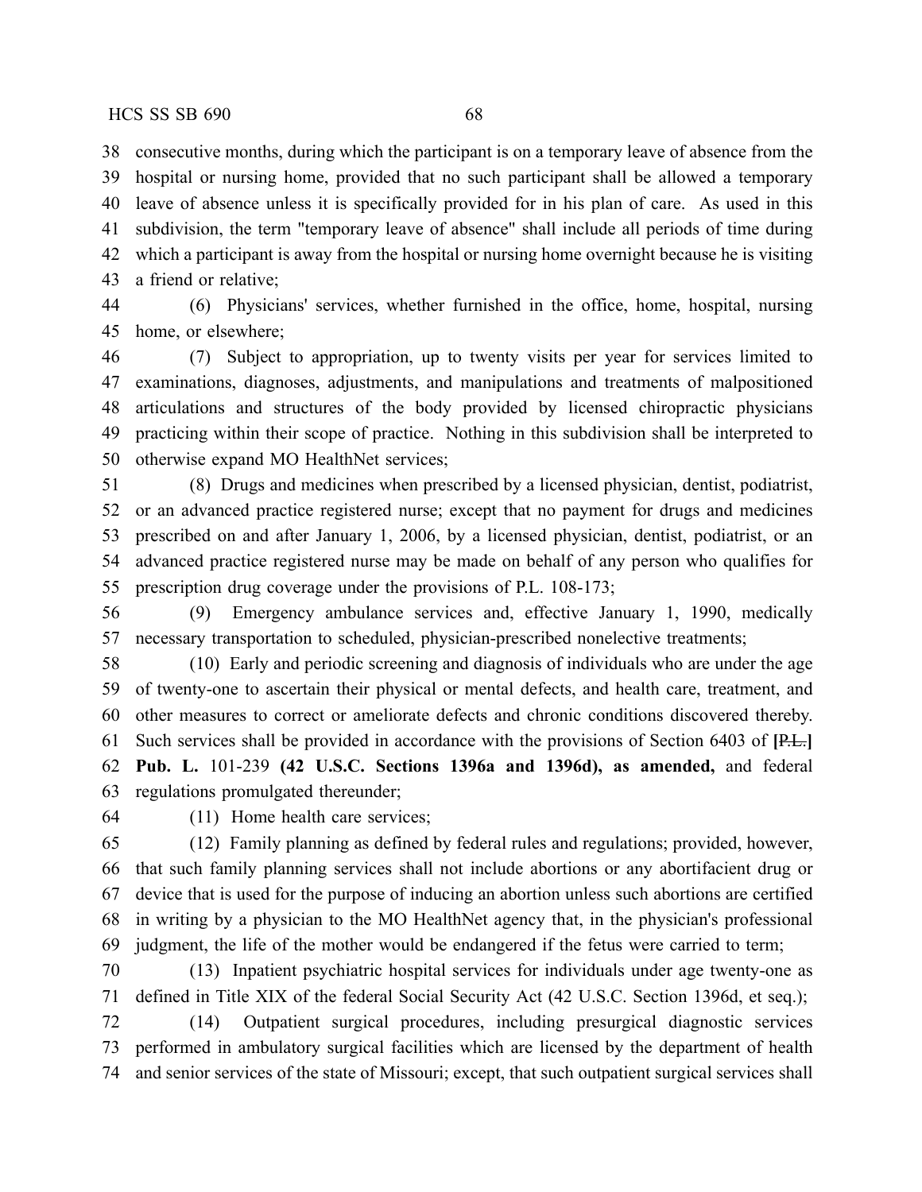consecutive months, during which the participant is on a temporary leave of absence from the hospital or nursing home, provided that no such participant shall be allowed a temporary leave of absence unless it is specifically provided for in his plan of care. As used in this subdivision, the term "temporary leave of absence" shall include all periods of time during which a participant is away from the hospital or nursing home overnight because he is visiting a friend or relative;

(6) Physicians' services, whether furnished in the office, home, hospital, nursing home, or elsewhere;

(7) Subject to appropriation, up to twenty visits per year for services limited to examinations, diagnoses, adjustments, and manipulations and treatments of malpositioned articulations and structures of the body provided by licensed chiropractic physicians practicing within their scope of practice. Nothing in this subdivision shall be interpreted to otherwise expand MO HealthNet services;

(8) Drugs and medicines when prescribed by a licensed physician, dentist, podiatrist, or an advanced practice registered nurse; except that no payment for drugs and medicines prescribed on and after January 1, 2006, by a licensed physician, dentist, podiatrist, or an advanced practice registered nurse may be made on behalf of any person who qualifies for prescription drug coverage under the provisions of P.L. 108-173;

(9) Emergency ambulance services and, effective January 1, 1990, medically necessary transportation to scheduled, physician-prescribed nonelective treatments;

(10) Early and periodic screening and diagnosis of individuals who are under the age of twenty-one to ascertain their physical or mental defects, and health care, treatment, and other measures to correct or ameliorate defects and chronic conditions discovered thereby. Such services shall be provided in accordance with the provisions of Section 6403 of **[**~~P.L.~~**] Pub. L.** 101-239 **(42 U.S.C. Sections 1396a and 1396d), as amended,** and federal regulations promulgated thereunder;

(11) Home health care services;

(12) Family planning as defined by federal rules and regulations; provided, however, that such family planning services shall not include abortions or any abortifacient drug or device that is used for the purpose of inducing an abortion unless such abortions are certified in writing by a physician to the MO HealthNet agency that, in the physician's professional judgment, the life of the mother would be endangered if the fetus were carried to term;

(13) Inpatient psychiatric hospital services for individuals under age twenty-one as defined in Title XIX of the federal Social Security Act (42 U.S.C. Section 1396d, et seq.);

(14) Outpatient surgical procedures, including presurgical diagnostic services performed in ambulatory surgical facilities which are licensed by the department of health and senior services of the state of Missouri; except, that such outpatient surgical services shall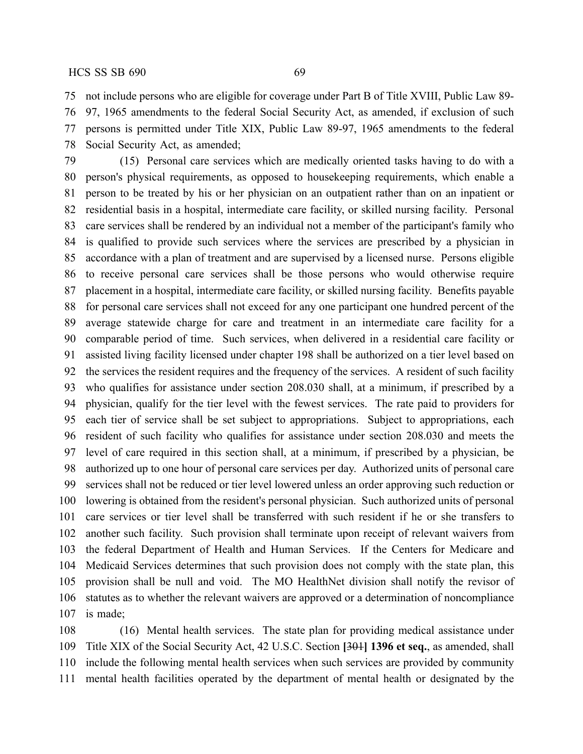not include persons who are eligible for coverage under Part B of Title XVIII, Public Law 89-97, 1965 amendments to the federal Social Security Act, as amended, if exclusion of such persons is permitted under Title XIX, Public Law 89-97, 1965 amendments to the federal Social Security Act, as amended;

(15) Personal care services which are medically oriented tasks having to do with a person's physical requirements, as opposed to housekeeping requirements, which enable a person to be treated by his or her physician on an outpatient rather than on an inpatient or residential basis in a hospital, intermediate care facility, or skilled nursing facility. Personal care services shall be rendered by an individual not a member of the participant's family who is qualified to provide such services where the services are prescribed by a physician in accordance with a plan of treatment and are supervised by a licensed nurse. Persons eligible to receive personal care services shall be those persons who would otherwise require placement in a hospital, intermediate care facility, or skilled nursing facility. Benefits payable for personal care services shall not exceed for any one participant one hundred percent of the average statewide charge for care and treatment in an intermediate care facility for a comparable period of time. Such services, when delivered in a residential care facility or assisted living facility licensed under chapter 198 shall be authorized on a tier level based on the services the resident requires and the frequency of the services. A resident of such facility who qualifies for assistance under section 208.030 shall, at a minimum, if prescribed by a physician, qualify for the tier level with the fewest services. The rate paid to providers for each tier of service shall be set subject to appropriations. Subject to appropriations, each resident of such facility who qualifies for assistance under section 208.030 and meets the level of care required in this section shall, at a minimum, if prescribed by a physician, be authorized up to one hour of personal care services per day. Authorized units of personal care services shall not be reduced or tier level lowered unless an order approving such reduction or lowering is obtained from the resident's personal physician. Such authorized units of personal care services or tier level shall be transferred with such resident if he or she transfers to another such facility. Such provision shall terminate upon receipt of relevant waivers from the federal Department of Health and Human Services. If the Centers for Medicare and Medicaid Services determines that such provision does not comply with the state plan, this provision shall be null and void. The MO HealthNet division shall notify the revisor of statutes as to whether the relevant waivers are approved or a determination of noncompliance is made;

(16) Mental health services. The state plan for providing medical assistance under Title XIX of the Social Security Act, 42 U.S.C. Section **[**~~301~~**] 1396 et seq.**, as amended, shall include the following mental health services when such services are provided by community mental health facilities operated by the department of mental health or designated by the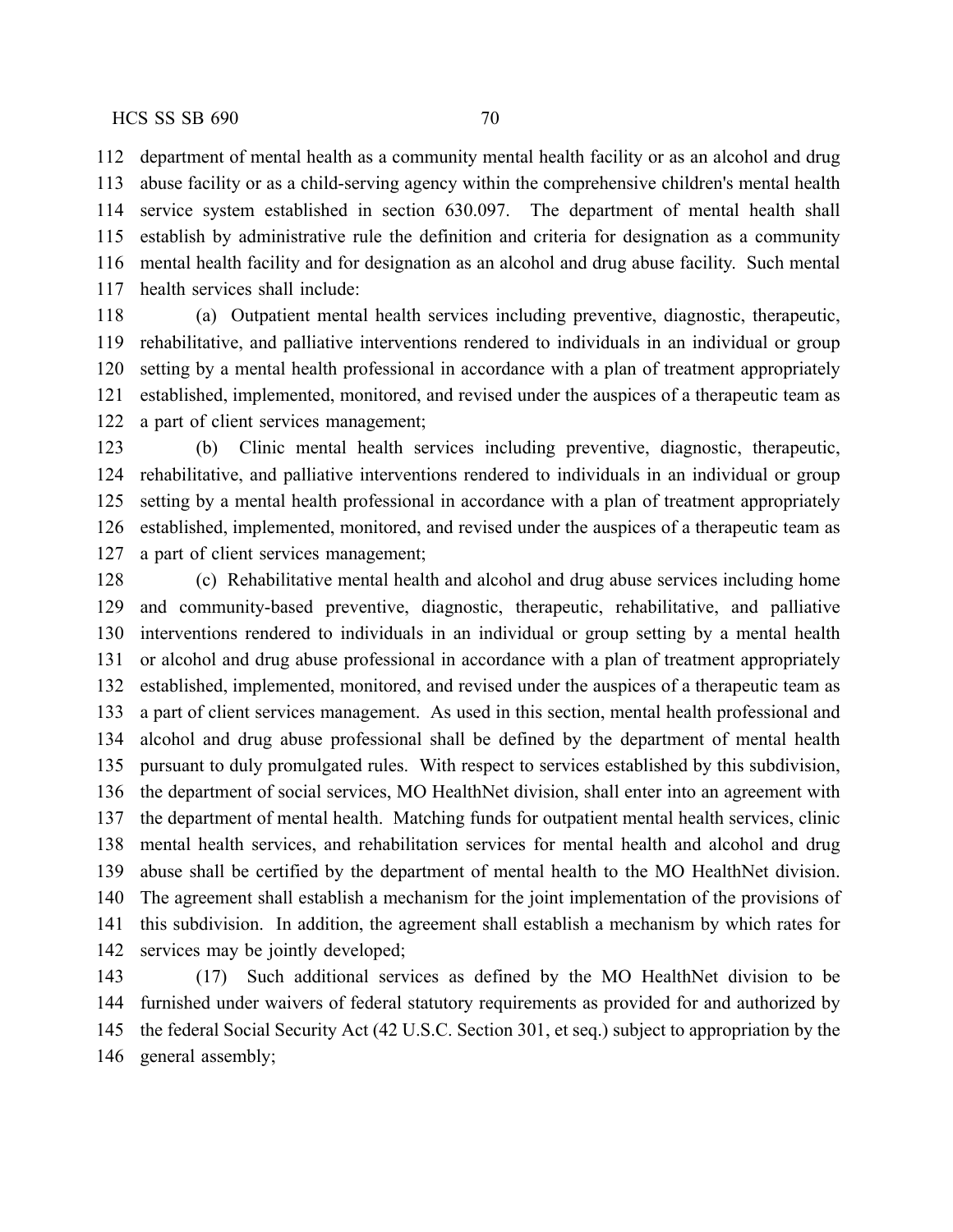department of mental health as a community mental health facility or as an alcohol and drug abuse facility or as a child-serving agency within the comprehensive children's mental health service system established in section 630.097. The department of mental health shall establish by administrative rule the definition and criteria for designation as a community mental health facility and for designation as an alcohol and drug abuse facility. Such mental health services shall include:

(a) Outpatient mental health services including preventive, diagnostic, therapeutic, rehabilitative, and palliative interventions rendered to individuals in an individual or group setting by a mental health professional in accordance with a plan of treatment appropriately established, implemented, monitored, and revised under the auspices of a therapeutic team as a part of client services management;

(b) Clinic mental health services including preventive, diagnostic, therapeutic, rehabilitative, and palliative interventions rendered to individuals in an individual or group setting by a mental health professional in accordance with a plan of treatment appropriately established, implemented, monitored, and revised under the auspices of a therapeutic team as a part of client services management;

(c) Rehabilitative mental health and alcohol and drug abuse services including home and community-based preventive, diagnostic, therapeutic, rehabilitative, and palliative interventions rendered to individuals in an individual or group setting by a mental health or alcohol and drug abuse professional in accordance with a plan of treatment appropriately established, implemented, monitored, and revised under the auspices of a therapeutic team as a part of client services management. As used in this section, mental health professional and alcohol and drug abuse professional shall be defined by the department of mental health pursuant to duly promulgated rules. With respect to services established by this subdivision, the department of social services, MO HealthNet division, shall enter into an agreement with the department of mental health. Matching funds for outpatient mental health services, clinic mental health services, and rehabilitation services for mental health and alcohol and drug abuse shall be certified by the department of mental health to the MO HealthNet division. The agreement shall establish a mechanism for the joint implementation of the provisions of this subdivision. In addition, the agreement shall establish a mechanism by which rates for services may be jointly developed;

(17) Such additional services as defined by the MO HealthNet division to be furnished under waivers of federal statutory requirements as provided for and authorized by the federal Social Security Act (42 U.S.C. Section 301, et seq.) subject to appropriation by the general assembly;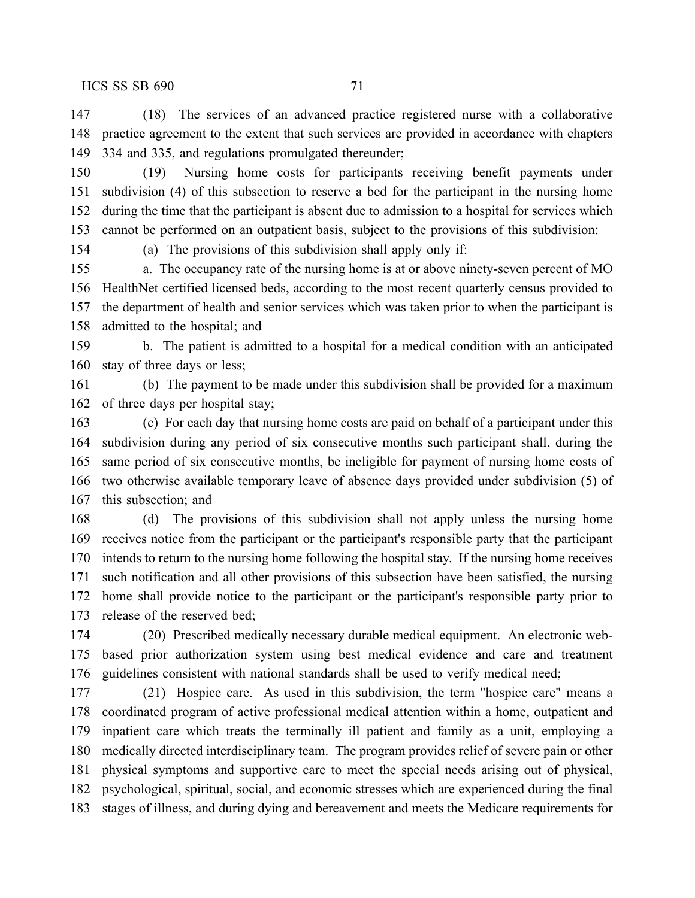(18) The services of an advanced practice registered nurse with a collaborative practice agreement to the extent that such services are provided in accordance with chapters 334 and 335, and regulations promulgated thereunder;

(19) Nursing home costs for participants receiving benefit payments under subdivision (4) of this subsection to reserve a bed for the participant in the nursing home during the time that the participant is absent due to admission to a hospital for services which cannot be performed on an outpatient basis, subject to the provisions of this subdivision:

(a) The provisions of this subdivision shall apply only if:

a. The occupancy rate of the nursing home is at or above ninety-seven percent of MO HealthNet certified licensed beds, according to the most recent quarterly census provided to the department of health and senior services which was taken prior to when the participant is admitted to the hospital; and

b. The patient is admitted to a hospital for a medical condition with an anticipated stay of three days or less;

(b) The payment to be made under this subdivision shall be provided for a maximum of three days per hospital stay;

(c) For each day that nursing home costs are paid on behalf of a participant under this subdivision during any period of six consecutive months such participant shall, during the same period of six consecutive months, be ineligible for payment of nursing home costs of two otherwise available temporary leave of absence days provided under subdivision (5) of this subsection; and

(d) The provisions of this subdivision shall not apply unless the nursing home receives notice from the participant or the participant's responsible party that the participant intends to return to the nursing home following the hospital stay. If the nursing home receives such notification and all other provisions of this subsection have been satisfied, the nursing home shall provide notice to the participant or the participant's responsible party prior to release of the reserved bed;

(20) Prescribed medically necessary durable medical equipment. An electronic web-based prior authorization system using best medical evidence and care and treatment guidelines consistent with national standards shall be used to verify medical need;

(21) Hospice care. As used in this subdivision, the term "hospice care" means a coordinated program of active professional medical attention within a home, outpatient and inpatient care which treats the terminally ill patient and family as a unit, employing a medically directed interdisciplinary team. The program provides relief of severe pain or other physical symptoms and supportive care to meet the special needs arising out of physical, psychological, spiritual, social, and economic stresses which are experienced during the final stages of illness, and during dying and bereavement and meets the Medicare requirements for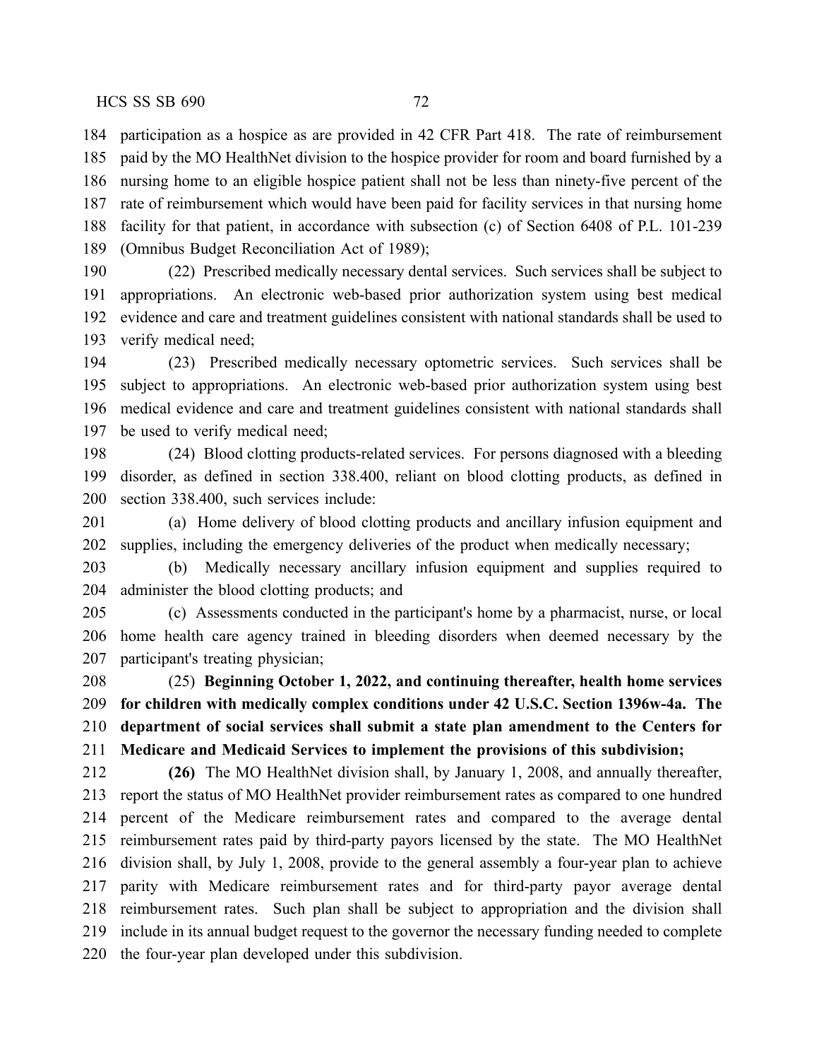participation as a hospice as are provided in 42 CFR Part 418. The rate of reimbursement paid by the MO HealthNet division to the hospice provider for room and board furnished by a nursing home to an eligible hospice patient shall not be less than ninety-five percent of the rate of reimbursement which would have been paid for facility services in that nursing home facility for that patient, in accordance with subsection (c) of Section 6408 of P.L. 101-239 (Omnibus Budget Reconciliation Act of 1989);

(22) Prescribed medically necessary dental services. Such services shall be subject to appropriations. An electronic web-based prior authorization system using best medical evidence and care and treatment guidelines consistent with national standards shall be used to verify medical need;

(23) Prescribed medically necessary optometric services. Such services shall be subject to appropriations. An electronic web-based prior authorization system using best medical evidence and care and treatment guidelines consistent with national standards shall be used to verify medical need;

(24) Blood clotting products-related services. For persons diagnosed with a bleeding disorder, as defined in section 338.400, reliant on blood clotting products, as defined in section 338.400, such services include:

(a) Home delivery of blood clotting products and ancillary infusion equipment and supplies, including the emergency deliveries of the product when medically necessary;

(b) Medically necessary ancillary infusion equipment and supplies required to administer the blood clotting products; and

(c) Assessments conducted in the participant's home by a pharmacist, nurse, or local home health care agency trained in bleeding disorders when deemed necessary by the participant's treating physician;

(25) **Beginning October 1, 2022, and continuing thereafter, health home services for children with medically complex conditions under 42 U.S.C. Section 1396w-4a. The department of social services shall submit a state plan amendment to the Centers for Medicare and Medicaid Services to implement the provisions of this subdivision;**

**(26)** The MO HealthNet division shall, by January 1, 2008, and annually thereafter, report the status of MO HealthNet provider reimbursement rates as compared to one hundred percent of the Medicare reimbursement rates and compared to the average dental reimbursement rates paid by third-party payors licensed by the state. The MO HealthNet division shall, by July 1, 2008, provide to the general assembly a four-year plan to achieve parity with Medicare reimbursement rates and for third-party payor average dental reimbursement rates. Such plan shall be subject to appropriation and the division shall include in its annual budget request to the governor the necessary funding needed to complete the four-year plan developed under this subdivision.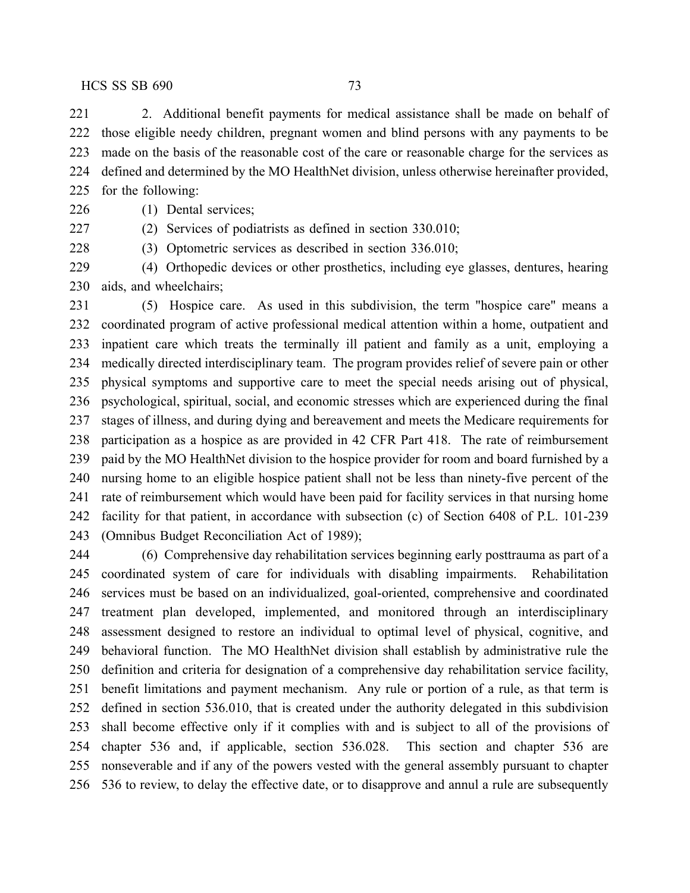2. Additional benefit payments for medical assistance shall be made on behalf of those eligible needy children, pregnant women and blind persons with any payments to be made on the basis of the reasonable cost of the care or reasonable charge for the services as defined and determined by the MO HealthNet division, unless otherwise hereinafter provided, for the following:

(1) Dental services;

(2) Services of podiatrists as defined in section 330.010;

(3) Optometric services as described in section 336.010;

(4) Orthopedic devices or other prosthetics, including eye glasses, dentures, hearing aids, and wheelchairs;

(5) Hospice care. As used in this subdivision, the term "hospice care" means a coordinated program of active professional medical attention within a home, outpatient and inpatient care which treats the terminally ill patient and family as a unit, employing a medically directed interdisciplinary team. The program provides relief of severe pain or other physical symptoms and supportive care to meet the special needs arising out of physical, psychological, spiritual, social, and economic stresses which are experienced during the final stages of illness, and during dying and bereavement and meets the Medicare requirements for participation as a hospice as are provided in 42 CFR Part 418. The rate of reimbursement paid by the MO HealthNet division to the hospice provider for room and board furnished by a nursing home to an eligible hospice patient shall not be less than ninety-five percent of the rate of reimbursement which would have been paid for facility services in that nursing home facility for that patient, in accordance with subsection (c) of Section 6408 of P.L. 101-239 (Omnibus Budget Reconciliation Act of 1989);

(6) Comprehensive day rehabilitation services beginning early posttrauma as part of a coordinated system of care for individuals with disabling impairments. Rehabilitation services must be based on an individualized, goal-oriented, comprehensive and coordinated treatment plan developed, implemented, and monitored through an interdisciplinary assessment designed to restore an individual to optimal level of physical, cognitive, and behavioral function. The MO HealthNet division shall establish by administrative rule the definition and criteria for designation of a comprehensive day rehabilitation service facility, benefit limitations and payment mechanism. Any rule or portion of a rule, as that term is defined in section 536.010, that is created under the authority delegated in this subdivision shall become effective only if it complies with and is subject to all of the provisions of chapter 536 and, if applicable, section 536.028. This section and chapter 536 are nonseverable and if any of the powers vested with the general assembly pursuant to chapter 536 to review, to delay the effective date, or to disapprove and annul a rule are subsequently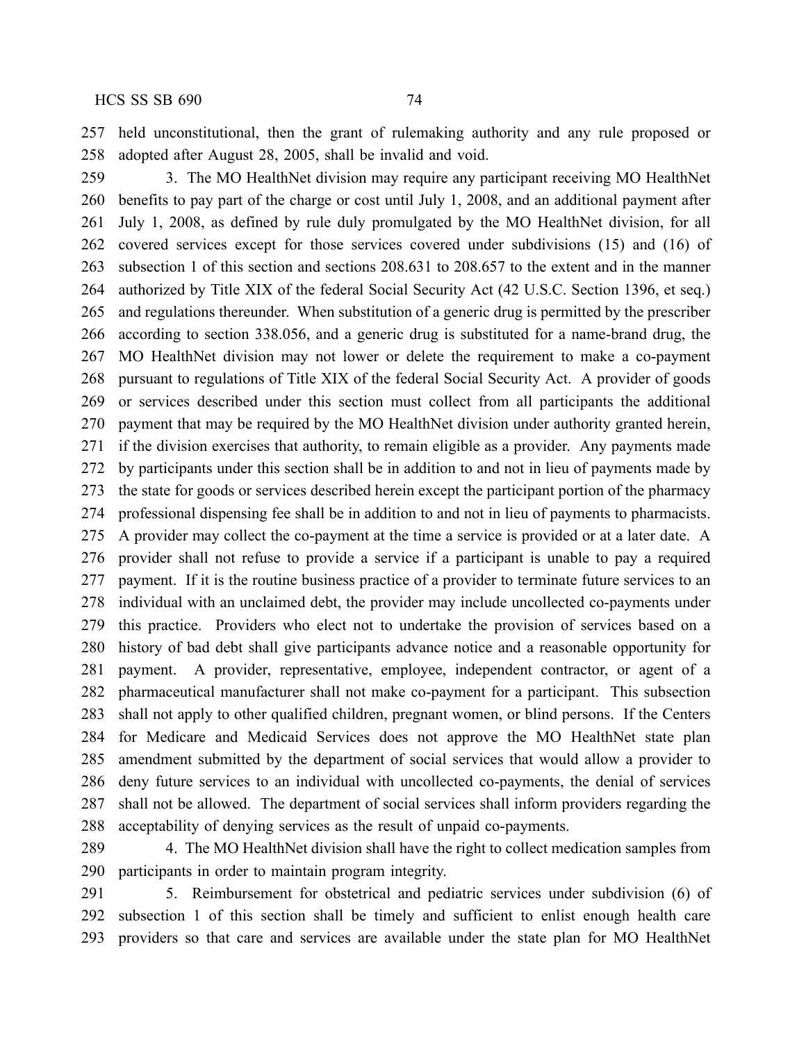held unconstitutional, then the grant of rulemaking authority and any rule proposed or adopted after August 28, 2005, shall be invalid and void.

3. The MO HealthNet division may require any participant receiving MO HealthNet benefits to pay part of the charge or cost until July 1, 2008, and an additional payment after July 1, 2008, as defined by rule duly promulgated by the MO HealthNet division, for all covered services except for those services covered under subdivisions (15) and (16) of subsection 1 of this section and sections 208.631 to 208.657 to the extent and in the manner authorized by Title XIX of the federal Social Security Act (42 U.S.C. Section 1396, et seq.) and regulations thereunder. When substitution of a generic drug is permitted by the prescriber according to section 338.056, and a generic drug is substituted for a name-brand drug, the MO HealthNet division may not lower or delete the requirement to make a co-payment pursuant to regulations of Title XIX of the federal Social Security Act. A provider of goods or services described under this section must collect from all participants the additional payment that may be required by the MO HealthNet division under authority granted herein, if the division exercises that authority, to remain eligible as a provider. Any payments made by participants under this section shall be in addition to and not in lieu of payments made by the state for goods or services described herein except the participant portion of the pharmacy professional dispensing fee shall be in addition to and not in lieu of payments to pharmacists. A provider may collect the co-payment at the time a service is provided or at a later date. A provider shall not refuse to provide a service if a participant is unable to pay a required payment. If it is the routine business practice of a provider to terminate future services to an individual with an unclaimed debt, the provider may include uncollected co-payments under this practice. Providers who elect not to undertake the provision of services based on a history of bad debt shall give participants advance notice and a reasonable opportunity for payment. A provider, representative, employee, independent contractor, or agent of a pharmaceutical manufacturer shall not make co-payment for a participant. This subsection shall not apply to other qualified children, pregnant women, or blind persons. If the Centers for Medicare and Medicaid Services does not approve the MO HealthNet state plan amendment submitted by the department of social services that would allow a provider to deny future services to an individual with uncollected co-payments, the denial of services shall not be allowed. The department of social services shall inform providers regarding the acceptability of denying services as the result of unpaid co-payments.

4. The MO HealthNet division shall have the right to collect medication samples from participants in order to maintain program integrity.

5. Reimbursement for obstetrical and pediatric services under subdivision (6) of subsection 1 of this section shall be timely and sufficient to enlist enough health care providers so that care and services are available under the state plan for MO HealthNet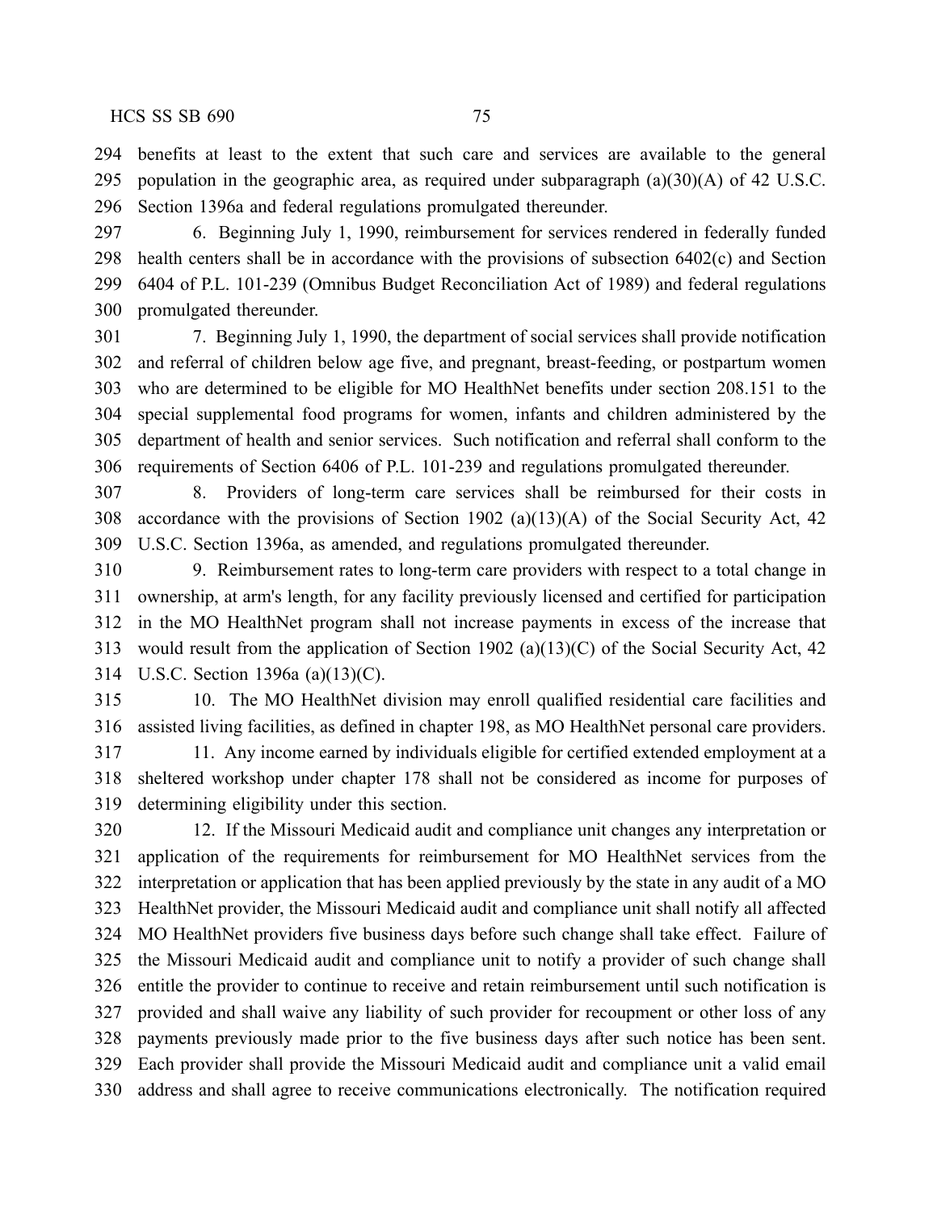benefits at least to the extent that such care and services are available to the general population in the geographic area, as required under subparagraph (a)(30)(A) of 42 U.S.C. Section 1396a and federal regulations promulgated thereunder.

6. Beginning July 1, 1990, reimbursement for services rendered in federally funded health centers shall be in accordance with the provisions of subsection 6402(c) and Section 6404 of P.L. 101-239 (Omnibus Budget Reconciliation Act of 1989) and federal regulations promulgated thereunder.

7. Beginning July 1, 1990, the department of social services shall provide notification and referral of children below age five, and pregnant, breast-feeding, or postpartum women who are determined to be eligible for MO HealthNet benefits under section 208.151 to the special supplemental food programs for women, infants and children administered by the department of health and senior services. Such notification and referral shall conform to the requirements of Section 6406 of P.L. 101-239 and regulations promulgated thereunder.

8. Providers of long-term care services shall be reimbursed for their costs in accordance with the provisions of Section 1902 (a)(13)(A) of the Social Security Act, 42 U.S.C. Section 1396a, as amended, and regulations promulgated thereunder.

9. Reimbursement rates to long-term care providers with respect to a total change in ownership, at arm's length, for any facility previously licensed and certified for participation in the MO HealthNet program shall not increase payments in excess of the increase that would result from the application of Section 1902 (a)(13)(C) of the Social Security Act, 42 U.S.C. Section 1396a (a)(13)(C).

10. The MO HealthNet division may enroll qualified residential care facilities and assisted living facilities, as defined in chapter 198, as MO HealthNet personal care providers.

11. Any income earned by individuals eligible for certified extended employment at a sheltered workshop under chapter 178 shall not be considered as income for purposes of determining eligibility under this section.

12. If the Missouri Medicaid audit and compliance unit changes any interpretation or application of the requirements for reimbursement for MO HealthNet services from the interpretation or application that has been applied previously by the state in any audit of a MO HealthNet provider, the Missouri Medicaid audit and compliance unit shall notify all affected MO HealthNet providers five business days before such change shall take effect. Failure of the Missouri Medicaid audit and compliance unit to notify a provider of such change shall entitle the provider to continue to receive and retain reimbursement until such notification is provided and shall waive any liability of such provider for recoupment or other loss of any payments previously made prior to the five business days after such notice has been sent. Each provider shall provide the Missouri Medicaid audit and compliance unit a valid email address and shall agree to receive communications electronically. The notification required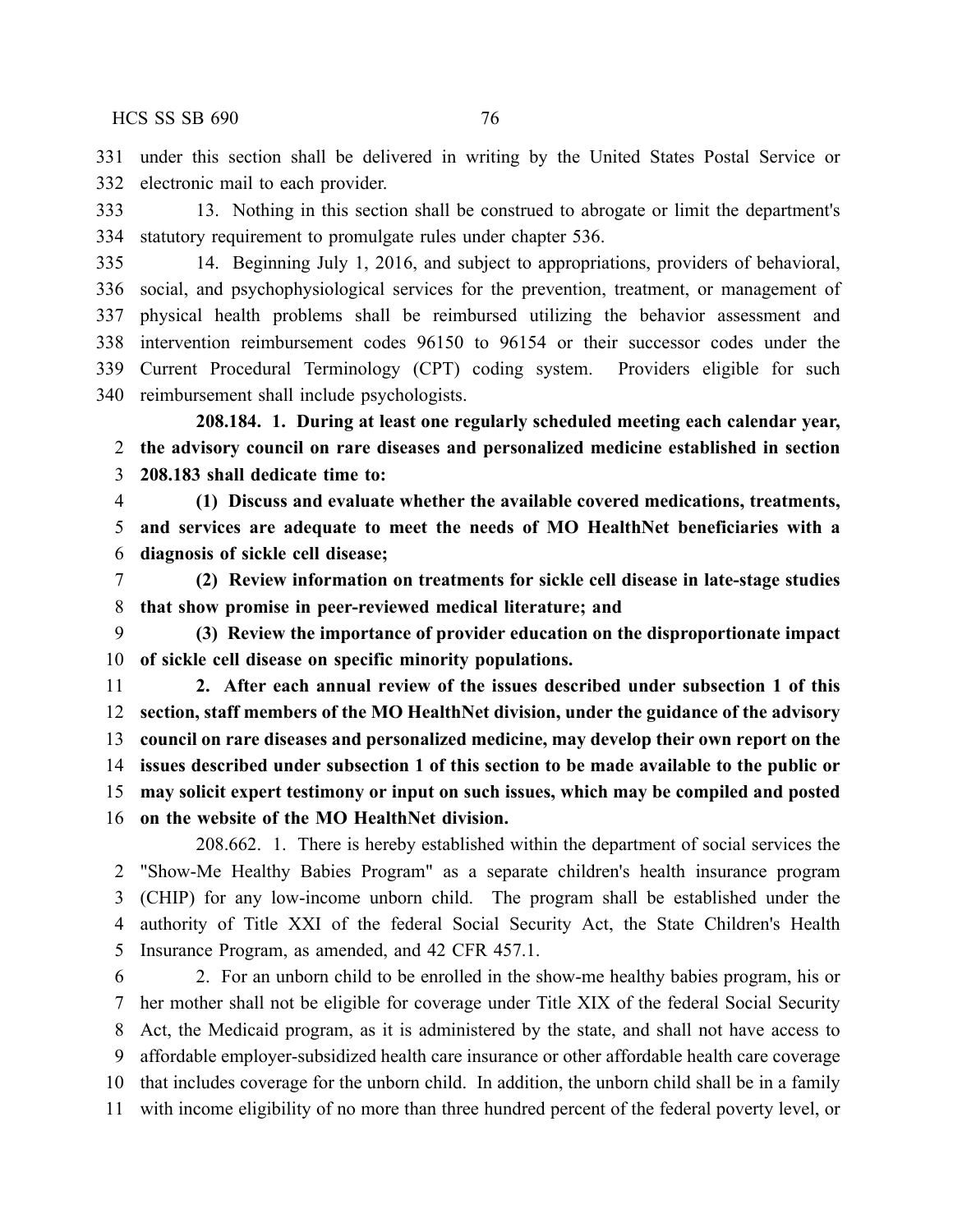under this section shall be delivered in writing by the United States Postal Service or electronic mail to each provider.

13. Nothing in this section shall be construed to abrogate or limit the department's statutory requirement to promulgate rules under chapter 536.

14. Beginning July 1, 2016, and subject to appropriations, providers of behavioral, social, and psychophysiological services for the prevention, treatment, or management of physical health problems shall be reimbursed utilizing the behavior assessment and intervention reimbursement codes 96150 to 96154 or their successor codes under the Current Procedural Terminology (CPT) coding system. Providers eligible for such reimbursement shall include psychologists.

**208.184. 1. During at least one regularly scheduled meeting each calendar year, the advisory council on rare diseases and personalized medicine established in section 208.183 shall dedicate time to:**

**(1) Discuss and evaluate whether the available covered medications, treatments, and services are adequate to meet the needs of MO HealthNet beneficiaries with a diagnosis of sickle cell disease;**

**(2) Review information on treatments for sickle cell disease in late-stage studies that show promise in peer-reviewed medical literature; and**

**(3) Review the importance of provider education on the disproportionate impact of sickle cell disease on specific minority populations.**

**2. After each annual review of the issues described under subsection 1 of this section, staff members of the MO HealthNet division, under the guidance of the advisory council on rare diseases and personalized medicine, may develop their own report on the issues described under subsection 1 of this section to be made available to the public or may solicit expert testimony or input on such issues, which may be compiled and posted on the website of the MO HealthNet division.**

208.662. 1. There is hereby established within the department of social services the "Show-Me Healthy Babies Program" as a separate children's health insurance program (CHIP) for any low-income unborn child. The program shall be established under the authority of Title XXI of the federal Social Security Act, the State Children's Health Insurance Program, as amended, and 42 CFR 457.1.

2. For an unborn child to be enrolled in the show-me healthy babies program, his or her mother shall not be eligible for coverage under Title XIX of the federal Social Security Act, the Medicaid program, as it is administered by the state, and shall not have access to affordable employer-subsidized health care insurance or other affordable health care coverage that includes coverage for the unborn child. In addition, the unborn child shall be in a family with income eligibility of no more than three hundred percent of the federal poverty level, or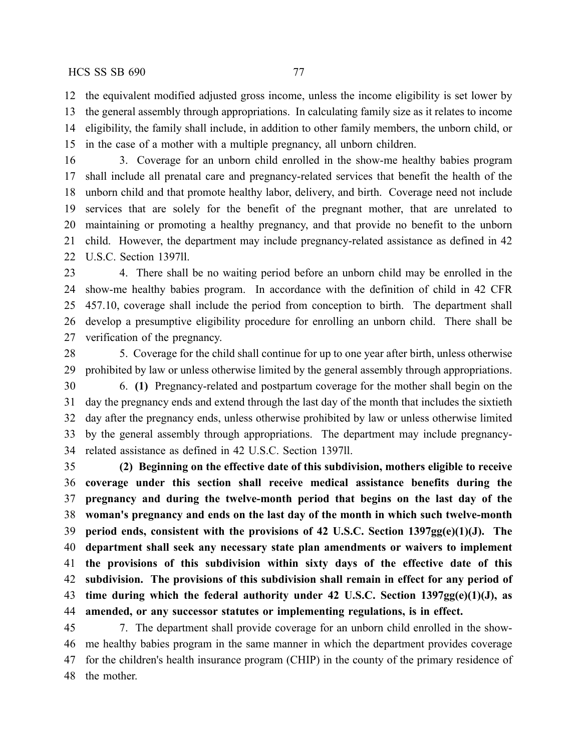the equivalent modified adjusted gross income, unless the income eligibility is set lower by the general assembly through appropriations. In calculating family size as it relates to income eligibility, the family shall include, in addition to other family members, the unborn child, or in the case of a mother with a multiple pregnancy, all unborn children.

3. Coverage for an unborn child enrolled in the show-me healthy babies program shall include all prenatal care and pregnancy-related services that benefit the health of the unborn child and that promote healthy labor, delivery, and birth. Coverage need not include services that are solely for the benefit of the pregnant mother, that are unrelated to maintaining or promoting a healthy pregnancy, and that provide no benefit to the unborn child. However, the department may include pregnancy-related assistance as defined in 42 U.S.C. Section 1397ll.

4. There shall be no waiting period before an unborn child may be enrolled in the show-me healthy babies program. In accordance with the definition of child in 42 CFR 457.10, coverage shall include the period from conception to birth. The department shall develop a presumptive eligibility procedure for enrolling an unborn child. There shall be verification of the pregnancy.

5. Coverage for the child shall continue for up to one year after birth, unless otherwise prohibited by law or unless otherwise limited by the general assembly through appropriations.

6. **(1)** Pregnancy-related and postpartum coverage for the mother shall begin on the day the pregnancy ends and extend through the last day of the month that includes the sixtieth day after the pregnancy ends, unless otherwise prohibited by law or unless otherwise limited by the general assembly through appropriations. The department may include pregnancy-related assistance as defined in 42 U.S.C. Section 1397ll.

**(2) Beginning on the effective date of this subdivision, mothers eligible to receive coverage under this section shall receive medical assistance benefits during the pregnancy and during the twelve-month period that begins on the last day of the woman's pregnancy and ends on the last day of the month in which such twelve-month period ends, consistent with the provisions of 42 U.S.C. Section 1397gg(e)(1)(J). The department shall seek any necessary state plan amendments or waivers to implement the provisions of this subdivision within sixty days of the effective date of this subdivision. The provisions of this subdivision shall remain in effect for any period of time during which the federal authority under 42 U.S.C. Section 1397gg(e)(1)(J), as amended, or any successor statutes or implementing regulations, is in effect.**

7. The department shall provide coverage for an unborn child enrolled in the show-me healthy babies program in the same manner in which the department provides coverage for the children's health insurance program (CHIP) in the county of the primary residence of the mother.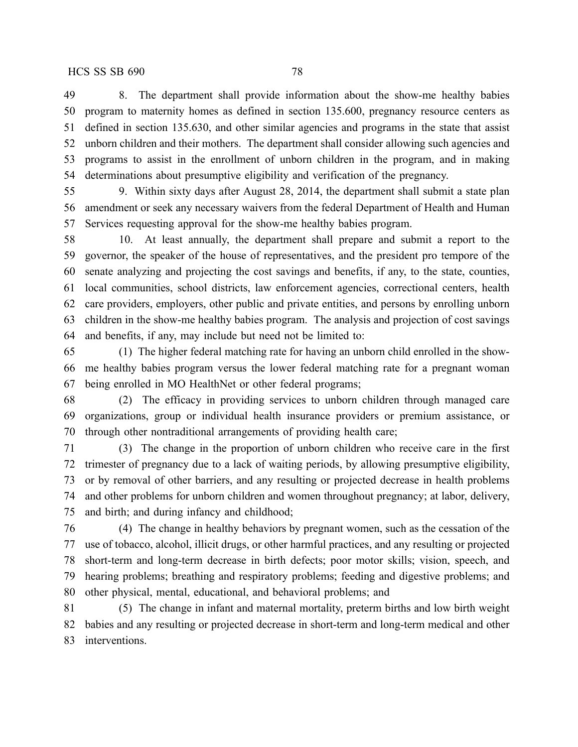8. The department shall provide information about the show-me healthy babies program to maternity homes as defined in section 135.600, pregnancy resource centers as defined in section 135.630, and other similar agencies and programs in the state that assist unborn children and their mothers. The department shall consider allowing such agencies and programs to assist in the enrollment of unborn children in the program, and in making determinations about presumptive eligibility and verification of the pregnancy.

9. Within sixty days after August 28, 2014, the department shall submit a state plan amendment or seek any necessary waivers from the federal Department of Health and Human Services requesting approval for the show-me healthy babies program.

10. At least annually, the department shall prepare and submit a report to the governor, the speaker of the house of representatives, and the president pro tempore of the senate analyzing and projecting the cost savings and benefits, if any, to the state, counties, local communities, school districts, law enforcement agencies, correctional centers, health care providers, employers, other public and private entities, and persons by enrolling unborn children in the show-me healthy babies program. The analysis and projection of cost savings and benefits, if any, may include but need not be limited to:

(1) The higher federal matching rate for having an unborn child enrolled in the show-me healthy babies program versus the lower federal matching rate for a pregnant woman being enrolled in MO HealthNet or other federal programs;

(2) The efficacy in providing services to unborn children through managed care organizations, group or individual health insurance providers or premium assistance, or through other nontraditional arrangements of providing health care;

(3) The change in the proportion of unborn children who receive care in the first trimester of pregnancy due to a lack of waiting periods, by allowing presumptive eligibility, or by removal of other barriers, and any resulting or projected decrease in health problems and other problems for unborn children and women throughout pregnancy; at labor, delivery, and birth; and during infancy and childhood;

(4) The change in healthy behaviors by pregnant women, such as the cessation of the use of tobacco, alcohol, illicit drugs, or other harmful practices, and any resulting or projected short-term and long-term decrease in birth defects; poor motor skills; vision, speech, and hearing problems; breathing and respiratory problems; feeding and digestive problems; and other physical, mental, educational, and behavioral problems; and

(5) The change in infant and maternal mortality, preterm births and low birth weight babies and any resulting or projected decrease in short-term and long-term medical and other interventions.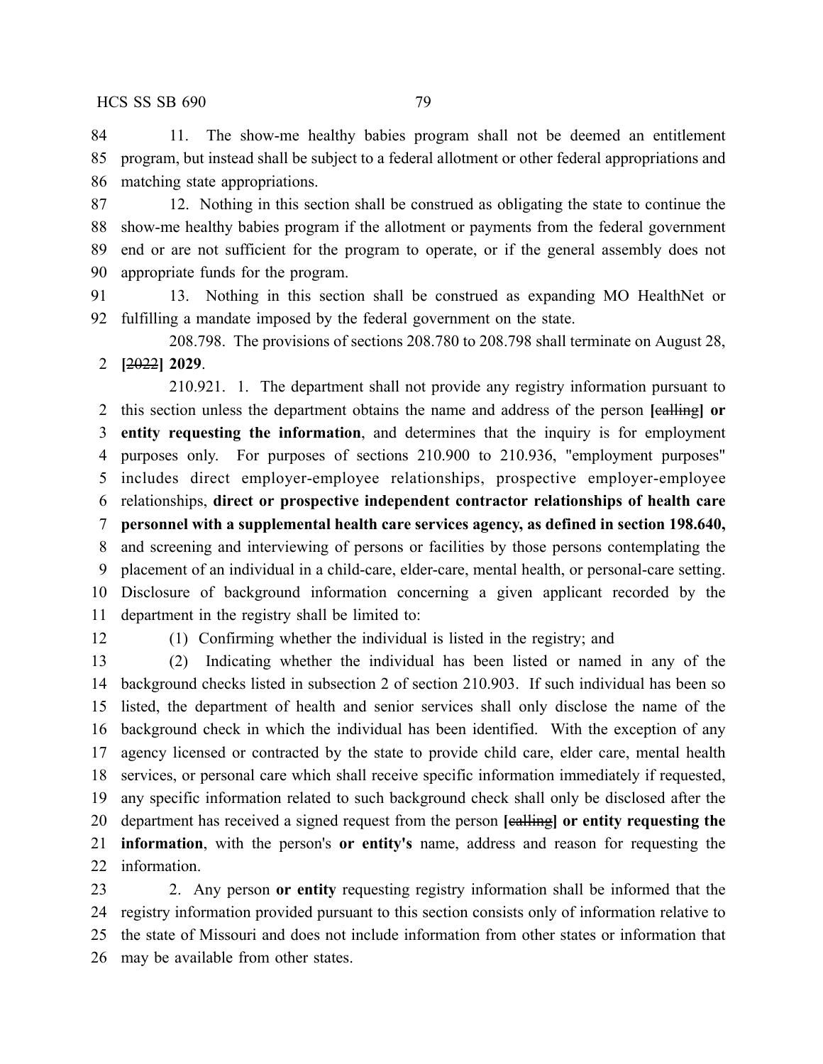11. The show-me healthy babies program shall not be deemed an entitlement program, but instead shall be subject to a federal allotment or other federal appropriations and matching state appropriations.

12. Nothing in this section shall be construed as obligating the state to continue the show-me healthy babies program if the allotment or payments from the federal government end or are not sufficient for the program to operate, or if the general assembly does not appropriate funds for the program.

13. Nothing in this section shall be construed as expanding MO HealthNet or fulfilling a mandate imposed by the federal government on the state.

208.798. The provisions of sections 208.780 to 208.798 shall terminate on August 28, **[**~~2022~~**] 2029**.

210.921. 1. The department shall not provide any registry information pursuant to this section unless the department obtains the name and address of the person **[**~~calling~~**] or entity requesting the information**, and determines that the inquiry is for employment purposes only. For purposes of sections 210.900 to 210.936, "employment purposes" includes direct employer-employee relationships, prospective employer-employee relationships, **direct or prospective independent contractor relationships of health care personnel with a supplemental health care services agency, as defined in section 198.640,** and screening and interviewing of persons or facilities by those persons contemplating the placement of an individual in a child-care, elder-care, mental health, or personal-care setting. Disclosure of background information concerning a given applicant recorded by the department in the registry shall be limited to:

(1) Confirming whether the individual is listed in the registry; and

(2) Indicating whether the individual has been listed or named in any of the background checks listed in subsection 2 of section 210.903. If such individual has been so listed, the department of health and senior services shall only disclose the name of the background check in which the individual has been identified. With the exception of any agency licensed or contracted by the state to provide child care, elder care, mental health services, or personal care which shall receive specific information immediately if requested, any specific information related to such background check shall only be disclosed after the department has received a signed request from the person **[**~~calling~~**] or entity requesting the information**, with the person's **or entity's** name, address and reason for requesting the information.

2. Any person **or entity** requesting registry information shall be informed that the registry information provided pursuant to this section consists only of information relative to the state of Missouri and does not include information from other states or information that may be available from other states.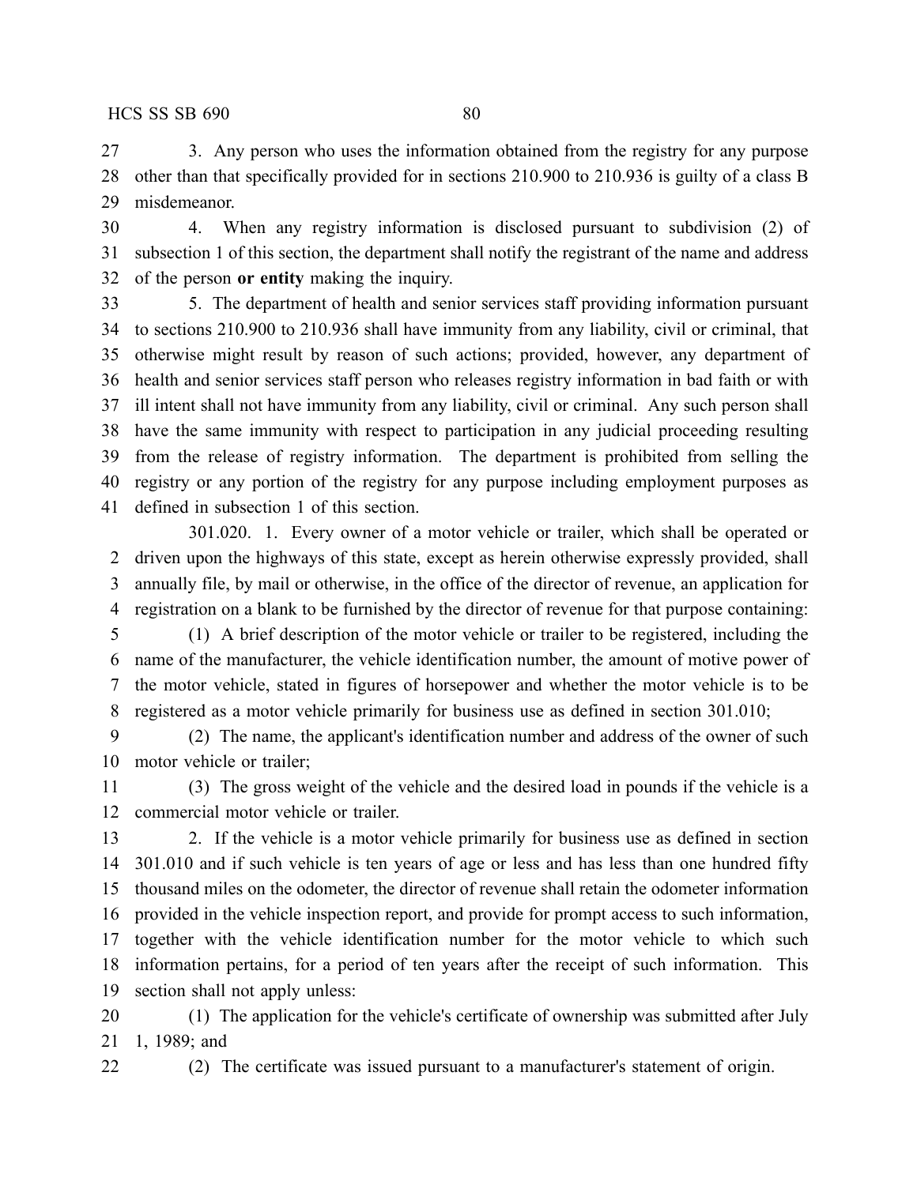3. Any person who uses the information obtained from the registry for any purpose other than that specifically provided for in sections 210.900 to 210.936 is guilty of a class B misdemeanor.

4. When any registry information is disclosed pursuant to subdivision (2) of subsection 1 of this section, the department shall notify the registrant of the name and address of the person **or entity** making the inquiry.

5. The department of health and senior services staff providing information pursuant to sections 210.900 to 210.936 shall have immunity from any liability, civil or criminal, that otherwise might result by reason of such actions; provided, however, any department of health and senior services staff person who releases registry information in bad faith or with ill intent shall not have immunity from any liability, civil or criminal. Any such person shall have the same immunity with respect to participation in any judicial proceeding resulting from the release of registry information. The department is prohibited from selling the registry or any portion of the registry for any purpose including employment purposes as defined in subsection 1 of this section.

301.020. 1. Every owner of a motor vehicle or trailer, which shall be operated or driven upon the highways of this state, except as herein otherwise expressly provided, shall annually file, by mail or otherwise, in the office of the director of revenue, an application for registration on a blank to be furnished by the director of revenue for that purpose containing:

(1) A brief description of the motor vehicle or trailer to be registered, including the name of the manufacturer, the vehicle identification number, the amount of motive power of the motor vehicle, stated in figures of horsepower and whether the motor vehicle is to be registered as a motor vehicle primarily for business use as defined in section 301.010;

(2) The name, the applicant's identification number and address of the owner of such motor vehicle or trailer;

(3) The gross weight of the vehicle and the desired load in pounds if the vehicle is a commercial motor vehicle or trailer.

2. If the vehicle is a motor vehicle primarily for business use as defined in section 301.010 and if such vehicle is ten years of age or less and has less than one hundred fifty thousand miles on the odometer, the director of revenue shall retain the odometer information provided in the vehicle inspection report, and provide for prompt access to such information, together with the vehicle identification number for the motor vehicle to which such information pertains, for a period of ten years after the receipt of such information. This section shall not apply unless:

(1) The application for the vehicle's certificate of ownership was submitted after July 1, 1989; and

(2) The certificate was issued pursuant to a manufacturer's statement of origin.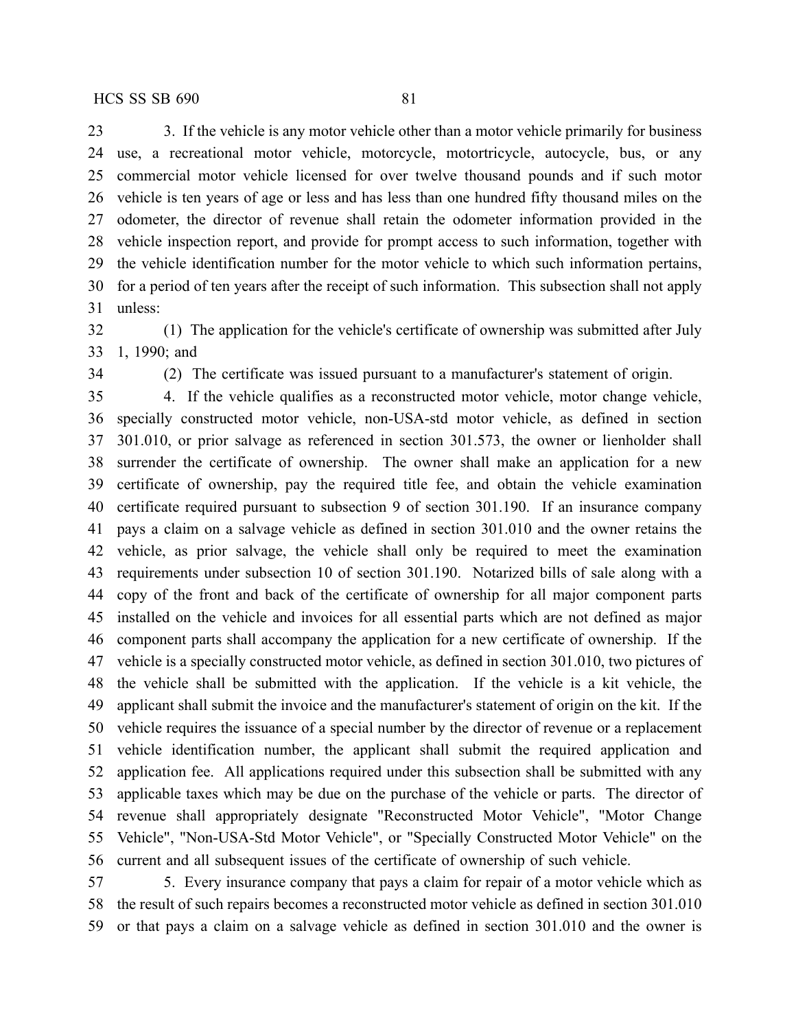3. If the vehicle is any motor vehicle other than a motor vehicle primarily for business use, a recreational motor vehicle, motorcycle, motortricycle, autocycle, bus, or any commercial motor vehicle licensed for over twelve thousand pounds and if such motor vehicle is ten years of age or less and has less than one hundred fifty thousand miles on the odometer, the director of revenue shall retain the odometer information provided in the vehicle inspection report, and provide for prompt access to such information, together with the vehicle identification number for the motor vehicle to which such information pertains, for a period of ten years after the receipt of such information. This subsection shall not apply unless:

(1) The application for the vehicle's certificate of ownership was submitted after July 1, 1990; and

(2) The certificate was issued pursuant to a manufacturer's statement of origin.

4. If the vehicle qualifies as a reconstructed motor vehicle, motor change vehicle, specially constructed motor vehicle, non-USA-std motor vehicle, as defined in section 301.010, or prior salvage as referenced in section 301.573, the owner or lienholder shall surrender the certificate of ownership. The owner shall make an application for a new certificate of ownership, pay the required title fee, and obtain the vehicle examination certificate required pursuant to subsection 9 of section 301.190. If an insurance company pays a claim on a salvage vehicle as defined in section 301.010 and the owner retains the vehicle, as prior salvage, the vehicle shall only be required to meet the examination requirements under subsection 10 of section 301.190. Notarized bills of sale along with a copy of the front and back of the certificate of ownership for all major component parts installed on the vehicle and invoices for all essential parts which are not defined as major component parts shall accompany the application for a new certificate of ownership. If the vehicle is a specially constructed motor vehicle, as defined in section 301.010, two pictures of the vehicle shall be submitted with the application. If the vehicle is a kit vehicle, the applicant shall submit the invoice and the manufacturer's statement of origin on the kit. If the vehicle requires the issuance of a special number by the director of revenue or a replacement vehicle identification number, the applicant shall submit the required application and application fee. All applications required under this subsection shall be submitted with any applicable taxes which may be due on the purchase of the vehicle or parts. The director of revenue shall appropriately designate "Reconstructed Motor Vehicle", "Motor Change Vehicle", "Non-USA-Std Motor Vehicle", or "Specially Constructed Motor Vehicle" on the current and all subsequent issues of the certificate of ownership of such vehicle.

5. Every insurance company that pays a claim for repair of a motor vehicle which as the result of such repairs becomes a reconstructed motor vehicle as defined in section 301.010 or that pays a claim on a salvage vehicle as defined in section 301.010 and the owner is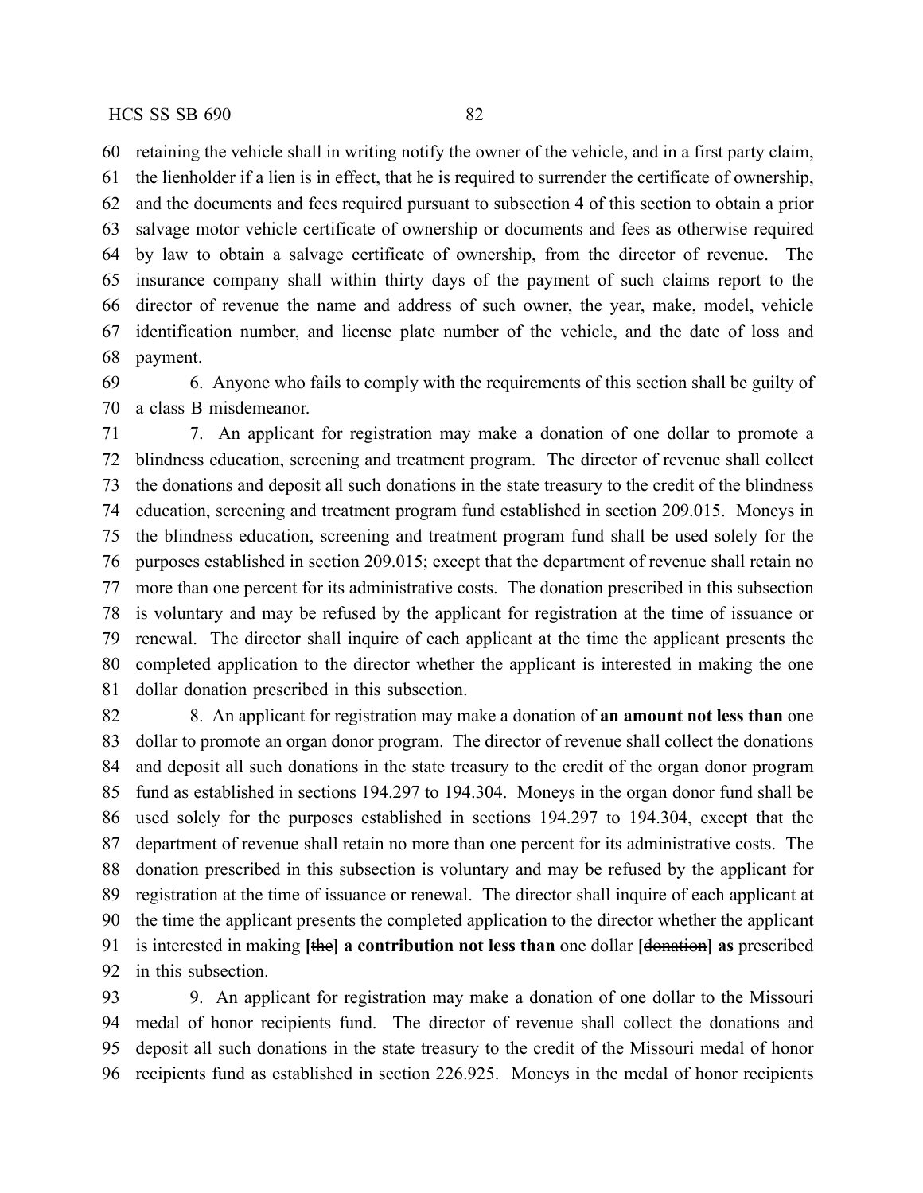retaining the vehicle shall in writing notify the owner of the vehicle, and in a first party claim, the lienholder if a lien is in effect, that he is required to surrender the certificate of ownership, and the documents and fees required pursuant to subsection 4 of this section to obtain a prior salvage motor vehicle certificate of ownership or documents and fees as otherwise required by law to obtain a salvage certificate of ownership, from the director of revenue. The insurance company shall within thirty days of the payment of such claims report to the director of revenue the name and address of such owner, the year, make, model, vehicle identification number, and license plate number of the vehicle, and the date of loss and payment.

6. Anyone who fails to comply with the requirements of this section shall be guilty of a class B misdemeanor.

7. An applicant for registration may make a donation of one dollar to promote a blindness education, screening and treatment program. The director of revenue shall collect the donations and deposit all such donations in the state treasury to the credit of the blindness education, screening and treatment program fund established in section 209.015. Moneys in the blindness education, screening and treatment program fund shall be used solely for the purposes established in section 209.015; except that the department of revenue shall retain no more than one percent for its administrative costs. The donation prescribed in this subsection is voluntary and may be refused by the applicant for registration at the time of issuance or renewal. The director shall inquire of each applicant at the time the applicant presents the completed application to the director whether the applicant is interested in making the one dollar donation prescribed in this subsection.

8. An applicant for registration may make a donation of **an amount not less than** one dollar to promote an organ donor program. The director of revenue shall collect the donations and deposit all such donations in the state treasury to the credit of the organ donor program fund as established in sections 194.297 to 194.304. Moneys in the organ donor fund shall be used solely for the purposes established in sections 194.297 to 194.304, except that the department of revenue shall retain no more than one percent for its administrative costs. The donation prescribed in this subsection is voluntary and may be refused by the applicant for registration at the time of issuance or renewal. The director shall inquire of each applicant at the time the applicant presents the completed application to the director whether the applicant is interested in making **[**~~the~~**] a contribution not less than** one dollar **[**~~donation~~**] as** prescribed in this subsection.

9. An applicant for registration may make a donation of one dollar to the Missouri medal of honor recipients fund. The director of revenue shall collect the donations and deposit all such donations in the state treasury to the credit of the Missouri medal of honor recipients fund as established in section 226.925. Moneys in the medal of honor recipients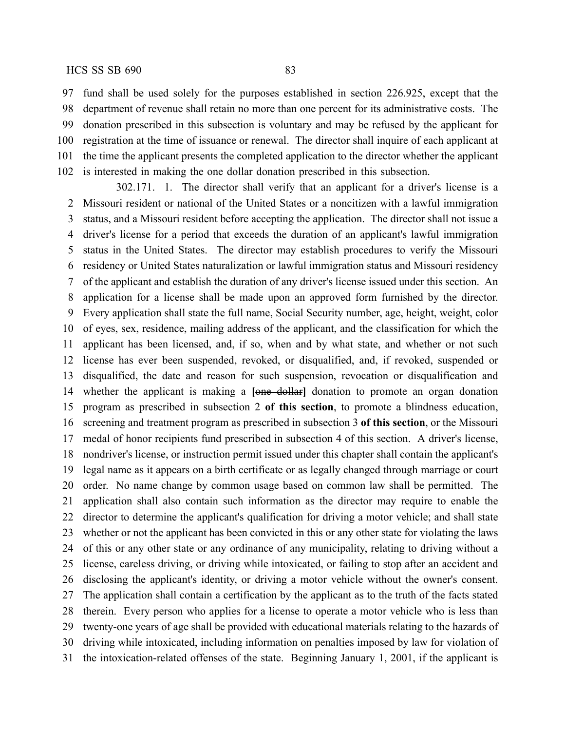fund shall be used solely for the purposes established in section 226.925, except that the department of revenue shall retain no more than one percent for its administrative costs. The donation prescribed in this subsection is voluntary and may be refused by the applicant for registration at the time of issuance or renewal. The director shall inquire of each applicant at the time the applicant presents the completed application to the director whether the applicant is interested in making the one dollar donation prescribed in this subsection.

302.171. 1. The director shall verify that an applicant for a driver's license is a Missouri resident or national of the United States or a noncitizen with a lawful immigration status, and a Missouri resident before accepting the application. The director shall not issue a driver's license for a period that exceeds the duration of an applicant's lawful immigration status in the United States. The director may establish procedures to verify the Missouri residency or United States naturalization or lawful immigration status and Missouri residency of the applicant and establish the duration of any driver's license issued under this section. An application for a license shall be made upon an approved form furnished by the director. Every application shall state the full name, Social Security number, age, height, weight, color of eyes, sex, residence, mailing address of the applicant, and the classification for which the applicant has been licensed, and, if so, when and by what state, and whether or not such license has ever been suspended, revoked, or disqualified, and, if revoked, suspended or disqualified, the date and reason for such suspension, revocation or disqualification and whether the applicant is making a **[**~~one dollar~~**]** donation to promote an organ donation program as prescribed in subsection 2 **of this section**, to promote a blindness education, screening and treatment program as prescribed in subsection 3 **of this section**, or the Missouri medal of honor recipients fund prescribed in subsection 4 of this section. A driver's license, nondriver's license, or instruction permit issued under this chapter shall contain the applicant's legal name as it appears on a birth certificate or as legally changed through marriage or court order. No name change by common usage based on common law shall be permitted. The application shall also contain such information as the director may require to enable the director to determine the applicant's qualification for driving a motor vehicle; and shall state whether or not the applicant has been convicted in this or any other state for violating the laws of this or any other state or any ordinance of any municipality, relating to driving without a license, careless driving, or driving while intoxicated, or failing to stop after an accident and disclosing the applicant's identity, or driving a motor vehicle without the owner's consent. The application shall contain a certification by the applicant as to the truth of the facts stated therein. Every person who applies for a license to operate a motor vehicle who is less than twenty-one years of age shall be provided with educational materials relating to the hazards of driving while intoxicated, including information on penalties imposed by law for violation of the intoxication-related offenses of the state. Beginning January 1, 2001, if the applicant is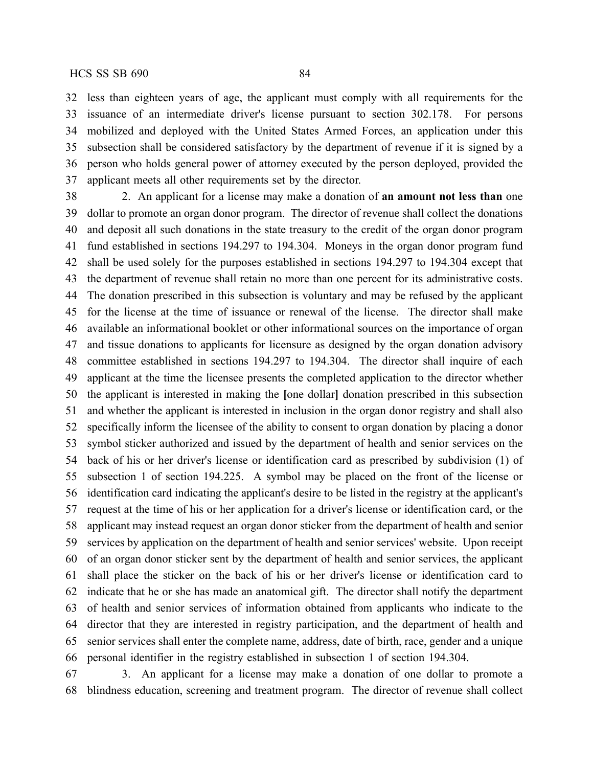less than eighteen years of age, the applicant must comply with all requirements for the issuance of an intermediate driver's license pursuant to section 302.178. For persons mobilized and deployed with the United States Armed Forces, an application under this subsection shall be considered satisfactory by the department of revenue if it is signed by a person who holds general power of attorney executed by the person deployed, provided the applicant meets all other requirements set by the director.

2. An applicant for a license may make a donation of **an amount not less than** one dollar to promote an organ donor program. The director of revenue shall collect the donations and deposit all such donations in the state treasury to the credit of the organ donor program fund established in sections 194.297 to 194.304. Moneys in the organ donor program fund shall be used solely for the purposes established in sections 194.297 to 194.304 except that the department of revenue shall retain no more than one percent for its administrative costs. The donation prescribed in this subsection is voluntary and may be refused by the applicant for the license at the time of issuance or renewal of the license. The director shall make available an informational booklet or other informational sources on the importance of organ and tissue donations to applicants for licensure as designed by the organ donation advisory committee established in sections 194.297 to 194.304. The director shall inquire of each applicant at the time the licensee presents the completed application to the director whether the applicant is interested in making the **[~~one dollar~~]** donation prescribed in this subsection and whether the applicant is interested in inclusion in the organ donor registry and shall also specifically inform the licensee of the ability to consent to organ donation by placing a donor symbol sticker authorized and issued by the department of health and senior services on the back of his or her driver's license or identification card as prescribed by subdivision (1) of subsection 1 of section 194.225. A symbol may be placed on the front of the license or identification card indicating the applicant's desire to be listed in the registry at the applicant's request at the time of his or her application for a driver's license or identification card, or the applicant may instead request an organ donor sticker from the department of health and senior services by application on the department of health and senior services' website. Upon receipt of an organ donor sticker sent by the department of health and senior services, the applicant shall place the sticker on the back of his or her driver's license or identification card to indicate that he or she has made an anatomical gift. The director shall notify the department of health and senior services of information obtained from applicants who indicate to the director that they are interested in registry participation, and the department of health and senior services shall enter the complete name, address, date of birth, race, gender and a unique personal identifier in the registry established in subsection 1 of section 194.304.

3. An applicant for a license may make a donation of one dollar to promote a blindness education, screening and treatment program. The director of revenue shall collect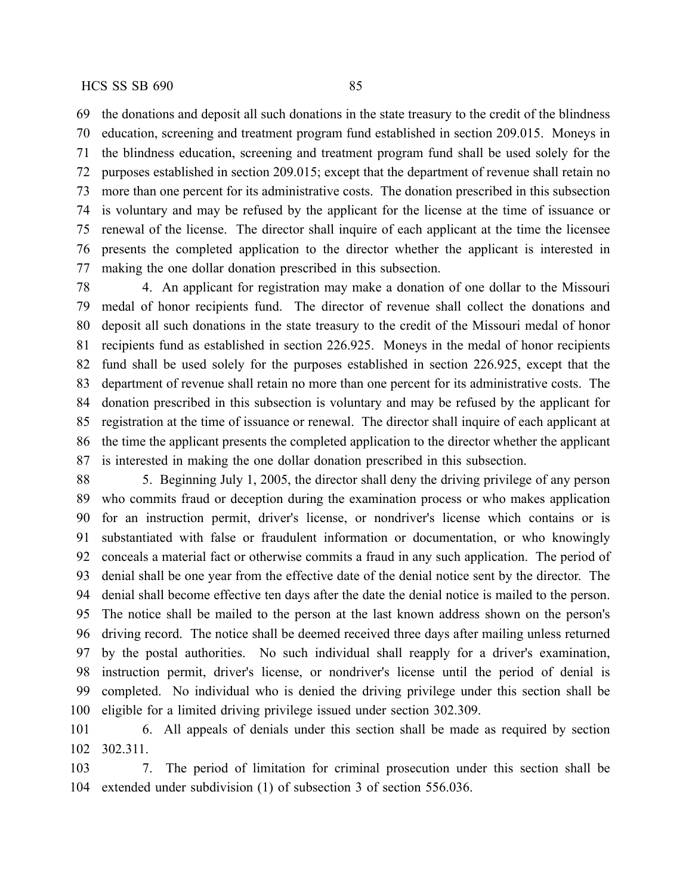the donations and deposit all such donations in the state treasury to the credit of the blindness education, screening and treatment program fund established in section 209.015. Moneys in the blindness education, screening and treatment program fund shall be used solely for the purposes established in section 209.015; except that the department of revenue shall retain no more than one percent for its administrative costs. The donation prescribed in this subsection is voluntary and may be refused by the applicant for the license at the time of issuance or renewal of the license. The director shall inquire of each applicant at the time the licensee presents the completed application to the director whether the applicant is interested in making the one dollar donation prescribed in this subsection.

4. An applicant for registration may make a donation of one dollar to the Missouri medal of honor recipients fund. The director of revenue shall collect the donations and deposit all such donations in the state treasury to the credit of the Missouri medal of honor recipients fund as established in section 226.925. Moneys in the medal of honor recipients fund shall be used solely for the purposes established in section 226.925, except that the department of revenue shall retain no more than one percent for its administrative costs. The donation prescribed in this subsection is voluntary and may be refused by the applicant for registration at the time of issuance or renewal. The director shall inquire of each applicant at the time the applicant presents the completed application to the director whether the applicant is interested in making the one dollar donation prescribed in this subsection.

5. Beginning July 1, 2005, the director shall deny the driving privilege of any person who commits fraud or deception during the examination process or who makes application for an instruction permit, driver's license, or nondriver's license which contains or is substantiated with false or fraudulent information or documentation, or who knowingly conceals a material fact or otherwise commits a fraud in any such application. The period of denial shall be one year from the effective date of the denial notice sent by the director. The denial shall become effective ten days after the date the denial notice is mailed to the person. The notice shall be mailed to the person at the last known address shown on the person's driving record. The notice shall be deemed received three days after mailing unless returned by the postal authorities. No such individual shall reapply for a driver's examination, instruction permit, driver's license, or nondriver's license until the period of denial is completed. No individual who is denied the driving privilege under this section shall be eligible for a limited driving privilege issued under section 302.309.

6. All appeals of denials under this section shall be made as required by section 302.311.

7. The period of limitation for criminal prosecution under this section shall be extended under subdivision (1) of subsection 3 of section 556.036.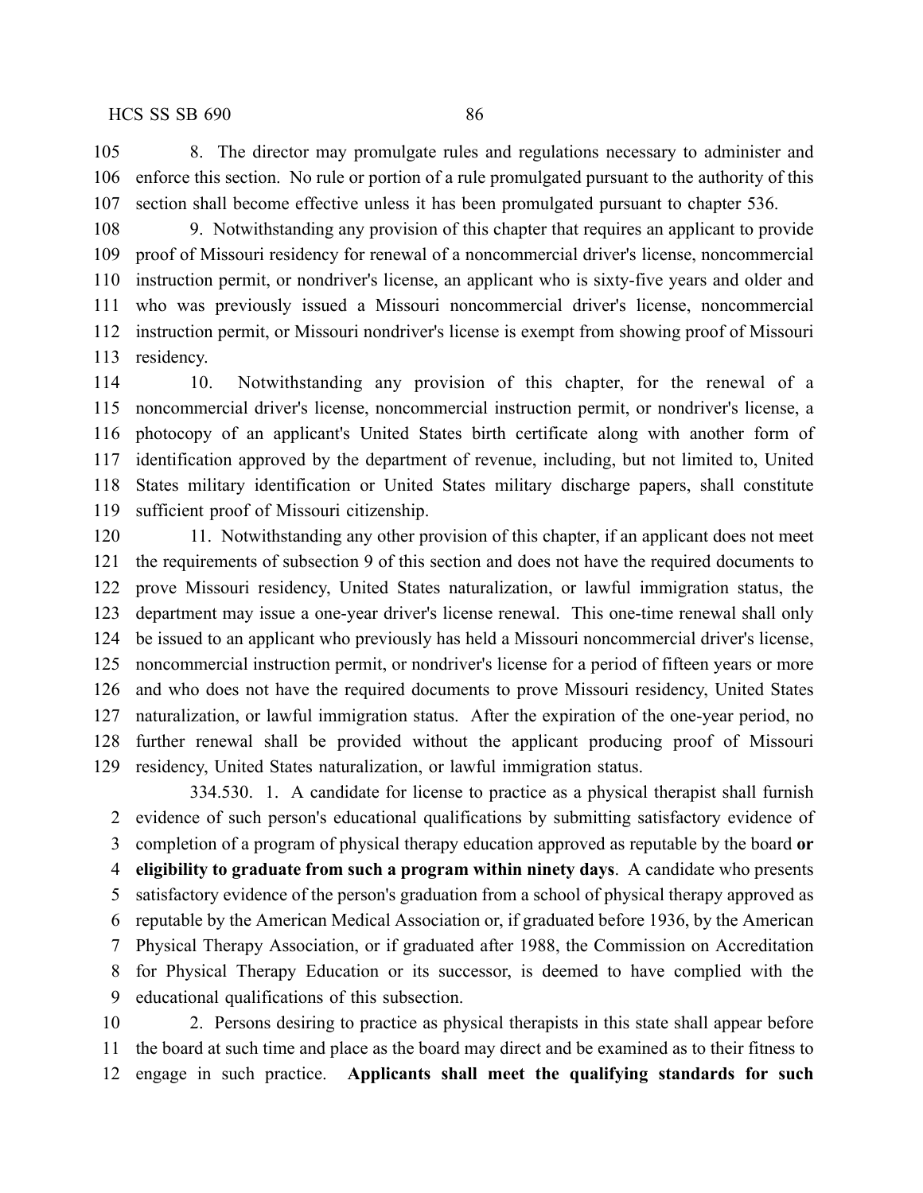8. The director may promulgate rules and regulations necessary to administer and enforce this section. No rule or portion of a rule promulgated pursuant to the authority of this section shall become effective unless it has been promulgated pursuant to chapter 536.

9. Notwithstanding any provision of this chapter that requires an applicant to provide proof of Missouri residency for renewal of a noncommercial driver's license, noncommercial instruction permit, or nondriver's license, an applicant who is sixty-five years and older and who was previously issued a Missouri noncommercial driver's license, noncommercial instruction permit, or Missouri nondriver's license is exempt from showing proof of Missouri residency.

10. Notwithstanding any provision of this chapter, for the renewal of a noncommercial driver's license, noncommercial instruction permit, or nondriver's license, a photocopy of an applicant's United States birth certificate along with another form of identification approved by the department of revenue, including, but not limited to, United States military identification or United States military discharge papers, shall constitute sufficient proof of Missouri citizenship.

11. Notwithstanding any other provision of this chapter, if an applicant does not meet the requirements of subsection 9 of this section and does not have the required documents to prove Missouri residency, United States naturalization, or lawful immigration status, the department may issue a one-year driver's license renewal. This one-time renewal shall only be issued to an applicant who previously has held a Missouri noncommercial driver's license, noncommercial instruction permit, or nondriver's license for a period of fifteen years or more and who does not have the required documents to prove Missouri residency, United States naturalization, or lawful immigration status. After the expiration of the one-year period, no further renewal shall be provided without the applicant producing proof of Missouri residency, United States naturalization, or lawful immigration status.

334.530. 1. A candidate for license to practice as a physical therapist shall furnish evidence of such person's educational qualifications by submitting satisfactory evidence of completion of a program of physical therapy education approved as reputable by the board **or eligibility to graduate from such a program within ninety days**. A candidate who presents satisfactory evidence of the person's graduation from a school of physical therapy approved as reputable by the American Medical Association or, if graduated before 1936, by the American Physical Therapy Association, or if graduated after 1988, the Commission on Accreditation for Physical Therapy Education or its successor, is deemed to have complied with the educational qualifications of this subsection.

2. Persons desiring to practice as physical therapists in this state shall appear before the board at such time and place as the board may direct and be examined as to their fitness to engage in such practice. **Applicants shall meet the qualifying standards for such**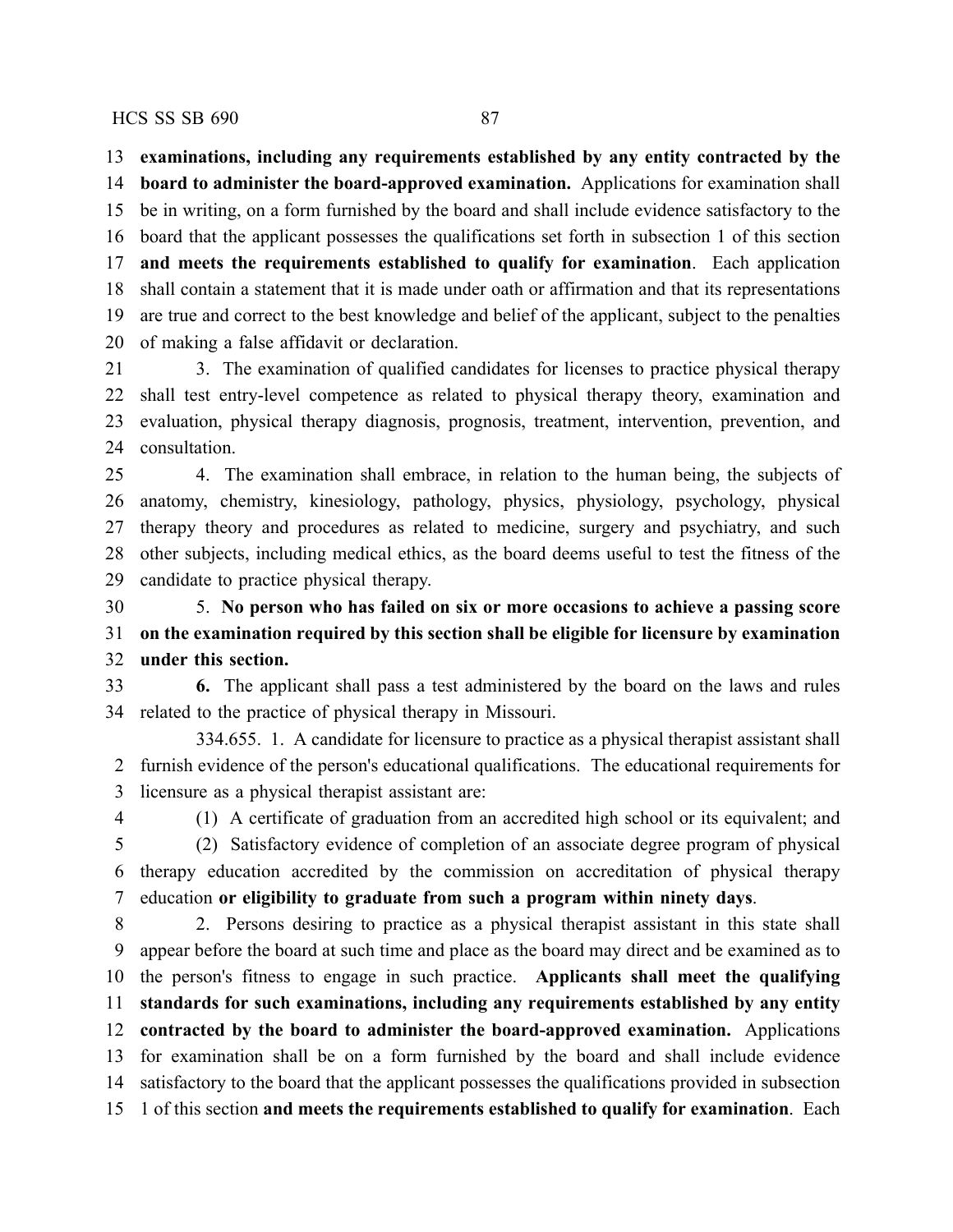**examinations, including any requirements established by any entity contracted by the board to administer the board-approved examination.** Applications for examination shall be in writing, on a form furnished by the board and shall include evidence satisfactory to the board that the applicant possesses the qualifications set forth in subsection 1 of this section **and meets the requirements established to qualify for examination**. Each application shall contain a statement that it is made under oath or affirmation and that its representations are true and correct to the best knowledge and belief of the applicant, subject to the penalties of making a false affidavit or declaration.

3. The examination of qualified candidates for licenses to practice physical therapy shall test entry-level competence as related to physical therapy theory, examination and evaluation, physical therapy diagnosis, prognosis, treatment, intervention, prevention, and consultation.

4. The examination shall embrace, in relation to the human being, the subjects of anatomy, chemistry, kinesiology, pathology, physics, physiology, psychology, physical therapy theory and procedures as related to medicine, surgery and psychiatry, and such other subjects, including medical ethics, as the board deems useful to test the fitness of the candidate to practice physical therapy.

5. **No person who has failed on six or more occasions to achieve a passing score on the examination required by this section shall be eligible for licensure by examination under this section.**

**6.** The applicant shall pass a test administered by the board on the laws and rules related to the practice of physical therapy in Missouri.

334.655. 1. A candidate for licensure to practice as a physical therapist assistant shall furnish evidence of the person's educational qualifications. The educational requirements for licensure as a physical therapist assistant are:

(1) A certificate of graduation from an accredited high school or its equivalent; and

(2) Satisfactory evidence of completion of an associate degree program of physical therapy education accredited by the commission on accreditation of physical therapy education **or eligibility to graduate from such a program within ninety days**.

2. Persons desiring to practice as a physical therapist assistant in this state shall appear before the board at such time and place as the board may direct and be examined as to the person's fitness to engage in such practice. **Applicants shall meet the qualifying standards for such examinations, including any requirements established by any entity contracted by the board to administer the board-approved examination.** Applications for examination shall be on a form furnished by the board and shall include evidence satisfactory to the board that the applicant possesses the qualifications provided in subsection 1 of this section **and meets the requirements established to qualify for examination**. Each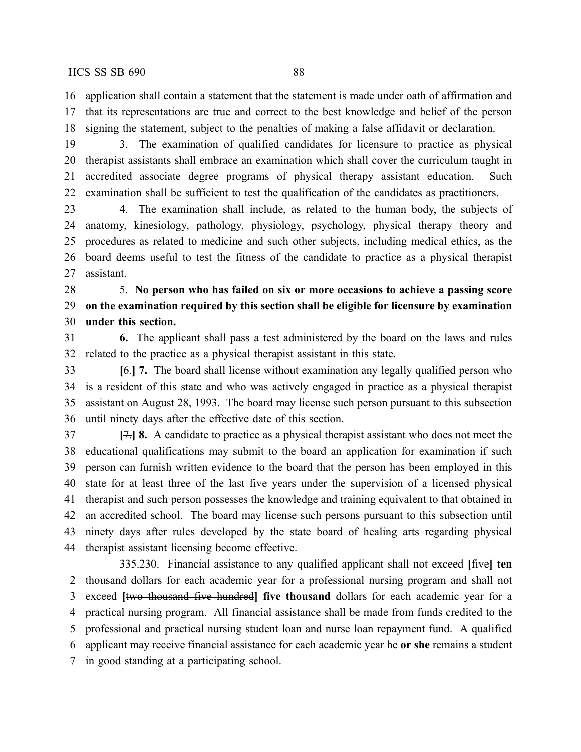application shall contain a statement that the statement is made under oath of affirmation and that its representations are true and correct to the best knowledge and belief of the person signing the statement, subject to the penalties of making a false affidavit or declaration.

3. The examination of qualified candidates for licensure to practice as physical therapist assistants shall embrace an examination which shall cover the curriculum taught in accredited associate degree programs of physical therapy assistant education. Such examination shall be sufficient to test the qualification of the candidates as practitioners.

4. The examination shall include, as related to the human body, the subjects of anatomy, kinesiology, pathology, physiology, psychology, physical therapy theory and procedures as related to medicine and such other subjects, including medical ethics, as the board deems useful to test the fitness of the candidate to practice as a physical therapist assistant.

5. **No person who has failed on six or more occasions to achieve a passing score on the examination required by this section shall be eligible for licensure by examination under this section.**

**6.** The applicant shall pass a test administered by the board on the laws and rules related to the practice as a physical therapist assistant in this state.

**[**~~6.~~**] 7.** The board shall license without examination any legally qualified person who is a resident of this state and who was actively engaged in practice as a physical therapist assistant on August 28, 1993. The board may license such person pursuant to this subsection until ninety days after the effective date of this section.

**[**~~7.~~**] 8.** A candidate to practice as a physical therapist assistant who does not meet the educational qualifications may submit to the board an application for examination if such person can furnish written evidence to the board that the person has been employed in this state for at least three of the last five years under the supervision of a licensed physical therapist and such person possesses the knowledge and training equivalent to that obtained in an accredited school. The board may license such persons pursuant to this subsection until ninety days after rules developed by the state board of healing arts regarding physical therapist assistant licensing become effective.

335.230. Financial assistance to any qualified applicant shall not exceed **[**~~five~~**] ten** thousand dollars for each academic year for a professional nursing program and shall not exceed **[**~~two thousand five hundred~~**] five thousand** dollars for each academic year for a practical nursing program. All financial assistance shall be made from funds credited to the professional and practical nursing student loan and nurse loan repayment fund. A qualified applicant may receive financial assistance for each academic year he **or she** remains a student in good standing at a participating school.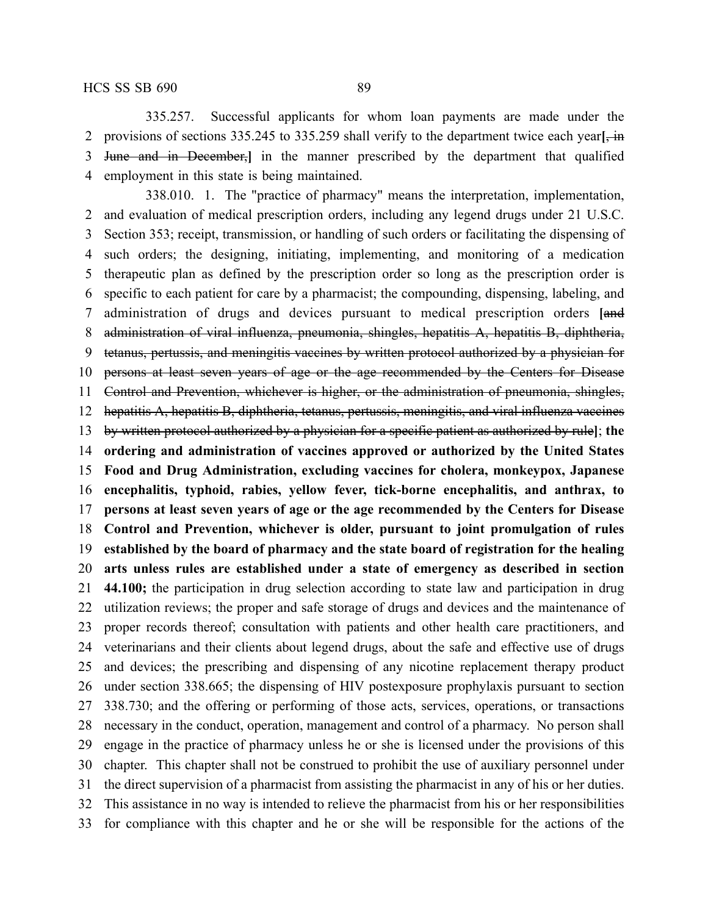335.257. Successful applicants for whom loan payments are made under the provisions of sections 335.245 to 335.259 shall verify to the department twice each year~~[, in June and in December,]~~ in the manner prescribed by the department that qualified employment in this state is being maintained.

338.010. 1. The "practice of pharmacy" means the interpretation, implementation, and evaluation of medical prescription orders, including any legend drugs under 21 U.S.C. Section 353; receipt, transmission, or handling of such orders or facilitating the dispensing of such orders; the designing, initiating, implementing, and monitoring of a medication therapeutic plan as defined by the prescription order so long as the prescription order is specific to each patient for care by a pharmacist; the compounding, dispensing, labeling, and administration of drugs and devices pursuant to medical prescription orders ~~[and administration of viral influenza, pneumonia, shingles, hepatitis A, hepatitis B, diphtheria, tetanus, pertussis, and meningitis vaccines by written protocol authorized by a physician for persons at least seven years of age or the age recommended by the Centers for Disease Control and Prevention, whichever is higher, or the administration of pneumonia, shingles, hepatitis A, hepatitis B, diphtheria, tetanus, pertussis, meningitis, and viral influenza vaccines by written protocol authorized by a physician for a specific patient as authorized by rule]~~; **the ordering and administration of vaccines approved or authorized by the United States Food and Drug Administration, excluding vaccines for cholera, monkeypox, Japanese encephalitis, typhoid, rabies, yellow fever, tick-borne encephalitis, and anthrax, to persons at least seven years of age or the age recommended by the Centers for Disease Control and Prevention, whichever is older, pursuant to joint promulgation of rules established by the board of pharmacy and the state board of registration for the healing arts unless rules are established under a state of emergency as described in section 44.100;** the participation in drug selection according to state law and participation in drug utilization reviews; the proper and safe storage of drugs and devices and the maintenance of proper records thereof; consultation with patients and other health care practitioners, and veterinarians and their clients about legend drugs, about the safe and effective use of drugs and devices; the prescribing and dispensing of any nicotine replacement therapy product under section 338.665; the dispensing of HIV postexposure prophylaxis pursuant to section 338.730; and the offering or performing of those acts, services, operations, or transactions necessary in the conduct, operation, management and control of a pharmacy. No person shall engage in the practice of pharmacy unless he or she is licensed under the provisions of this chapter. This chapter shall not be construed to prohibit the use of auxiliary personnel under the direct supervision of a pharmacist from assisting the pharmacist in any of his or her duties. This assistance in no way is intended to relieve the pharmacist from his or her responsibilities for compliance with this chapter and he or she will be responsible for the actions of the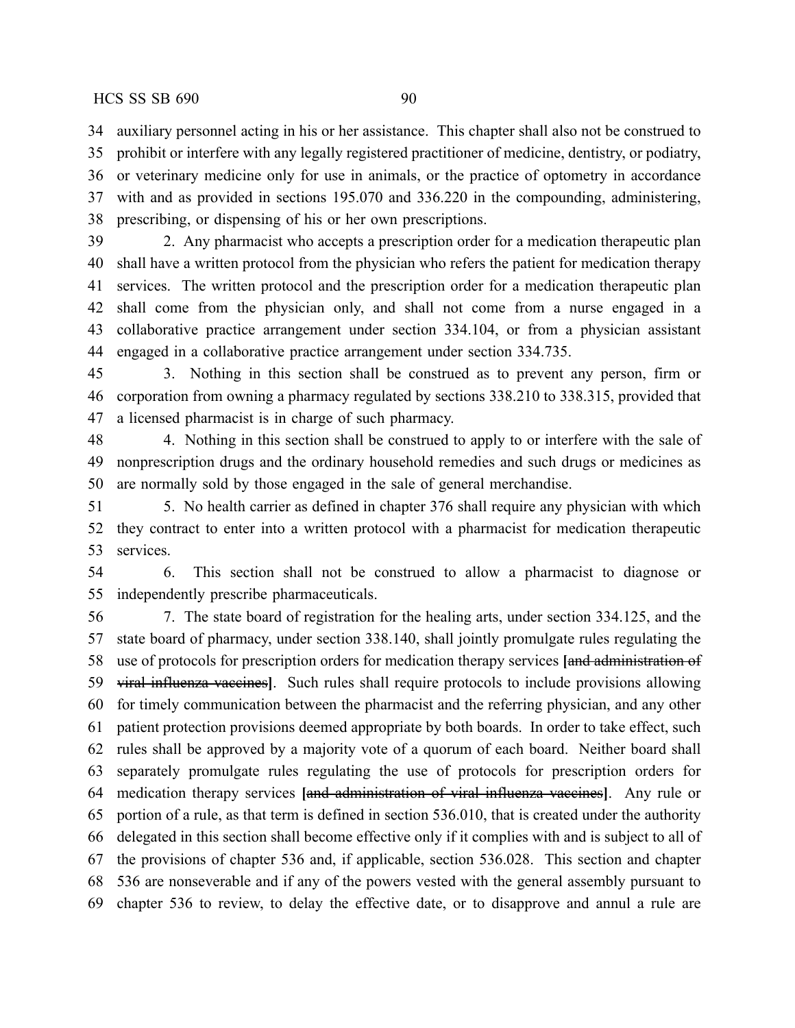auxiliary personnel acting in his or her assistance. This chapter shall also not be construed to prohibit or interfere with any legally registered practitioner of medicine, dentistry, or podiatry, or veterinary medicine only for use in animals, or the practice of optometry in accordance with and as provided in sections 195.070 and 336.220 in the compounding, administering, prescribing, or dispensing of his or her own prescriptions.

2. Any pharmacist who accepts a prescription order for a medication therapeutic plan shall have a written protocol from the physician who refers the patient for medication therapy services. The written protocol and the prescription order for a medication therapeutic plan shall come from the physician only, and shall not come from a nurse engaged in a collaborative practice arrangement under section 334.104, or from a physician assistant engaged in a collaborative practice arrangement under section 334.735.

3. Nothing in this section shall be construed as to prevent any person, firm or corporation from owning a pharmacy regulated by sections 338.210 to 338.315, provided that a licensed pharmacist is in charge of such pharmacy.

4. Nothing in this section shall be construed to apply to or interfere with the sale of nonprescription drugs and the ordinary household remedies and such drugs or medicines as are normally sold by those engaged in the sale of general merchandise.

5. No health carrier as defined in chapter 376 shall require any physician with which they contract to enter into a written protocol with a pharmacist for medication therapeutic services.

6. This section shall not be construed to allow a pharmacist to diagnose or independently prescribe pharmaceuticals.

7. The state board of registration for the healing arts, under section 334.125, and the state board of pharmacy, under section 338.140, shall jointly promulgate rules regulating the use of protocols for prescription orders for medication therapy services **[**~~and administration of viral influenza vaccines~~**]**. Such rules shall require protocols to include provisions allowing for timely communication between the pharmacist and the referring physician, and any other patient protection provisions deemed appropriate by both boards. In order to take effect, such rules shall be approved by a majority vote of a quorum of each board. Neither board shall separately promulgate rules regulating the use of protocols for prescription orders for medication therapy services **[**~~and administration of viral influenza vaccines~~**]**. Any rule or portion of a rule, as that term is defined in section 536.010, that is created under the authority delegated in this section shall become effective only if it complies with and is subject to all of the provisions of chapter 536 and, if applicable, section 536.028. This section and chapter 536 are nonseverable and if any of the powers vested with the general assembly pursuant to chapter 536 to review, to delay the effective date, or to disapprove and annul a rule are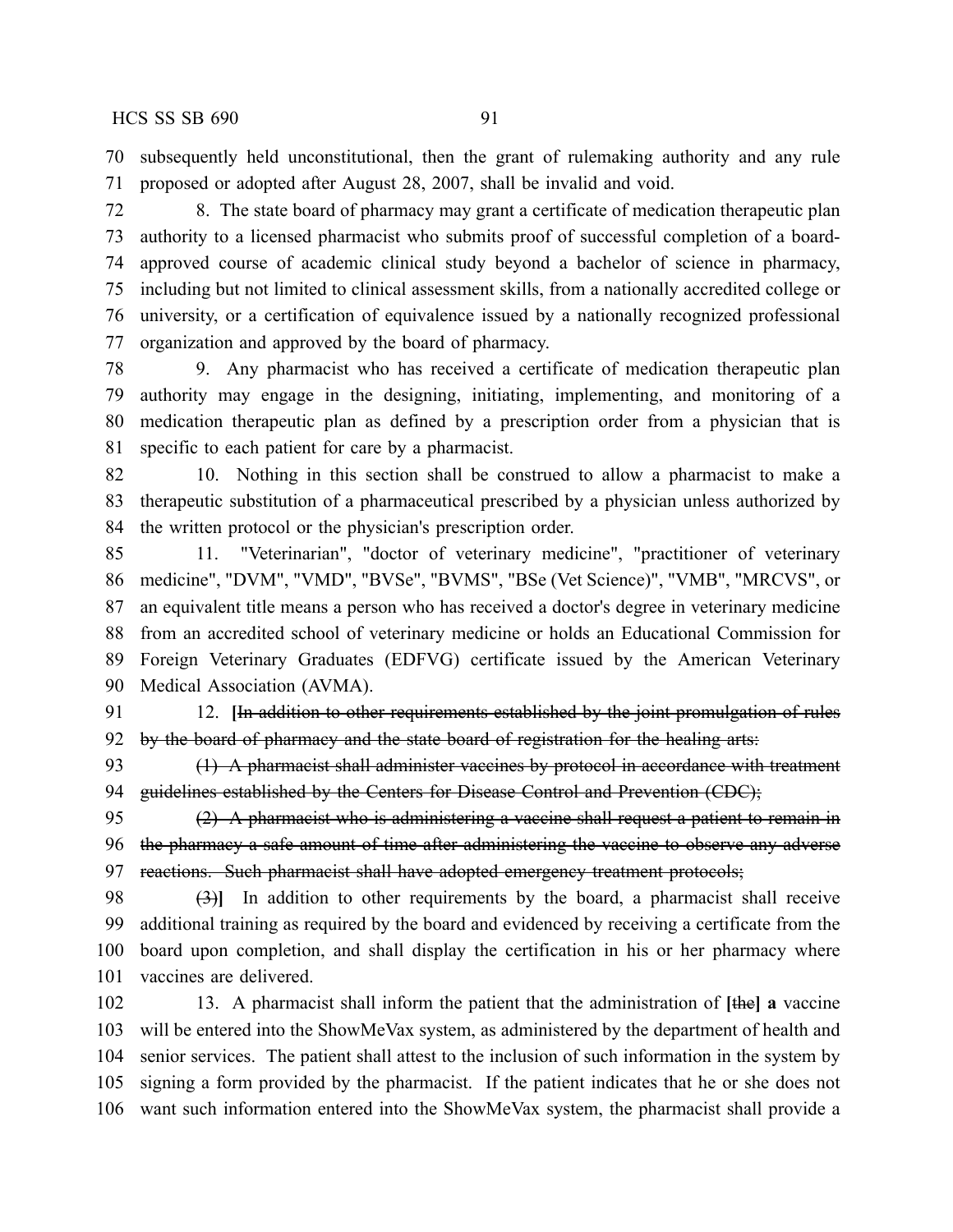subsequently held unconstitutional, then the grant of rulemaking authority and any rule proposed or adopted after August 28, 2007, shall be invalid and void.

8. The state board of pharmacy may grant a certificate of medication therapeutic plan authority to a licensed pharmacist who submits proof of successful completion of a board-approved course of academic clinical study beyond a bachelor of science in pharmacy, including but not limited to clinical assessment skills, from a nationally accredited college or university, or a certification of equivalence issued by a nationally recognized professional organization and approved by the board of pharmacy.

9. Any pharmacist who has received a certificate of medication therapeutic plan authority may engage in the designing, initiating, implementing, and monitoring of a medication therapeutic plan as defined by a prescription order from a physician that is specific to each patient for care by a pharmacist.

10. Nothing in this section shall be construed to allow a pharmacist to make a therapeutic substitution of a pharmaceutical prescribed by a physician unless authorized by the written protocol or the physician's prescription order.

11. "Veterinarian", "doctor of veterinary medicine", "practitioner of veterinary medicine", "DVM", "VMD", "BVSe", "BVMS", "BSe (Vet Science)", "VMB", "MRCVS", or an equivalent title means a person who has received a doctor's degree in veterinary medicine from an accredited school of veterinary medicine or holds an Educational Commission for Foreign Veterinary Graduates (EDFVG) certificate issued by the American Veterinary Medical Association (AVMA).

12. **[**~~In addition to other requirements established by the joint promulgation of rules by the board of pharmacy and the state board of registration for the healing arts:~~

~~(1) A pharmacist shall administer vaccines by protocol in accordance with treatment guidelines established by the Centers for Disease Control and Prevention (CDC);~~

~~(2) A pharmacist who is administering a vaccine shall request a patient to remain in the pharmacy a safe amount of time after administering the vaccine to observe any adverse reactions. Such pharmacist shall have adopted emergency treatment protocols;~~

~~(3)~~**]** In addition to other requirements by the board, a pharmacist shall receive additional training as required by the board and evidenced by receiving a certificate from the board upon completion, and shall display the certification in his or her pharmacy where vaccines are delivered.

13. A pharmacist shall inform the patient that the administration of **[**~~the~~**] a** vaccine will be entered into the ShowMeVax system, as administered by the department of health and senior services. The patient shall attest to the inclusion of such information in the system by signing a form provided by the pharmacist. If the patient indicates that he or she does not want such information entered into the ShowMeVax system, the pharmacist shall provide a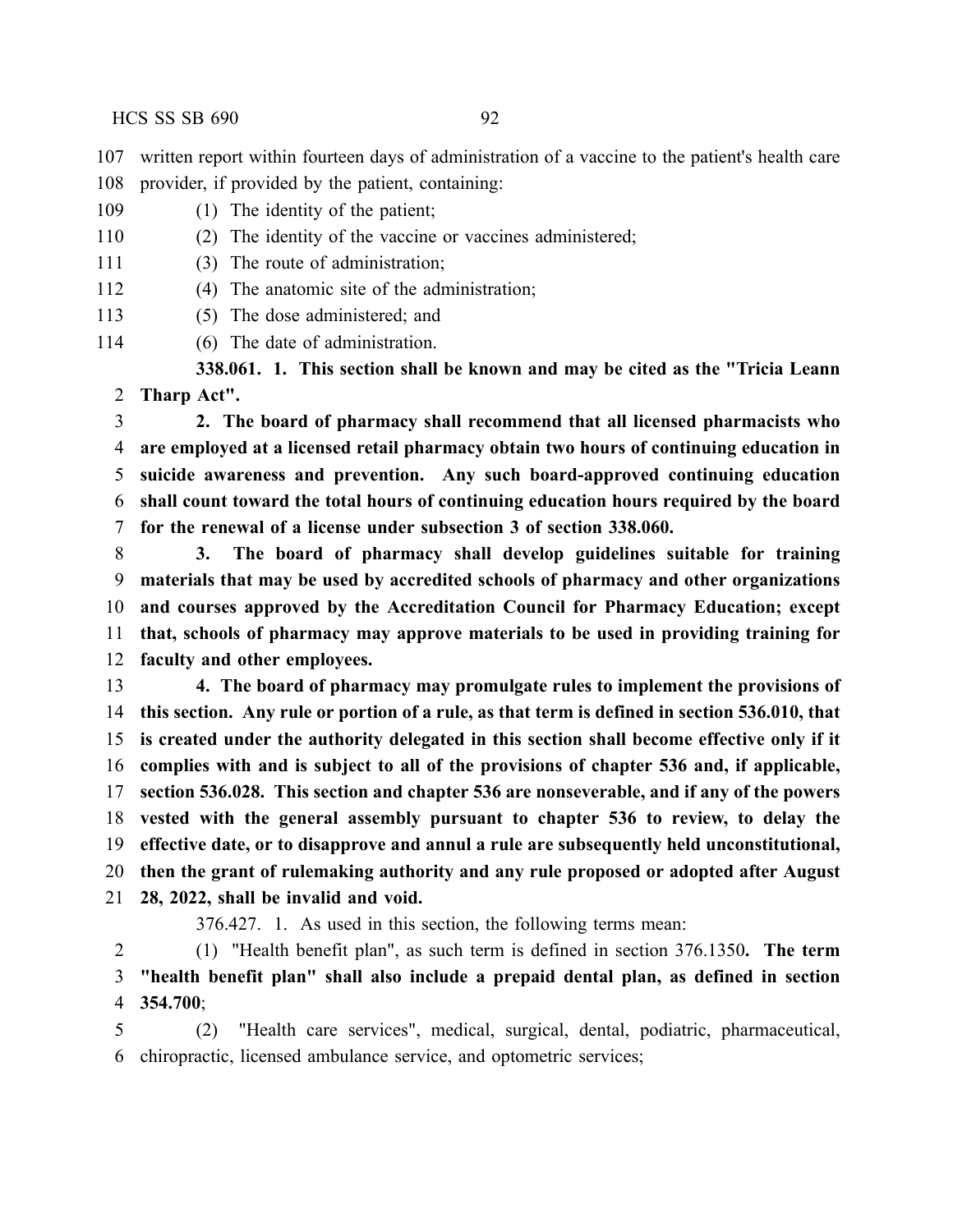written report within fourteen days of administration of a vaccine to the patient's health care provider, if provided by the patient, containing:

(1) The identity of the patient;

(2) The identity of the vaccine or vaccines administered;

(3) The route of administration;

(4) The anatomic site of the administration;

(5) The dose administered; and

(6) The date of administration.

**338.061. 1. This section shall be known and may be cited as the "Tricia Leann Tharp Act".**

**2. The board of pharmacy shall recommend that all licensed pharmacists who are employed at a licensed retail pharmacy obtain two hours of continuing education in suicide awareness and prevention. Any such board-approved continuing education shall count toward the total hours of continuing education hours required by the board for the renewal of a license under subsection 3 of section 338.060.**

**3. The board of pharmacy shall develop guidelines suitable for training materials that may be used by accredited schools of pharmacy and other organizations and courses approved by the Accreditation Council for Pharmacy Education; except that, schools of pharmacy may approve materials to be used in providing training for faculty and other employees.**

**4. The board of pharmacy may promulgate rules to implement the provisions of this section. Any rule or portion of a rule, as that term is defined in section 536.010, that is created under the authority delegated in this section shall become effective only if it complies with and is subject to all of the provisions of chapter 536 and, if applicable, section 536.028. This section and chapter 536 are nonseverable, and if any of the powers vested with the general assembly pursuant to chapter 536 to review, to delay the effective date, or to disapprove and annul a rule are subsequently held unconstitutional, then the grant of rulemaking authority and any rule proposed or adopted after August 28, 2022, shall be invalid and void.**

376.427. 1. As used in this section, the following terms mean:

(1) "Health benefit plan", as such term is defined in section 376.1350**. The term "health benefit plan" shall also include a prepaid dental plan, as defined in section 354.700**;

(2) "Health care services", medical, surgical, dental, podiatric, pharmaceutical, chiropractic, licensed ambulance service, and optometric services;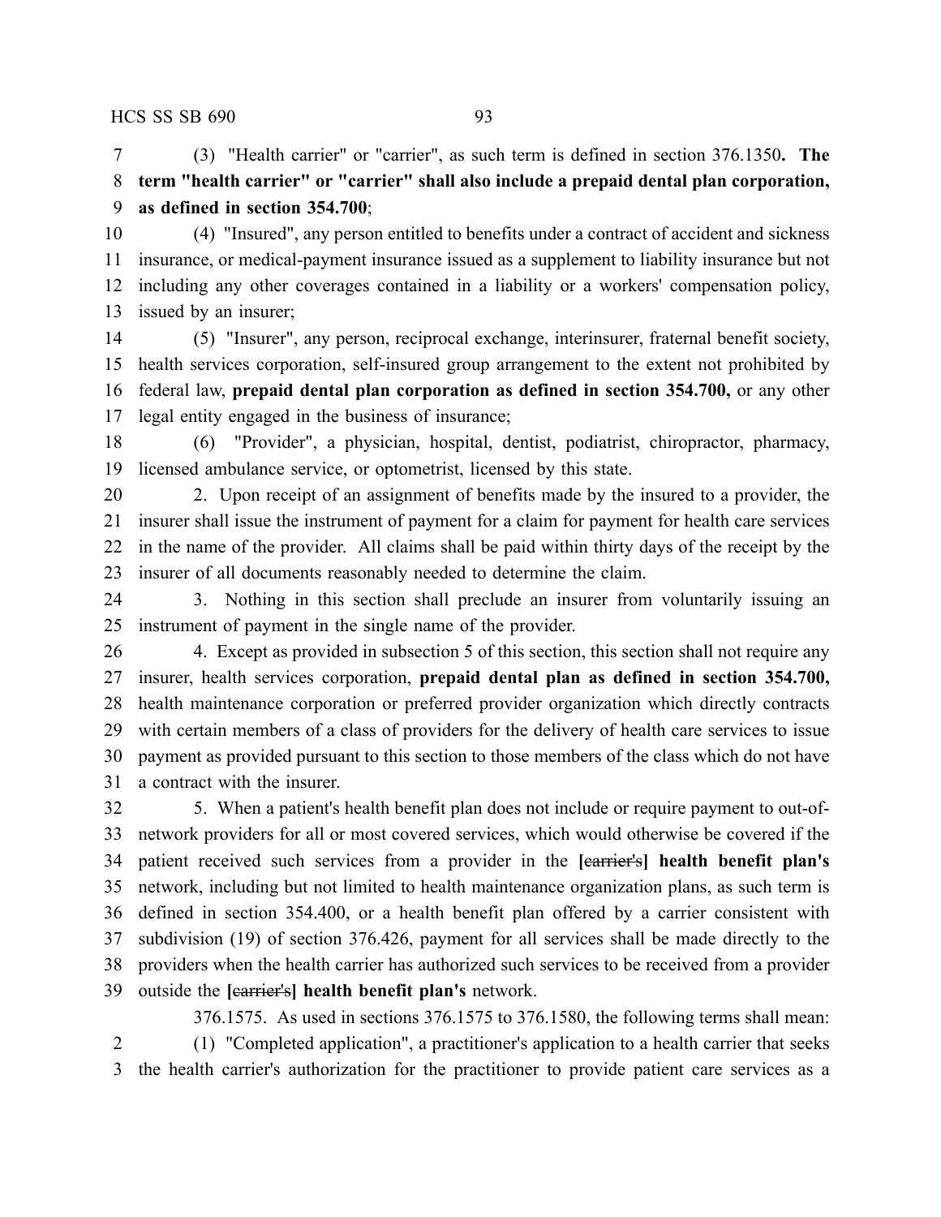(3) "Health carrier" or "carrier", as such term is defined in section 376.1350**. The term "health carrier" or "carrier" shall also include a prepaid dental plan corporation, as defined in section 354.700**;

(4) "Insured", any person entitled to benefits under a contract of accident and sickness insurance, or medical-payment insurance issued as a supplement to liability insurance but not including any other coverages contained in a liability or a workers' compensation policy, issued by an insurer;

(5) "Insurer", any person, reciprocal exchange, interinsurer, fraternal benefit society, health services corporation, self-insured group arrangement to the extent not prohibited by federal law, **prepaid dental plan corporation as defined in section 354.700,** or any other legal entity engaged in the business of insurance;

(6) "Provider", a physician, hospital, dentist, podiatrist, chiropractor, pharmacy, licensed ambulance service, or optometrist, licensed by this state.

2. Upon receipt of an assignment of benefits made by the insured to a provider, the insurer shall issue the instrument of payment for a claim for payment for health care services in the name of the provider. All claims shall be paid within thirty days of the receipt by the insurer of all documents reasonably needed to determine the claim.

3. Nothing in this section shall preclude an insurer from voluntarily issuing an instrument of payment in the single name of the provider.

4. Except as provided in subsection 5 of this section, this section shall not require any insurer, health services corporation, **prepaid dental plan as defined in section 354.700,** health maintenance corporation or preferred provider organization which directly contracts with certain members of a class of providers for the delivery of health care services to issue payment as provided pursuant to this section to those members of the class which do not have a contract with the insurer.

5. When a patient's health benefit plan does not include or require payment to out-of-network providers for all or most covered services, which would otherwise be covered if the patient received such services from a provider in the **[**~~carrier's~~**] health benefit plan's** network, including but not limited to health maintenance organization plans, as such term is defined in section 354.400, or a health benefit plan offered by a carrier consistent with subdivision (19) of section 376.426, payment for all services shall be made directly to the providers when the health carrier has authorized such services to be received from a provider outside the **[**~~carrier's~~**] health benefit plan's** network.

376.1575. As used in sections 376.1575 to 376.1580, the following terms shall mean:

(1) "Completed application", a practitioner's application to a health carrier that seeks the health carrier's authorization for the practitioner to provide patient care services as a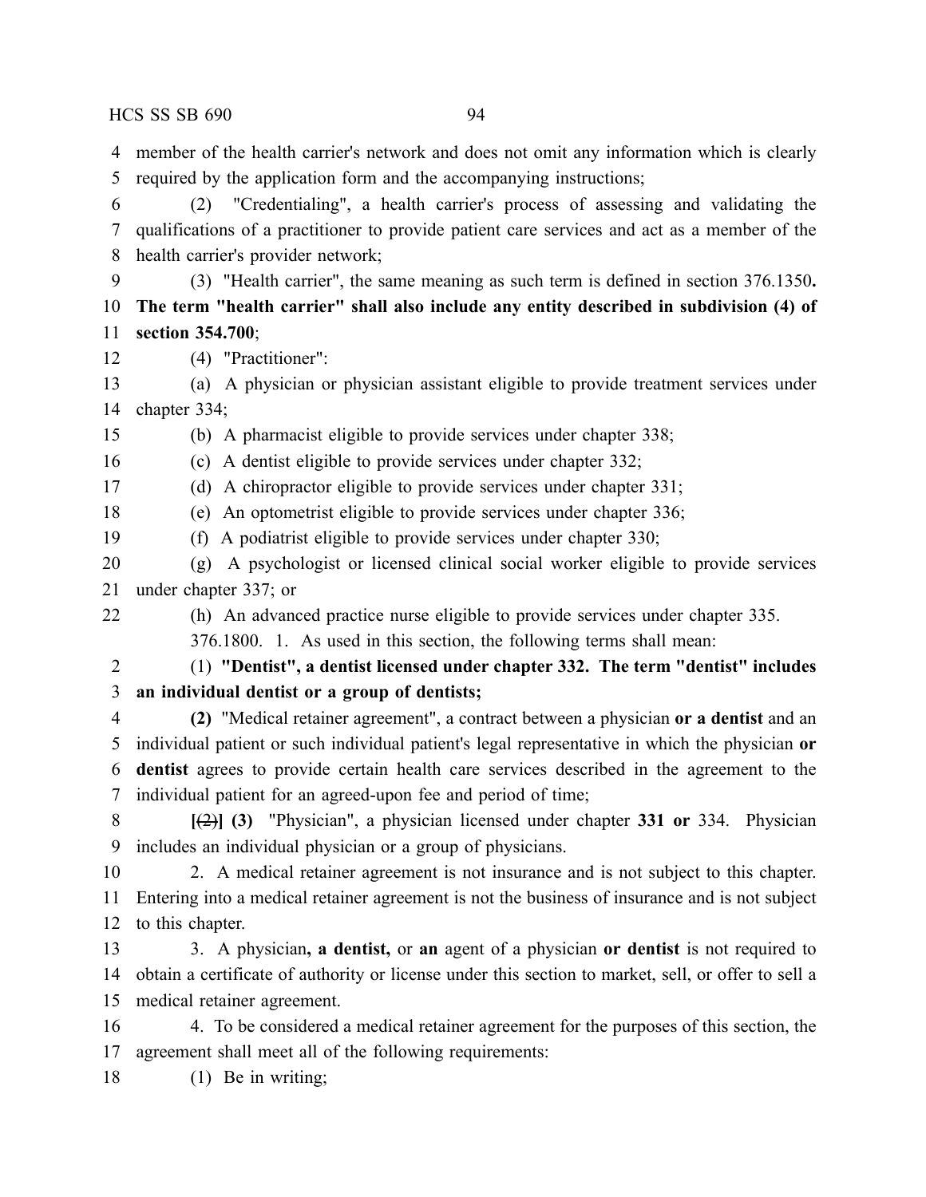member of the health carrier's network and does not omit any information which is clearly required by the application form and the accompanying instructions;

(2) "Credentialing", a health carrier's process of assessing and validating the qualifications of a practitioner to provide patient care services and act as a member of the health carrier's provider network;

(3) "Health carrier", the same meaning as such term is defined in section 376.1350**. The term "health carrier" shall also include any entity described in subdivision (4) of section 354.700**;

(4) "Practitioner":

(a) A physician or physician assistant eligible to provide treatment services under chapter 334;

(b) A pharmacist eligible to provide services under chapter 338;

(c) A dentist eligible to provide services under chapter 332;

(d) A chiropractor eligible to provide services under chapter 331;

(e) An optometrist eligible to provide services under chapter 336;

(f) A podiatrist eligible to provide services under chapter 330;

(g) A psychologist or licensed clinical social worker eligible to provide services under chapter 337; or

(h) An advanced practice nurse eligible to provide services under chapter 335.

376.1800. 1. As used in this section, the following terms shall mean:

(1) **"Dentist", a dentist licensed under chapter 332. The term "dentist" includes an individual dentist or a group of dentists;**

**(2)** "Medical retainer agreement", a contract between a physician **or a dentist** and an individual patient or such individual patient's legal representative in which the physician **or dentist** agrees to provide certain health care services described in the agreement to the individual patient for an agreed-upon fee and period of time;

**[**~~(2)~~**] (3)** "Physician", a physician licensed under chapter **331 or** 334. Physician includes an individual physician or a group of physicians.

2. A medical retainer agreement is not insurance and is not subject to this chapter. Entering into a medical retainer agreement is not the business of insurance and is not subject to this chapter.

3. A physician**, a dentist,** or **an** agent of a physician **or dentist** is not required to obtain a certificate of authority or license under this section to market, sell, or offer to sell a medical retainer agreement.

4. To be considered a medical retainer agreement for the purposes of this section, the agreement shall meet all of the following requirements:

(1) Be in writing;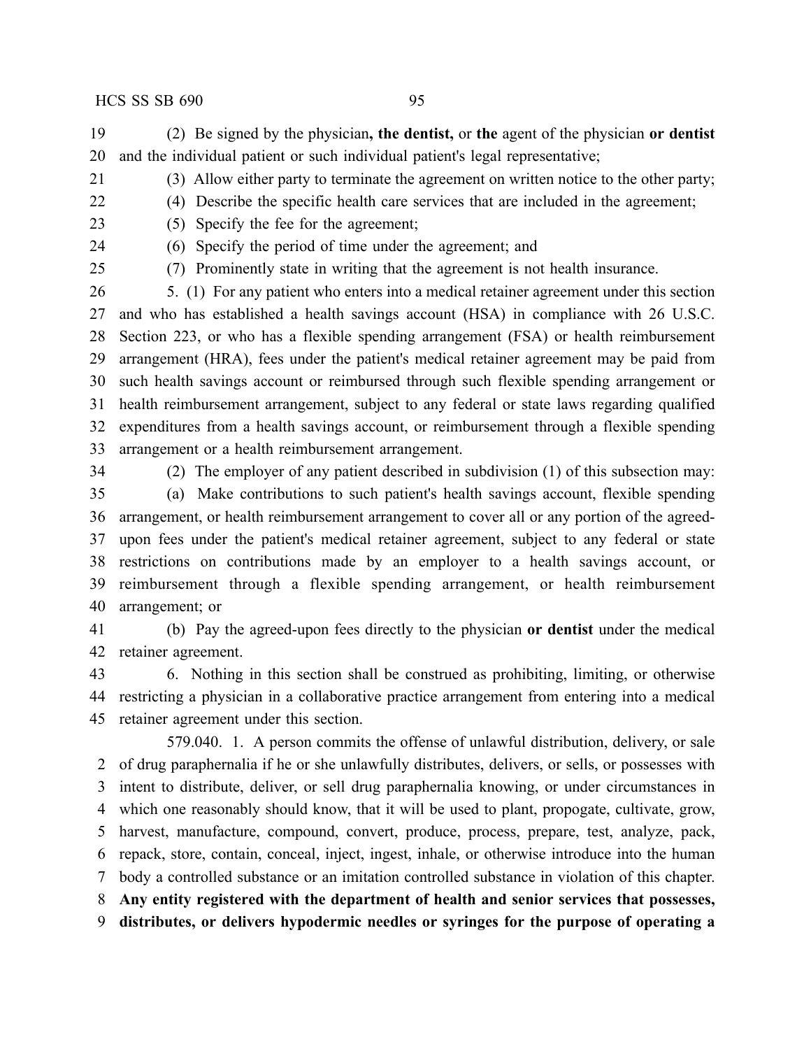(2) Be signed by the physician**, the dentist,** or **the** agent of the physician **or dentist** and the individual patient or such individual patient's legal representative;

(3) Allow either party to terminate the agreement on written notice to the other party;

(4) Describe the specific health care services that are included in the agreement;

(5) Specify the fee for the agreement;

(6) Specify the period of time under the agreement; and

(7) Prominently state in writing that the agreement is not health insurance.

5. (1) For any patient who enters into a medical retainer agreement under this section and who has established a health savings account (HSA) in compliance with 26 U.S.C. Section 223, or who has a flexible spending arrangement (FSA) or health reimbursement arrangement (HRA), fees under the patient's medical retainer agreement may be paid from such health savings account or reimbursed through such flexible spending arrangement or health reimbursement arrangement, subject to any federal or state laws regarding qualified expenditures from a health savings account, or reimbursement through a flexible spending arrangement or a health reimbursement arrangement.

(2) The employer of any patient described in subdivision (1) of this subsection may:

(a) Make contributions to such patient's health savings account, flexible spending arrangement, or health reimbursement arrangement to cover all or any portion of the agreed-upon fees under the patient's medical retainer agreement, subject to any federal or state restrictions on contributions made by an employer to a health savings account, or reimbursement through a flexible spending arrangement, or health reimbursement arrangement; or

(b) Pay the agreed-upon fees directly to the physician **or dentist** under the medical retainer agreement.

6. Nothing in this section shall be construed as prohibiting, limiting, or otherwise restricting a physician in a collaborative practice arrangement from entering into a medical retainer agreement under this section.

579.040. 1. A person commits the offense of unlawful distribution, delivery, or sale of drug paraphernalia if he or she unlawfully distributes, delivers, or sells, or possesses with intent to distribute, deliver, or sell drug paraphernalia knowing, or under circumstances in which one reasonably should know, that it will be used to plant, propogate, cultivate, grow, harvest, manufacture, compound, convert, produce, process, prepare, test, analyze, pack, repack, store, contain, conceal, inject, ingest, inhale, or otherwise introduce into the human body a controlled substance or an imitation controlled substance in violation of this chapter. **Any entity registered with the department of health and senior services that possesses, distributes, or delivers hypodermic needles or syringes for the purpose of operating a**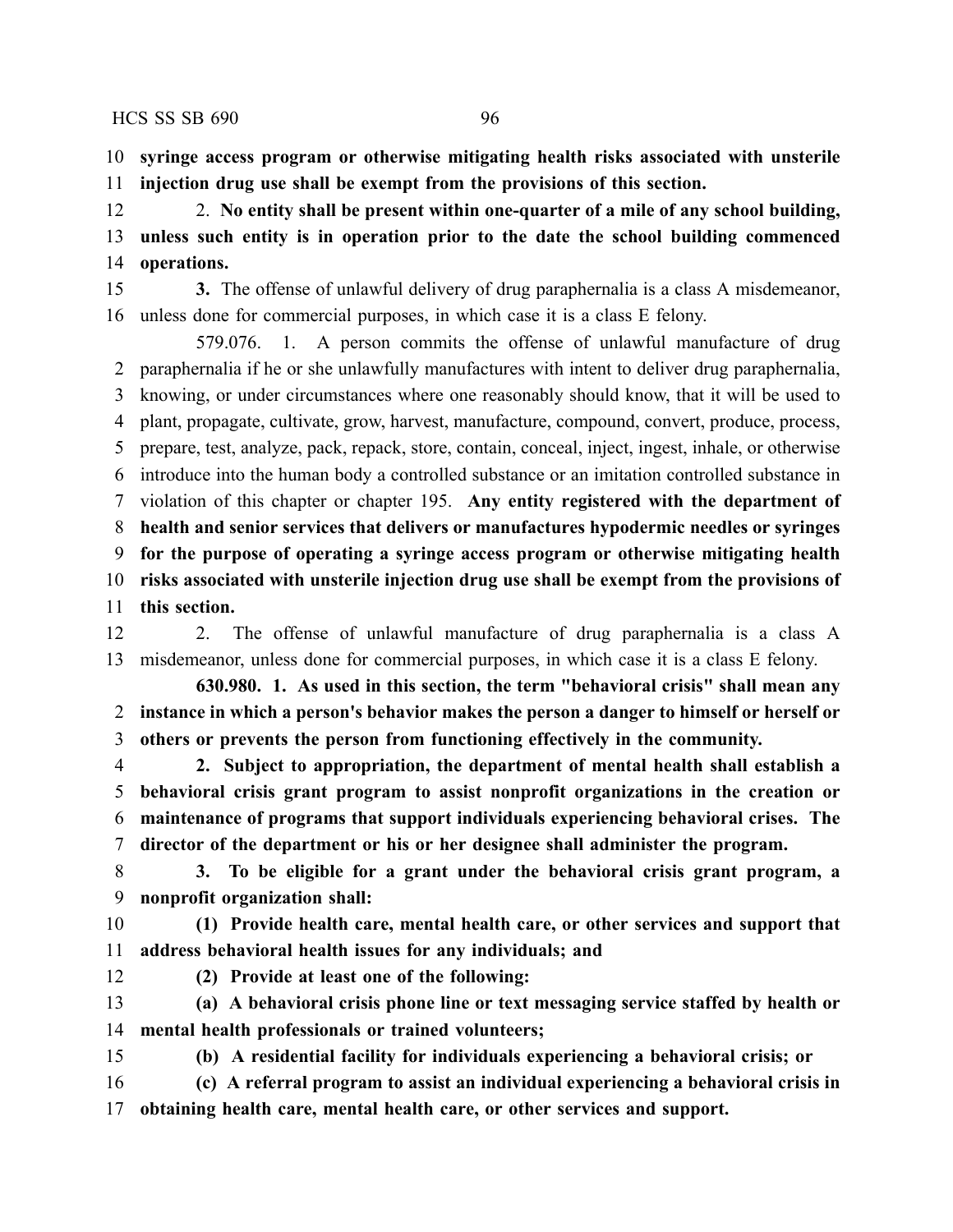**syringe access program or otherwise mitigating health risks associated with unsterile injection drug use shall be exempt from the provisions of this section.**

2. **No entity shall be present within one-quarter of a mile of any school building, unless such entity is in operation prior to the date the school building commenced operations.**

**3.** The offense of unlawful delivery of drug paraphernalia is a class A misdemeanor, unless done for commercial purposes, in which case it is a class E felony.

579.076. 1. A person commits the offense of unlawful manufacture of drug paraphernalia if he or she unlawfully manufactures with intent to deliver drug paraphernalia, knowing, or under circumstances where one reasonably should know, that it will be used to plant, propagate, cultivate, grow, harvest, manufacture, compound, convert, produce, process, prepare, test, analyze, pack, repack, store, contain, conceal, inject, ingest, inhale, or otherwise introduce into the human body a controlled substance or an imitation controlled substance in violation of this chapter or chapter 195. **Any entity registered with the department of health and senior services that delivers or manufactures hypodermic needles or syringes for the purpose of operating a syringe access program or otherwise mitigating health risks associated with unsterile injection drug use shall be exempt from the provisions of this section.**

2. The offense of unlawful manufacture of drug paraphernalia is a class A misdemeanor, unless done for commercial purposes, in which case it is a class E felony.

**630.980. 1. As used in this section, the term "behavioral crisis" shall mean any instance in which a person's behavior makes the person a danger to himself or herself or others or prevents the person from functioning effectively in the community.**

**2. Subject to appropriation, the department of mental health shall establish a behavioral crisis grant program to assist nonprofit organizations in the creation or maintenance of programs that support individuals experiencing behavioral crises. The director of the department or his or her designee shall administer the program.**

**3. To be eligible for a grant under the behavioral crisis grant program, a nonprofit organization shall:**

**(1) Provide health care, mental health care, or other services and support that address behavioral health issues for any individuals; and**

**(2) Provide at least one of the following:**

**(a) A behavioral crisis phone line or text messaging service staffed by health or mental health professionals or trained volunteers;**

**(b) A residential facility for individuals experiencing a behavioral crisis; or**

**(c) A referral program to assist an individual experiencing a behavioral crisis in obtaining health care, mental health care, or other services and support.**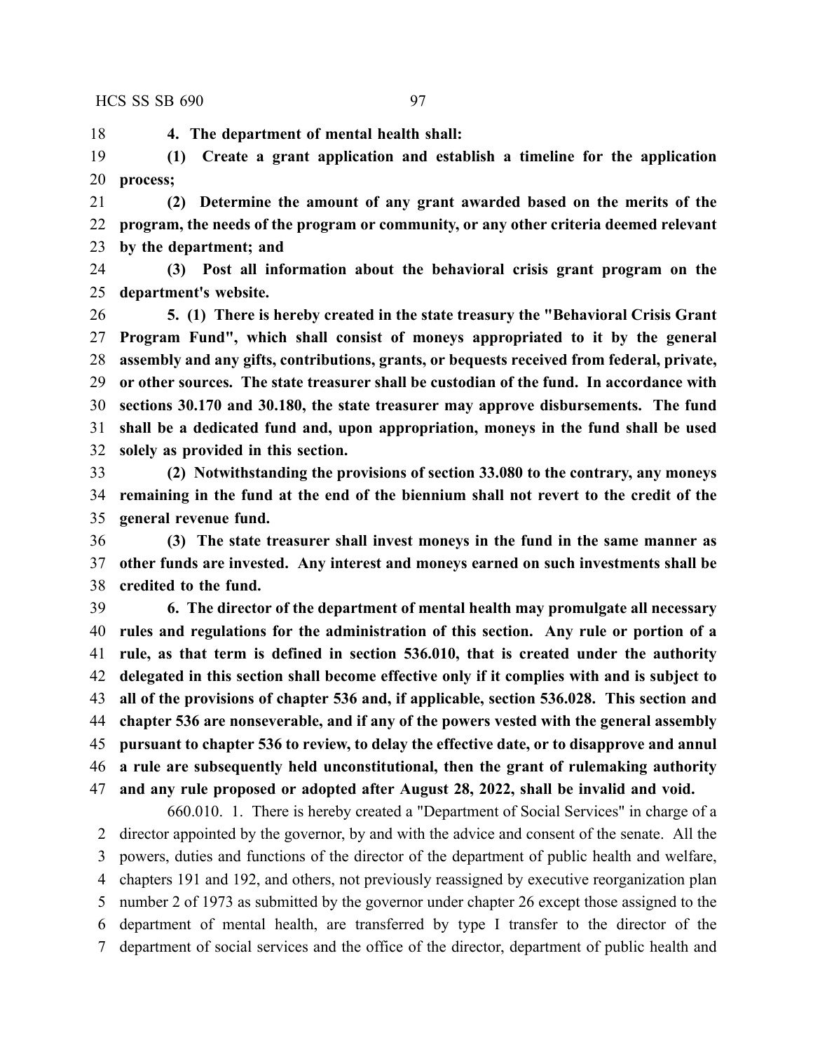**4. The department of mental health shall:**

**(1) Create a grant application and establish a timeline for the application process;**

**(2) Determine the amount of any grant awarded based on the merits of the program, the needs of the program or community, or any other criteria deemed relevant by the department; and**

**(3) Post all information about the behavioral crisis grant program on the department's website.**

**5. (1) There is hereby created in the state treasury the "Behavioral Crisis Grant Program Fund", which shall consist of moneys appropriated to it by the general assembly and any gifts, contributions, grants, or bequests received from federal, private, or other sources. The state treasurer shall be custodian of the fund. In accordance with sections 30.170 and 30.180, the state treasurer may approve disbursements. The fund shall be a dedicated fund and, upon appropriation, moneys in the fund shall be used solely as provided in this section.**

**(2) Notwithstanding the provisions of section 33.080 to the contrary, any moneys remaining in the fund at the end of the biennium shall not revert to the credit of the general revenue fund.**

**(3) The state treasurer shall invest moneys in the fund in the same manner as other funds are invested. Any interest and moneys earned on such investments shall be credited to the fund.**

**6. The director of the department of mental health may promulgate all necessary rules and regulations for the administration of this section. Any rule or portion of a rule, as that term is defined in section 536.010, that is created under the authority delegated in this section shall become effective only if it complies with and is subject to all of the provisions of chapter 536 and, if applicable, section 536.028. This section and chapter 536 are nonseverable, and if any of the powers vested with the general assembly pursuant to chapter 536 to review, to delay the effective date, or to disapprove and annul a rule are subsequently held unconstitutional, then the grant of rulemaking authority and any rule proposed or adopted after August 28, 2022, shall be invalid and void.**

660.010. 1. There is hereby created a "Department of Social Services" in charge of a director appointed by the governor, by and with the advice and consent of the senate. All the powers, duties and functions of the director of the department of public health and welfare, chapters 191 and 192, and others, not previously reassigned by executive reorganization plan number 2 of 1973 as submitted by the governor under chapter 26 except those assigned to the department of mental health, are transferred by type I transfer to the director of the department of social services and the office of the director, department of public health and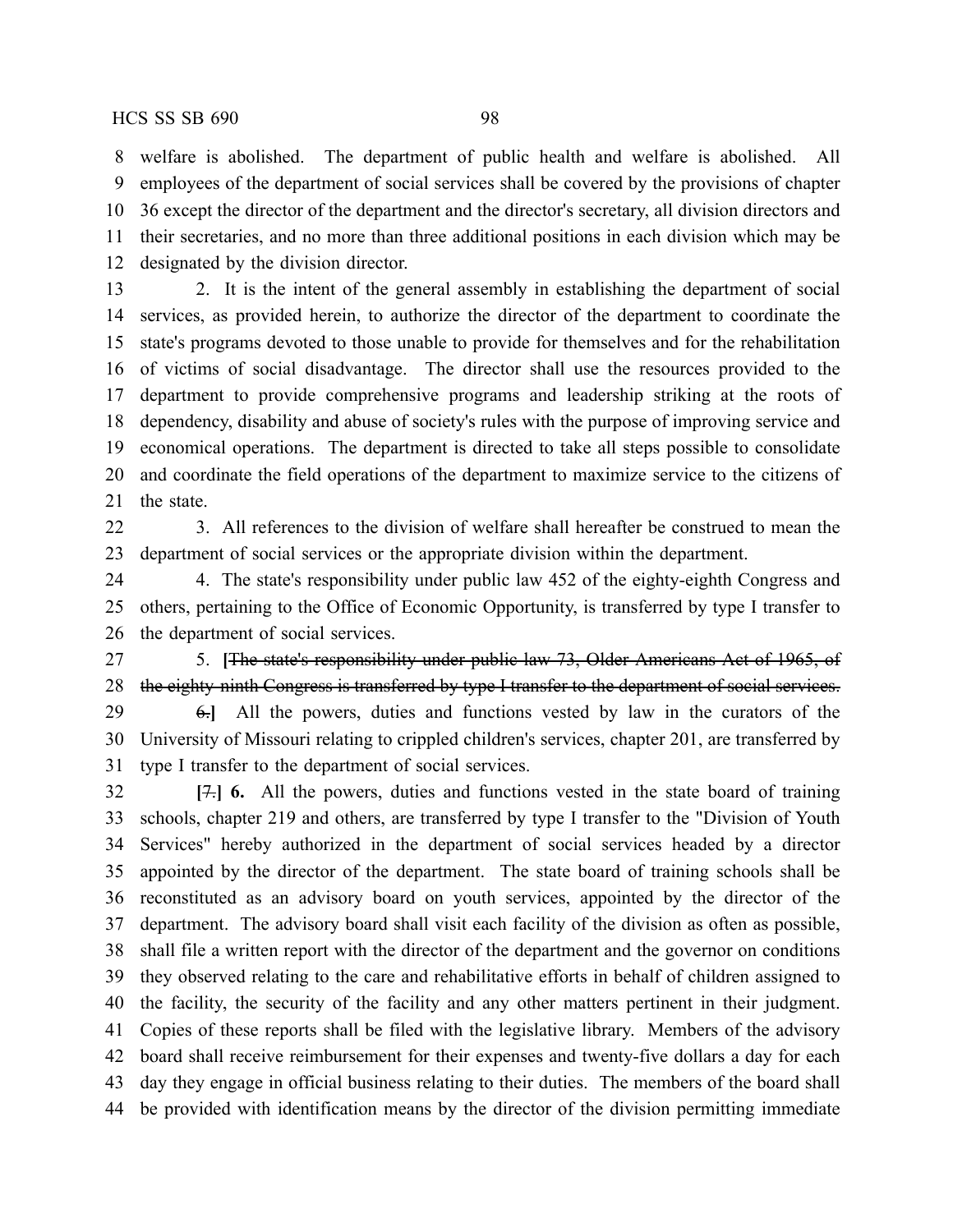8 welfare is abolished. The department of public health and welfare is abolished. All
9 employees of the department of social services shall be covered by the provisions of chapter
10 36 except the director of the department and the director's secretary, all division directors and
11 their secretaries, and no more than three additional positions in each division which may be
12 designated by the division director.

13 2. It is the intent of the general assembly in establishing the department of social
14 services, as provided herein, to authorize the director of the department to coordinate the
15 state's programs devoted to those unable to provide for themselves and for the rehabilitation
16 of victims of social disadvantage. The director shall use the resources provided to the
17 department to provide comprehensive programs and leadership striking at the roots of
18 dependency, disability and abuse of society's rules with the purpose of improving service and
19 economical operations. The department is directed to take all steps possible to consolidate
20 and coordinate the field operations of the department to maximize service to the citizens of
21 the state.

22 3. All references to the division of welfare shall hereafter be construed to mean the
23 department of social services or the appropriate division within the department.

24 4. The state's responsibility under public law 452 of the eighty-eighth Congress and
25 others, pertaining to the Office of Economic Opportunity, is transferred by type I transfer to
26 the department of social services.

27 5. **[**~~The state's responsibility under public law 73, Older Americans Act of 1965, of~~
28 ~~the eighty-ninth Congress is transferred by type I transfer to the department of social services.~~

29 ~~6.~~**]** All the powers, duties and functions vested by law in the curators of the
30 University of Missouri relating to crippled children's services, chapter 201, are transferred by
31 type I transfer to the department of social services.

32 **[**~~7.~~**] 6.** All the powers, duties and functions vested in the state board of training
33 schools, chapter 219 and others, are transferred by type I transfer to the "Division of Youth
34 Services" hereby authorized in the department of social services headed by a director
35 appointed by the director of the department. The state board of training schools shall be
36 reconstituted as an advisory board on youth services, appointed by the director of the
37 department. The advisory board shall visit each facility of the division as often as possible,
38 shall file a written report with the director of the department and the governor on conditions
39 they observed relating to the care and rehabilitative efforts in behalf of children assigned to
40 the facility, the security of the facility and any other matters pertinent in their judgment.
41 Copies of these reports shall be filed with the legislative library. Members of the advisory
42 board shall receive reimbursement for their expenses and twenty-five dollars a day for each
43 day they engage in official business relating to their duties. The members of the board shall
44 be provided with identification means by the director of the division permitting immediate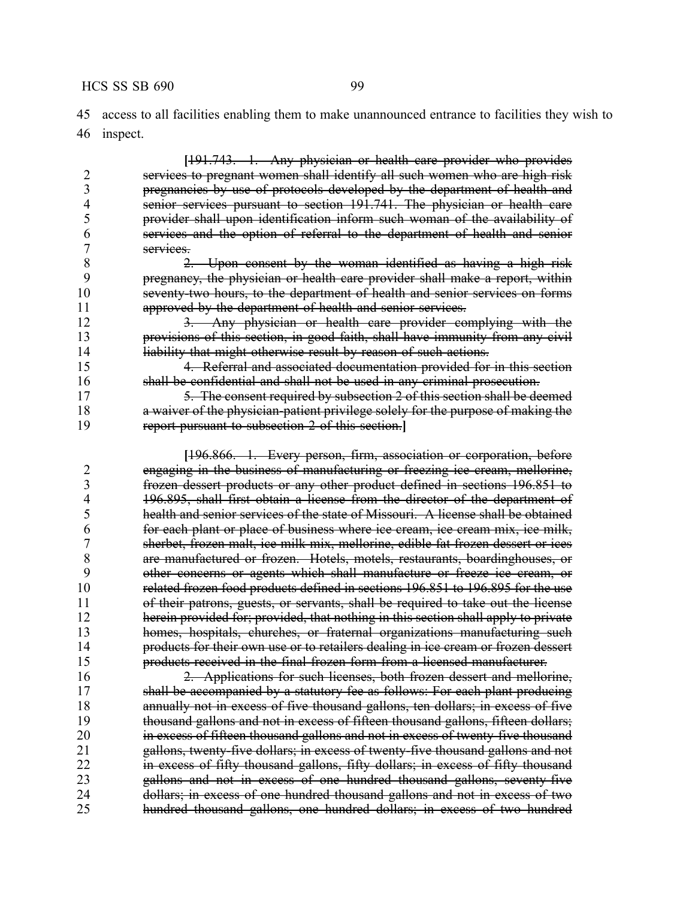45 access to all facilities enabling them to make unannounced entrance to facilities they wish to
46 inspect.

[~~191.743. 1. Any physician or health care provider who provides~~
2 ~~services to pregnant women shall identify all such women who are high risk~~
3 ~~pregnancies by use of protocols developed by the department of health and~~
4 ~~senior services pursuant to section 191.741. The physician or health care~~
5 ~~provider shall upon identification inform such woman of the availability of~~
6 ~~services and the option of referral to the department of health and senior~~
7 ~~services.~~
8 ~~2. Upon consent by the woman identified as having a high risk~~
9 ~~pregnancy, the physician or health care provider shall make a report, within~~
10 ~~seventy-two hours, to the department of health and senior services on forms~~
11 ~~approved by the department of health and senior services.~~
12 ~~3. Any physician or health care provider complying with the~~
13 ~~provisions of this section, in good faith, shall have immunity from any civil~~
14 ~~liability that might otherwise result by reason of such actions.~~
15 ~~4. Referral and associated documentation provided for in this section~~
16 ~~shall be confidential and shall not be used in any criminal prosecution.~~
17 ~~5. The consent required by subsection 2 of this section shall be deemed~~
18 ~~a waiver of the physician-patient privilege solely for the purpose of making the~~
19 ~~report pursuant to subsection 2 of this section.~~]

[~~196.866. 1. Every person, firm, association or corporation, before~~
2 ~~engaging in the business of manufacturing or freezing ice cream, mellorine,~~
3 ~~frozen dessert products or any other product defined in sections 196.851 to~~
4 ~~196.895, shall first obtain a license from the director of the department of~~
5 ~~health and senior services of the state of Missouri. A license shall be obtained~~
6 ~~for each plant or place of business where ice cream, ice cream mix, ice milk,~~
7 ~~sherbet, frozen malt, ice milk mix, mellorine, edible fat frozen dessert or ices~~
8 ~~are manufactured or frozen. Hotels, motels, restaurants, boardinghouses, or~~
9 ~~other concerns or agents which shall manufacture or freeze ice cream, or~~
10 ~~related frozen food products defined in sections 196.851 to 196.895 for the use~~
11 ~~of their patrons, guests, or servants, shall be required to take out the license~~
12 ~~herein provided for; provided, that nothing in this section shall apply to private~~
13 ~~homes, hospitals, churches, or fraternal organizations manufacturing such~~
14 ~~products for their own use or to retailers dealing in ice cream or frozen dessert~~
15 ~~products received in the final frozen form from a licensed manufacturer.~~
16 ~~2. Applications for such licenses, both frozen dessert and mellorine,~~
17 ~~shall be accompanied by a statutory fee as follows: For each plant producing~~
18 ~~annually not in excess of five thousand gallons, ten dollars; in excess of five~~
19 ~~thousand gallons and not in excess of fifteen thousand gallons, fifteen dollars;~~
20 ~~in excess of fifteen thousand gallons and not in excess of twenty-five thousand~~
21 ~~gallons, twenty-five dollars; in excess of twenty-five thousand gallons and not~~
22 ~~in excess of fifty thousand gallons, fifty dollars; in excess of fifty thousand~~
23 ~~gallons and not in excess of one hundred thousand gallons, seventy-five~~
24 ~~dollars; in excess of one hundred thousand gallons and not in excess of two~~
25 ~~hundred thousand gallons, one hundred dollars; in excess of two hundred~~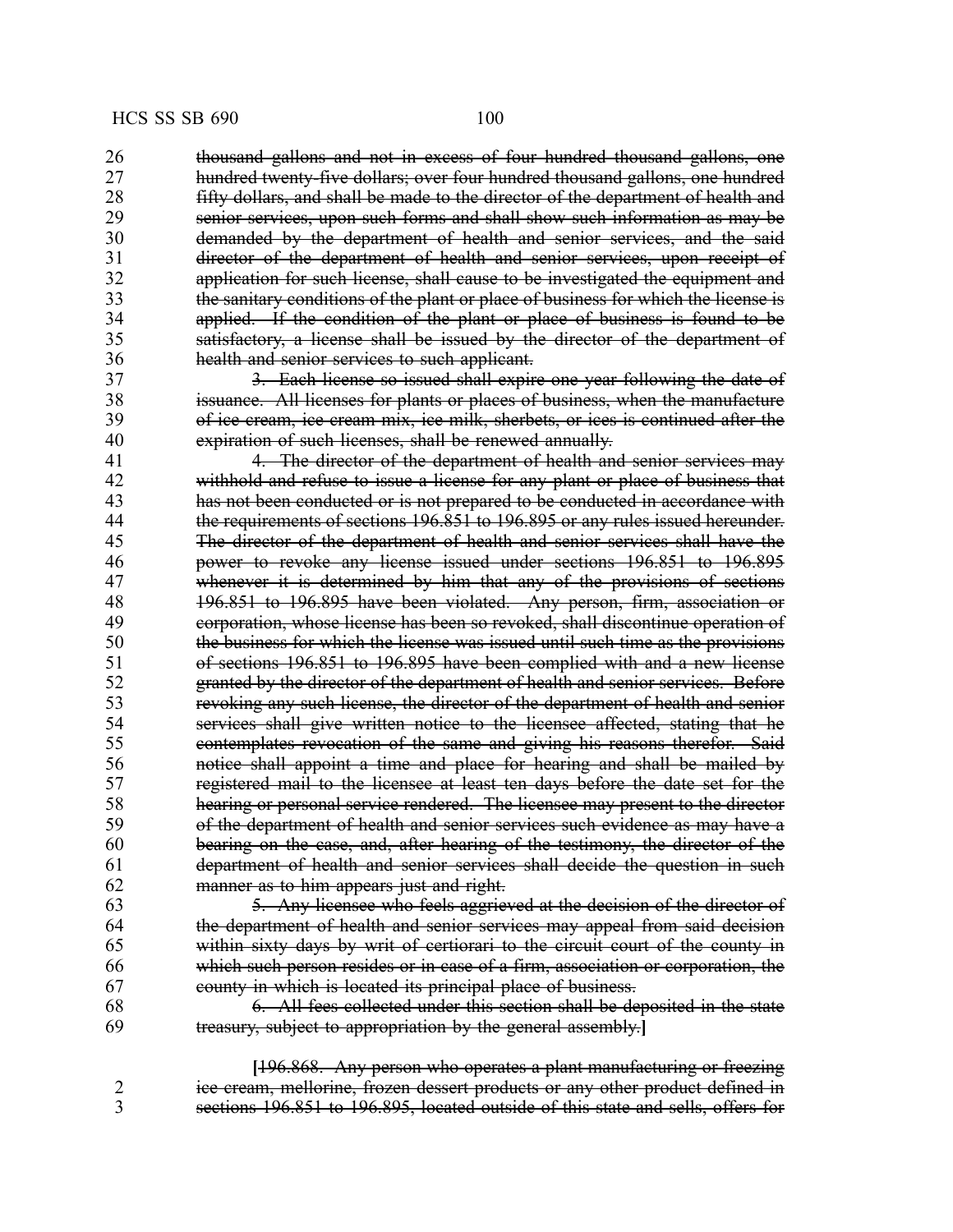26 thousand gallons and not in excess of four hundred thousand gallons, one
27 hundred twenty-five dollars; over four hundred thousand gallons, one hundred
28 fifty dollars, and shall be made to the director of the department of health and
29 senior services, upon such forms and shall show such information as may be
30 demanded by the department of health and senior services, and the said
31 director of the department of health and senior services, upon receipt of
32 application for such license, shall cause to be investigated the equipment and
33 the sanitary conditions of the plant or place of business for which the license is
34 applied. If the condition of the plant or place of business is found to be
35 satisfactory, a license shall be issued by the director of the department of
36 health and senior services to such applicant.

37 3. Each license so issued shall expire one year following the date of
38 issuance. All licenses for plants or places of business, when the manufacture
39 of ice cream, ice cream mix, ice milk, sherbets, or ices is continued after the
40 expiration of such licenses, shall be renewed annually.

41 4. The director of the department of health and senior services may
42 withhold and refuse to issue a license for any plant or place of business that
43 has not been conducted or is not prepared to be conducted in accordance with
44 the requirements of sections 196.851 to 196.895 or any rules issued hereunder.
45 The director of the department of health and senior services shall have the
46 power to revoke any license issued under sections 196.851 to 196.895
47 whenever it is determined by him that any of the provisions of sections
48 196.851 to 196.895 have been violated. Any person, firm, association or
49 corporation, whose license has been so revoked, shall discontinue operation of
50 the business for which the license was issued until such time as the provisions
51 of sections 196.851 to 196.895 have been complied with and a new license
52 granted by the director of the department of health and senior services. Before
53 revoking any such license, the director of the department of health and senior
54 services shall give written notice to the licensee affected, stating that he
55 contemplates revocation of the same and giving his reasons therefor. Said
56 notice shall appoint a time and place for hearing and shall be mailed by
57 registered mail to the licensee at least ten days before the date set for the
58 hearing or personal service rendered. The licensee may present to the director
59 of the department of health and senior services such evidence as may have a
60 bearing on the case, and, after hearing of the testimony, the director of the
61 department of health and senior services shall decide the question in such
62 manner as to him appears just and right.

63 5. Any licensee who feels aggrieved at the decision of the director of
64 the department of health and senior services may appeal from said decision
65 within sixty days by writ of certiorari to the circuit court of the county in
66 which such person resides or in case of a firm, association or corporation, the
67 county in which is located its principal place of business.

68 6. All fees collected under this section shall be deposited in the state
69 treasury, subject to appropriation by the general assembly.]

[196.868. Any person who operates a plant manufacturing or freezing
2 ice cream, mellorine, frozen dessert products or any other product defined in
3 sections 196.851 to 196.895, located outside of this state and sells, offers for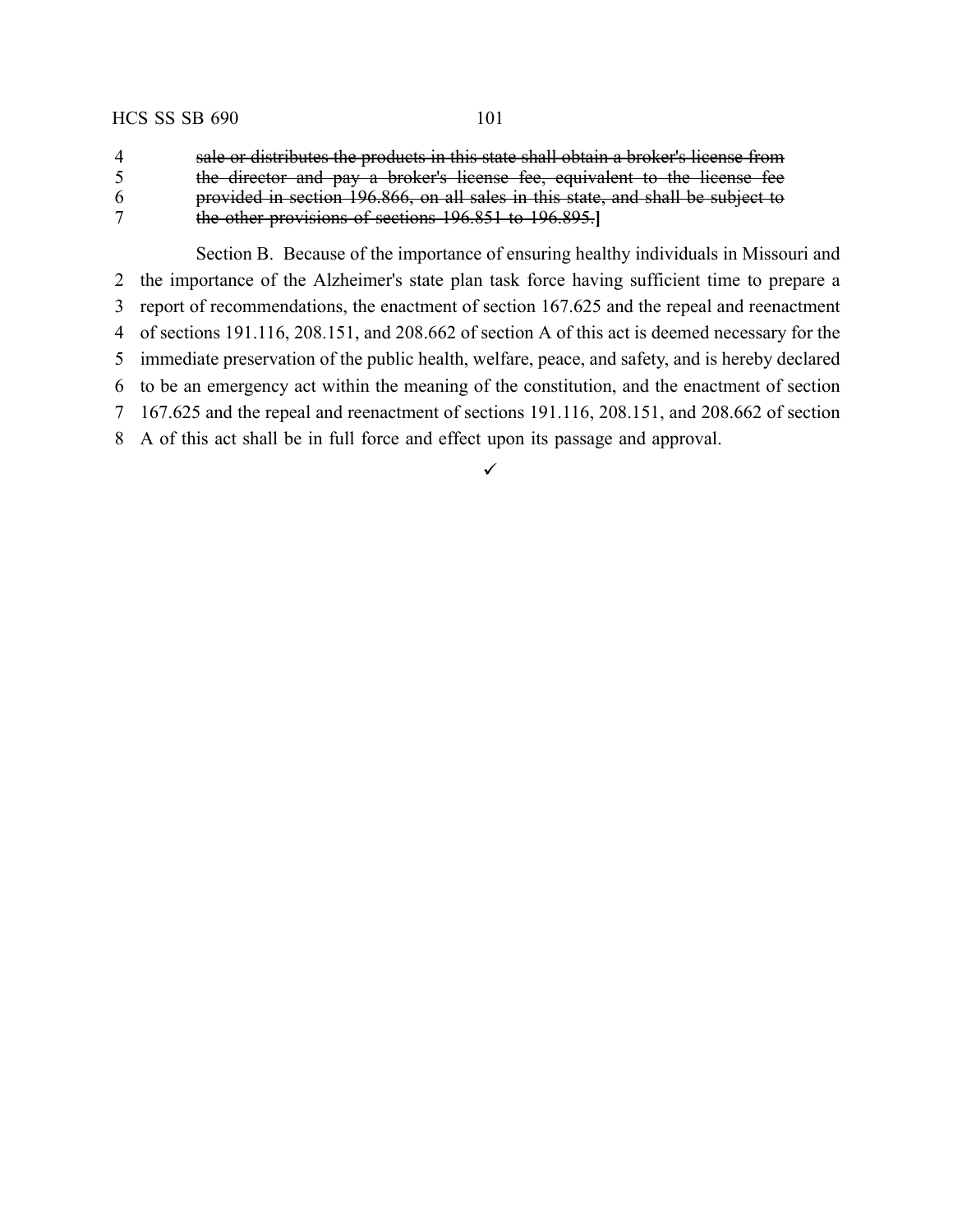4 ~~sale or distributes the products in this state shall obtain a broker's license from~~
5 ~~the director and pay a broker's license fee, equivalent to the license fee~~
6 ~~provided in section 196.866, on all sales in this state, and shall be subject to~~
7 ~~the other provisions of sections 196.851 to 196.895.~~**]**

Section B. Because of the importance of ensuring healthy individuals in Missouri and
2 the importance of the Alzheimer's state plan task force having sufficient time to prepare a
3 report of recommendations, the enactment of section 167.625 and the repeal and reenactment
4 of sections 191.116, 208.151, and 208.662 of section A of this act is deemed necessary for the
5 immediate preservation of the public health, welfare, peace, and safety, and is hereby declared
6 to be an emergency act within the meaning of the constitution, and the enactment of section
7 167.625 and the repeal and reenactment of sections 191.116, 208.151, and 208.662 of section
8 A of this act shall be in full force and effect upon its passage and approval.

✓